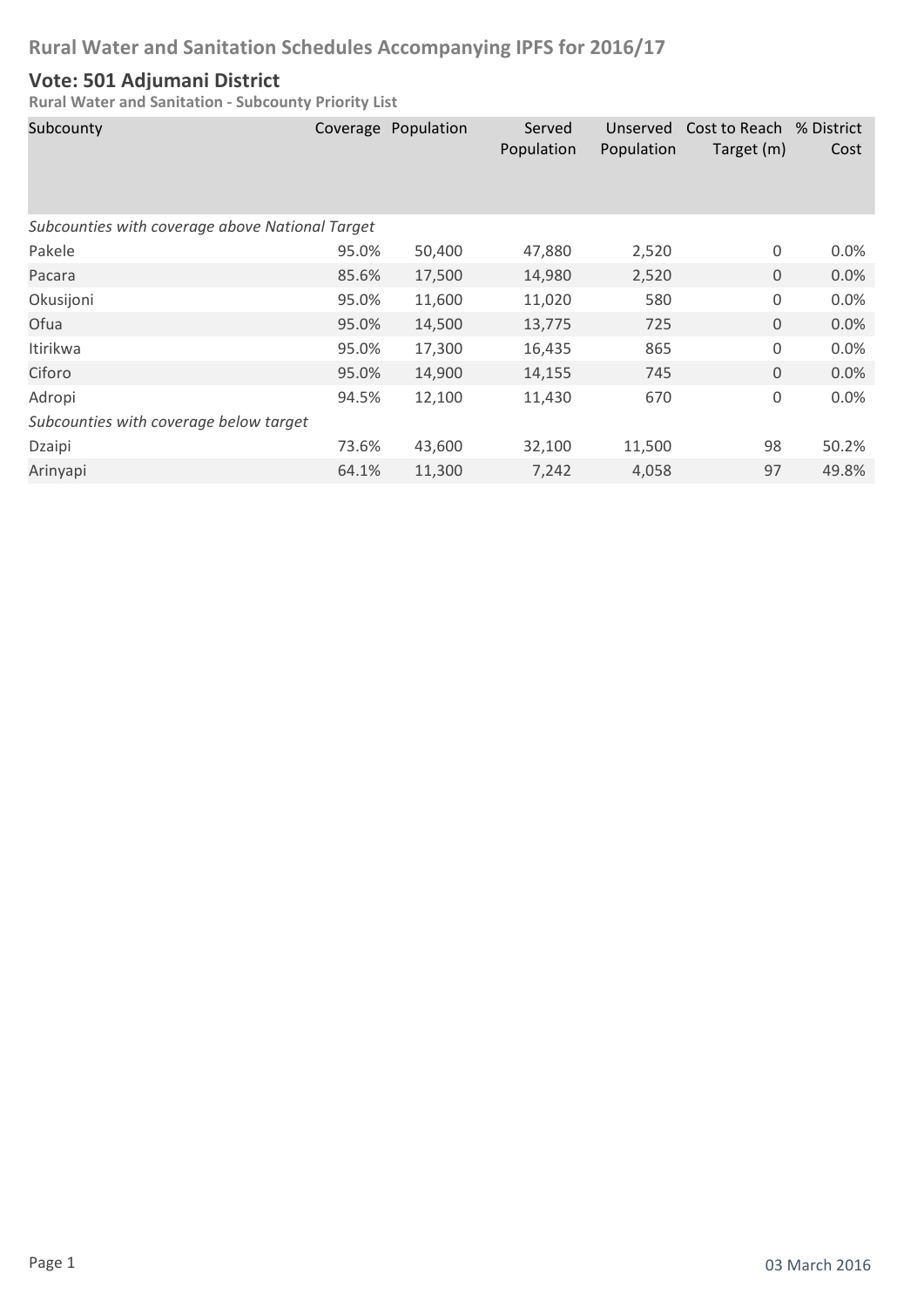# Rural Water and Sanitation Schedules Accompanying IPFS for 2016/17

## Vote: 501 Adjumani District

### Rural Water and Sanitation - Subcounty Priority List

| Subcounty | Coverage | Population | Served Population | Unserved Population | Cost to Reach Target (m) | % District Cost |
|---|---|---|---|---|---|---|
| *Subcounties with coverage above National Target* | | | | | | |
| Pakele | 95.0% | 50,400 | 47,880 | 2,520 | 0 | 0.0% |
| Pacara | 85.6% | 17,500 | 14,980 | 2,520 | 0 | 0.0% |
| Okusijoni | 95.0% | 11,600 | 11,020 | 580 | 0 | 0.0% |
| Ofua | 95.0% | 14,500 | 13,775 | 725 | 0 | 0.0% |
| Itirikwa | 95.0% | 17,300 | 16,435 | 865 | 0 | 0.0% |
| Ciforo | 95.0% | 14,900 | 14,155 | 745 | 0 | 0.0% |
| Adropi | 94.5% | 12,100 | 11,430 | 670 | 0 | 0.0% |
| *Subcounties with coverage below target* | | | | | | |
| Dzaipi | 73.6% | 43,600 | 32,100 | 11,500 | 98 | 50.2% |
| Arinyapi | 64.1% | 11,300 | 7,242 | 4,058 | 97 | 49.8% |

03 March 2016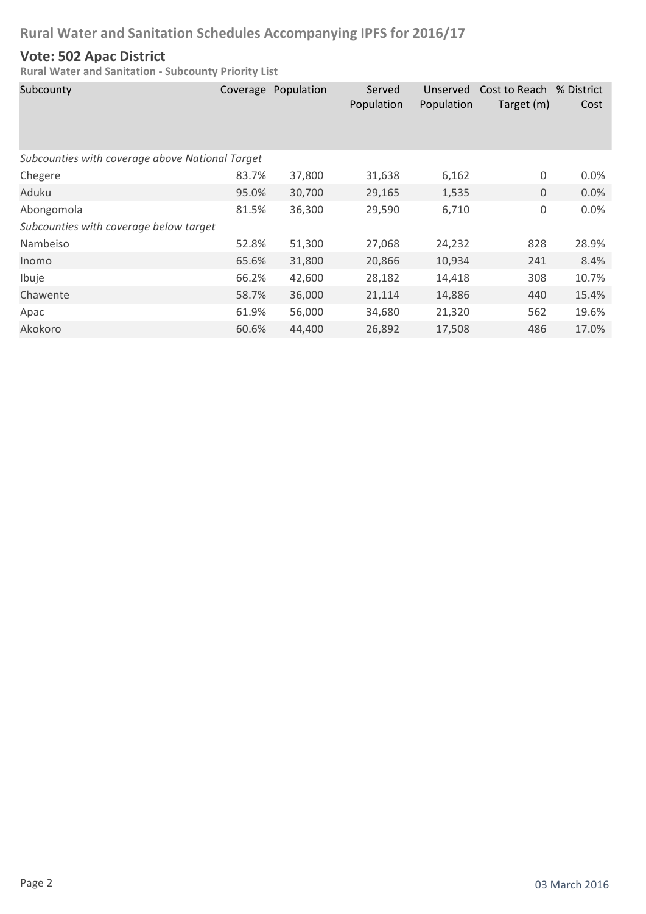# Rural Water and Sanitation Schedules Accompanying IPFS for 2016/17

## Vote: 502 Apac District

**Rural Water and Sanitation - Subcounty Priority List**

| Subcounty | Coverage | Population | Served Population | Unserved Population | Cost to Reach Target (m) | % District Cost |
|---|---|---|---|---|---|---|
| *Subcounties with coverage above National Target* | | | | | | |
| Chegere | 83.7% | 37,800 | 31,638 | 6,162 | 0 | 0.0% |
| Aduku | 95.0% | 30,700 | 29,165 | 1,535 | 0 | 0.0% |
| Abongomola | 81.5% | 36,300 | 29,590 | 6,710 | 0 | 0.0% |
| *Subcounties with coverage below target* | | | | | | |
| Nambeiso | 52.8% | 51,300 | 27,068 | 24,232 | 828 | 28.9% |
| Inomo | 65.6% | 31,800 | 20,866 | 10,934 | 241 | 8.4% |
| Ibuje | 66.2% | 42,600 | 28,182 | 14,418 | 308 | 10.7% |
| Chawente | 58.7% | 36,000 | 21,114 | 14,886 | 440 | 15.4% |
| Apac | 61.9% | 56,000 | 34,680 | 21,320 | 562 | 19.6% |
| Akokoro | 60.6% | 44,400 | 26,892 | 17,508 | 486 | 17.0% |

03 March 2016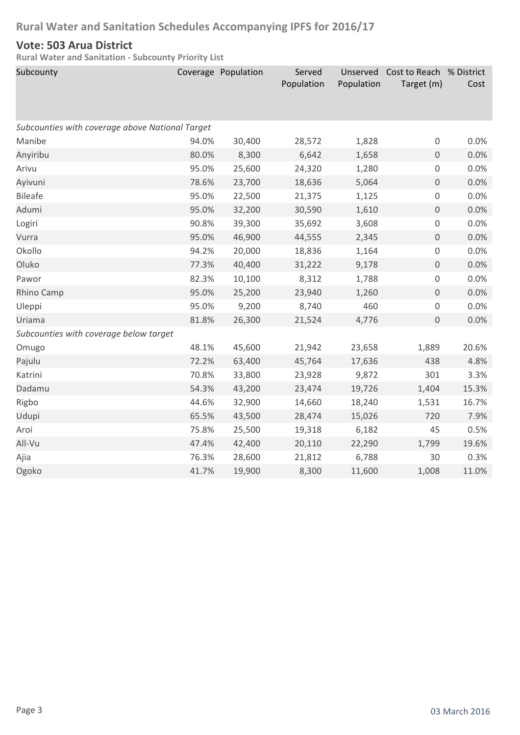# Rural Water and Sanitation Schedules Accompanying IPFS for 2016/17

## Vote: 503 Arua District

**Rural Water and Sanitation - Subcounty Priority List**

| Subcounty | Coverage | Population | Served Population | Unserved Population | Cost to Reach Target (m) | % District Cost |
|---|---|---|---|---|---|---|
| *Subcounties with coverage above National Target* | | | | | | |
| Manibe | 94.0% | 30,400 | 28,572 | 1,828 | 0 | 0.0% |
| Anyiribu | 80.0% | 8,300 | 6,642 | 1,658 | 0 | 0.0% |
| Arivu | 95.0% | 25,600 | 24,320 | 1,280 | 0 | 0.0% |
| Ayivuni | 78.6% | 23,700 | 18,636 | 5,064 | 0 | 0.0% |
| Bileafe | 95.0% | 22,500 | 21,375 | 1,125 | 0 | 0.0% |
| Adumi | 95.0% | 32,200 | 30,590 | 1,610 | 0 | 0.0% |
| Logiri | 90.8% | 39,300 | 35,692 | 3,608 | 0 | 0.0% |
| Vurra | 95.0% | 46,900 | 44,555 | 2,345 | 0 | 0.0% |
| Okollo | 94.2% | 20,000 | 18,836 | 1,164 | 0 | 0.0% |
| Oluko | 77.3% | 40,400 | 31,222 | 9,178 | 0 | 0.0% |
| Pawor | 82.3% | 10,100 | 8,312 | 1,788 | 0 | 0.0% |
| Rhino Camp | 95.0% | 25,200 | 23,940 | 1,260 | 0 | 0.0% |
| Uleppi | 95.0% | 9,200 | 8,740 | 460 | 0 | 0.0% |
| Uriama | 81.8% | 26,300 | 21,524 | 4,776 | 0 | 0.0% |
| *Subcounties with coverage below target* | | | | | | |
| Omugo | 48.1% | 45,600 | 21,942 | 23,658 | 1,889 | 20.6% |
| Pajulu | 72.2% | 63,400 | 45,764 | 17,636 | 438 | 4.8% |
| Katrini | 70.8% | 33,800 | 23,928 | 9,872 | 301 | 3.3% |
| Dadamu | 54.3% | 43,200 | 23,474 | 19,726 | 1,404 | 15.3% |
| Rigbo | 44.6% | 32,900 | 14,660 | 18,240 | 1,531 | 16.7% |
| Udupi | 65.5% | 43,500 | 28,474 | 15,026 | 720 | 7.9% |
| Aroi | 75.8% | 25,500 | 19,318 | 6,182 | 45 | 0.5% |
| All-Vu | 47.4% | 42,400 | 20,110 | 22,290 | 1,799 | 19.6% |
| Ajia | 76.3% | 28,600 | 21,812 | 6,788 | 30 | 0.3% |
| Ogoko | 41.7% | 19,900 | 8,300 | 11,600 | 1,008 | 11.0% |

03 March 2016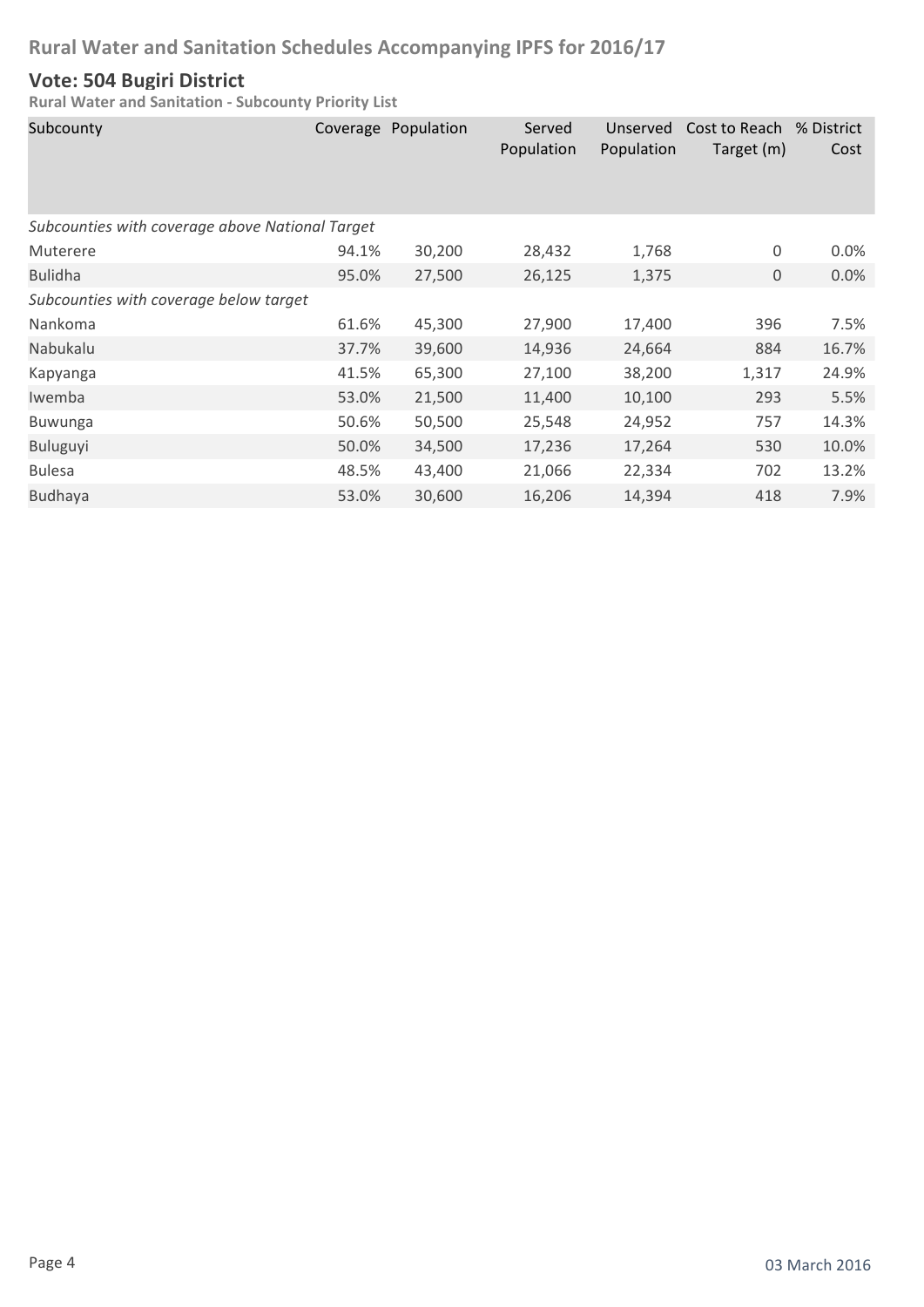## Rural Water and Sanitation Schedules Accompanying IPFS for 2016/17

## Vote: 504 Bugiri District

**Rural Water and Sanitation - Subcounty Priority List**

| Subcounty | Coverage | Population | Served Population | Unserved Population | Cost to Reach Target (m) | % District Cost |
|---|---|---|---|---|---|---|
| *Subcounties with coverage above National Target* | | | | | | |
| Muterere | 94.1% | 30,200 | 28,432 | 1,768 | 0 | 0.0% |
| Bulidha | 95.0% | 27,500 | 26,125 | 1,375 | 0 | 0.0% |
| *Subcounties with coverage below target* | | | | | | |
| Nankoma | 61.6% | 45,300 | 27,900 | 17,400 | 396 | 7.5% |
| Nabukalu | 37.7% | 39,600 | 14,936 | 24,664 | 884 | 16.7% |
| Kapyanga | 41.5% | 65,300 | 27,100 | 38,200 | 1,317 | 24.9% |
| Iwemba | 53.0% | 21,500 | 11,400 | 10,100 | 293 | 5.5% |
| Buwunga | 50.6% | 50,500 | 25,548 | 24,952 | 757 | 14.3% |
| Buluguyi | 50.0% | 34,500 | 17,236 | 17,264 | 530 | 10.0% |
| Bulesa | 48.5% | 43,400 | 21,066 | 22,334 | 702 | 13.2% |
| Budhaya | 53.0% | 30,600 | 16,206 | 14,394 | 418 | 7.9% |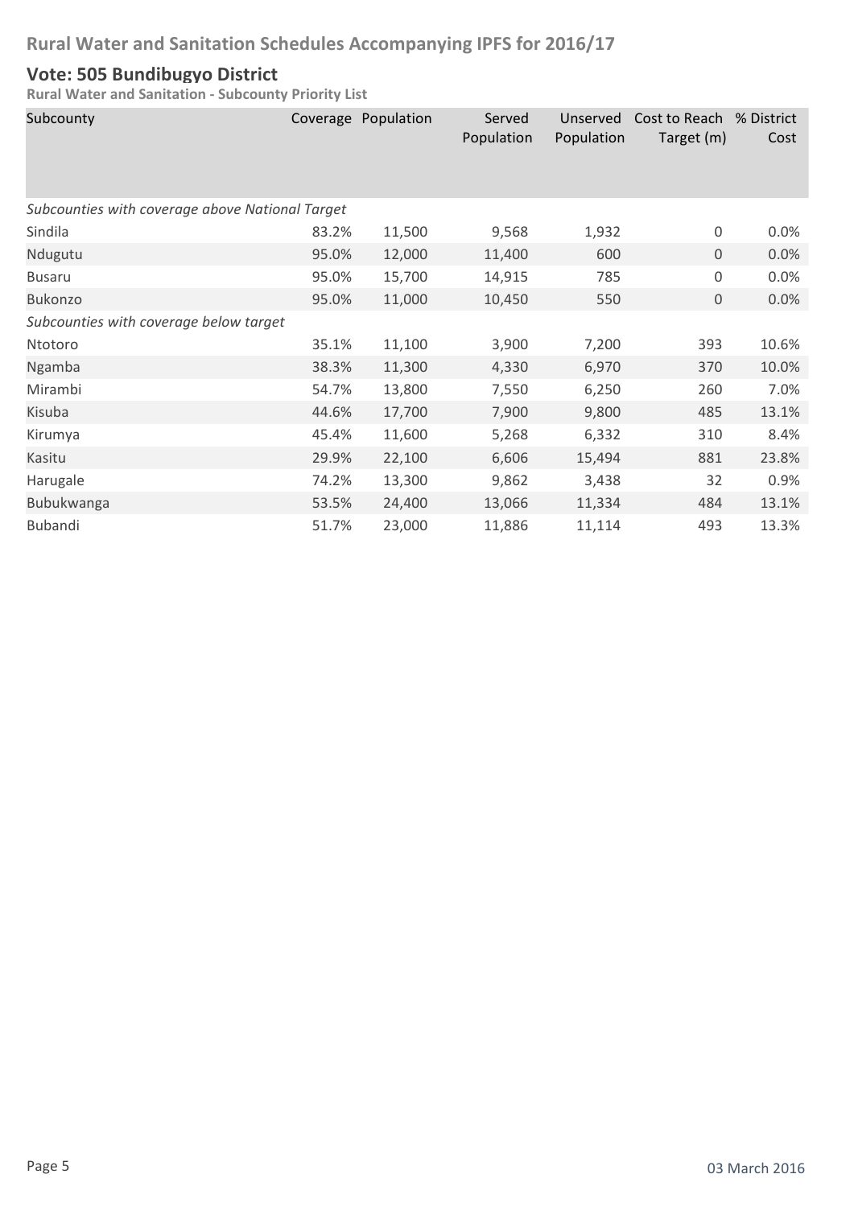# Rural Water and Sanitation Schedules Accompanying IPFS for 2016/17

## Vote: 505 Bundibugyo District

**Rural Water and Sanitation - Subcounty Priority List**

| Subcounty | Coverage | Population | Served Population | Unserved Population | Cost to Reach Target (m) | % District Cost |
|---|---|---|---|---|---|---|
| *Subcounties with coverage above National Target* | | | | | | |
| Sindila | 83.2% | 11,500 | 9,568 | 1,932 | 0 | 0.0% |
| Ndugutu | 95.0% | 12,000 | 11,400 | 600 | 0 | 0.0% |
| Busaru | 95.0% | 15,700 | 14,915 | 785 | 0 | 0.0% |
| Bukonzo | 95.0% | 11,000 | 10,450 | 550 | 0 | 0.0% |
| *Subcounties with coverage below target* | | | | | | |
| Ntotoro | 35.1% | 11,100 | 3,900 | 7,200 | 393 | 10.6% |
| Ngamba | 38.3% | 11,300 | 4,330 | 6,970 | 370 | 10.0% |
| Mirambi | 54.7% | 13,800 | 7,550 | 6,250 | 260 | 7.0% |
| Kisuba | 44.6% | 17,700 | 7,900 | 9,800 | 485 | 13.1% |
| Kirumya | 45.4% | 11,600 | 5,268 | 6,332 | 310 | 8.4% |
| Kasitu | 29.9% | 22,100 | 6,606 | 15,494 | 881 | 23.8% |
| Harugale | 74.2% | 13,300 | 9,862 | 3,438 | 32 | 0.9% |
| Bubukwanga | 53.5% | 24,400 | 13,066 | 11,334 | 484 | 13.1% |
| Bubandi | 51.7% | 23,000 | 11,886 | 11,114 | 493 | 13.3% |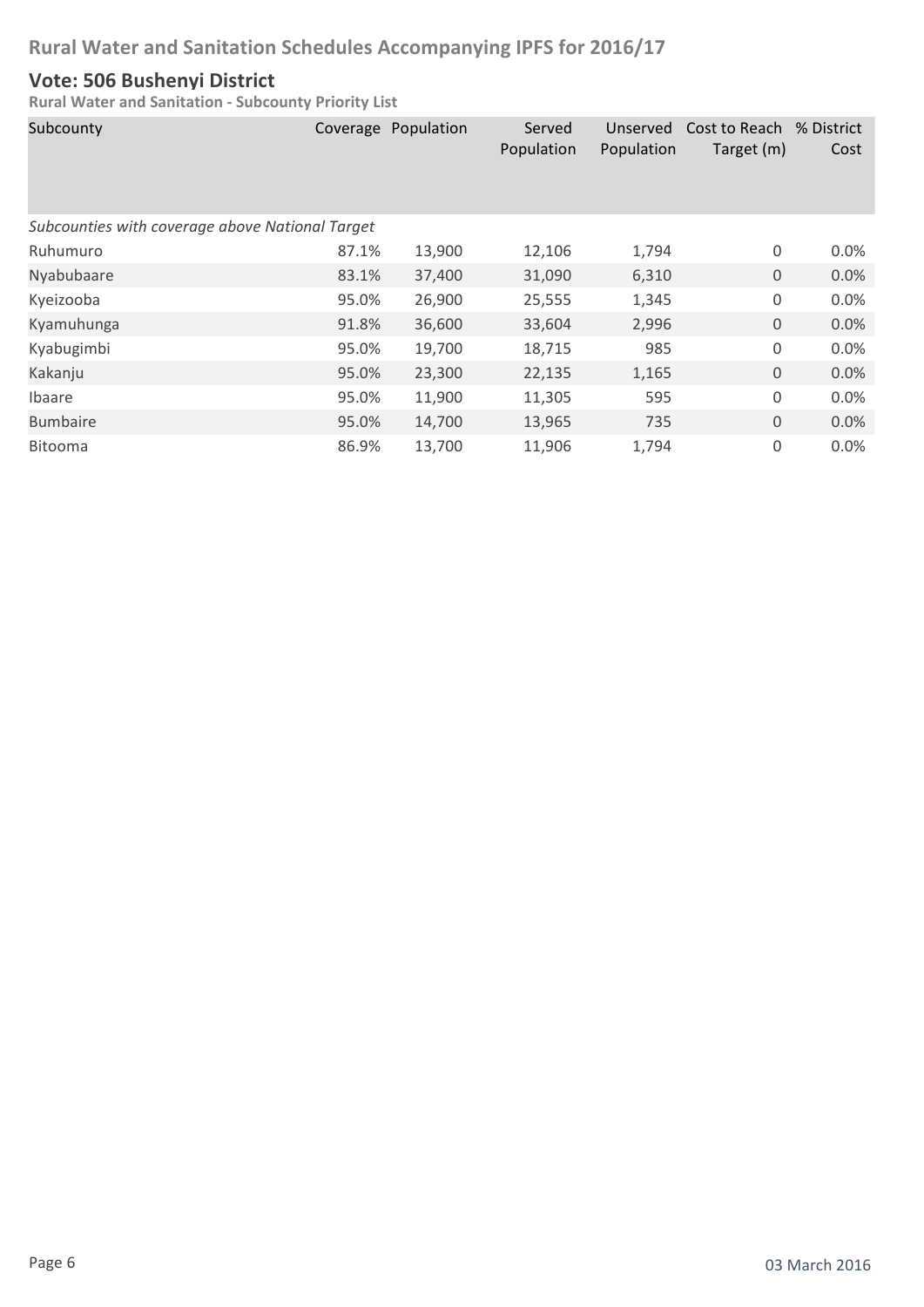# Rural Water and Sanitation Schedules Accompanying IPFS for 2016/17

## Vote: 506 Bushenyi District

**Rural Water and Sanitation - Subcounty Priority List**

| Subcounty | Coverage | Population | Served Population | Unserved Population | Cost to Reach Target (m) | % District Cost |
|---|---|---|---|---|---|---|
| *Subcounties with coverage above National Target* | | | | | | |
| Ruhumuro | 87.1% | 13,900 | 12,106 | 1,794 | 0 | 0.0% |
| Nyabubaare | 83.1% | 37,400 | 31,090 | 6,310 | 0 | 0.0% |
| Kyeizooba | 95.0% | 26,900 | 25,555 | 1,345 | 0 | 0.0% |
| Kyamuhunga | 91.8% | 36,600 | 33,604 | 2,996 | 0 | 0.0% |
| Kyabugimbi | 95.0% | 19,700 | 18,715 | 985 | 0 | 0.0% |
| Kakanju | 95.0% | 23,300 | 22,135 | 1,165 | 0 | 0.0% |
| Ibaare | 95.0% | 11,900 | 11,305 | 595 | 0 | 0.0% |
| Bumbaire | 95.0% | 14,700 | 13,965 | 735 | 0 | 0.0% |
| Bitooma | 86.9% | 13,700 | 11,906 | 1,794 | 0 | 0.0% |

03 March 2016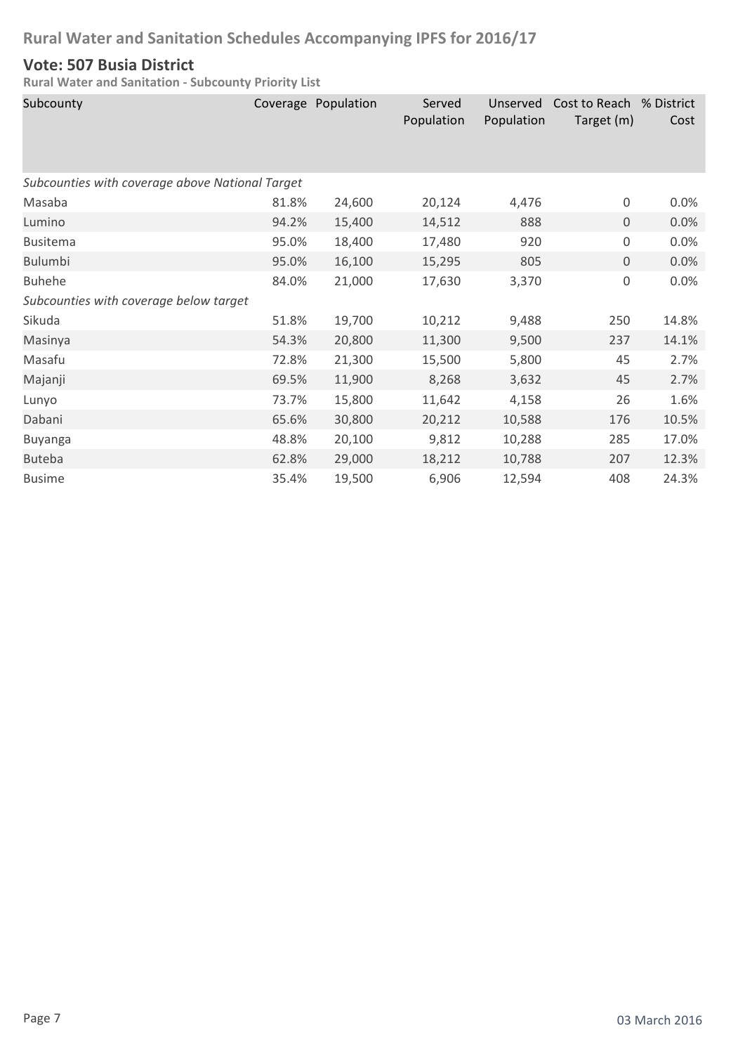# Rural Water and Sanitation Schedules Accompanying IPFS for 2016/17

## Vote: 507 Busia District

**Rural Water and Sanitation - Subcounty Priority List**

| Subcounty | Coverage | Population | Served Population | Unserved Population | Cost to Reach Target (m) | % District Cost |
|---|---|---|---|---|---|---|
| *Subcounties with coverage above National Target* | | | | | | |
| Masaba | 81.8% | 24,600 | 20,124 | 4,476 | 0 | 0.0% |
| Lumino | 94.2% | 15,400 | 14,512 | 888 | 0 | 0.0% |
| Busitema | 95.0% | 18,400 | 17,480 | 920 | 0 | 0.0% |
| Bulumbi | 95.0% | 16,100 | 15,295 | 805 | 0 | 0.0% |
| Buhehe | 84.0% | 21,000 | 17,630 | 3,370 | 0 | 0.0% |
| *Subcounties with coverage below target* | | | | | | |
| Sikuda | 51.8% | 19,700 | 10,212 | 9,488 | 250 | 14.8% |
| Masinya | 54.3% | 20,800 | 11,300 | 9,500 | 237 | 14.1% |
| Masafu | 72.8% | 21,300 | 15,500 | 5,800 | 45 | 2.7% |
| Majanji | 69.5% | 11,900 | 8,268 | 3,632 | 45 | 2.7% |
| Lunyo | 73.7% | 15,800 | 11,642 | 4,158 | 26 | 1.6% |
| Dabani | 65.6% | 30,800 | 20,212 | 10,588 | 176 | 10.5% |
| Buyanga | 48.8% | 20,100 | 9,812 | 10,288 | 285 | 17.0% |
| Buteba | 62.8% | 29,000 | 18,212 | 10,788 | 207 | 12.3% |
| Busime | 35.4% | 19,500 | 6,906 | 12,594 | 408 | 24.3% |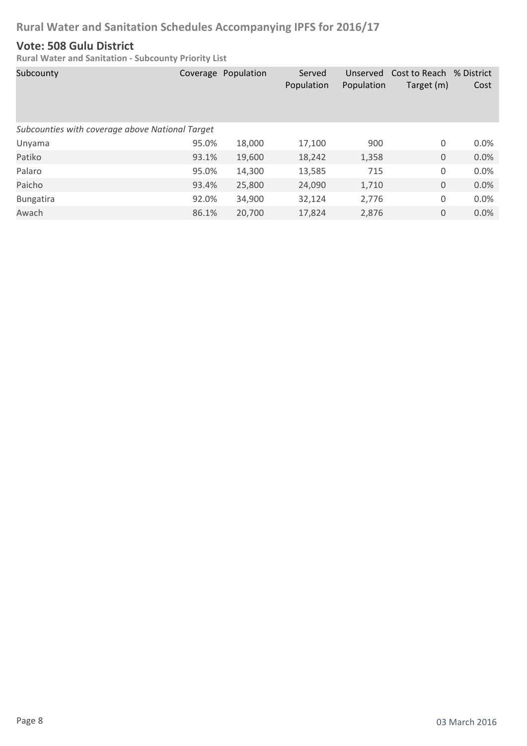# Rural Water and Sanitation Schedules Accompanying IPFS for 2016/17

## Vote: 508 Gulu District

**Rural Water and Sanitation - Subcounty Priority List**

| Subcounty | Coverage | Population | Served Population | Unserved Population | Cost to Reach Target (m) | % District Cost |
|---|---|---|---|---|---|---|
| *Subcounties with coverage above National Target* | | | | | | |
| Unyama | 95.0% | 18,000 | 17,100 | 900 | 0 | 0.0% |
| Patiko | 93.1% | 19,600 | 18,242 | 1,358 | 0 | 0.0% |
| Palaro | 95.0% | 14,300 | 13,585 | 715 | 0 | 0.0% |
| Paicho | 93.4% | 25,800 | 24,090 | 1,710 | 0 | 0.0% |
| Bungatira | 92.0% | 34,900 | 32,124 | 2,776 | 0 | 0.0% |
| Awach | 86.1% | 20,700 | 17,824 | 2,876 | 0 | 0.0% |

03 March 2016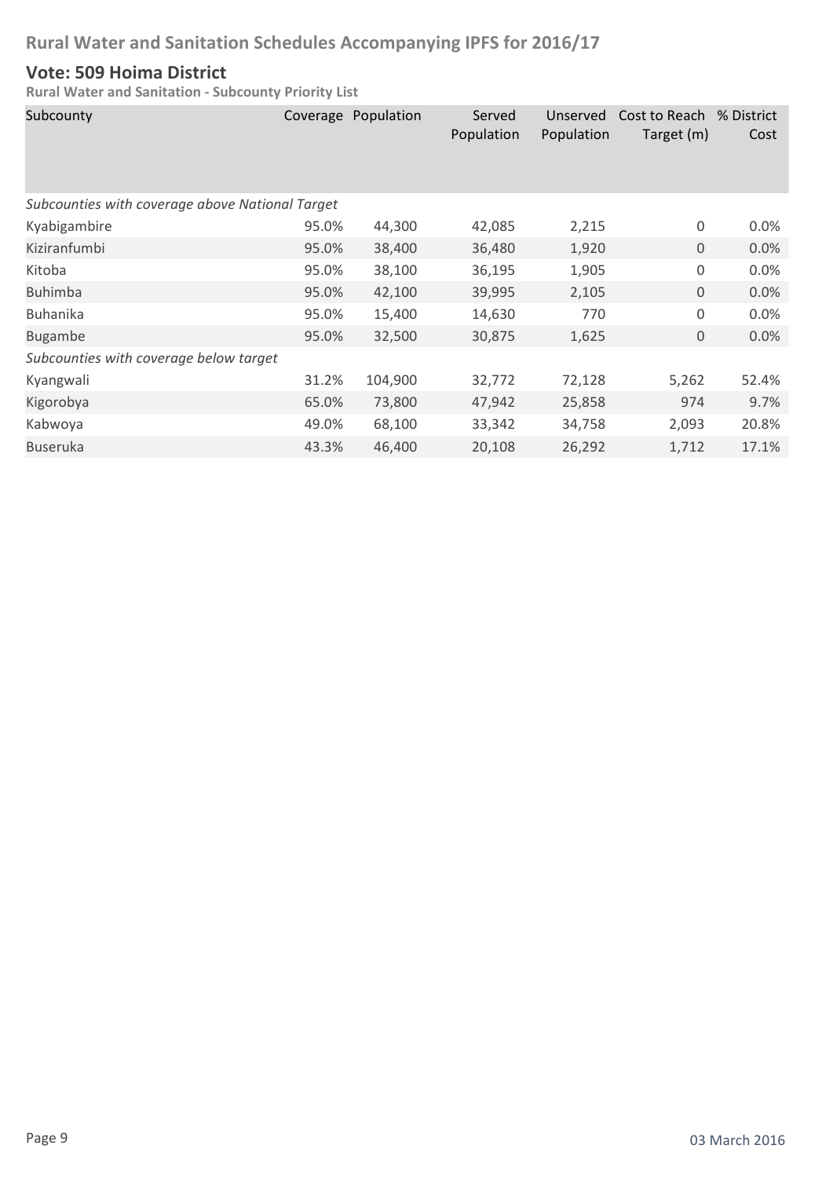## Rural Water and Sanitation Schedules Accompanying IPFS for 2016/17

### Vote: 509 Hoima District

**Rural Water and Sanitation - Subcounty Priority List**

| Subcounty | Coverage | Population | Served Population | Unserved Population | Cost to Reach Target (m) | % District Cost |
|---|---|---|---|---|---|---|
| *Subcounties with coverage above National Target* | | | | | | |
| Kyabigambire | 95.0% | 44,300 | 42,085 | 2,215 | 0 | 0.0% |
| Kiziranfumbi | 95.0% | 38,400 | 36,480 | 1,920 | 0 | 0.0% |
| Kitoba | 95.0% | 38,100 | 36,195 | 1,905 | 0 | 0.0% |
| Buhimba | 95.0% | 42,100 | 39,995 | 2,105 | 0 | 0.0% |
| Buhanika | 95.0% | 15,400 | 14,630 | 770 | 0 | 0.0% |
| Bugambe | 95.0% | 32,500 | 30,875 | 1,625 | 0 | 0.0% |
| *Subcounties with coverage below target* | | | | | | |
| Kyangwali | 31.2% | 104,900 | 32,772 | 72,128 | 5,262 | 52.4% |
| Kigorobya | 65.0% | 73,800 | 47,942 | 25,858 | 974 | 9.7% |
| Kabwoya | 49.0% | 68,100 | 33,342 | 34,758 | 2,093 | 20.8% |
| Buseruka | 43.3% | 46,400 | 20,108 | 26,292 | 1,712 | 17.1% |

03 March 2016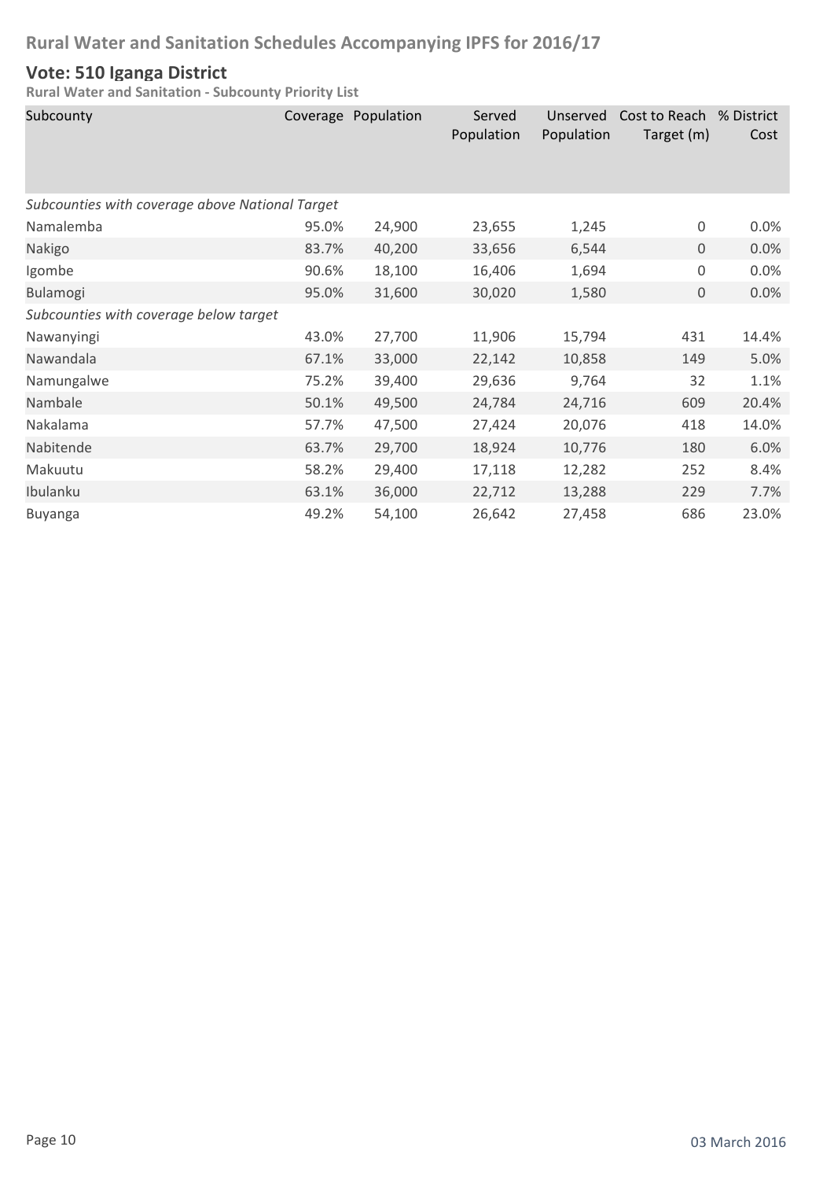# Rural Water and Sanitation Schedules Accompanying IPFS for 2016/17

## Vote: 510 Iganga District

**Rural Water and Sanitation - Subcounty Priority List**

| Subcounty | Coverage | Population | Served Population | Unserved Population | Cost to Reach Target (m) | % District Cost |
|---|---|---|---|---|---|---|
| *Subcounties with coverage above National Target* | | | | | | |
| Namalemba | 95.0% | 24,900 | 23,655 | 1,245 | 0 | 0.0% |
| Nakigo | 83.7% | 40,200 | 33,656 | 6,544 | 0 | 0.0% |
| Igombe | 90.6% | 18,100 | 16,406 | 1,694 | 0 | 0.0% |
| Bulamogi | 95.0% | 31,600 | 30,020 | 1,580 | 0 | 0.0% |
| *Subcounties with coverage below target* | | | | | | |
| Nawanyingi | 43.0% | 27,700 | 11,906 | 15,794 | 431 | 14.4% |
| Nawandala | 67.1% | 33,000 | 22,142 | 10,858 | 149 | 5.0% |
| Namungalwe | 75.2% | 39,400 | 29,636 | 9,764 | 32 | 1.1% |
| Nambale | 50.1% | 49,500 | 24,784 | 24,716 | 609 | 20.4% |
| Nakalama | 57.7% | 47,500 | 27,424 | 20,076 | 418 | 14.0% |
| Nabitende | 63.7% | 29,700 | 18,924 | 10,776 | 180 | 6.0% |
| Makuutu | 58.2% | 29,400 | 17,118 | 12,282 | 252 | 8.4% |
| Ibulanku | 63.1% | 36,000 | 22,712 | 13,288 | 229 | 7.7% |
| Buyanga | 49.2% | 54,100 | 26,642 | 27,458 | 686 | 23.0% |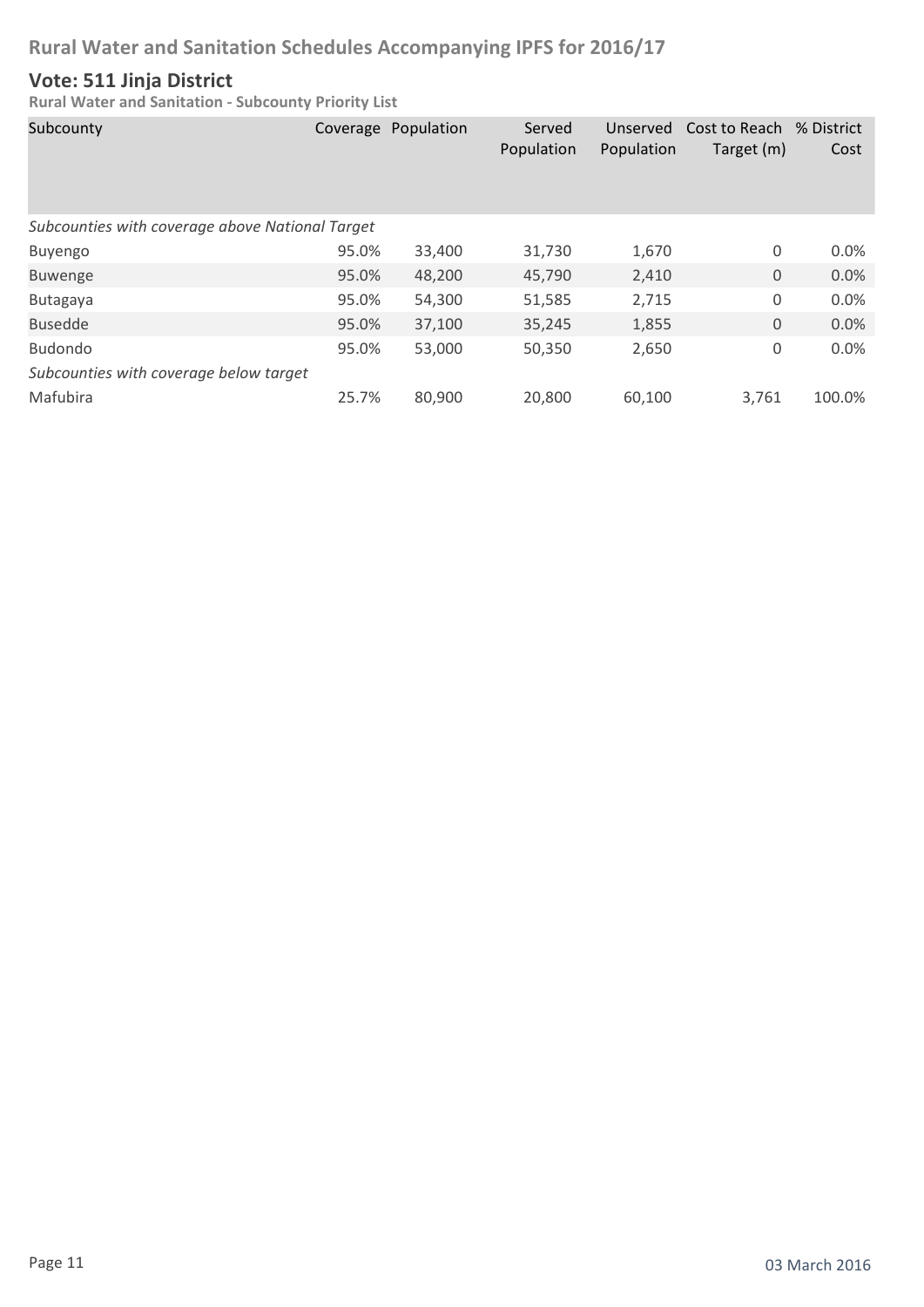# Rural Water and Sanitation Schedules Accompanying IPFS for 2016/17

## Vote: 511 Jinja District

### Rural Water and Sanitation - Subcounty Priority List

| Subcounty | Coverage | Population | Served Population | Unserved Population | Cost to Reach Target (m) | % District Cost |
|---|---|---|---|---|---|---|
| *Subcounties with coverage above National Target* | | | | | | |
| Buyengo | 95.0% | 33,400 | 31,730 | 1,670 | 0 | 0.0% |
| Buwenge | 95.0% | 48,200 | 45,790 | 2,410 | 0 | 0.0% |
| Butagaya | 95.0% | 54,300 | 51,585 | 2,715 | 0 | 0.0% |
| Busedde | 95.0% | 37,100 | 35,245 | 1,855 | 0 | 0.0% |
| Budondo | 95.0% | 53,000 | 50,350 | 2,650 | 0 | 0.0% |
| *Subcounties with coverage below target* | | | | | | |
| Mafubira | 25.7% | 80,900 | 20,800 | 60,100 | 3,761 | 100.0% |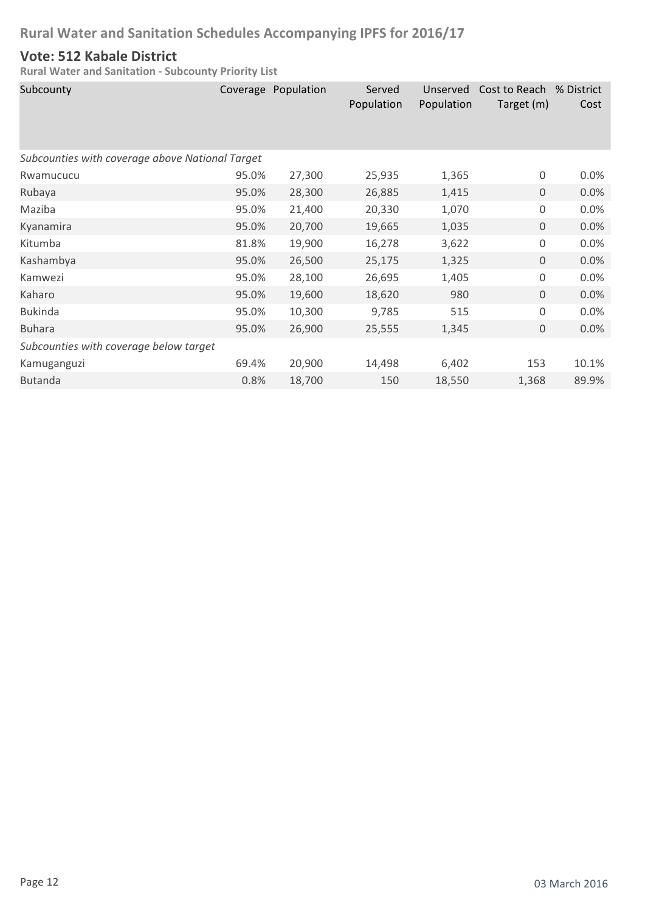## Rural Water and Sanitation Schedules Accompanying IPFS for 2016/17

### Vote: 512 Kabale District

**Rural Water and Sanitation - Subcounty Priority List**

| Subcounty | Coverage | Population | Served Population | Unserved Population | Cost to Reach Target (m) | % District Cost |
|---|---|---|---|---|---|---|
| *Subcounties with coverage above National Target* | | | | | | |
| Rwamucucu | 95.0% | 27,300 | 25,935 | 1,365 | 0 | 0.0% |
| Rubaya | 95.0% | 28,300 | 26,885 | 1,415 | 0 | 0.0% |
| Maziba | 95.0% | 21,400 | 20,330 | 1,070 | 0 | 0.0% |
| Kyanamira | 95.0% | 20,700 | 19,665 | 1,035 | 0 | 0.0% |
| Kitumba | 81.8% | 19,900 | 16,278 | 3,622 | 0 | 0.0% |
| Kashambya | 95.0% | 26,500 | 25,175 | 1,325 | 0 | 0.0% |
| Kamwezi | 95.0% | 28,100 | 26,695 | 1,405 | 0 | 0.0% |
| Kaharo | 95.0% | 19,600 | 18,620 | 980 | 0 | 0.0% |
| Bukinda | 95.0% | 10,300 | 9,785 | 515 | 0 | 0.0% |
| Buhara | 95.0% | 26,900 | 25,555 | 1,345 | 0 | 0.0% |
| *Subcounties with coverage below target* | | | | | | |
| Kamuganguzi | 69.4% | 20,900 | 14,498 | 6,402 | 153 | 10.1% |
| Butanda | 0.8% | 18,700 | 150 | 18,550 | 1,368 | 89.9% |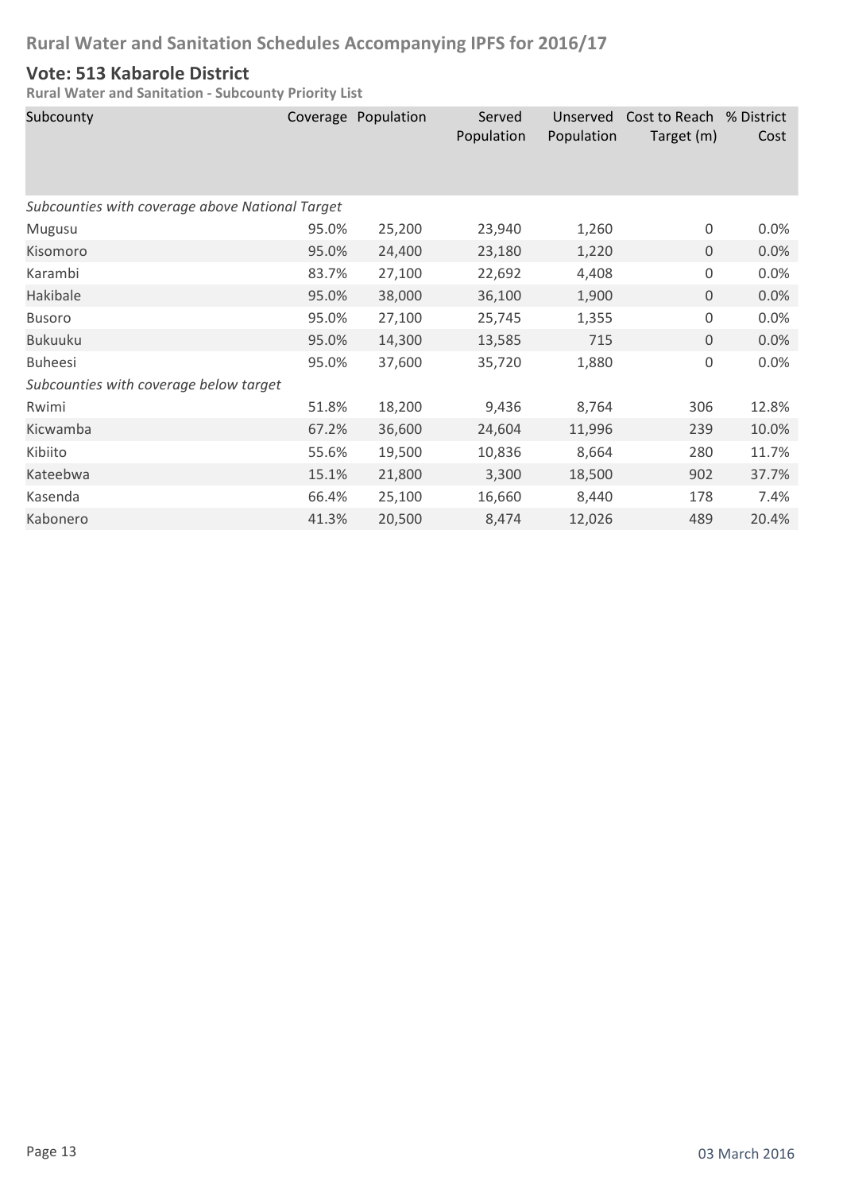## Vote: 513 Kabarole District

**Rural Water and Sanitation - Subcounty Priority List**

| Subcounty | Coverage | Population | Served Population | Unserved Population | Cost to Reach Target (m) | % District Cost |
|---|---|---|---|---|---|---|
| *Subcounties with coverage above National Target* | | | | | | |
| Mugusu | 95.0% | 25,200 | 23,940 | 1,260 | 0 | 0.0% |
| Kisomoro | 95.0% | 24,400 | 23,180 | 1,220 | 0 | 0.0% |
| Karambi | 83.7% | 27,100 | 22,692 | 4,408 | 0 | 0.0% |
| Hakibale | 95.0% | 38,000 | 36,100 | 1,900 | 0 | 0.0% |
| Busoro | 95.0% | 27,100 | 25,745 | 1,355 | 0 | 0.0% |
| Bukuuku | 95.0% | 14,300 | 13,585 | 715 | 0 | 0.0% |
| Buheesi | 95.0% | 37,600 | 35,720 | 1,880 | 0 | 0.0% |
| *Subcounties with coverage below target* | | | | | | |
| Rwimi | 51.8% | 18,200 | 9,436 | 8,764 | 306 | 12.8% |
| Kicwamba | 67.2% | 36,600 | 24,604 | 11,996 | 239 | 10.0% |
| Kibiito | 55.6% | 19,500 | 10,836 | 8,664 | 280 | 11.7% |
| Kateebwa | 15.1% | 21,800 | 3,300 | 18,500 | 902 | 37.7% |
| Kasenda | 66.4% | 25,100 | 16,660 | 8,440 | 178 | 7.4% |
| Kabonero | 41.3% | 20,500 | 8,474 | 12,026 | 489 | 20.4% |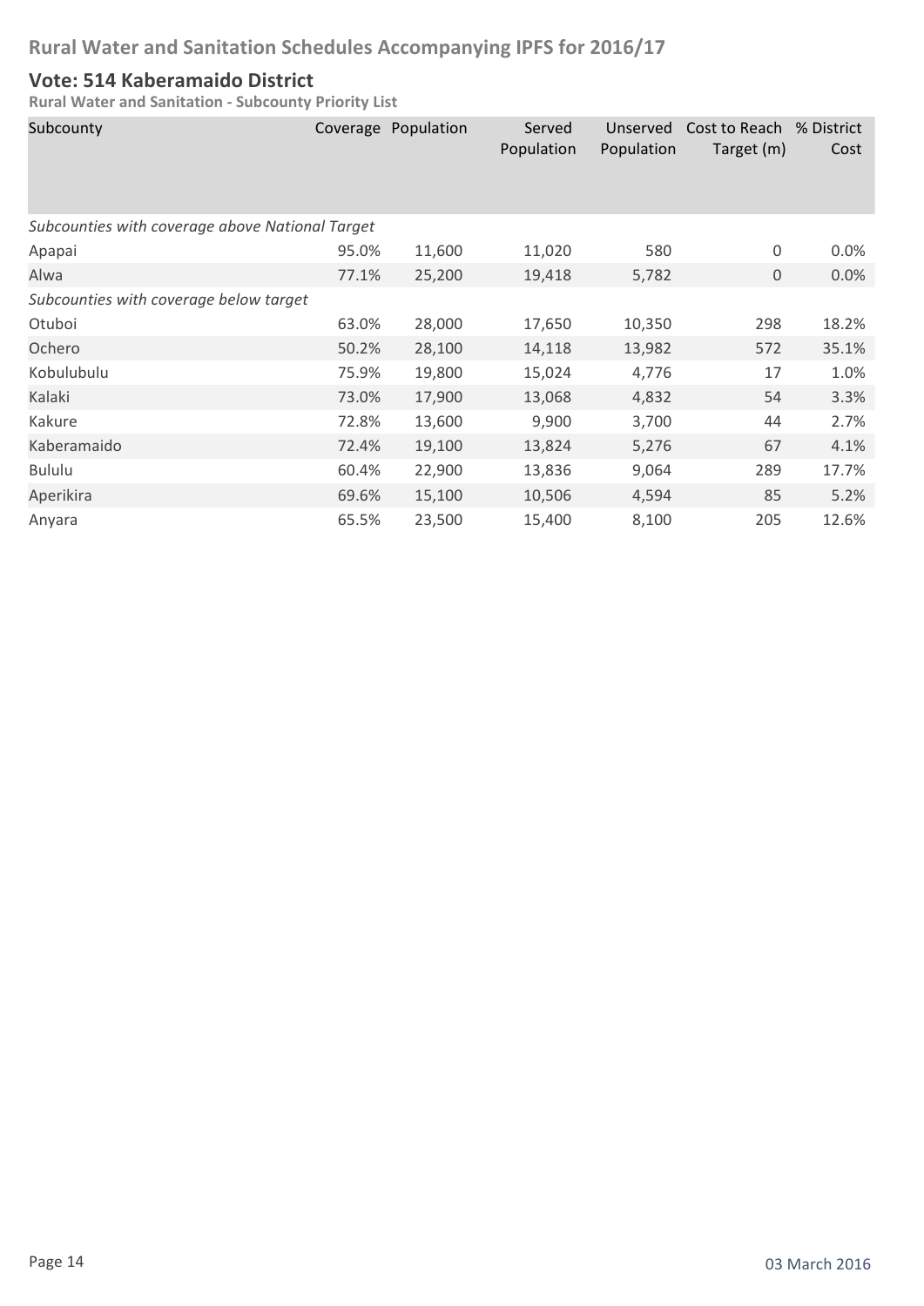# Rural Water and Sanitation Schedules Accompanying IPFS for 2016/17

## Vote: 514 Kaberamaido District

**Rural Water and Sanitation - Subcounty Priority List**

| Subcounty | Coverage | Population | Served Population | Unserved Population | Cost to Reach Target (m) | % District Cost |
|---|---|---|---|---|---|---|
| *Subcounties with coverage above National Target* | | | | | | |
| Apapai | 95.0% | 11,600 | 11,020 | 580 | 0 | 0.0% |
| Alwa | 77.1% | 25,200 | 19,418 | 5,782 | 0 | 0.0% |
| *Subcounties with coverage below target* | | | | | | |
| Otuboi | 63.0% | 28,000 | 17,650 | 10,350 | 298 | 18.2% |
| Ochero | 50.2% | 28,100 | 14,118 | 13,982 | 572 | 35.1% |
| Kobulubulu | 75.9% | 19,800 | 15,024 | 4,776 | 17 | 1.0% |
| Kalaki | 73.0% | 17,900 | 13,068 | 4,832 | 54 | 3.3% |
| Kakure | 72.8% | 13,600 | 9,900 | 3,700 | 44 | 2.7% |
| Kaberamaido | 72.4% | 19,100 | 13,824 | 5,276 | 67 | 4.1% |
| Bululu | 60.4% | 22,900 | 13,836 | 9,064 | 289 | 17.7% |
| Aperikira | 69.6% | 15,100 | 10,506 | 4,594 | 85 | 5.2% |
| Anyara | 65.5% | 23,500 | 15,400 | 8,100 | 205 | 12.6% |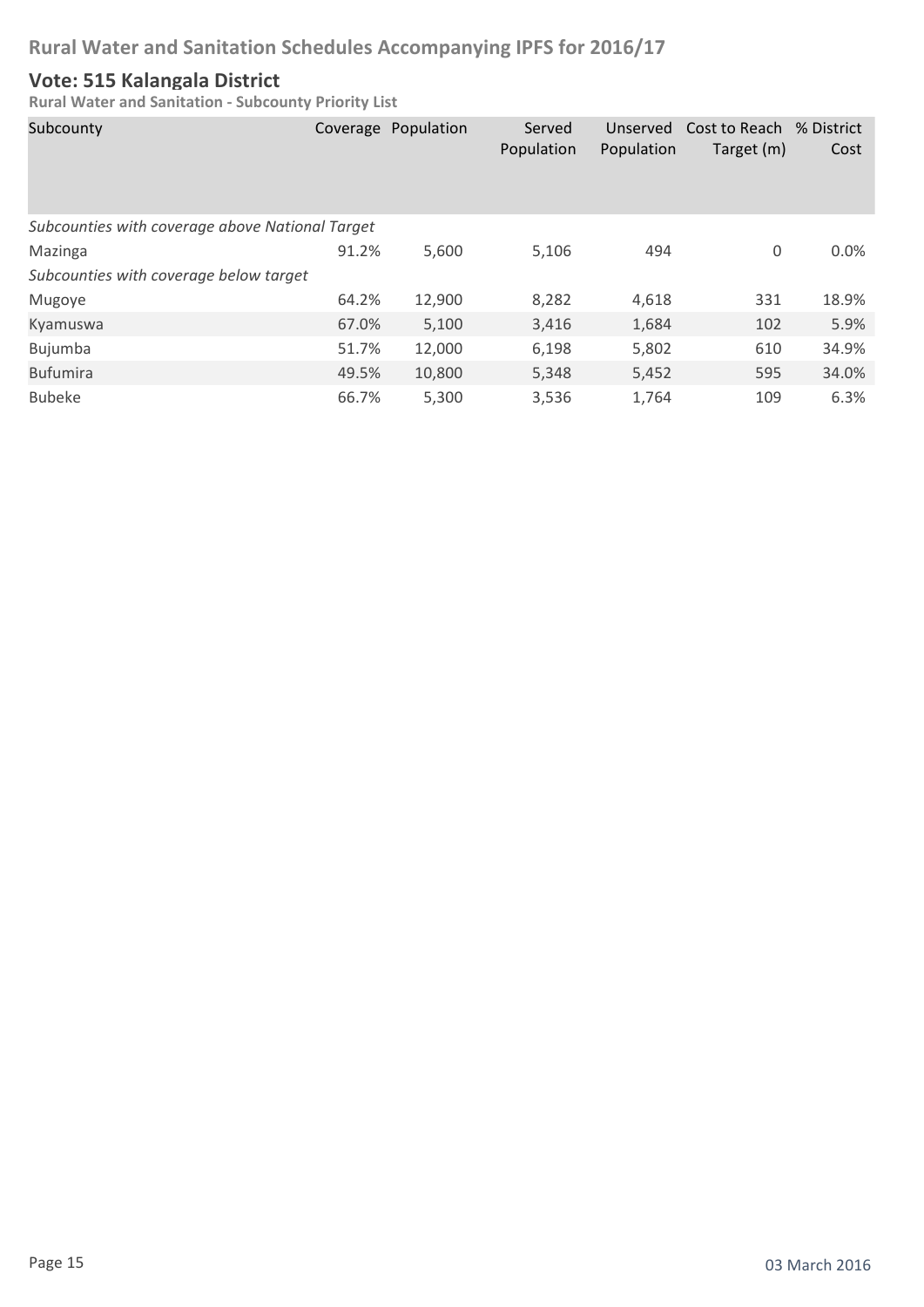# Rural Water and Sanitation Schedules Accompanying IPFS for 2016/17

## Vote: 515 Kalangala District

### Rural Water and Sanitation - Subcounty Priority List

| Subcounty | Coverage | Population | Served Population | Unserved Population | Cost to Reach Target (m) | % District Cost |
|---|---|---|---|---|---|---|
| *Subcounties with coverage above National Target* | | | | | | |
| Mazinga | 91.2% | 5,600 | 5,106 | 494 | 0 | 0.0% |
| *Subcounties with coverage below target* | | | | | | |
| Mugoye | 64.2% | 12,900 | 8,282 | 4,618 | 331 | 18.9% |
| Kyamuswa | 67.0% | 5,100 | 3,416 | 1,684 | 102 | 5.9% |
| Bujumba | 51.7% | 12,000 | 6,198 | 5,802 | 610 | 34.9% |
| Bufumira | 49.5% | 10,800 | 5,348 | 5,452 | 595 | 34.0% |
| Bubeke | 66.7% | 5,300 | 3,536 | 1,764 | 109 | 6.3% |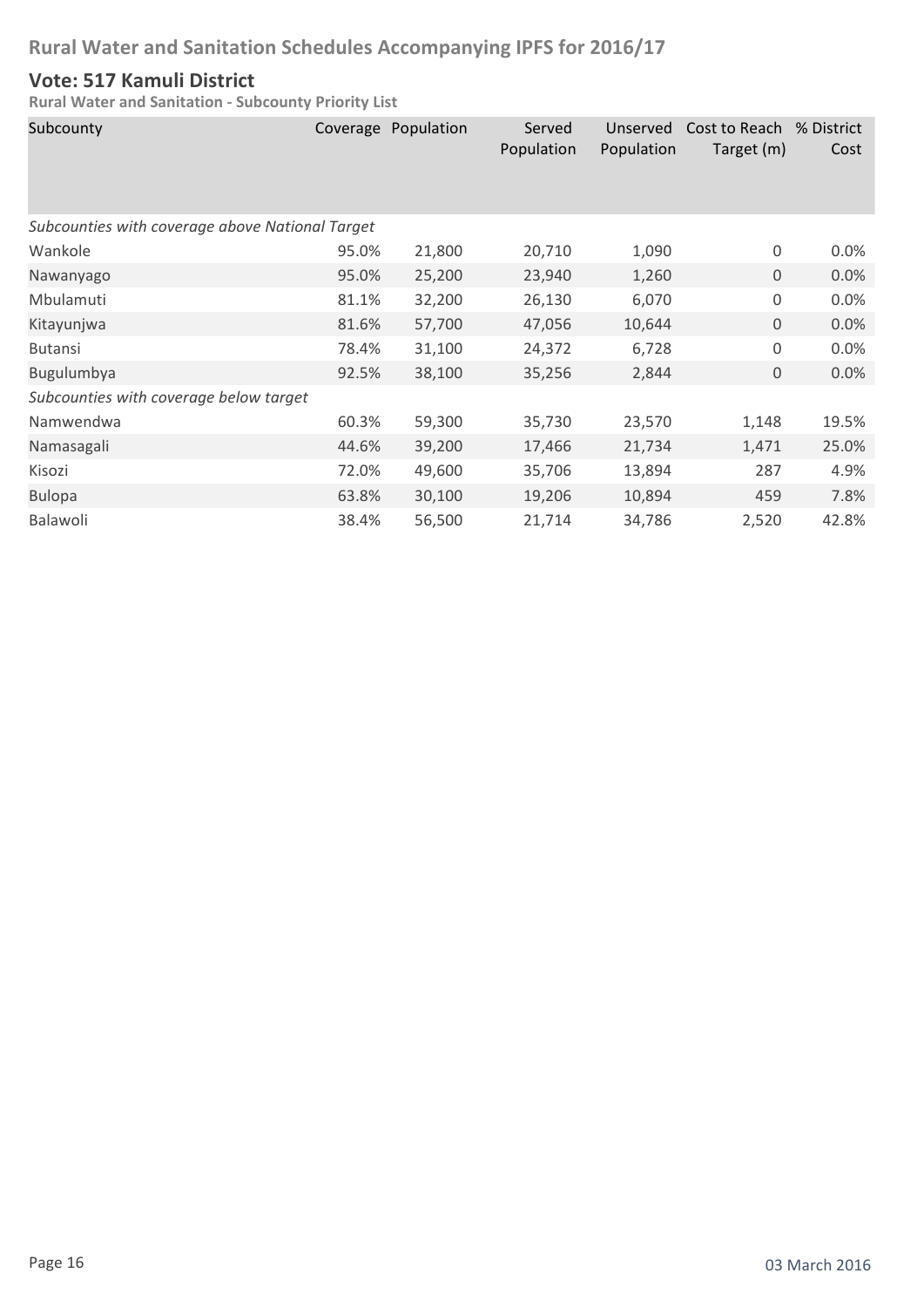# Rural Water and Sanitation Schedules Accompanying IPFS for 2016/17

## Vote: 517 Kamuli District

### Rural Water and Sanitation - Subcounty Priority List

| Subcounty | Coverage | Population | Served Population | Unserved Population | Cost to Reach Target (m) | % District Cost |
|---|---|---|---|---|---|---|
| *Subcounties with coverage above National Target* | | | | | | |
| Wankole | 95.0% | 21,800 | 20,710 | 1,090 | 0 | 0.0% |
| Nawanyago | 95.0% | 25,200 | 23,940 | 1,260 | 0 | 0.0% |
| Mbulamuti | 81.1% | 32,200 | 26,130 | 6,070 | 0 | 0.0% |
| Kitayunjwa | 81.6% | 57,700 | 47,056 | 10,644 | 0 | 0.0% |
| Butansi | 78.4% | 31,100 | 24,372 | 6,728 | 0 | 0.0% |
| Bugulumbya | 92.5% | 38,100 | 35,256 | 2,844 | 0 | 0.0% |
| *Subcounties with coverage below target* | | | | | | |
| Namwendwa | 60.3% | 59,300 | 35,730 | 23,570 | 1,148 | 19.5% |
| Namasagali | 44.6% | 39,200 | 17,466 | 21,734 | 1,471 | 25.0% |
| Kisozi | 72.0% | 49,600 | 35,706 | 13,894 | 287 | 4.9% |
| Bulopa | 63.8% | 30,100 | 19,206 | 10,894 | 459 | 7.8% |
| Balawoli | 38.4% | 56,500 | 21,714 | 34,786 | 2,520 | 42.8% |

03 March 2016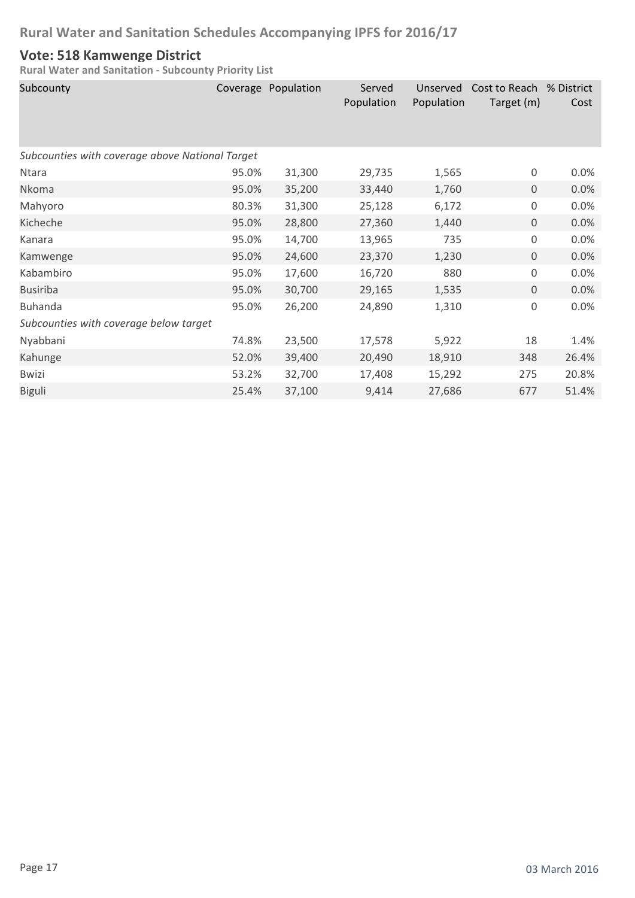# Rural Water and Sanitation Schedules Accompanying IPFS for 2016/17

## Vote: 518 Kamwenge District

**Rural Water and Sanitation - Subcounty Priority List**

| Subcounty | Coverage | Population | Served Population | Unserved Population | Cost to Reach Target (m) | % District Cost |
|---|---|---|---|---|---|---|
| *Subcounties with coverage above National Target* | | | | | | |
| Ntara | 95.0% | 31,300 | 29,735 | 1,565 | 0 | 0.0% |
| Nkoma | 95.0% | 35,200 | 33,440 | 1,760 | 0 | 0.0% |
| Mahyoro | 80.3% | 31,300 | 25,128 | 6,172 | 0 | 0.0% |
| Kicheche | 95.0% | 28,800 | 27,360 | 1,440 | 0 | 0.0% |
| Kanara | 95.0% | 14,700 | 13,965 | 735 | 0 | 0.0% |
| Kamwenge | 95.0% | 24,600 | 23,370 | 1,230 | 0 | 0.0% |
| Kabambiro | 95.0% | 17,600 | 16,720 | 880 | 0 | 0.0% |
| Busiriba | 95.0% | 30,700 | 29,165 | 1,535 | 0 | 0.0% |
| Buhanda | 95.0% | 26,200 | 24,890 | 1,310 | 0 | 0.0% |
| *Subcounties with coverage below target* | | | | | | |
| Nyabbani | 74.8% | 23,500 | 17,578 | 5,922 | 18 | 1.4% |
| Kahunge | 52.0% | 39,400 | 20,490 | 18,910 | 348 | 26.4% |
| Bwizi | 53.2% | 32,700 | 17,408 | 15,292 | 275 | 20.8% |
| Biguli | 25.4% | 37,100 | 9,414 | 27,686 | 677 | 51.4% |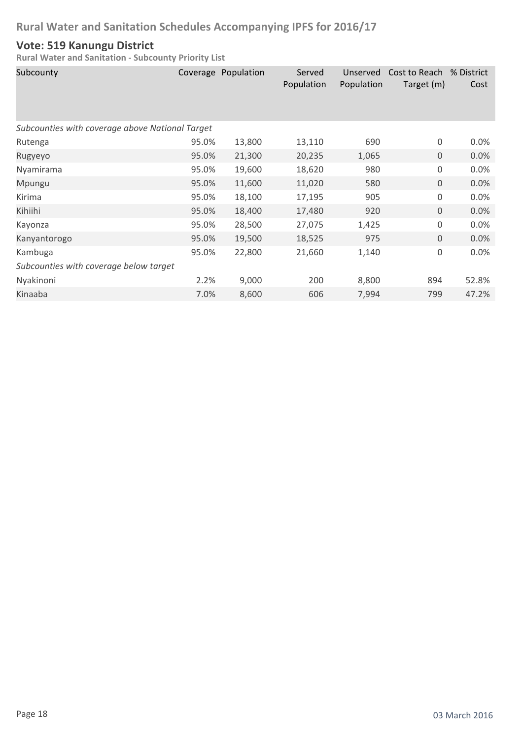# Rural Water and Sanitation Schedules Accompanying IPFS for 2016/17

## Vote: 519 Kanungu District

**Rural Water and Sanitation - Subcounty Priority List**

| Subcounty | Coverage | Population | Served Population | Unserved Population | Cost to Reach Target (m) | % District Cost |
|---|---|---|---|---|---|---|
| *Subcounties with coverage above National Target* | | | | | | |
| Rutenga | 95.0% | 13,800 | 13,110 | 690 | 0 | 0.0% |
| Rugyeyo | 95.0% | 21,300 | 20,235 | 1,065 | 0 | 0.0% |
| Nyamirama | 95.0% | 19,600 | 18,620 | 980 | 0 | 0.0% |
| Mpungu | 95.0% | 11,600 | 11,020 | 580 | 0 | 0.0% |
| Kirima | 95.0% | 18,100 | 17,195 | 905 | 0 | 0.0% |
| Kihiihi | 95.0% | 18,400 | 17,480 | 920 | 0 | 0.0% |
| Kayonza | 95.0% | 28,500 | 27,075 | 1,425 | 0 | 0.0% |
| Kanyantorogo | 95.0% | 19,500 | 18,525 | 975 | 0 | 0.0% |
| Kambuga | 95.0% | 22,800 | 21,660 | 1,140 | 0 | 0.0% |
| *Subcounties with coverage below target* | | | | | | |
| Nyakinoni | 2.2% | 9,000 | 200 | 8,800 | 894 | 52.8% |
| Kinaaba | 7.0% | 8,600 | 606 | 7,994 | 799 | 47.2% |

03 March 2016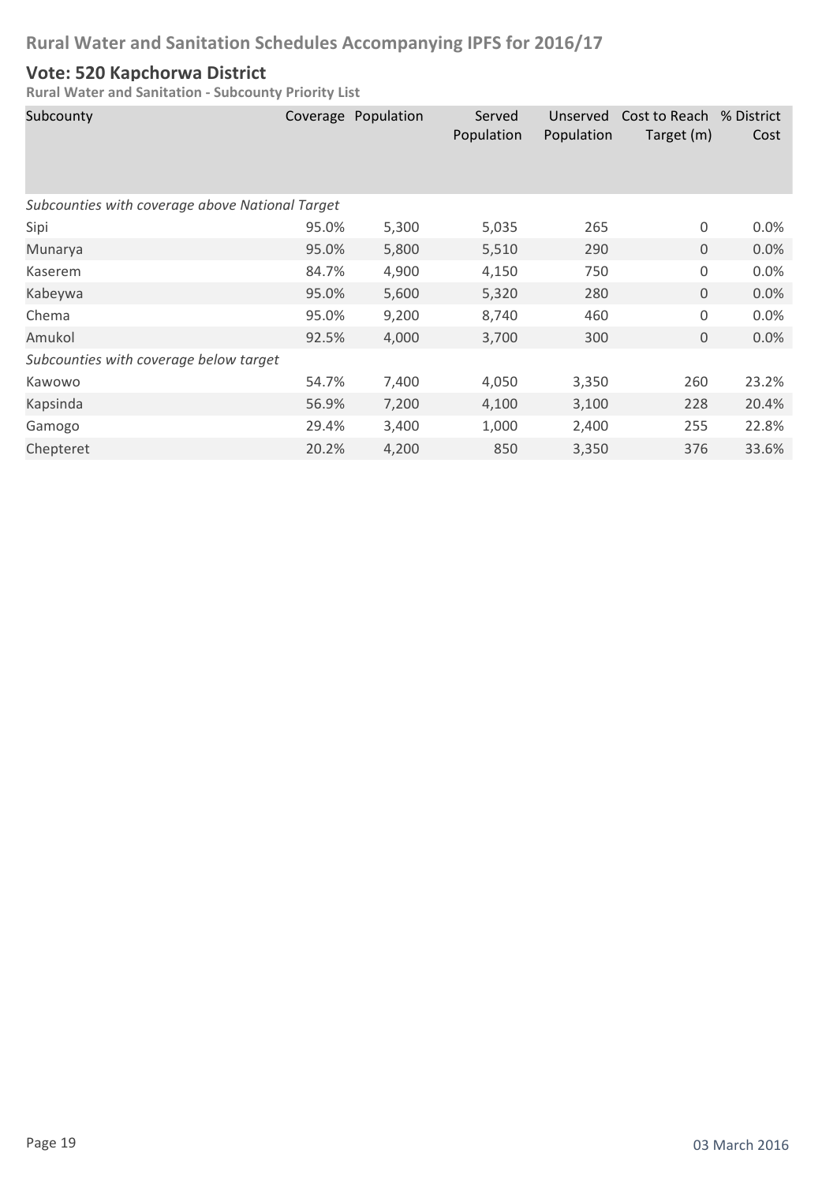# Rural Water and Sanitation Schedules Accompanying IPFS for 2016/17

## Vote: 520 Kapchorwa District

**Rural Water and Sanitation - Subcounty Priority List**

| Subcounty | Coverage | Population | Served Population | Unserved Population | Cost to Reach Target (m) | % District Cost |
|---|---|---|---|---|---|---|
| *Subcounties with coverage above National Target* | | | | | | |
| Sipi | 95.0% | 5,300 | 5,035 | 265 | 0 | 0.0% |
| Munarya | 95.0% | 5,800 | 5,510 | 290 | 0 | 0.0% |
| Kaserem | 84.7% | 4,900 | 4,150 | 750 | 0 | 0.0% |
| Kabeywa | 95.0% | 5,600 | 5,320 | 280 | 0 | 0.0% |
| Chema | 95.0% | 9,200 | 8,740 | 460 | 0 | 0.0% |
| Amukol | 92.5% | 4,000 | 3,700 | 300 | 0 | 0.0% |
| *Subcounties with coverage below target* | | | | | | |
| Kawowo | 54.7% | 7,400 | 4,050 | 3,350 | 260 | 23.2% |
| Kapsinda | 56.9% | 7,200 | 4,100 | 3,100 | 228 | 20.4% |
| Gamogo | 29.4% | 3,400 | 1,000 | 2,400 | 255 | 22.8% |
| Chepteret | 20.2% | 4,200 | 850 | 3,350 | 376 | 33.6% |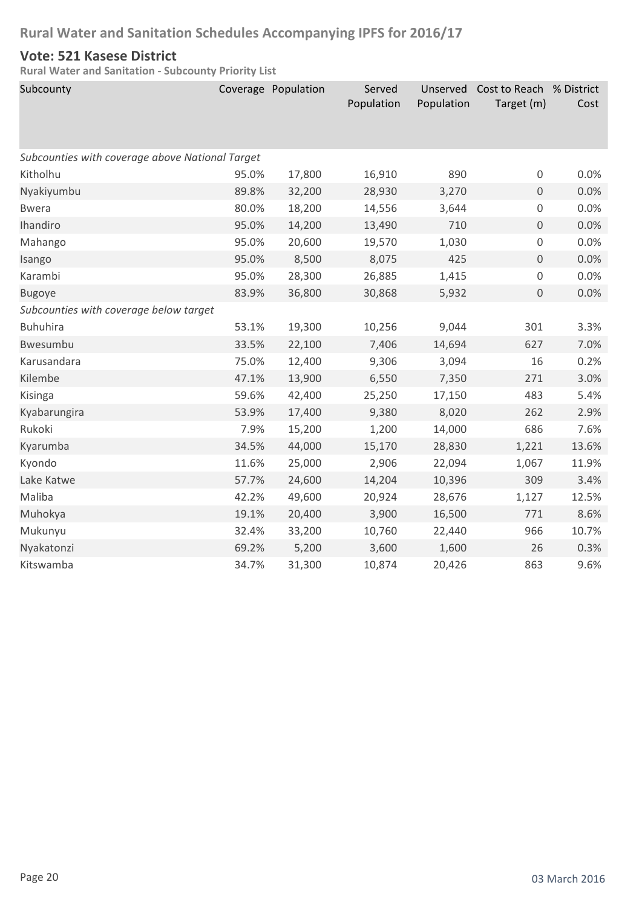## Rural Water and Sanitation Schedules Accompanying IPFS for 2016/17

### Vote: 521 Kasese District

**Rural Water and Sanitation - Subcounty Priority List**

| Subcounty | Coverage | Population | Served Population | Unserved Population | Cost to Reach Target (m) | % District Cost |
|---|---|---|---|---|---|---|
| *Subcounties with coverage above National Target* | | | | | | |
| Kitholhu | 95.0% | 17,800 | 16,910 | 890 | 0 | 0.0% |
| Nyakiyumbu | 89.8% | 32,200 | 28,930 | 3,270 | 0 | 0.0% |
| Bwera | 80.0% | 18,200 | 14,556 | 3,644 | 0 | 0.0% |
| Ihandiro | 95.0% | 14,200 | 13,490 | 710 | 0 | 0.0% |
| Mahango | 95.0% | 20,600 | 19,570 | 1,030 | 0 | 0.0% |
| Isango | 95.0% | 8,500 | 8,075 | 425 | 0 | 0.0% |
| Karambi | 95.0% | 28,300 | 26,885 | 1,415 | 0 | 0.0% |
| Bugoye | 83.9% | 36,800 | 30,868 | 5,932 | 0 | 0.0% |
| *Subcounties with coverage below target* | | | | | | |
| Buhuhira | 53.1% | 19,300 | 10,256 | 9,044 | 301 | 3.3% |
| Bwesumbu | 33.5% | 22,100 | 7,406 | 14,694 | 627 | 7.0% |
| Karusandara | 75.0% | 12,400 | 9,306 | 3,094 | 16 | 0.2% |
| Kilembe | 47.1% | 13,900 | 6,550 | 7,350 | 271 | 3.0% |
| Kisinga | 59.6% | 42,400 | 25,250 | 17,150 | 483 | 5.4% |
| Kyabarungira | 53.9% | 17,400 | 9,380 | 8,020 | 262 | 2.9% |
| Rukoki | 7.9% | 15,200 | 1,200 | 14,000 | 686 | 7.6% |
| Kyarumba | 34.5% | 44,000 | 15,170 | 28,830 | 1,221 | 13.6% |
| Kyondo | 11.6% | 25,000 | 2,906 | 22,094 | 1,067 | 11.9% |
| Lake Katwe | 57.7% | 24,600 | 14,204 | 10,396 | 309 | 3.4% |
| Maliba | 42.2% | 49,600 | 20,924 | 28,676 | 1,127 | 12.5% |
| Muhokya | 19.1% | 20,400 | 3,900 | 16,500 | 771 | 8.6% |
| Mukunyu | 32.4% | 33,200 | 10,760 | 22,440 | 966 | 10.7% |
| Nyakatonzi | 69.2% | 5,200 | 3,600 | 1,600 | 26 | 0.3% |
| Kitswamba | 34.7% | 31,300 | 10,874 | 20,426 | 863 | 9.6% |

03 March 2016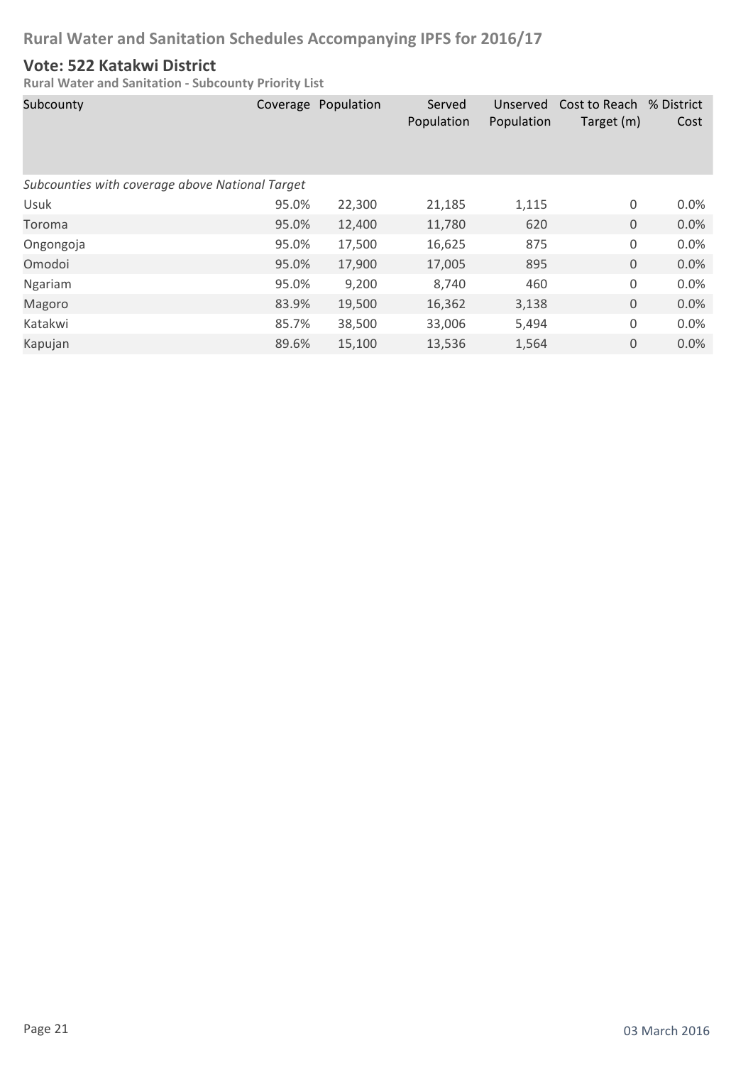# Rural Water and Sanitation Schedules Accompanying IPFS for 2016/17

## Vote: 522 Katakwi District

**Rural Water and Sanitation - Subcounty Priority List**

| Subcounty | Coverage | Population | Served Population | Unserved Population | Cost to Reach Target (m) | % District Cost |
|---|---|---|---|---|---|---|
| *Subcounties with coverage above National Target* | | | | | | |
| Usuk | 95.0% | 22,300 | 21,185 | 1,115 | 0 | 0.0% |
| Toroma | 95.0% | 12,400 | 11,780 | 620 | 0 | 0.0% |
| Ongongoja | 95.0% | 17,500 | 16,625 | 875 | 0 | 0.0% |
| Omodoi | 95.0% | 17,900 | 17,005 | 895 | 0 | 0.0% |
| Ngariam | 95.0% | 9,200 | 8,740 | 460 | 0 | 0.0% |
| Magoro | 83.9% | 19,500 | 16,362 | 3,138 | 0 | 0.0% |
| Katakwi | 85.7% | 38,500 | 33,006 | 5,494 | 0 | 0.0% |
| Kapujan | 89.6% | 15,100 | 13,536 | 1,564 | 0 | 0.0% |

03 March 2016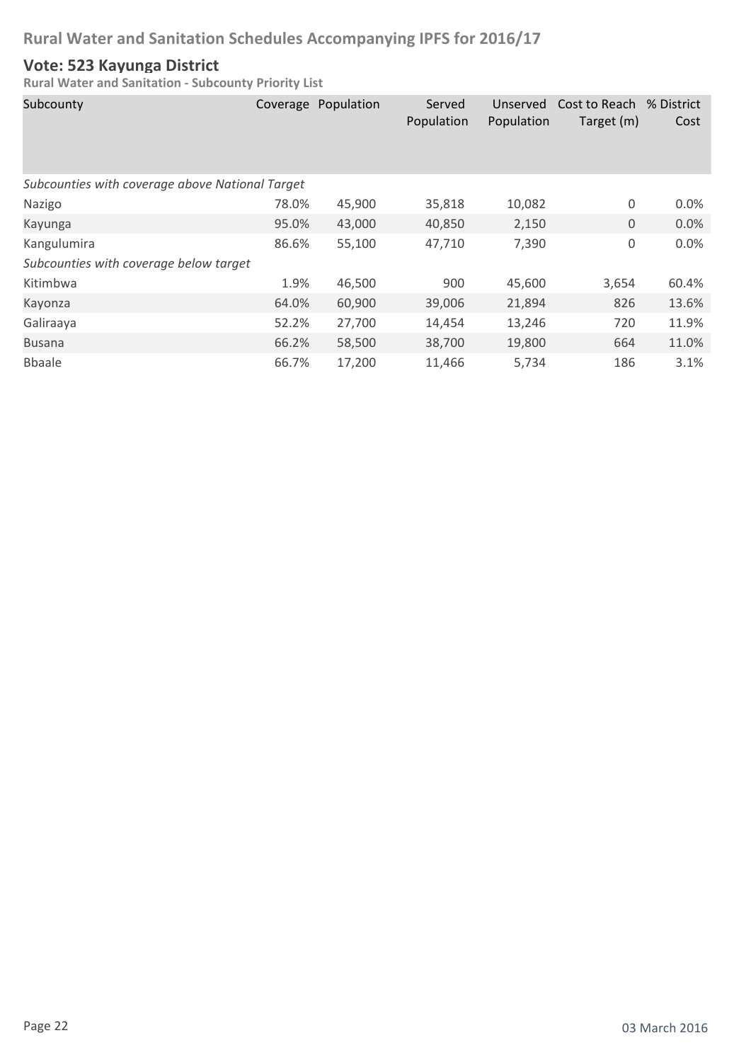# Rural Water and Sanitation Schedules Accompanying IPFS for 2016/17

## Vote: 523 Kayunga District

**Rural Water and Sanitation - Subcounty Priority List**

| Subcounty | Coverage | Population | Served Population | Unserved Population | Cost to Reach Target (m) | % District Cost |
|---|---|---|---|---|---|---|
| *Subcounties with coverage above National Target* | | | | | | |
| Nazigo | 78.0% | 45,900 | 35,818 | 10,082 | 0 | 0.0% |
| Kayunga | 95.0% | 43,000 | 40,850 | 2,150 | 0 | 0.0% |
| Kangulumira | 86.6% | 55,100 | 47,710 | 7,390 | 0 | 0.0% |
| *Subcounties with coverage below target* | | | | | | |
| Kitimbwa | 1.9% | 46,500 | 900 | 45,600 | 3,654 | 60.4% |
| Kayonza | 64.0% | 60,900 | 39,006 | 21,894 | 826 | 13.6% |
| Galiraaya | 52.2% | 27,700 | 14,454 | 13,246 | 720 | 11.9% |
| Busana | 66.2% | 58,500 | 38,700 | 19,800 | 664 | 11.0% |
| Bbaale | 66.7% | 17,200 | 11,466 | 5,734 | 186 | 3.1% |

03 March 2016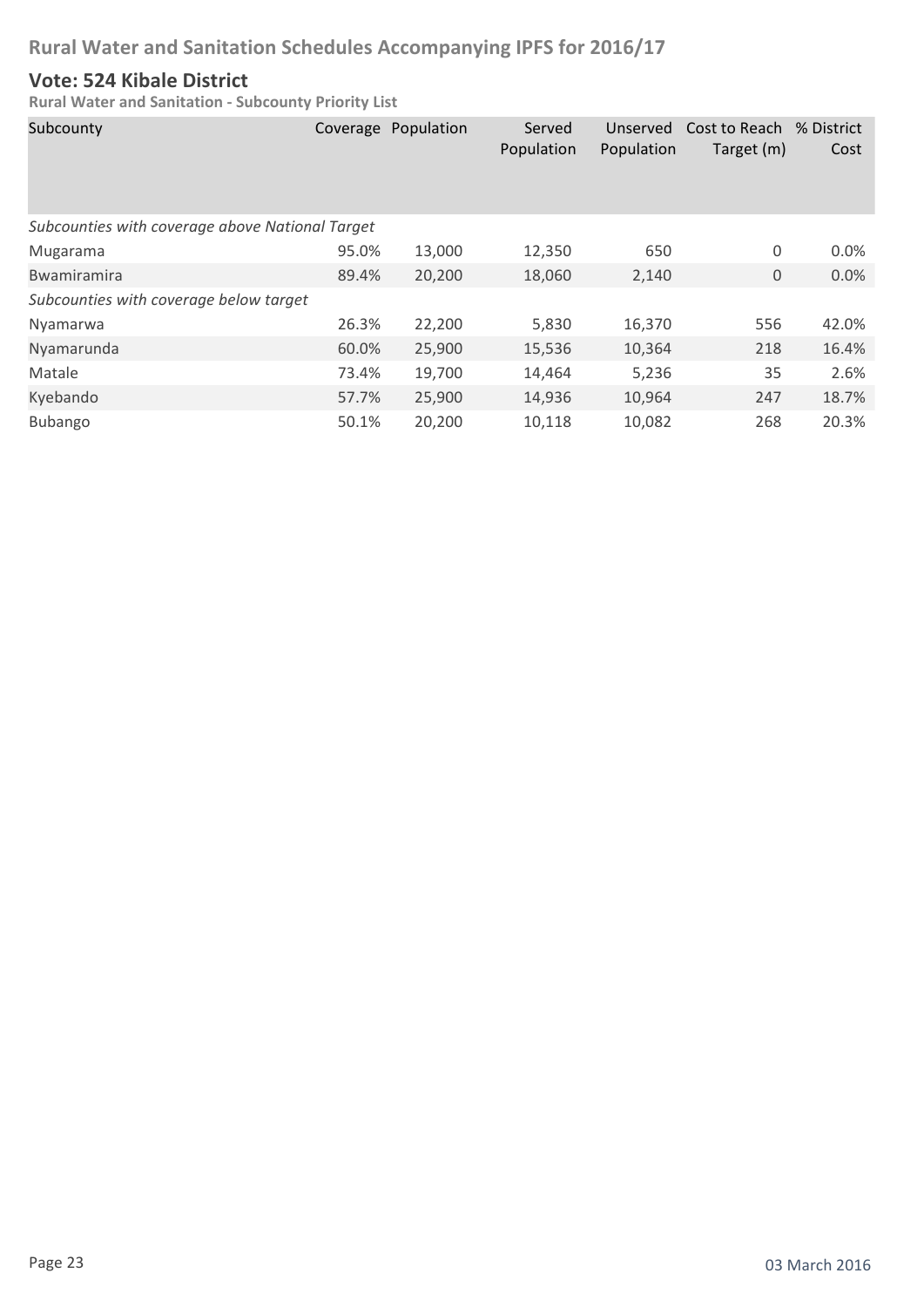# Rural Water and Sanitation Schedules Accompanying IPFS for 2016/17

## Vote: 524 Kibale District

**Rural Water and Sanitation - Subcounty Priority List**

| Subcounty | Coverage | Population | Served Population | Unserved Population | Cost to Reach Target (m) | % District Cost |
|---|---|---|---|---|---|---|
| *Subcounties with coverage above National Target* | | | | | | |
| Mugarama | 95.0% | 13,000 | 12,350 | 650 | 0 | 0.0% |
| Bwamiramira | 89.4% | 20,200 | 18,060 | 2,140 | 0 | 0.0% |
| *Subcounties with coverage below target* | | | | | | |
| Nyamarwa | 26.3% | 22,200 | 5,830 | 16,370 | 556 | 42.0% |
| Nyamarunda | 60.0% | 25,900 | 15,536 | 10,364 | 218 | 16.4% |
| Matale | 73.4% | 19,700 | 14,464 | 5,236 | 35 | 2.6% |
| Kyebando | 57.7% | 25,900 | 14,936 | 10,964 | 247 | 18.7% |
| Bubango | 50.1% | 20,200 | 10,118 | 10,082 | 268 | 20.3% |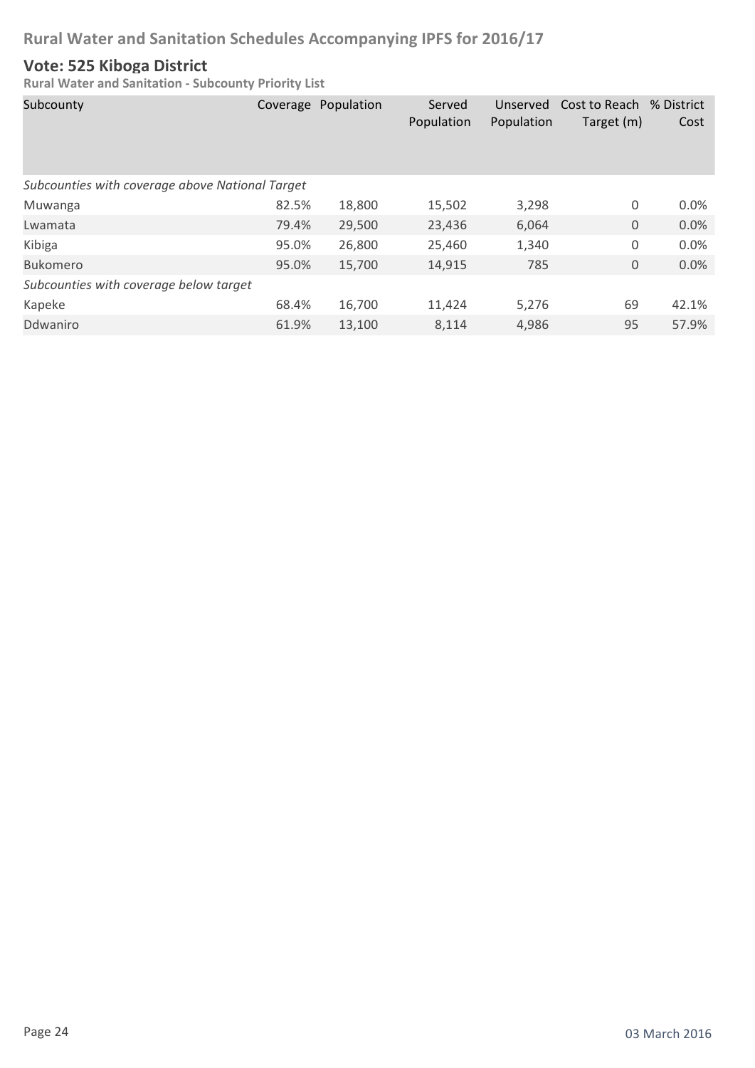# Rural Water and Sanitation Schedules Accompanying IPFS for 2016/17

## Vote: 525 Kiboga District

**Rural Water and Sanitation - Subcounty Priority List**

| Subcounty | Coverage | Population | Served Population | Unserved Population | Cost to Reach Target (m) | % District Cost |
|---|---|---|---|---|---|---|
| *Subcounties with coverage above National Target* | | | | | | |
| Muwanga | 82.5% | 18,800 | 15,502 | 3,298 | 0 | 0.0% |
| Lwamata | 79.4% | 29,500 | 23,436 | 6,064 | 0 | 0.0% |
| Kibiga | 95.0% | 26,800 | 25,460 | 1,340 | 0 | 0.0% |
| Bukomero | 95.0% | 15,700 | 14,915 | 785 | 0 | 0.0% |
| *Subcounties with coverage below target* | | | | | | |
| Kapeke | 68.4% | 16,700 | 11,424 | 5,276 | 69 | 42.1% |
| Ddwaniro | 61.9% | 13,100 | 8,114 | 4,986 | 95 | 57.9% |

03 March 2016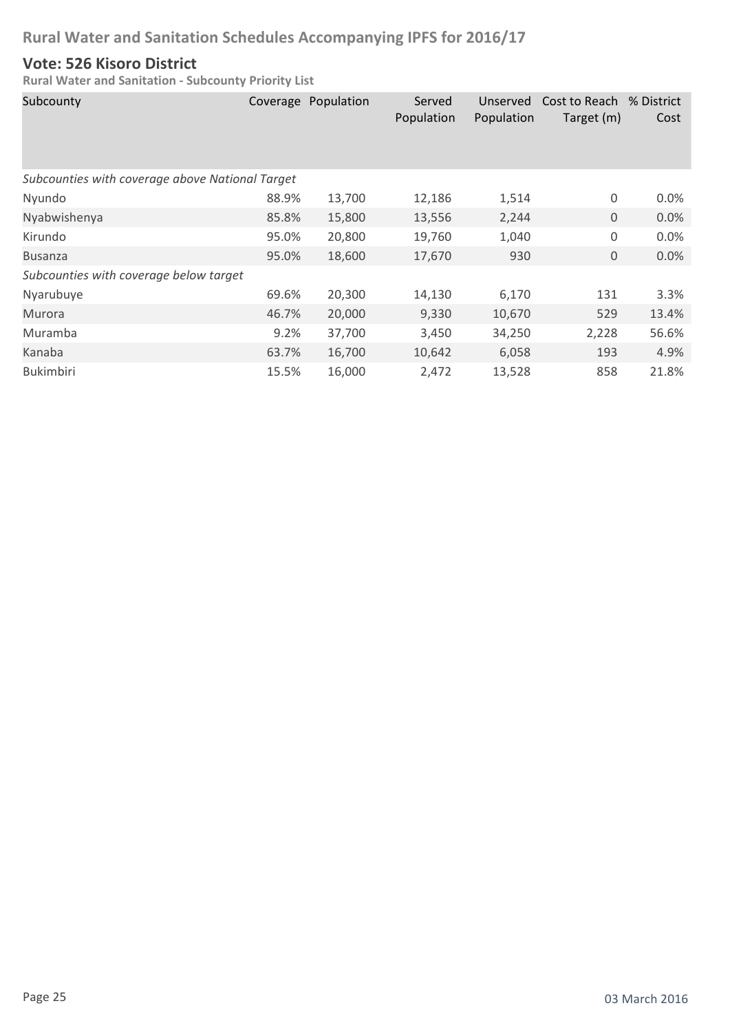# Rural Water and Sanitation Schedules Accompanying IPFS for 2016/17

## Vote: 526 Kisoro District

### Rural Water and Sanitation - Subcounty Priority List

| Subcounty | Coverage | Population | Served Population | Unserved Population | Cost to Reach Target (m) | % District Cost |
|---|---|---|---|---|---|---|
| *Subcounties with coverage above National Target* | | | | | | |
| Nyundo | 88.9% | 13,700 | 12,186 | 1,514 | 0 | 0.0% |
| Nyabwishenya | 85.8% | 15,800 | 13,556 | 2,244 | 0 | 0.0% |
| Kirundo | 95.0% | 20,800 | 19,760 | 1,040 | 0 | 0.0% |
| Busanza | 95.0% | 18,600 | 17,670 | 930 | 0 | 0.0% |
| *Subcounties with coverage below target* | | | | | | |
| Nyarubuye | 69.6% | 20,300 | 14,130 | 6,170 | 131 | 3.3% |
| Murora | 46.7% | 20,000 | 9,330 | 10,670 | 529 | 13.4% |
| Muramba | 9.2% | 37,700 | 3,450 | 34,250 | 2,228 | 56.6% |
| Kanaba | 63.7% | 16,700 | 10,642 | 6,058 | 193 | 4.9% |
| Bukimbiri | 15.5% | 16,000 | 2,472 | 13,528 | 858 | 21.8% |

03 March 2016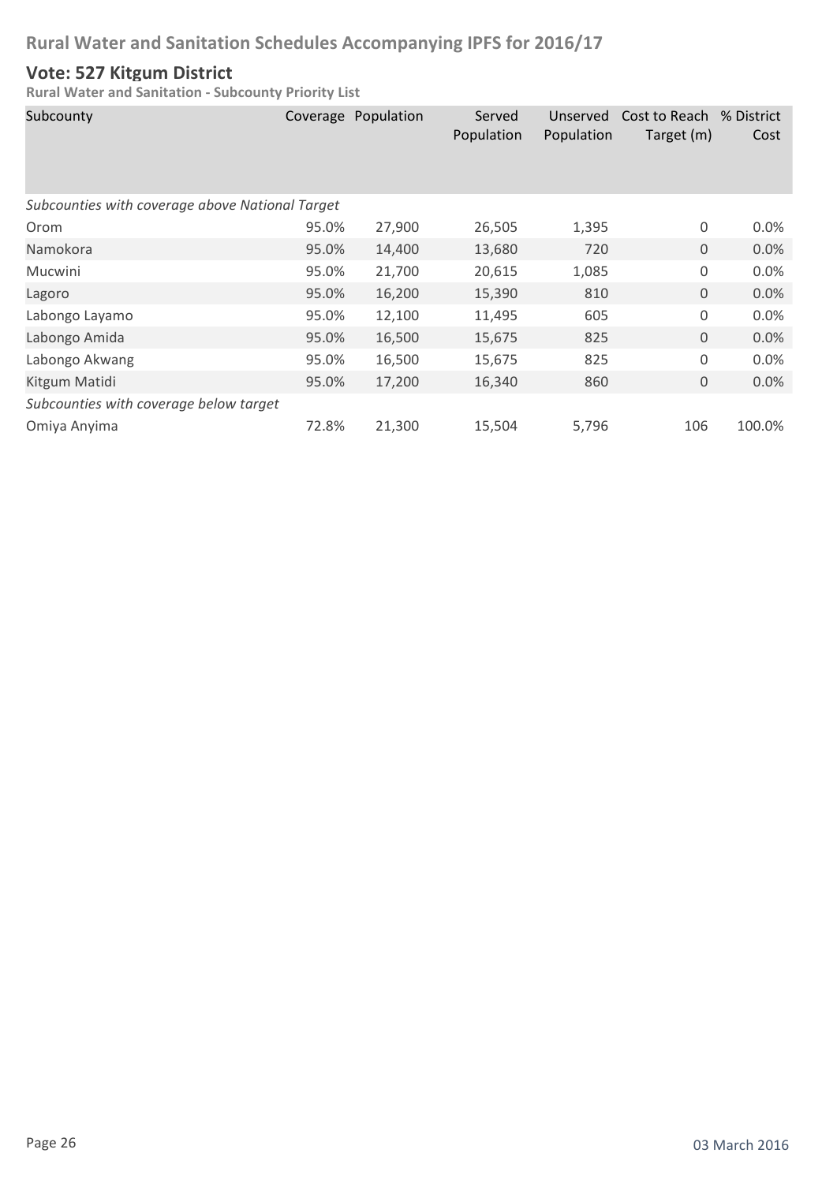# Rural Water and Sanitation Schedules Accompanying IPFS for 2016/17

## Vote: 527 Kitgum District

**Rural Water and Sanitation - Subcounty Priority List**

| Subcounty | Coverage | Population | Served Population | Unserved Population | Cost to Reach Target (m) | % District Cost |
|---|---|---|---|---|---|---|
| *Subcounties with coverage above National Target* | | | | | | |
| Orom | 95.0% | 27,900 | 26,505 | 1,395 | 0 | 0.0% |
| Namokora | 95.0% | 14,400 | 13,680 | 720 | 0 | 0.0% |
| Mucwini | 95.0% | 21,700 | 20,615 | 1,085 | 0 | 0.0% |
| Lagoro | 95.0% | 16,200 | 15,390 | 810 | 0 | 0.0% |
| Labongo Layamo | 95.0% | 12,100 | 11,495 | 605 | 0 | 0.0% |
| Labongo Amida | 95.0% | 16,500 | 15,675 | 825 | 0 | 0.0% |
| Labongo Akwang | 95.0% | 16,500 | 15,675 | 825 | 0 | 0.0% |
| Kitgum Matidi | 95.0% | 17,200 | 16,340 | 860 | 0 | 0.0% |
| *Subcounties with coverage below target* | | | | | | |
| Omiya Anyima | 72.8% | 21,300 | 15,504 | 5,796 | 106 | 100.0% |

03 March 2016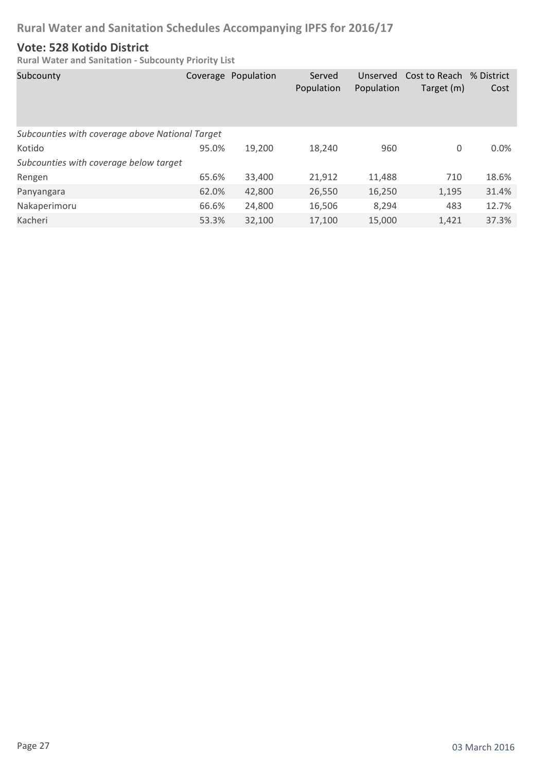## Vote: 528 Kotido District

**Rural Water and Sanitation - Subcounty Priority List**

| Subcounty | Coverage | Population | Served Population | Unserved Population | Cost to Reach Target (m) | % District Cost |
|---|---|---|---|---|---|---|
| *Subcounties with coverage above National Target* | | | | | | |
| Kotido | 95.0% | 19,200 | 18,240 | 960 | 0 | 0.0% |
| *Subcounties with coverage below target* | | | | | | |
| Rengen | 65.6% | 33,400 | 21,912 | 11,488 | 710 | 18.6% |
| Panyangara | 62.0% | 42,800 | 26,550 | 16,250 | 1,195 | 31.4% |
| Nakaperimoru | 66.6% | 24,800 | 16,506 | 8,294 | 483 | 12.7% |
| Kacheri | 53.3% | 32,100 | 17,100 | 15,000 | 1,421 | 37.3% |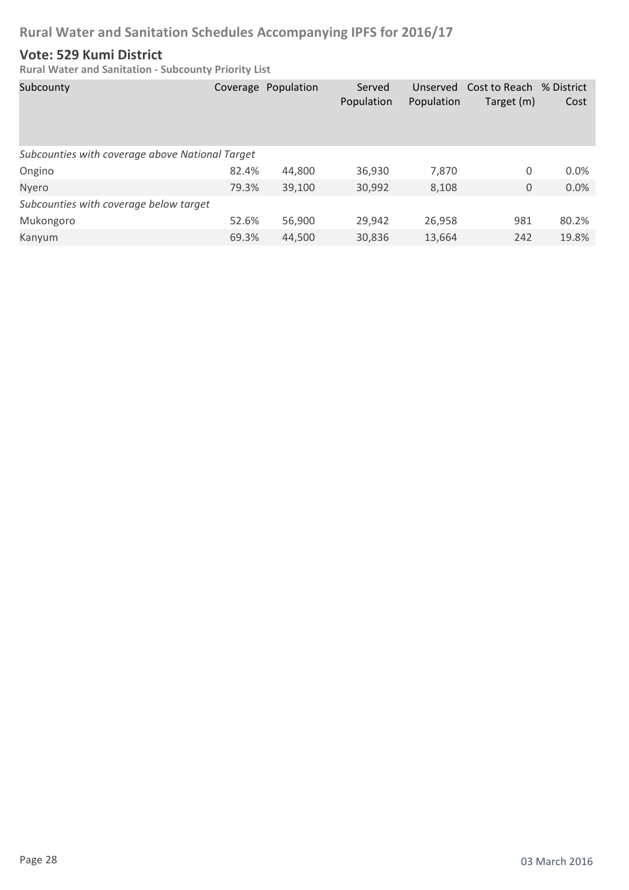## Rural Water and Sanitation Schedules Accompanying IPFS for 2016/17

### Vote: 529 Kumi District

**Rural Water and Sanitation - Subcounty Priority List**

| Subcounty | Coverage | Population | Served Population | Unserved Population | Cost to Reach Target (m) | % District Cost |
|---|---|---|---|---|---|---|
| *Subcounties with coverage above National Target* | | | | | | |
| Ongino | 82.4% | 44,800 | 36,930 | 7,870 | 0 | 0.0% |
| Nyero | 79.3% | 39,100 | 30,992 | 8,108 | 0 | 0.0% |
| *Subcounties with coverage below target* | | | | | | |
| Mukongoro | 52.6% | 56,900 | 29,942 | 26,958 | 981 | 80.2% |
| Kanyum | 69.3% | 44,500 | 30,836 | 13,664 | 242 | 19.8% |

03 March 2016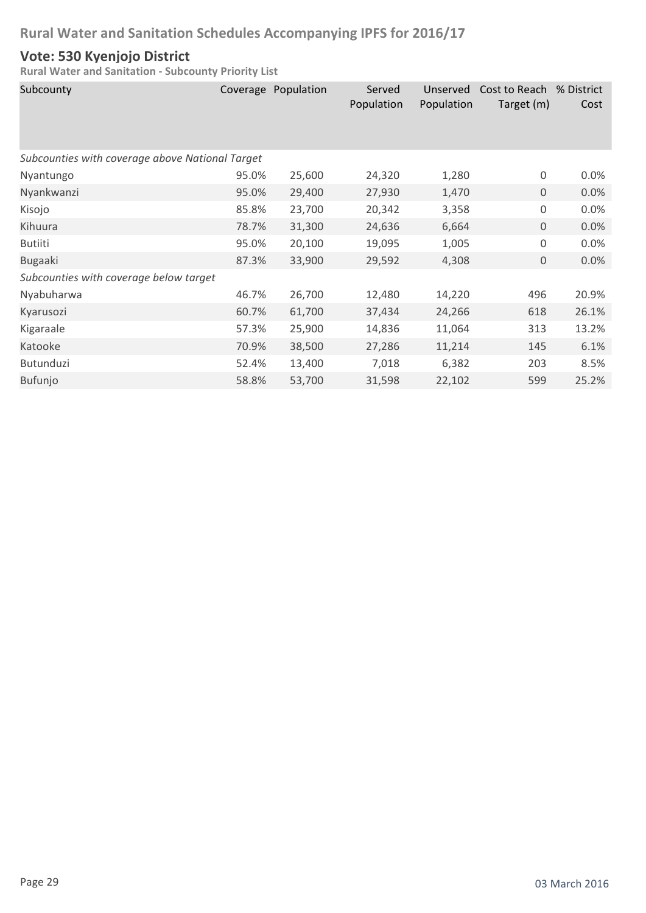## Rural Water and Sanitation Schedules Accompanying IPFS for 2016/17

# Vote: 530 Kyenjojo District

### Rural Water and Sanitation - Subcounty Priority List

| Subcounty | Coverage | Population | Served Population | Unserved Population | Cost to Reach Target (m) | % District Cost |
|---|---|---|---|---|---|---|
| *Subcounties with coverage above National Target* | | | | | | |
| Nyantungo | 95.0% | 25,600 | 24,320 | 1,280 | 0 | 0.0% |
| Nyankwanzi | 95.0% | 29,400 | 27,930 | 1,470 | 0 | 0.0% |
| Kisojo | 85.8% | 23,700 | 20,342 | 3,358 | 0 | 0.0% |
| Kihuura | 78.7% | 31,300 | 24,636 | 6,664 | 0 | 0.0% |
| Butiiti | 95.0% | 20,100 | 19,095 | 1,005 | 0 | 0.0% |
| Bugaaki | 87.3% | 33,900 | 29,592 | 4,308 | 0 | 0.0% |
| *Subcounties with coverage below target* | | | | | | |
| Nyabuharwa | 46.7% | 26,700 | 12,480 | 14,220 | 496 | 20.9% |
| Kyarusozi | 60.7% | 61,700 | 37,434 | 24,266 | 618 | 26.1% |
| Kigaraale | 57.3% | 25,900 | 14,836 | 11,064 | 313 | 13.2% |
| Katooke | 70.9% | 38,500 | 27,286 | 11,214 | 145 | 6.1% |
| Butunduzi | 52.4% | 13,400 | 7,018 | 6,382 | 203 | 8.5% |
| Bufunjo | 58.8% | 53,700 | 31,598 | 22,102 | 599 | 25.2% |

03 March 2016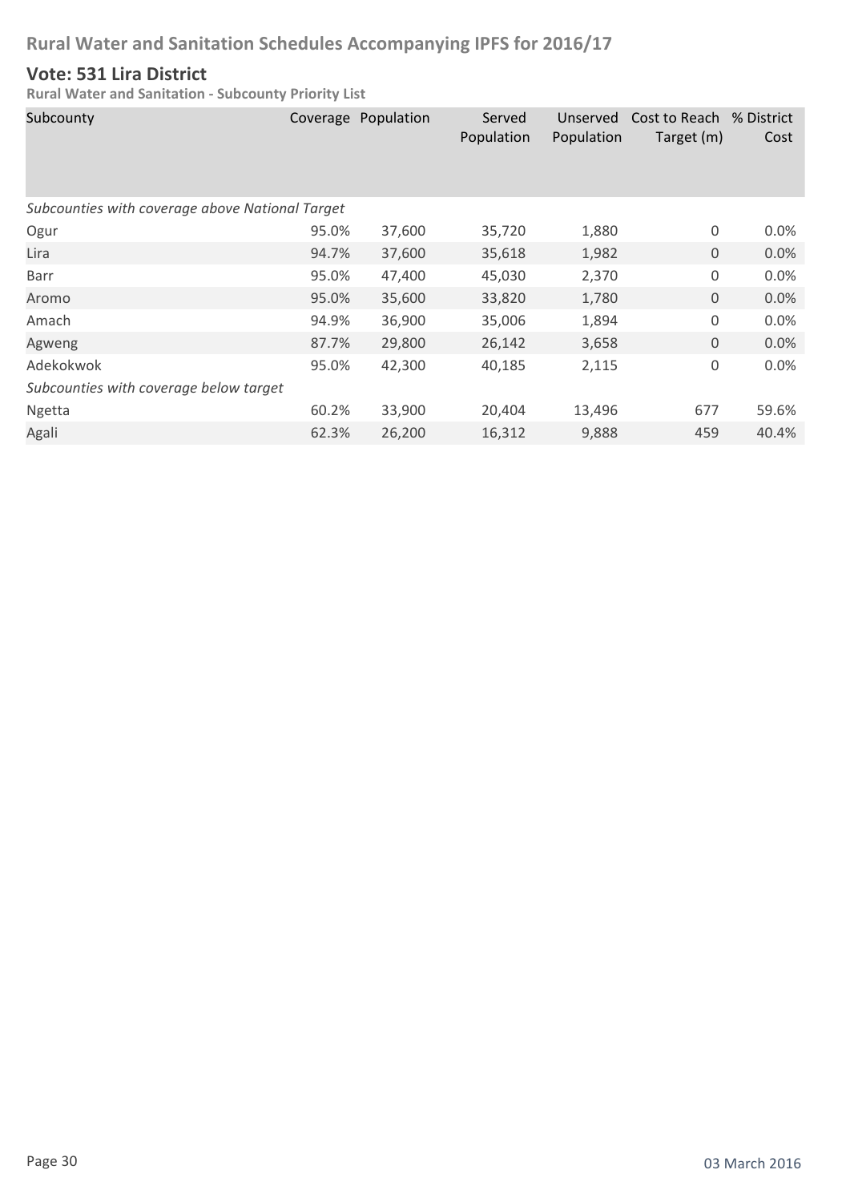# Rural Water and Sanitation Schedules Accompanying IPFS for 2016/17

## Vote: 531 Lira District

**Rural Water and Sanitation - Subcounty Priority List**

| Subcounty | Coverage | Population | Served Population | Unserved Population | Cost to Reach Target (m) | % District Cost |
|---|---|---|---|---|---|---|
| *Subcounties with coverage above National Target* | | | | | | |
| Ogur | 95.0% | 37,600 | 35,720 | 1,880 | 0 | 0.0% |
| Lira | 94.7% | 37,600 | 35,618 | 1,982 | 0 | 0.0% |
| Barr | 95.0% | 47,400 | 45,030 | 2,370 | 0 | 0.0% |
| Aromo | 95.0% | 35,600 | 33,820 | 1,780 | 0 | 0.0% |
| Amach | 94.9% | 36,900 | 35,006 | 1,894 | 0 | 0.0% |
| Agweng | 87.7% | 29,800 | 26,142 | 3,658 | 0 | 0.0% |
| Adekokwok | 95.0% | 42,300 | 40,185 | 2,115 | 0 | 0.0% |
| *Subcounties with coverage below target* | | | | | | |
| Ngetta | 60.2% | 33,900 | 20,404 | 13,496 | 677 | 59.6% |
| Agali | 62.3% | 26,200 | 16,312 | 9,888 | 459 | 40.4% |

03 March 2016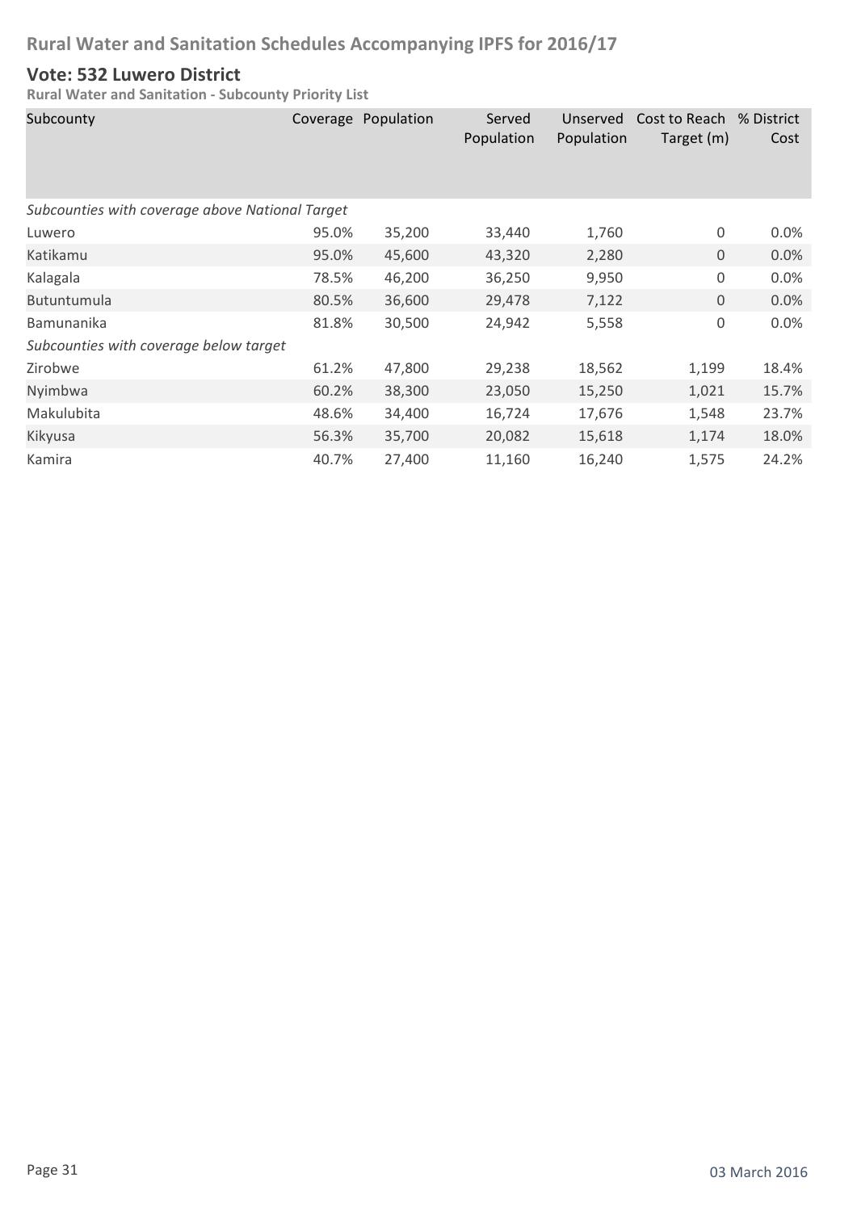# Rural Water and Sanitation Schedules Accompanying IPFS for 2016/17

## Vote: 532 Luwero District

### Rural Water and Sanitation - Subcounty Priority List

| Subcounty | Coverage | Population | Served Population | Unserved Population | Cost to Reach Target (m) | % District Cost |
|---|---|---|---|---|---|---|
| *Subcounties with coverage above National Target* | | | | | | |
| Luwero | 95.0% | 35,200 | 33,440 | 1,760 | 0 | 0.0% |
| Katikamu | 95.0% | 45,600 | 43,320 | 2,280 | 0 | 0.0% |
| Kalagala | 78.5% | 46,200 | 36,250 | 9,950 | 0 | 0.0% |
| Butuntumula | 80.5% | 36,600 | 29,478 | 7,122 | 0 | 0.0% |
| Bamunanika | 81.8% | 30,500 | 24,942 | 5,558 | 0 | 0.0% |
| *Subcounties with coverage below target* | | | | | | |
| Zirobwe | 61.2% | 47,800 | 29,238 | 18,562 | 1,199 | 18.4% |
| Nyimbwa | 60.2% | 38,300 | 23,050 | 15,250 | 1,021 | 15.7% |
| Makulubita | 48.6% | 34,400 | 16,724 | 17,676 | 1,548 | 23.7% |
| Kikyusa | 56.3% | 35,700 | 20,082 | 15,618 | 1,174 | 18.0% |
| Kamira | 40.7% | 27,400 | 11,160 | 16,240 | 1,575 | 24.2% |

03 March 2016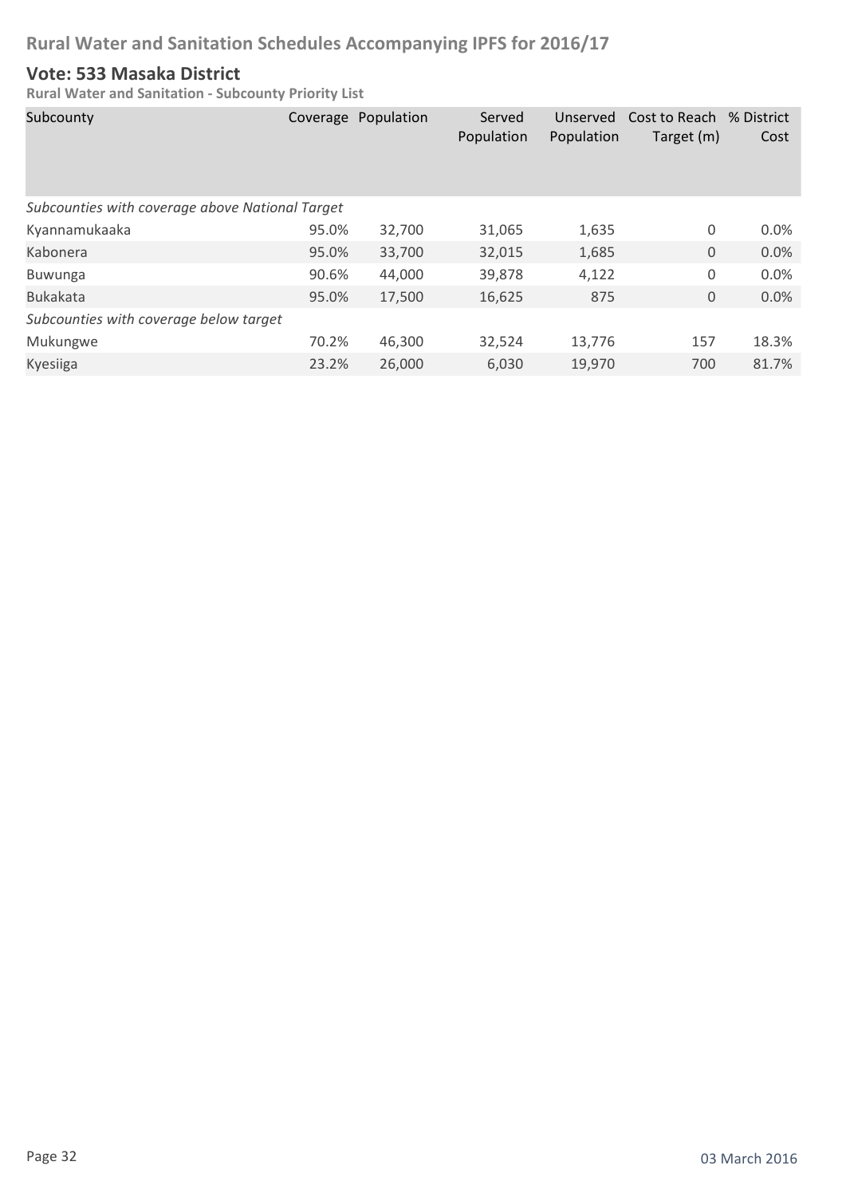# Rural Water and Sanitation Schedules Accompanying IPFS for 2016/17

## Vote: 533 Masaka District

**Rural Water and Sanitation - Subcounty Priority List**

| Subcounty | Coverage | Population | Served Population | Unserved Population | Cost to Reach Target (m) | % District Cost |
|---|---|---|---|---|---|---|
| *Subcounties with coverage above National Target* | | | | | | |
| Kyannamukaaka | 95.0% | 32,700 | 31,065 | 1,635 | 0 | 0.0% |
| Kabonera | 95.0% | 33,700 | 32,015 | 1,685 | 0 | 0.0% |
| Buwunga | 90.6% | 44,000 | 39,878 | 4,122 | 0 | 0.0% |
| Bukakata | 95.0% | 17,500 | 16,625 | 875 | 0 | 0.0% |
| *Subcounties with coverage below target* | | | | | | |
| Mukungwe | 70.2% | 46,300 | 32,524 | 13,776 | 157 | 18.3% |
| Kyesiiga | 23.2% | 26,000 | 6,030 | 19,970 | 700 | 81.7% |

03 March 2016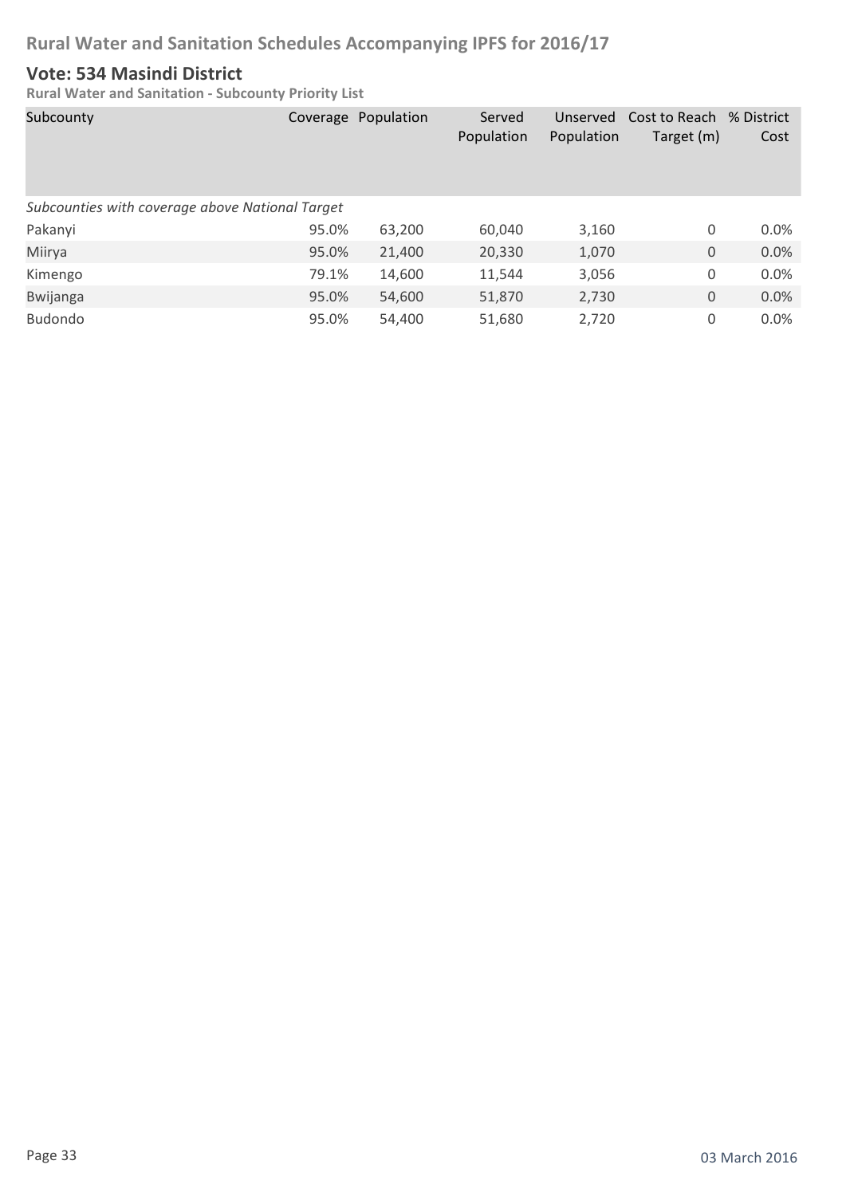# Rural Water and Sanitation Schedules Accompanying IPFS for 2016/17

## Vote: 534 Masindi District

**Rural Water and Sanitation - Subcounty Priority List**

| Subcounty | Coverage | Population | Served Population | Unserved Population | Cost to Reach Target (m) | % District Cost |
|---|---|---|---|---|---|---|
| *Subcounties with coverage above National Target* | | | | | | |
| Pakanyi | 95.0% | 63,200 | 60,040 | 3,160 | 0 | 0.0% |
| Miirya | 95.0% | 21,400 | 20,330 | 1,070 | 0 | 0.0% |
| Kimengo | 79.1% | 14,600 | 11,544 | 3,056 | 0 | 0.0% |
| Bwijanga | 95.0% | 54,600 | 51,870 | 2,730 | 0 | 0.0% |
| Budondo | 95.0% | 54,400 | 51,680 | 2,720 | 0 | 0.0% |

03 March 2016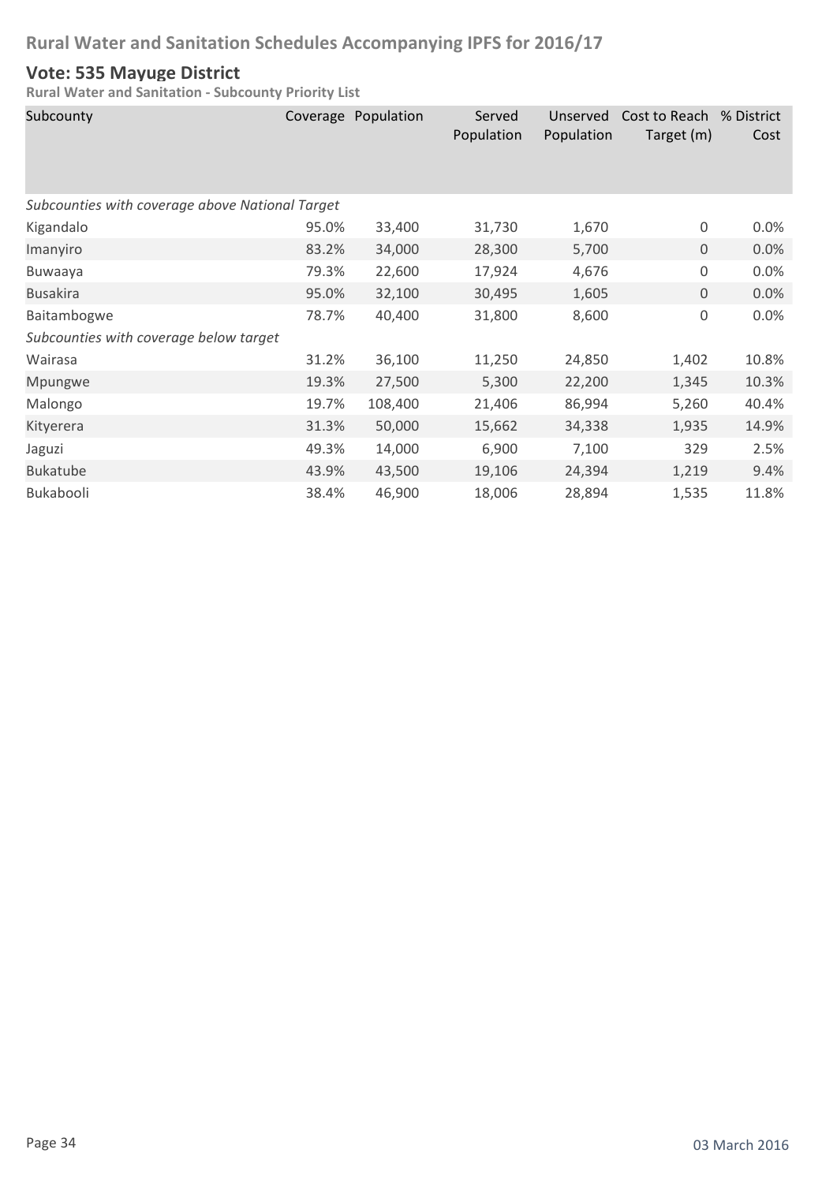# Rural Water and Sanitation Schedules Accompanying IPFS for 2016/17

## Vote: 535 Mayuge District

**Rural Water and Sanitation - Subcounty Priority List**

| Subcounty | Coverage | Population | Served Population | Unserved Population | Cost to Reach Target (m) | % District Cost |
|---|---|---|---|---|---|---|
| *Subcounties with coverage above National Target* | | | | | | |
| Kigandalo | 95.0% | 33,400 | 31,730 | 1,670 | 0 | 0.0% |
| Imanyiro | 83.2% | 34,000 | 28,300 | 5,700 | 0 | 0.0% |
| Buwaaya | 79.3% | 22,600 | 17,924 | 4,676 | 0 | 0.0% |
| Busakira | 95.0% | 32,100 | 30,495 | 1,605 | 0 | 0.0% |
| Baitambogwe | 78.7% | 40,400 | 31,800 | 8,600 | 0 | 0.0% |
| *Subcounties with coverage below target* | | | | | | |
| Wairasa | 31.2% | 36,100 | 11,250 | 24,850 | 1,402 | 10.8% |
| Mpungwe | 19.3% | 27,500 | 5,300 | 22,200 | 1,345 | 10.3% |
| Malongo | 19.7% | 108,400 | 21,406 | 86,994 | 5,260 | 40.4% |
| Kityerera | 31.3% | 50,000 | 15,662 | 34,338 | 1,935 | 14.9% |
| Jaguzi | 49.3% | 14,000 | 6,900 | 7,100 | 329 | 2.5% |
| Bukatube | 43.9% | 43,500 | 19,106 | 24,394 | 1,219 | 9.4% |
| Bukabooli | 38.4% | 46,900 | 18,006 | 28,894 | 1,535 | 11.8% |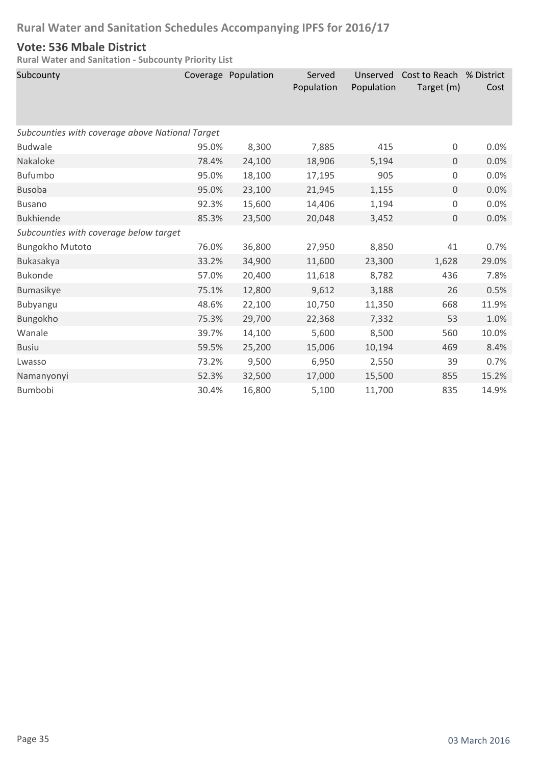## Rural Water and Sanitation Schedules Accompanying IPFS for 2016/17

### Vote: 536 Mbale District

**Rural Water and Sanitation - Subcounty Priority List**

| Subcounty | Coverage | Population | Served Population | Unserved Population | Cost to Reach Target (m) | % District Cost |
|---|---|---|---|---|---|---|
| *Subcounties with coverage above National Target* | | | | | | |
| Budwale | 95.0% | 8,300 | 7,885 | 415 | 0 | 0.0% |
| Nakaloke | 78.4% | 24,100 | 18,906 | 5,194 | 0 | 0.0% |
| Bufumbo | 95.0% | 18,100 | 17,195 | 905 | 0 | 0.0% |
| Busoba | 95.0% | 23,100 | 21,945 | 1,155 | 0 | 0.0% |
| Busano | 92.3% | 15,600 | 14,406 | 1,194 | 0 | 0.0% |
| Bukhiende | 85.3% | 23,500 | 20,048 | 3,452 | 0 | 0.0% |
| *Subcounties with coverage below target* | | | | | | |
| Bungokho Mutoto | 76.0% | 36,800 | 27,950 | 8,850 | 41 | 0.7% |
| Bukasakya | 33.2% | 34,900 | 11,600 | 23,300 | 1,628 | 29.0% |
| Bukonde | 57.0% | 20,400 | 11,618 | 8,782 | 436 | 7.8% |
| Bumasikye | 75.1% | 12,800 | 9,612 | 3,188 | 26 | 0.5% |
| Bubyangu | 48.6% | 22,100 | 10,750 | 11,350 | 668 | 11.9% |
| Bungokho | 75.3% | 29,700 | 22,368 | 7,332 | 53 | 1.0% |
| Wanale | 39.7% | 14,100 | 5,600 | 8,500 | 560 | 10.0% |
| Busiu | 59.5% | 25,200 | 15,006 | 10,194 | 469 | 8.4% |
| Lwasso | 73.2% | 9,500 | 6,950 | 2,550 | 39 | 0.7% |
| Namanyonyi | 52.3% | 32,500 | 17,000 | 15,500 | 855 | 15.2% |
| Bumbobi | 30.4% | 16,800 | 5,100 | 11,700 | 835 | 14.9% |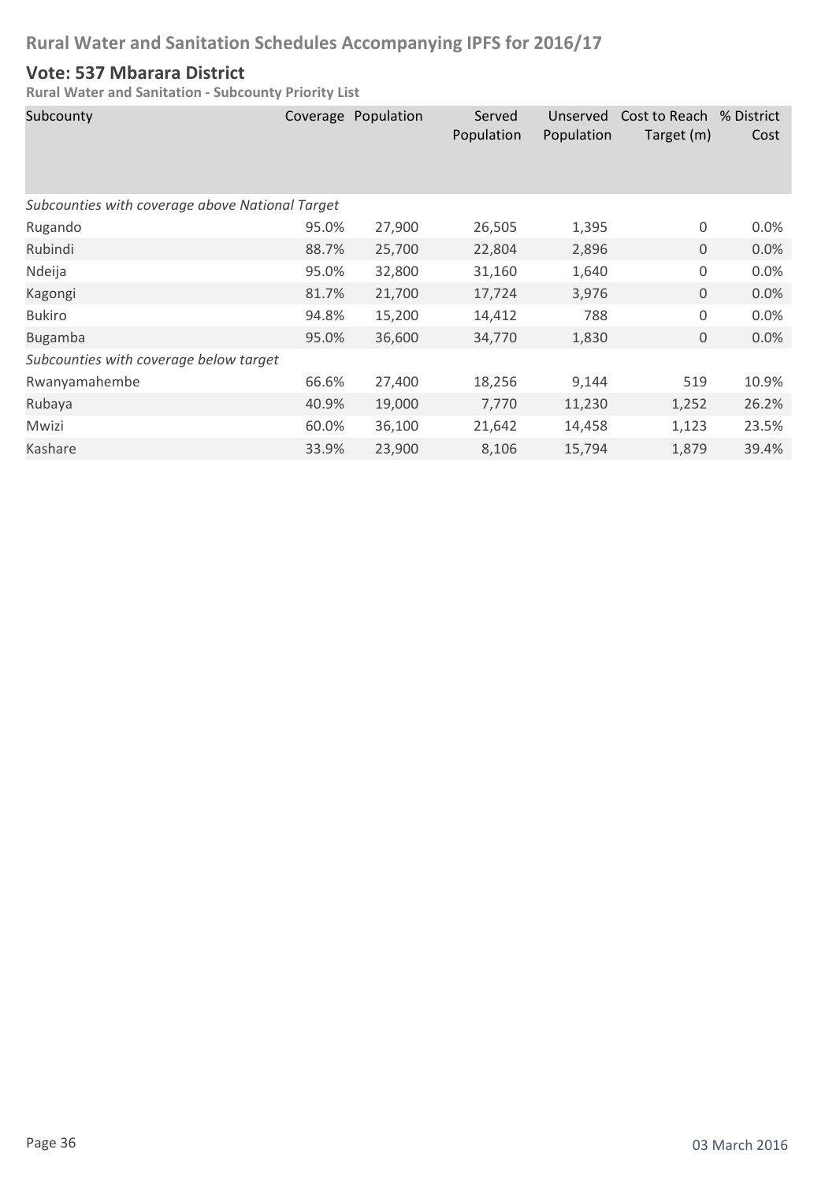## Vote: 537 Mbarara District

### Rural Water and Sanitation - Subcounty Priority List

| Subcounty | Coverage | Population | Served Population | Unserved Population | Cost to Reach Target (m) | % District Cost |
|---|---|---|---|---|---|---|
| *Subcounties with coverage above National Target* | | | | | | |
| Rugando | 95.0% | 27,900 | 26,505 | 1,395 | 0 | 0.0% |
| Rubindi | 88.7% | 25,700 | 22,804 | 2,896 | 0 | 0.0% |
| Ndeija | 95.0% | 32,800 | 31,160 | 1,640 | 0 | 0.0% |
| Kagongi | 81.7% | 21,700 | 17,724 | 3,976 | 0 | 0.0% |
| Bukiro | 94.8% | 15,200 | 14,412 | 788 | 0 | 0.0% |
| Bugamba | 95.0% | 36,600 | 34,770 | 1,830 | 0 | 0.0% |
| *Subcounties with coverage below target* | | | | | | |
| Rwanyamahembe | 66.6% | 27,400 | 18,256 | 9,144 | 519 | 10.9% |
| Rubaya | 40.9% | 19,000 | 7,770 | 11,230 | 1,252 | 26.2% |
| Mwizi | 60.0% | 36,100 | 21,642 | 14,458 | 1,123 | 23.5% |
| Kashare | 33.9% | 23,900 | 8,106 | 15,794 | 1,879 | 39.4% |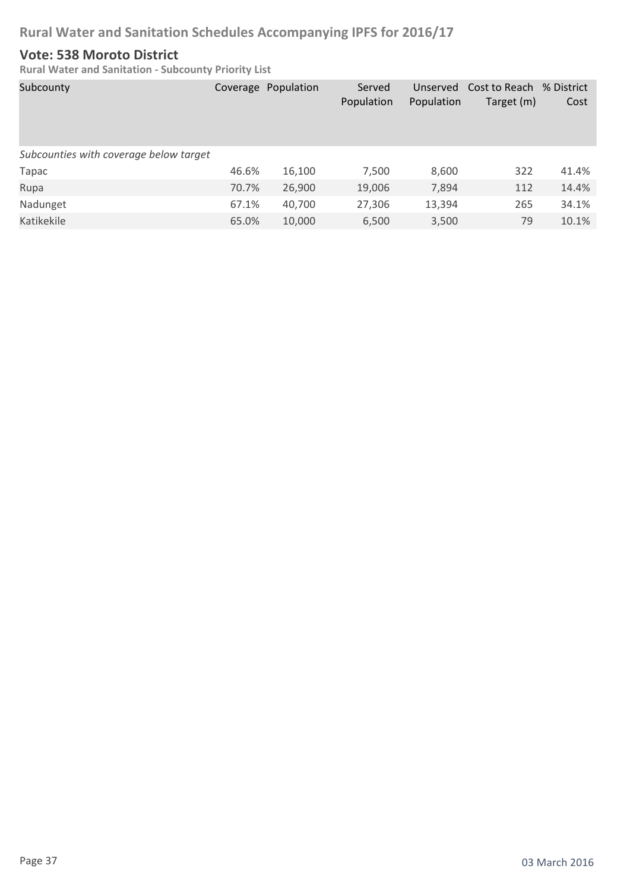## Vote: 538 Moroto District

**Rural Water and Sanitation - Subcounty Priority List**

| Subcounty | Coverage | Population | Served Population | Unserved Population | Cost to Reach Target (m) | % District Cost |
|---|---|---|---|---|---|---|
| *Subcounties with coverage below target* | | | | | | |
| Tapac | 46.6% | 16,100 | 7,500 | 8,600 | 322 | 41.4% |
| Rupa | 70.7% | 26,900 | 19,006 | 7,894 | 112 | 14.4% |
| Nadunget | 67.1% | 40,700 | 27,306 | 13,394 | 265 | 34.1% |
| Katikekile | 65.0% | 10,000 | 6,500 | 3,500 | 79 | 10.1% |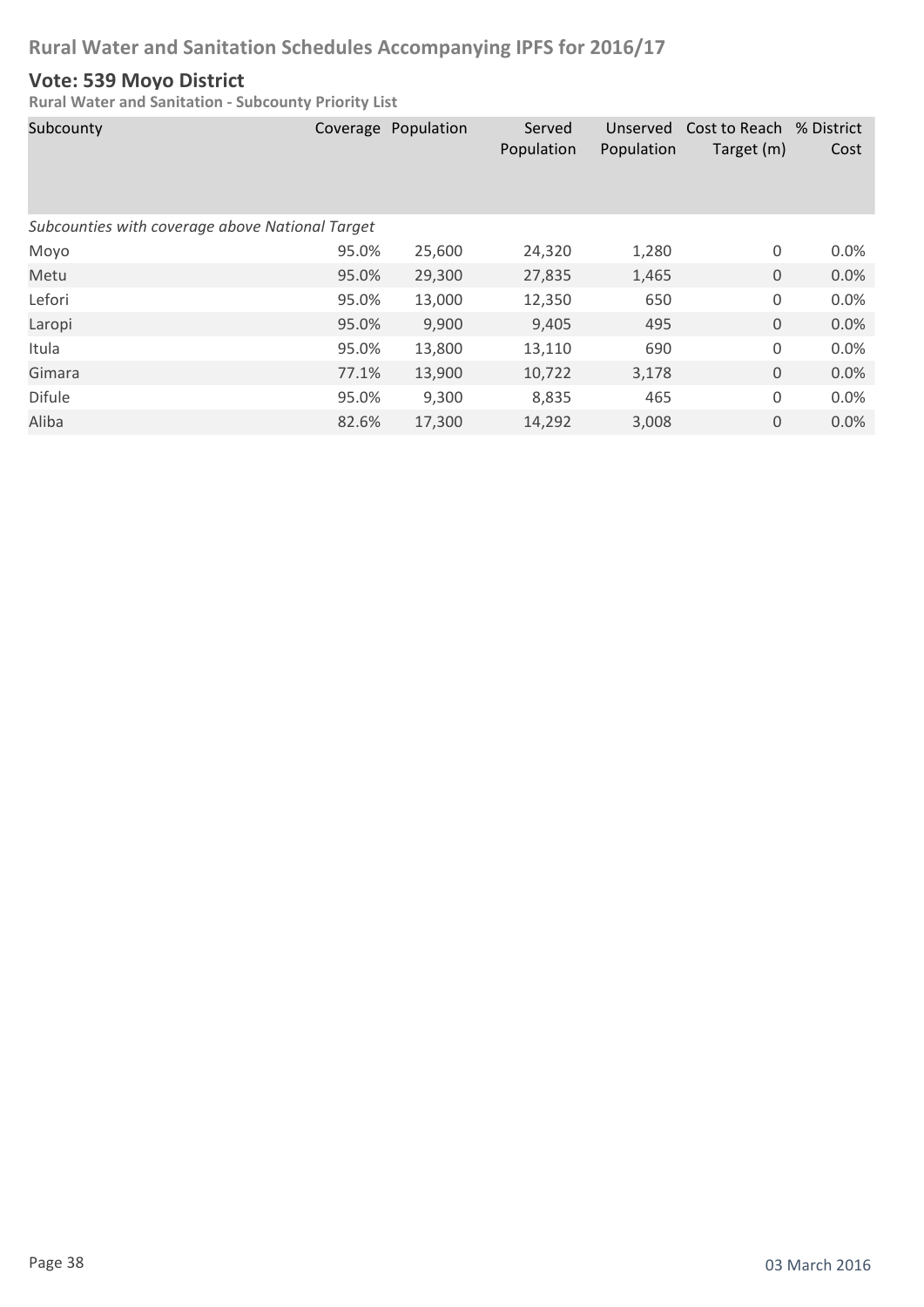# Rural Water and Sanitation Schedules Accompanying IPFS for 2016/17

## Vote: 539 Moyo District

**Rural Water and Sanitation - Subcounty Priority List**

| Subcounty | Coverage | Population | Served Population | Unserved Population | Cost to Reach Target (m) | % District Cost |
|---|---|---|---|---|---|---|
| *Subcounties with coverage above National Target* | | | | | | |
| Moyo | 95.0% | 25,600 | 24,320 | 1,280 | 0 | 0.0% |
| Metu | 95.0% | 29,300 | 27,835 | 1,465 | 0 | 0.0% |
| Lefori | 95.0% | 13,000 | 12,350 | 650 | 0 | 0.0% |
| Laropi | 95.0% | 9,900 | 9,405 | 495 | 0 | 0.0% |
| Itula | 95.0% | 13,800 | 13,110 | 690 | 0 | 0.0% |
| Gimara | 77.1% | 13,900 | 10,722 | 3,178 | 0 | 0.0% |
| Difule | 95.0% | 9,300 | 8,835 | 465 | 0 | 0.0% |
| Aliba | 82.6% | 17,300 | 14,292 | 3,008 | 0 | 0.0% |

03 March 2016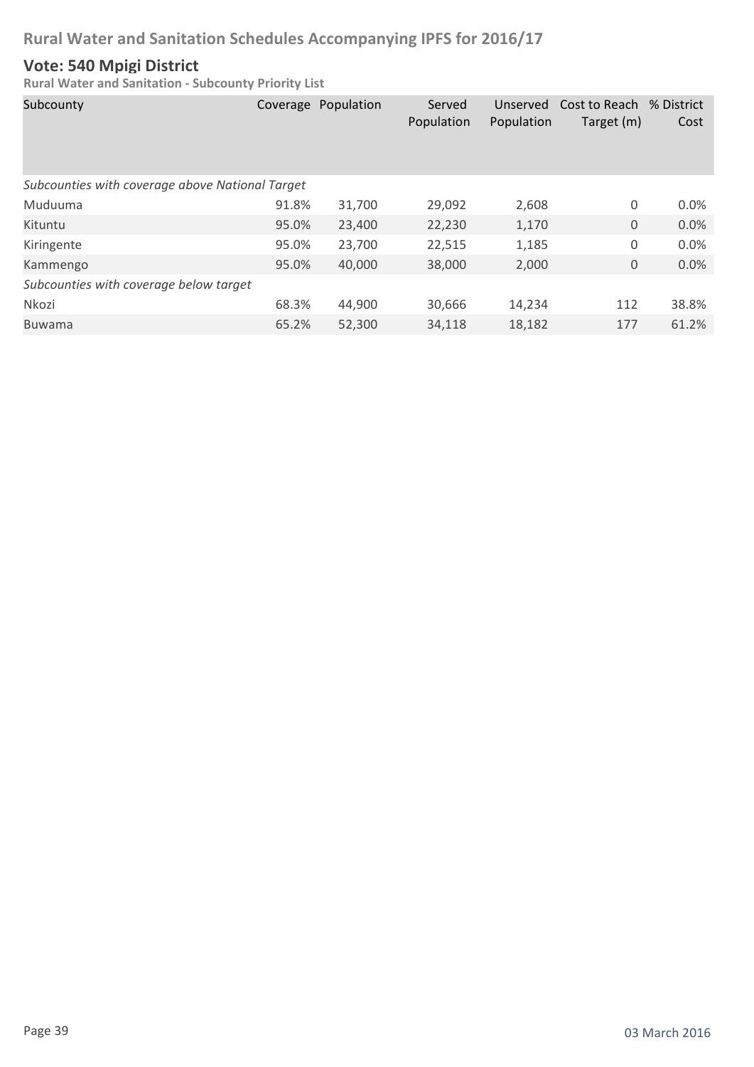## Rural Water and Sanitation Schedules Accompanying IPFS for 2016/17

### Vote: 540 Mpigi District

**Rural Water and Sanitation - Subcounty Priority List**

| Subcounty | Coverage | Population | Served Population | Unserved Population | Cost to Reach Target (m) | % District Cost |
|---|---|---|---|---|---|---|
| *Subcounties with coverage above National Target* | | | | | | |
| Muduuma | 91.8% | 31,700 | 29,092 | 2,608 | 0 | 0.0% |
| Kituntu | 95.0% | 23,400 | 22,230 | 1,170 | 0 | 0.0% |
| Kiringente | 95.0% | 23,700 | 22,515 | 1,185 | 0 | 0.0% |
| Kammengo | 95.0% | 40,000 | 38,000 | 2,000 | 0 | 0.0% |
| *Subcounties with coverage below target* | | | | | | |
| Nkozi | 68.3% | 44,900 | 30,666 | 14,234 | 112 | 38.8% |
| Buwama | 65.2% | 52,300 | 34,118 | 18,182 | 177 | 61.2% |

03 March 2016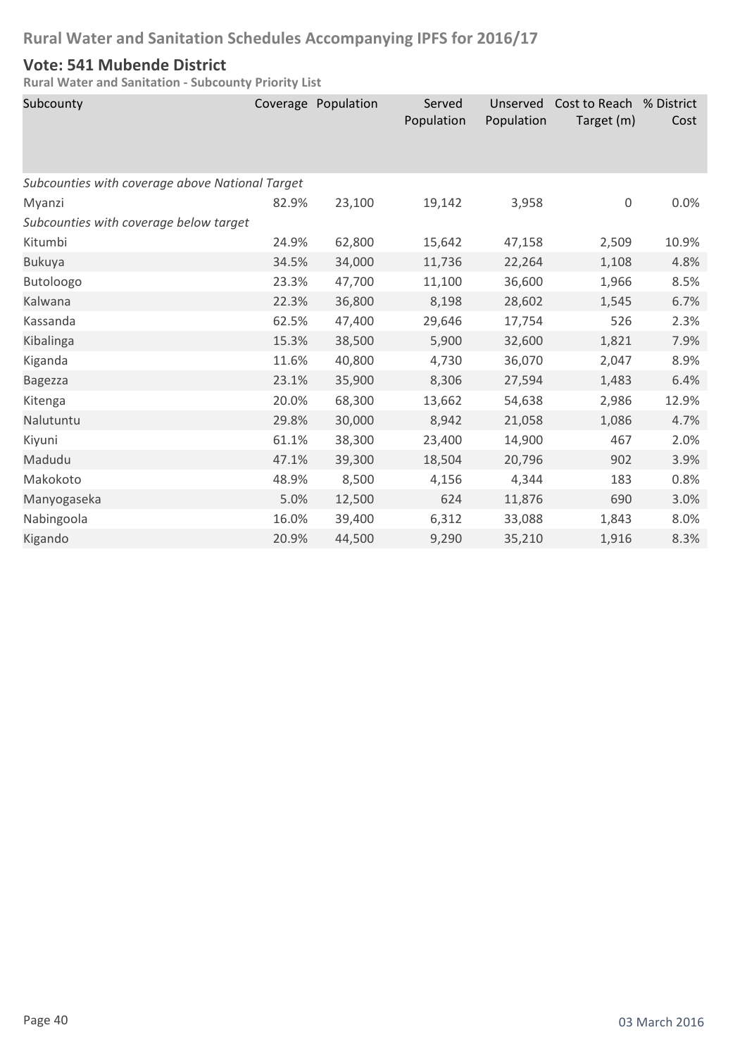## Rural Water and Sanitation Schedules Accompanying IPFS for 2016/17

### Vote: 541 Mubende District

**Rural Water and Sanitation - Subcounty Priority List**

| Subcounty | Coverage | Population | Served Population | Unserved Population | Cost to Reach Target (m) | % District Cost |
|---|---|---|---|---|---|---|
| *Subcounties with coverage above National Target* | | | | | | |
| Myanzi | 82.9% | 23,100 | 19,142 | 3,958 | 0 | 0.0% |
| *Subcounties with coverage below target* | | | | | | |
| Kitumbi | 24.9% | 62,800 | 15,642 | 47,158 | 2,509 | 10.9% |
| Bukuya | 34.5% | 34,000 | 11,736 | 22,264 | 1,108 | 4.8% |
| Butoloogo | 23.3% | 47,700 | 11,100 | 36,600 | 1,966 | 8.5% |
| Kalwana | 22.3% | 36,800 | 8,198 | 28,602 | 1,545 | 6.7% |
| Kassanda | 62.5% | 47,400 | 29,646 | 17,754 | 526 | 2.3% |
| Kibalinga | 15.3% | 38,500 | 5,900 | 32,600 | 1,821 | 7.9% |
| Kiganda | 11.6% | 40,800 | 4,730 | 36,070 | 2,047 | 8.9% |
| Bagezza | 23.1% | 35,900 | 8,306 | 27,594 | 1,483 | 6.4% |
| Kitenga | 20.0% | 68,300 | 13,662 | 54,638 | 2,986 | 12.9% |
| Nalutuntu | 29.8% | 30,000 | 8,942 | 21,058 | 1,086 | 4.7% |
| Kiyuni | 61.1% | 38,300 | 23,400 | 14,900 | 467 | 2.0% |
| Madudu | 47.1% | 39,300 | 18,504 | 20,796 | 902 | 3.9% |
| Makokoto | 48.9% | 8,500 | 4,156 | 4,344 | 183 | 0.8% |
| Manyogaseka | 5.0% | 12,500 | 624 | 11,876 | 690 | 3.0% |
| Nabingoola | 16.0% | 39,400 | 6,312 | 33,088 | 1,843 | 8.0% |
| Kigando | 20.9% | 44,500 | 9,290 | 35,210 | 1,916 | 8.3% |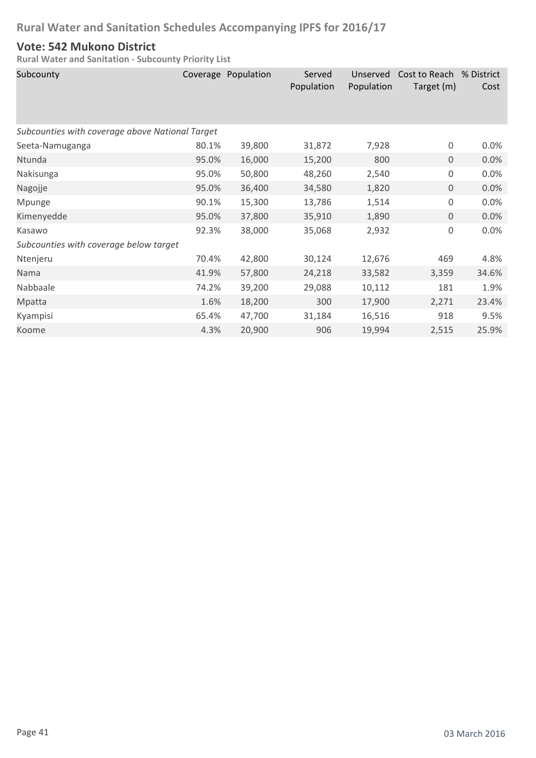## Rural Water and Sanitation Schedules Accompanying IPFS for 2016/17

### Vote: 542 Mukono District

**Rural Water and Sanitation - Subcounty Priority List**

| Subcounty | Coverage | Population | Served Population | Unserved Population | Cost to Reach Target (m) | % District Cost |
|---|---|---|---|---|---|---|
| *Subcounties with coverage above National Target* | | | | | | |
| Seeta-Namuganga | 80.1% | 39,800 | 31,872 | 7,928 | 0 | 0.0% |
| Ntunda | 95.0% | 16,000 | 15,200 | 800 | 0 | 0.0% |
| Nakisunga | 95.0% | 50,800 | 48,260 | 2,540 | 0 | 0.0% |
| Nagojje | 95.0% | 36,400 | 34,580 | 1,820 | 0 | 0.0% |
| Mpunge | 90.1% | 15,300 | 13,786 | 1,514 | 0 | 0.0% |
| Kimenyedde | 95.0% | 37,800 | 35,910 | 1,890 | 0 | 0.0% |
| Kasawo | 92.3% | 38,000 | 35,068 | 2,932 | 0 | 0.0% |
| *Subcounties with coverage below target* | | | | | | |
| Ntenjeru | 70.4% | 42,800 | 30,124 | 12,676 | 469 | 4.8% |
| Nama | 41.9% | 57,800 | 24,218 | 33,582 | 3,359 | 34.6% |
| Nabbaale | 74.2% | 39,200 | 29,088 | 10,112 | 181 | 1.9% |
| Mpatta | 1.6% | 18,200 | 300 | 17,900 | 2,271 | 23.4% |
| Kyampisi | 65.4% | 47,700 | 31,184 | 16,516 | 918 | 9.5% |
| Koome | 4.3% | 20,900 | 906 | 19,994 | 2,515 | 25.9% |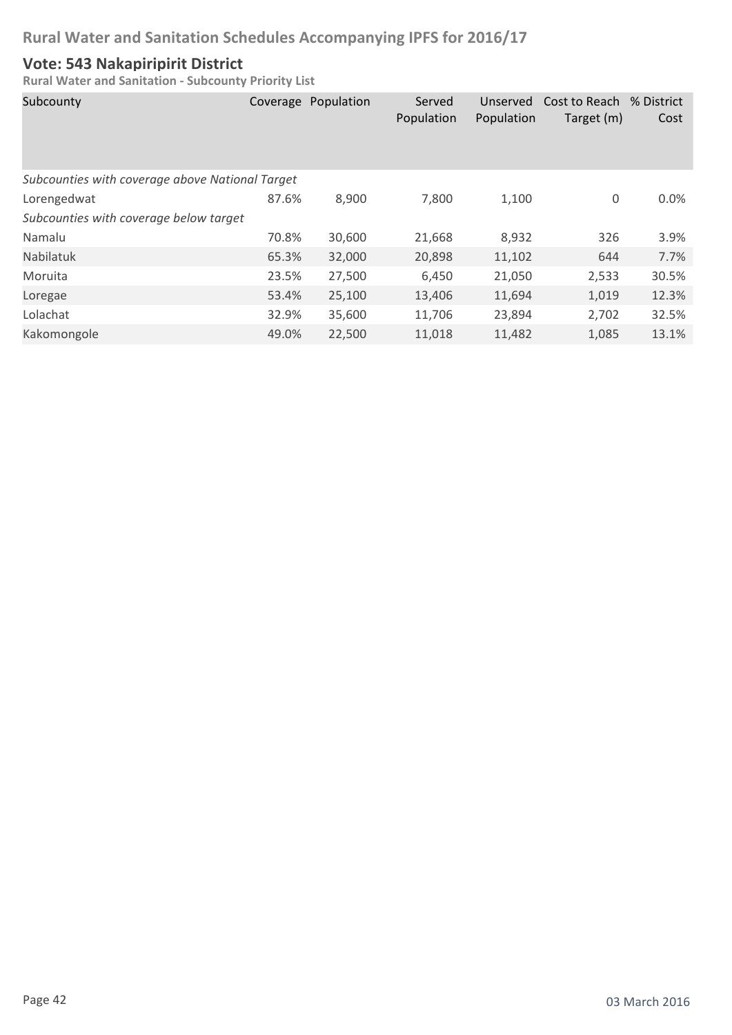# Rural Water and Sanitation Schedules Accompanying IPFS for 2016/17

## Vote: 543 Nakapiripirit District

**Rural Water and Sanitation - Subcounty Priority List**

| Subcounty | Coverage | Population | Served Population | Unserved Population | Cost to Reach Target (m) | % District Cost |
|---|---|---|---|---|---|---|
| *Subcounties with coverage above National Target* | | | | | | |
| Lorengedwat | 87.6% | 8,900 | 7,800 | 1,100 | 0 | 0.0% |
| *Subcounties with coverage below target* | | | | | | |
| Namalu | 70.8% | 30,600 | 21,668 | 8,932 | 326 | 3.9% |
| Nabilatuk | 65.3% | 32,000 | 20,898 | 11,102 | 644 | 7.7% |
| Moruita | 23.5% | 27,500 | 6,450 | 21,050 | 2,533 | 30.5% |
| Loregae | 53.4% | 25,100 | 13,406 | 11,694 | 1,019 | 12.3% |
| Lolachat | 32.9% | 35,600 | 11,706 | 23,894 | 2,702 | 32.5% |
| Kakomongole | 49.0% | 22,500 | 11,018 | 11,482 | 1,085 | 13.1% |

03 March 2016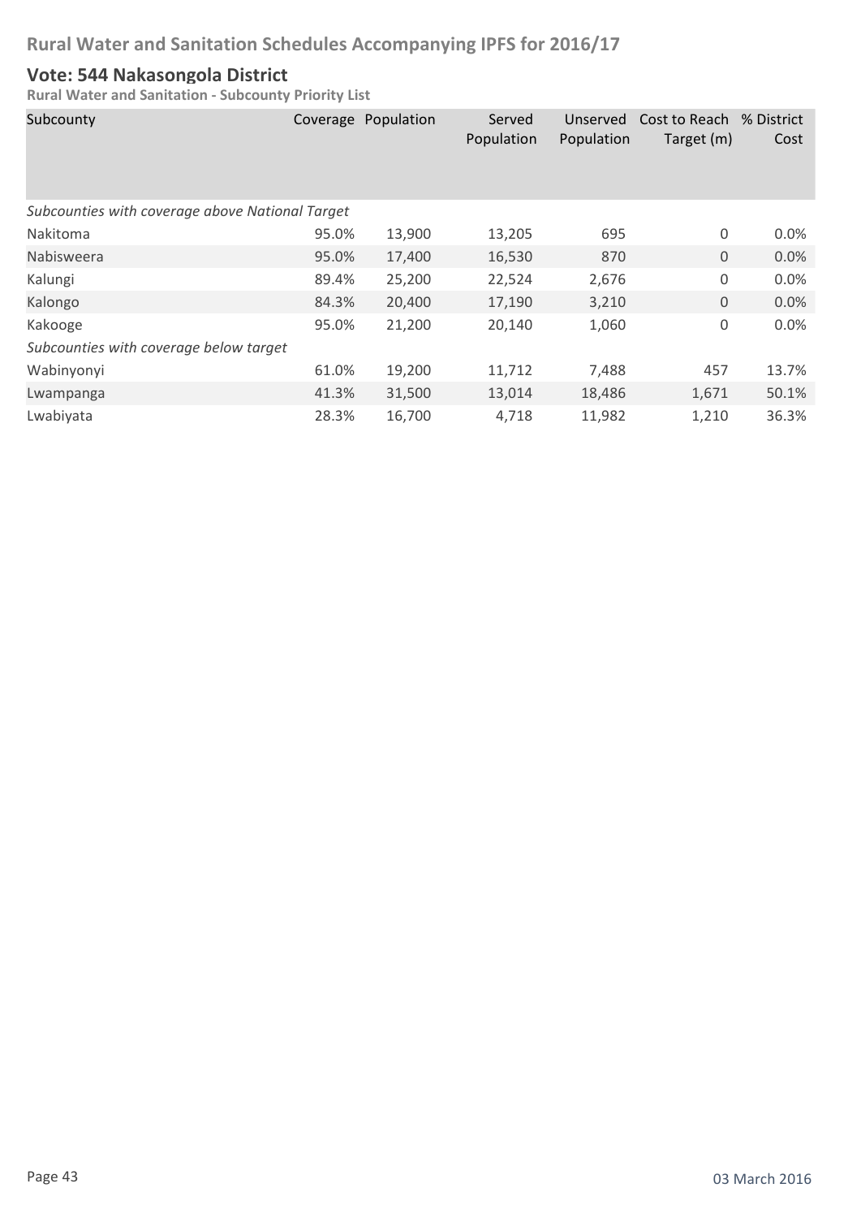# Rural Water and Sanitation Schedules Accompanying IPFS for 2016/17

## Vote: 544 Nakasongola District

### Rural Water and Sanitation - Subcounty Priority List

| Subcounty | Coverage | Population | Served Population | Unserved Population | Cost to Reach Target (m) | % District Cost |
|---|---|---|---|---|---|---|
| *Subcounties with coverage above National Target* | | | | | | |
| Nakitoma | 95.0% | 13,900 | 13,205 | 695 | 0 | 0.0% |
| Nabisweera | 95.0% | 17,400 | 16,530 | 870 | 0 | 0.0% |
| Kalungi | 89.4% | 25,200 | 22,524 | 2,676 | 0 | 0.0% |
| Kalongo | 84.3% | 20,400 | 17,190 | 3,210 | 0 | 0.0% |
| Kakooge | 95.0% | 21,200 | 20,140 | 1,060 | 0 | 0.0% |
| *Subcounties with coverage below target* | | | | | | |
| Wabinyonyi | 61.0% | 19,200 | 11,712 | 7,488 | 457 | 13.7% |
| Lwampanga | 41.3% | 31,500 | 13,014 | 18,486 | 1,671 | 50.1% |
| Lwabiyata | 28.3% | 16,700 | 4,718 | 11,982 | 1,210 | 36.3% |

03 March 2016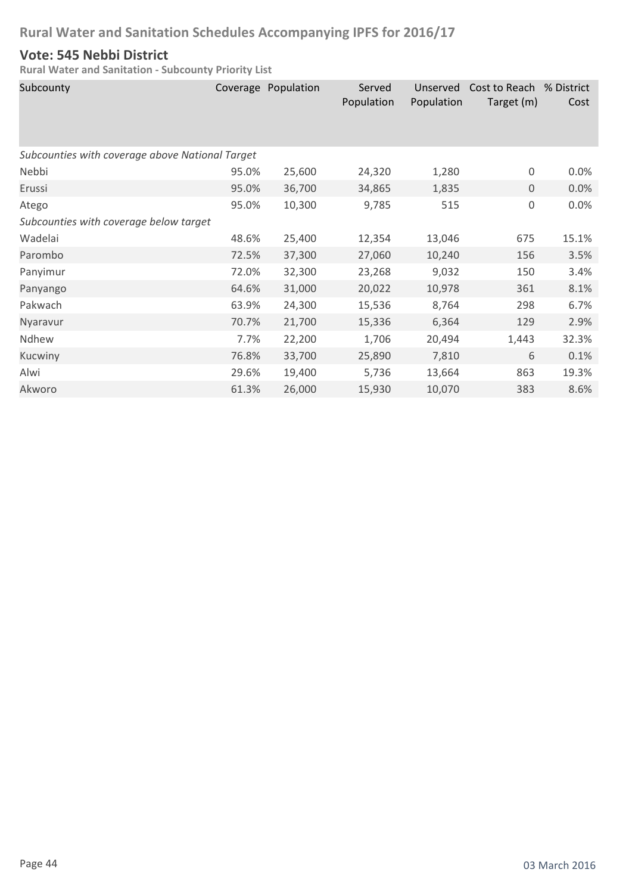# Rural Water and Sanitation Schedules Accompanying IPFS for 2016/17

## Vote: 545 Nebbi District

**Rural Water and Sanitation - Subcounty Priority List**

| Subcounty | Coverage | Population | Served Population | Unserved Population | Cost to Reach Target (m) | % District Cost |
|---|---|---|---|---|---|---|
| *Subcounties with coverage above National Target* | | | | | | |
| Nebbi | 95.0% | 25,600 | 24,320 | 1,280 | 0 | 0.0% |
| Erussi | 95.0% | 36,700 | 34,865 | 1,835 | 0 | 0.0% |
| Atego | 95.0% | 10,300 | 9,785 | 515 | 0 | 0.0% |
| *Subcounties with coverage below target* | | | | | | |
| Wadelai | 48.6% | 25,400 | 12,354 | 13,046 | 675 | 15.1% |
| Parombo | 72.5% | 37,300 | 27,060 | 10,240 | 156 | 3.5% |
| Panyimur | 72.0% | 32,300 | 23,268 | 9,032 | 150 | 3.4% |
| Panyango | 64.6% | 31,000 | 20,022 | 10,978 | 361 | 8.1% |
| Pakwach | 63.9% | 24,300 | 15,536 | 8,764 | 298 | 6.7% |
| Nyaravur | 70.7% | 21,700 | 15,336 | 6,364 | 129 | 2.9% |
| Ndhew | 7.7% | 22,200 | 1,706 | 20,494 | 1,443 | 32.3% |
| Kucwiny | 76.8% | 33,700 | 25,890 | 7,810 | 6 | 0.1% |
| Alwi | 29.6% | 19,400 | 5,736 | 13,664 | 863 | 19.3% |
| Akworo | 61.3% | 26,000 | 15,930 | 10,070 | 383 | 8.6% |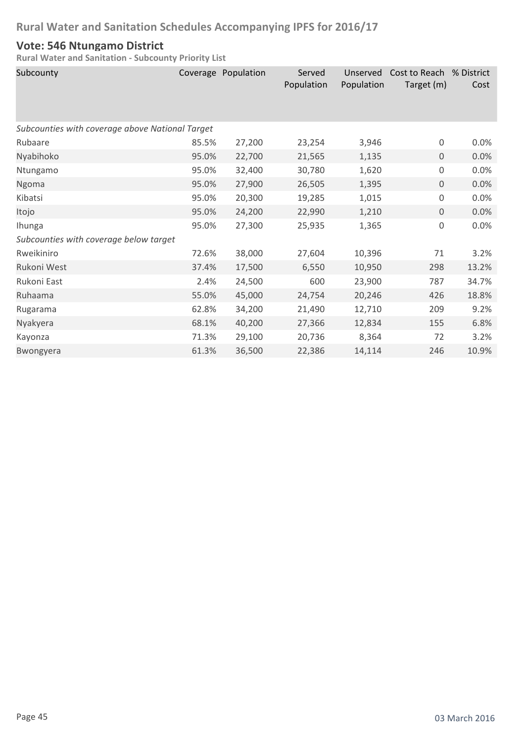# Rural Water and Sanitation Schedules Accompanying IPFS for 2016/17

## Vote: 546 Ntungamo District

**Rural Water and Sanitation - Subcounty Priority List**

| Subcounty | Coverage | Population | Served Population | Unserved Population | Cost to Reach Target (m) | % District Cost |
|---|---|---|---|---|---|---|
| *Subcounties with coverage above National Target* | | | | | | |
| Rubaare | 85.5% | 27,200 | 23,254 | 3,946 | 0 | 0.0% |
| Nyabihoko | 95.0% | 22,700 | 21,565 | 1,135 | 0 | 0.0% |
| Ntungamo | 95.0% | 32,400 | 30,780 | 1,620 | 0 | 0.0% |
| Ngoma | 95.0% | 27,900 | 26,505 | 1,395 | 0 | 0.0% |
| Kibatsi | 95.0% | 20,300 | 19,285 | 1,015 | 0 | 0.0% |
| Itojo | 95.0% | 24,200 | 22,990 | 1,210 | 0 | 0.0% |
| Ihunga | 95.0% | 27,300 | 25,935 | 1,365 | 0 | 0.0% |
| *Subcounties with coverage below target* | | | | | | |
| Rweikiniro | 72.6% | 38,000 | 27,604 | 10,396 | 71 | 3.2% |
| Rukoni West | 37.4% | 17,500 | 6,550 | 10,950 | 298 | 13.2% |
| Rukoni East | 2.4% | 24,500 | 600 | 23,900 | 787 | 34.7% |
| Ruhaama | 55.0% | 45,000 | 24,754 | 20,246 | 426 | 18.8% |
| Rugarama | 62.8% | 34,200 | 21,490 | 12,710 | 209 | 9.2% |
| Nyakyera | 68.1% | 40,200 | 27,366 | 12,834 | 155 | 6.8% |
| Kayonza | 71.3% | 29,100 | 20,736 | 8,364 | 72 | 3.2% |
| Bwongyera | 61.3% | 36,500 | 22,386 | 14,114 | 246 | 10.9% |

03 March 2016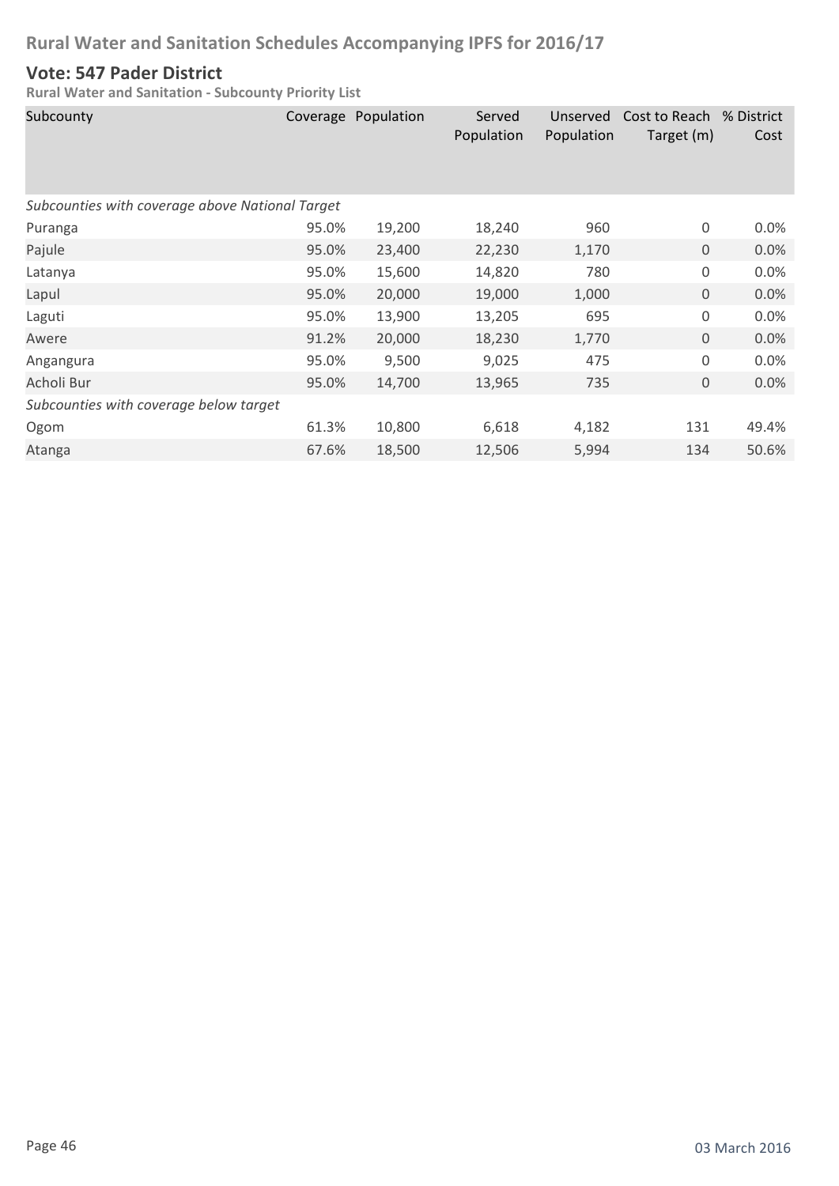# Rural Water and Sanitation Schedules Accompanying IPFS for 2016/17

## Vote: 547 Pader District

**Rural Water and Sanitation - Subcounty Priority List**

| Subcounty | Coverage | Population | Served Population | Unserved Population | Cost to Reach Target (m) | % District Cost |
|---|---|---|---|---|---|---|
| *Subcounties with coverage above National Target* | | | | | | |
| Puranga | 95.0% | 19,200 | 18,240 | 960 | 0 | 0.0% |
| Pajule | 95.0% | 23,400 | 22,230 | 1,170 | 0 | 0.0% |
| Latanya | 95.0% | 15,600 | 14,820 | 780 | 0 | 0.0% |
| Lapul | 95.0% | 20,000 | 19,000 | 1,000 | 0 | 0.0% |
| Laguti | 95.0% | 13,900 | 13,205 | 695 | 0 | 0.0% |
| Awere | 91.2% | 20,000 | 18,230 | 1,770 | 0 | 0.0% |
| Angangura | 95.0% | 9,500 | 9,025 | 475 | 0 | 0.0% |
| Acholi Bur | 95.0% | 14,700 | 13,965 | 735 | 0 | 0.0% |
| *Subcounties with coverage below target* | | | | | | |
| Ogom | 61.3% | 10,800 | 6,618 | 4,182 | 131 | 49.4% |
| Atanga | 67.6% | 18,500 | 12,506 | 5,994 | 134 | 50.6% |

03 March 2016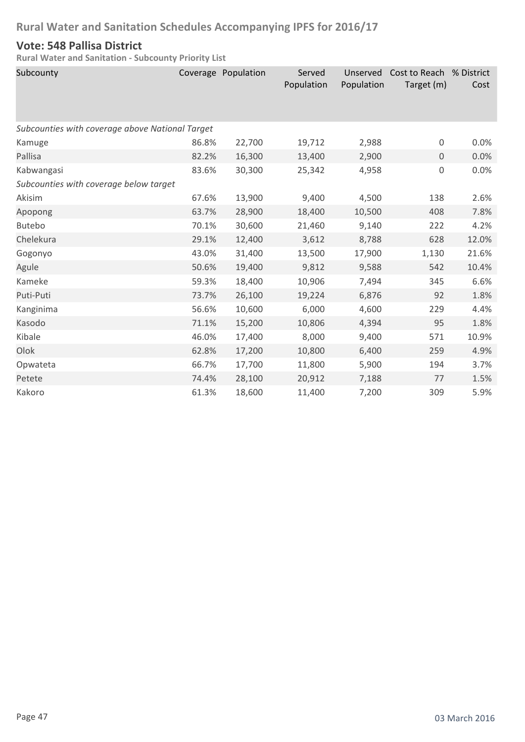## Rural Water and Sanitation Schedules Accompanying IPFS for 2016/17

### Vote: 548 Pallisa District

**Rural Water and Sanitation - Subcounty Priority List**

| Subcounty | Coverage | Population | Served Population | Unserved Population | Cost to Reach Target (m) | % District Cost |
|---|---|---|---|---|---|---|
| *Subcounties with coverage above National Target* | | | | | | |
| Kamuge | 86.8% | 22,700 | 19,712 | 2,988 | 0 | 0.0% |
| Pallisa | 82.2% | 16,300 | 13,400 | 2,900 | 0 | 0.0% |
| Kabwangasi | 83.6% | 30,300 | 25,342 | 4,958 | 0 | 0.0% |
| *Subcounties with coverage below target* | | | | | | |
| Akisim | 67.6% | 13,900 | 9,400 | 4,500 | 138 | 2.6% |
| Apopong | 63.7% | 28,900 | 18,400 | 10,500 | 408 | 7.8% |
| Butebo | 70.1% | 30,600 | 21,460 | 9,140 | 222 | 4.2% |
| Chelekura | 29.1% | 12,400 | 3,612 | 8,788 | 628 | 12.0% |
| Gogonyo | 43.0% | 31,400 | 13,500 | 17,900 | 1,130 | 21.6% |
| Agule | 50.6% | 19,400 | 9,812 | 9,588 | 542 | 10.4% |
| Kameke | 59.3% | 18,400 | 10,906 | 7,494 | 345 | 6.6% |
| Puti-Puti | 73.7% | 26,100 | 19,224 | 6,876 | 92 | 1.8% |
| Kanginima | 56.6% | 10,600 | 6,000 | 4,600 | 229 | 4.4% |
| Kasodo | 71.1% | 15,200 | 10,806 | 4,394 | 95 | 1.8% |
| Kibale | 46.0% | 17,400 | 8,000 | 9,400 | 571 | 10.9% |
| Olok | 62.8% | 17,200 | 10,800 | 6,400 | 259 | 4.9% |
| Opwateta | 66.7% | 17,700 | 11,800 | 5,900 | 194 | 3.7% |
| Petete | 74.4% | 28,100 | 20,912 | 7,188 | 77 | 1.5% |
| Kakoro | 61.3% | 18,600 | 11,400 | 7,200 | 309 | 5.9% |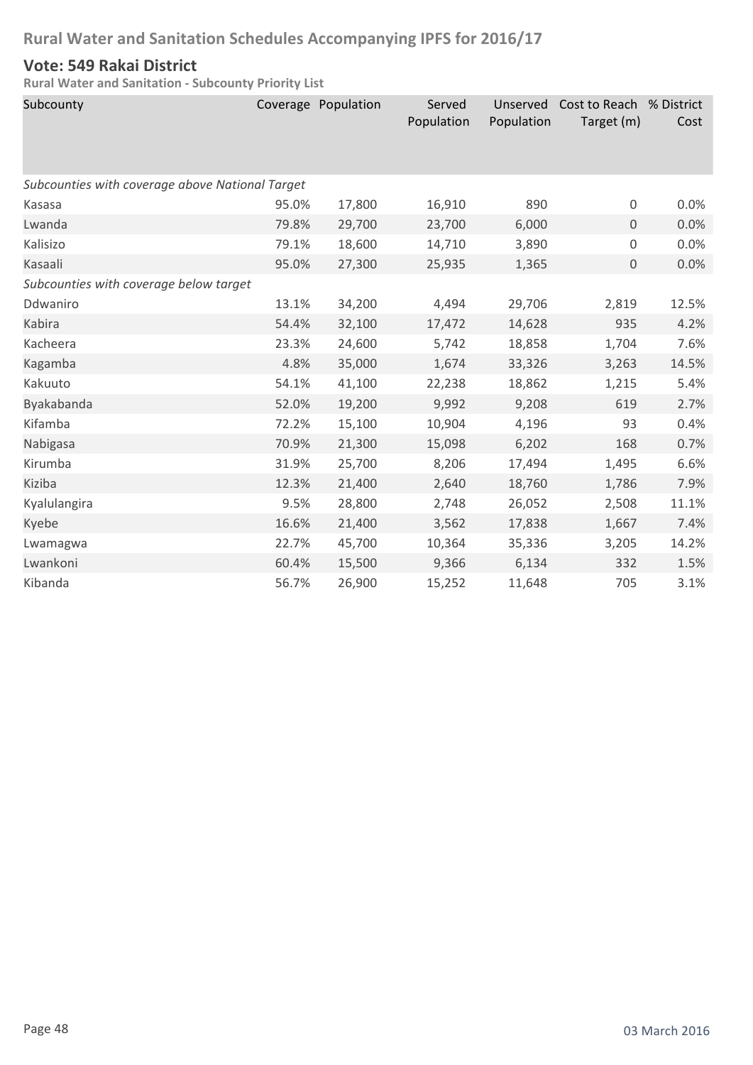## Rural Water and Sanitation Schedules Accompanying IPFS for 2016/17

### Vote: 549 Rakai District

**Rural Water and Sanitation - Subcounty Priority List**

| Subcounty | Coverage | Population | Served Population | Unserved Population | Cost to Reach Target (m) | % District Cost |
|---|---|---|---|---|---|---|
| *Subcounties with coverage above National Target* | | | | | | |
| Kasasa | 95.0% | 17,800 | 16,910 | 890 | 0 | 0.0% |
| Lwanda | 79.8% | 29,700 | 23,700 | 6,000 | 0 | 0.0% |
| Kalisizo | 79.1% | 18,600 | 14,710 | 3,890 | 0 | 0.0% |
| Kasaali | 95.0% | 27,300 | 25,935 | 1,365 | 0 | 0.0% |
| *Subcounties with coverage below target* | | | | | | |
| Ddwaniro | 13.1% | 34,200 | 4,494 | 29,706 | 2,819 | 12.5% |
| Kabira | 54.4% | 32,100 | 17,472 | 14,628 | 935 | 4.2% |
| Kacheera | 23.3% | 24,600 | 5,742 | 18,858 | 1,704 | 7.6% |
| Kagamba | 4.8% | 35,000 | 1,674 | 33,326 | 3,263 | 14.5% |
| Kakuuto | 54.1% | 41,100 | 22,238 | 18,862 | 1,215 | 5.4% |
| Byakabanda | 52.0% | 19,200 | 9,992 | 9,208 | 619 | 2.7% |
| Kifamba | 72.2% | 15,100 | 10,904 | 4,196 | 93 | 0.4% |
| Nabigasa | 70.9% | 21,300 | 15,098 | 6,202 | 168 | 0.7% |
| Kirumba | 31.9% | 25,700 | 8,206 | 17,494 | 1,495 | 6.6% |
| Kiziba | 12.3% | 21,400 | 2,640 | 18,760 | 1,786 | 7.9% |
| Kyalulangira | 9.5% | 28,800 | 2,748 | 26,052 | 2,508 | 11.1% |
| Kyebe | 16.6% | 21,400 | 3,562 | 17,838 | 1,667 | 7.4% |
| Lwamagwa | 22.7% | 45,700 | 10,364 | 35,336 | 3,205 | 14.2% |
| Lwankoni | 60.4% | 15,500 | 9,366 | 6,134 | 332 | 1.5% |
| Kibanda | 56.7% | 26,900 | 15,252 | 11,648 | 705 | 3.1% |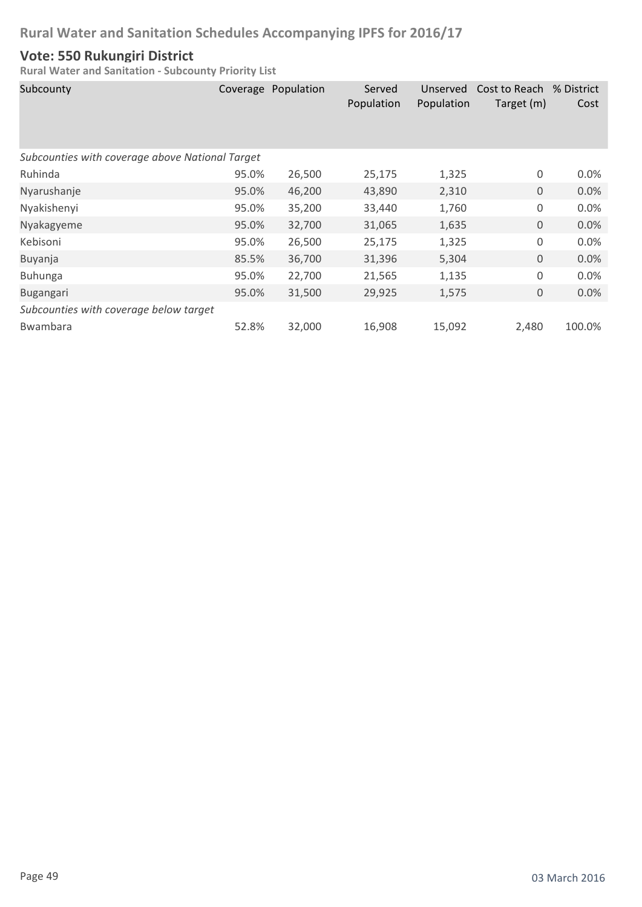# Rural Water and Sanitation Schedules Accompanying IPFS for 2016/17

## Vote: 550 Rukungiri District

**Rural Water and Sanitation - Subcounty Priority List**

| Subcounty | Coverage | Population | Served Population | Unserved Population | Cost to Reach Target (m) | % District Cost |
|---|---|---|---|---|---|---|
| *Subcounties with coverage above National Target* | | | | | | |
| Ruhinda | 95.0% | 26,500 | 25,175 | 1,325 | 0 | 0.0% |
| Nyarushanje | 95.0% | 46,200 | 43,890 | 2,310 | 0 | 0.0% |
| Nyakishenyi | 95.0% | 35,200 | 33,440 | 1,760 | 0 | 0.0% |
| Nyakagyeme | 95.0% | 32,700 | 31,065 | 1,635 | 0 | 0.0% |
| Kebisoni | 95.0% | 26,500 | 25,175 | 1,325 | 0 | 0.0% |
| Buyanja | 85.5% | 36,700 | 31,396 | 5,304 | 0 | 0.0% |
| Buhunga | 95.0% | 22,700 | 21,565 | 1,135 | 0 | 0.0% |
| Bugangari | 95.0% | 31,500 | 29,925 | 1,575 | 0 | 0.0% |
| *Subcounties with coverage below target* | | | | | | |
| Bwambara | 52.8% | 32,000 | 16,908 | 15,092 | 2,480 | 100.0% |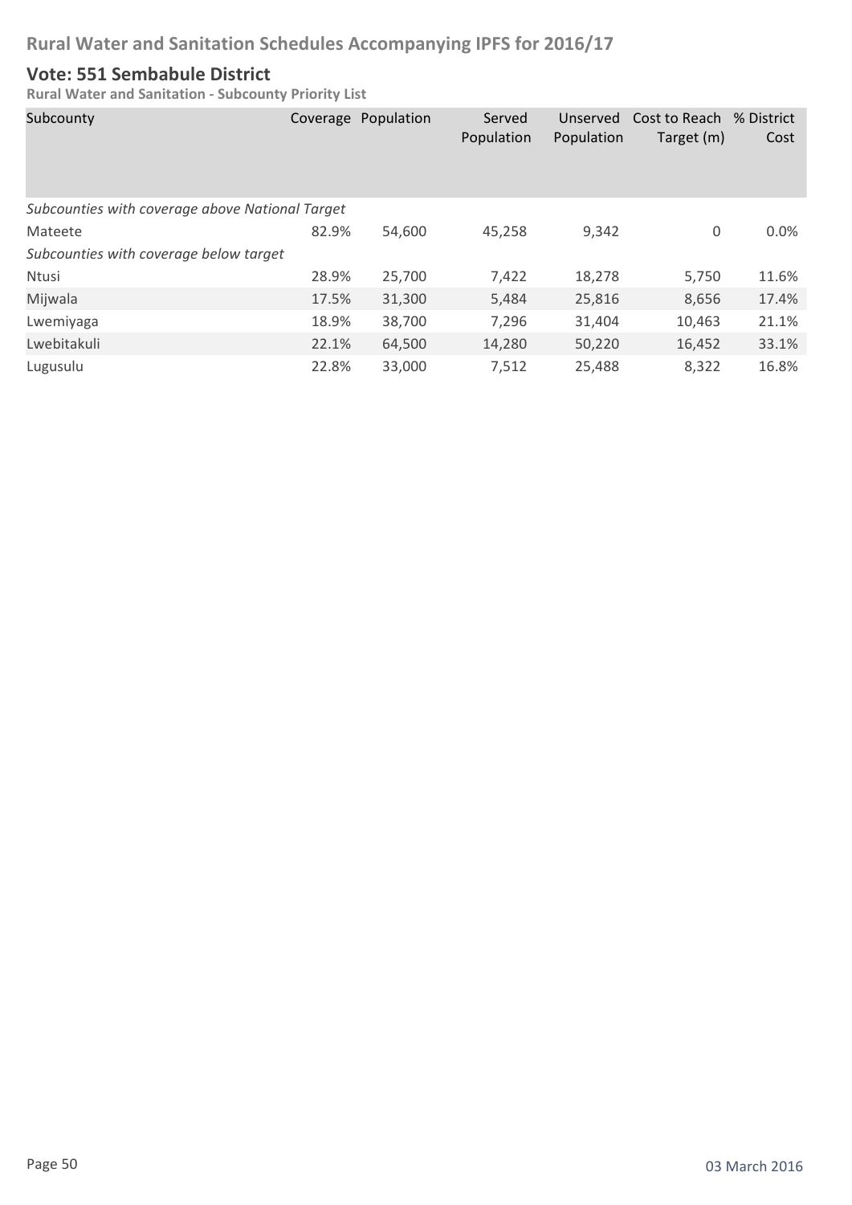# Rural Water and Sanitation Schedules Accompanying IPFS for 2016/17

## Vote: 551 Sembabule District

**Rural Water and Sanitation - Subcounty Priority List**

| Subcounty | Coverage | Population | Served Population | Unserved Population | Cost to Reach Target (m) | % District Cost |
|---|---|---|---|---|---|---|
| *Subcounties with coverage above National Target* | | | | | | |
| Mateete | 82.9% | 54,600 | 45,258 | 9,342 | 0 | 0.0% |
| *Subcounties with coverage below target* | | | | | | |
| Ntusi | 28.9% | 25,700 | 7,422 | 18,278 | 5,750 | 11.6% |
| Mijwala | 17.5% | 31,300 | 5,484 | 25,816 | 8,656 | 17.4% |
| Lwemiyaga | 18.9% | 38,700 | 7,296 | 31,404 | 10,463 | 21.1% |
| Lwebitakuli | 22.1% | 64,500 | 14,280 | 50,220 | 16,452 | 33.1% |
| Lugusulu | 22.8% | 33,000 | 7,512 | 25,488 | 8,322 | 16.8% |

03 March 2016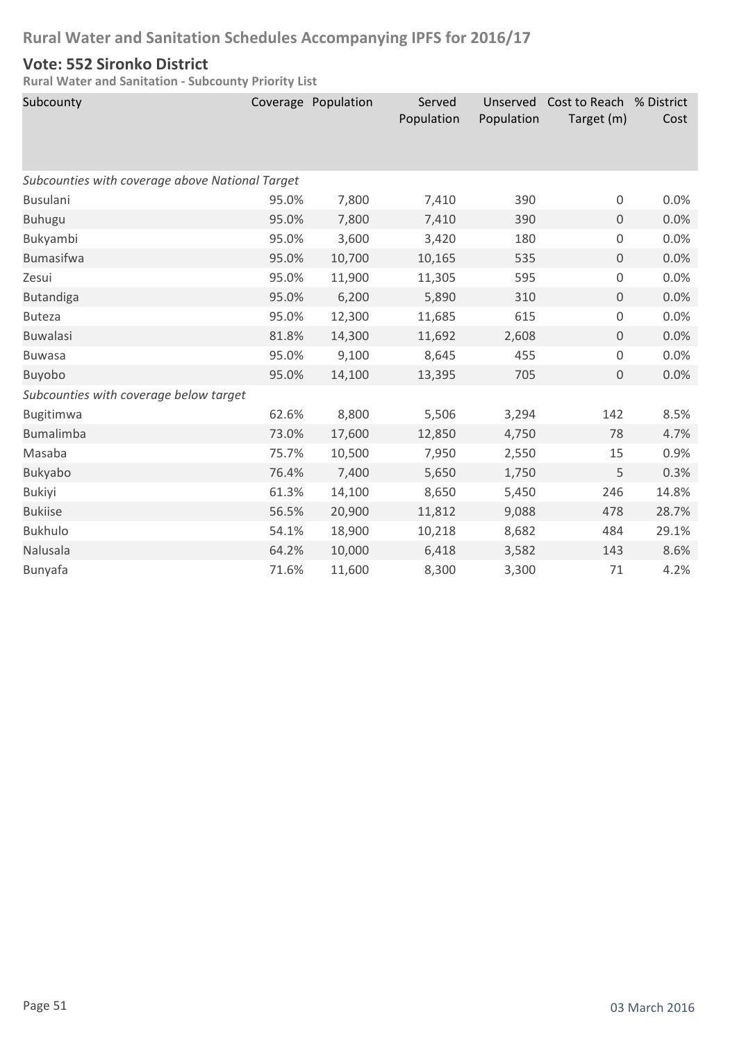# Rural Water and Sanitation Schedules Accompanying IPFS for 2016/17

## Vote: 552 Sironko District

**Rural Water and Sanitation - Subcounty Priority List**

| Subcounty | Coverage | Population | Served Population | Unserved Population | Cost to Reach Target (m) | % District Cost |
|---|---|---|---|---|---|---|
| *Subcounties with coverage above National Target* | | | | | | |
| Busulani | 95.0% | 7,800 | 7,410 | 390 | 0 | 0.0% |
| Buhugu | 95.0% | 7,800 | 7,410 | 390 | 0 | 0.0% |
| Bukyambi | 95.0% | 3,600 | 3,420 | 180 | 0 | 0.0% |
| Bumasifwa | 95.0% | 10,700 | 10,165 | 535 | 0 | 0.0% |
| Zesui | 95.0% | 11,900 | 11,305 | 595 | 0 | 0.0% |
| Butandiga | 95.0% | 6,200 | 5,890 | 310 | 0 | 0.0% |
| Buteza | 95.0% | 12,300 | 11,685 | 615 | 0 | 0.0% |
| Buwalasi | 81.8% | 14,300 | 11,692 | 2,608 | 0 | 0.0% |
| Buwasa | 95.0% | 9,100 | 8,645 | 455 | 0 | 0.0% |
| Buyobo | 95.0% | 14,100 | 13,395 | 705 | 0 | 0.0% |
| *Subcounties with coverage below target* | | | | | | |
| Bugitimwa | 62.6% | 8,800 | 5,506 | 3,294 | 142 | 8.5% |
| Bumalimba | 73.0% | 17,600 | 12,850 | 4,750 | 78 | 4.7% |
| Masaba | 75.7% | 10,500 | 7,950 | 2,550 | 15 | 0.9% |
| Bukyabo | 76.4% | 7,400 | 5,650 | 1,750 | 5 | 0.3% |
| Bukiyi | 61.3% | 14,100 | 8,650 | 5,450 | 246 | 14.8% |
| Bukiise | 56.5% | 20,900 | 11,812 | 9,088 | 478 | 28.7% |
| Bukhulo | 54.1% | 18,900 | 10,218 | 8,682 | 484 | 29.1% |
| Nalusala | 64.2% | 10,000 | 6,418 | 3,582 | 143 | 8.6% |
| Bunyafa | 71.6% | 11,600 | 8,300 | 3,300 | 71 | 4.2% |

03 March 2016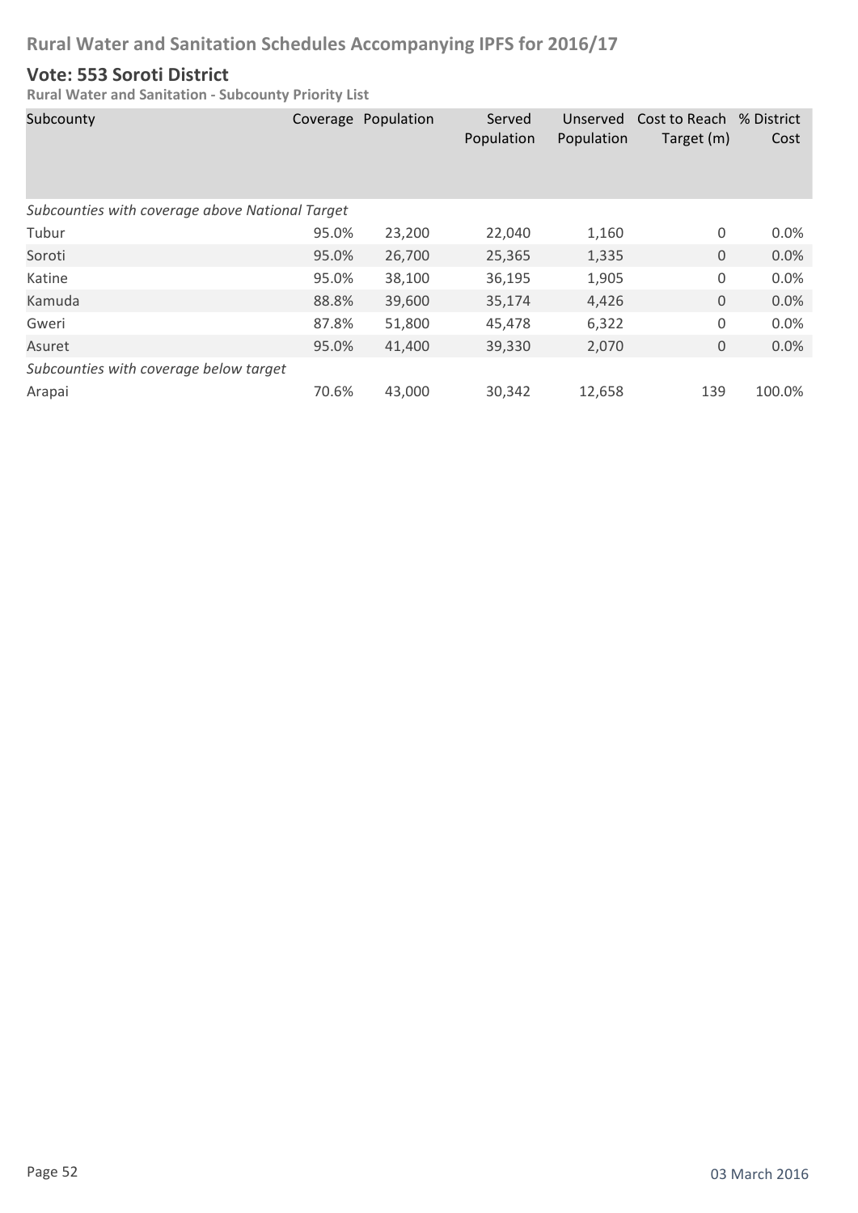# Rural Water and Sanitation Schedules Accompanying IPFS for 2016/17

## Vote: 553 Soroti District

**Rural Water and Sanitation - Subcounty Priority List**

| Subcounty | Coverage | Population | Served Population | Unserved Population | Cost to Reach Target (m) | % District Cost |
|---|---|---|---|---|---|---|
| *Subcounties with coverage above National Target* | | | | | | |
| Tubur | 95.0% | 23,200 | 22,040 | 1,160 | 0 | 0.0% |
| Soroti | 95.0% | 26,700 | 25,365 | 1,335 | 0 | 0.0% |
| Katine | 95.0% | 38,100 | 36,195 | 1,905 | 0 | 0.0% |
| Kamuda | 88.8% | 39,600 | 35,174 | 4,426 | 0 | 0.0% |
| Gweri | 87.8% | 51,800 | 45,478 | 6,322 | 0 | 0.0% |
| Asuret | 95.0% | 41,400 | 39,330 | 2,070 | 0 | 0.0% |
| *Subcounties with coverage below target* | | | | | | |
| Arapai | 70.6% | 43,000 | 30,342 | 12,658 | 139 | 100.0% |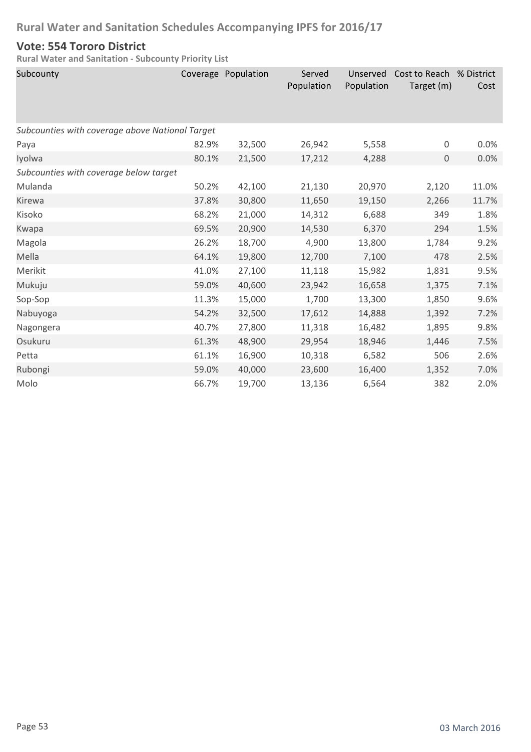## Rural Water and Sanitation Schedules Accompanying IPFS for 2016/17

### Vote: 554 Tororo District

**Rural Water and Sanitation - Subcounty Priority List**

| Subcounty | Coverage | Population | Served Population | Unserved Population | Cost to Reach Target (m) | % District Cost |
|---|---|---|---|---|---|---|
| *Subcounties with coverage above National Target* | | | | | | |
| Paya | 82.9% | 32,500 | 26,942 | 5,558 | 0 | 0.0% |
| Iyolwa | 80.1% | 21,500 | 17,212 | 4,288 | 0 | 0.0% |
| *Subcounties with coverage below target* | | | | | | |
| Mulanda | 50.2% | 42,100 | 21,130 | 20,970 | 2,120 | 11.0% |
| Kirewa | 37.8% | 30,800 | 11,650 | 19,150 | 2,266 | 11.7% |
| Kisoko | 68.2% | 21,000 | 14,312 | 6,688 | 349 | 1.8% |
| Kwapa | 69.5% | 20,900 | 14,530 | 6,370 | 294 | 1.5% |
| Magola | 26.2% | 18,700 | 4,900 | 13,800 | 1,784 | 9.2% |
| Mella | 64.1% | 19,800 | 12,700 | 7,100 | 478 | 2.5% |
| Merikit | 41.0% | 27,100 | 11,118 | 15,982 | 1,831 | 9.5% |
| Mukuju | 59.0% | 40,600 | 23,942 | 16,658 | 1,375 | 7.1% |
| Sop-Sop | 11.3% | 15,000 | 1,700 | 13,300 | 1,850 | 9.6% |
| Nabuyoga | 54.2% | 32,500 | 17,612 | 14,888 | 1,392 | 7.2% |
| Nagongera | 40.7% | 27,800 | 11,318 | 16,482 | 1,895 | 9.8% |
| Osukuru | 61.3% | 48,900 | 29,954 | 18,946 | 1,446 | 7.5% |
| Petta | 61.1% | 16,900 | 10,318 | 6,582 | 506 | 2.6% |
| Rubongi | 59.0% | 40,000 | 23,600 | 16,400 | 1,352 | 7.0% |
| Molo | 66.7% | 19,700 | 13,136 | 6,564 | 382 | 2.0% |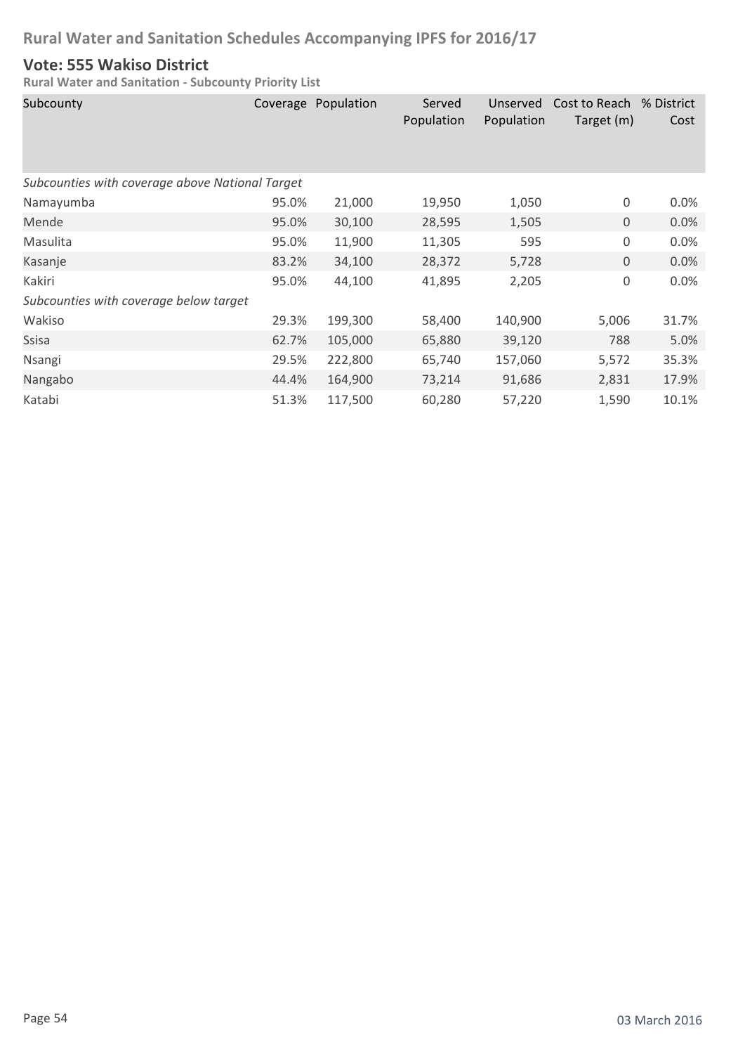# Rural Water and Sanitation Schedules Accompanying IPFS for 2016/17

## Vote: 555 Wakiso District

### Rural Water and Sanitation - Subcounty Priority List

| Subcounty | Coverage | Population | Served Population | Unserved Population | Cost to Reach Target (m) | % District Cost |
|---|---|---|---|---|---|---|
| *Subcounties with coverage above National Target* | | | | | | |
| Namayumba | 95.0% | 21,000 | 19,950 | 1,050 | 0 | 0.0% |
| Mende | 95.0% | 30,100 | 28,595 | 1,505 | 0 | 0.0% |
| Masulita | 95.0% | 11,900 | 11,305 | 595 | 0 | 0.0% |
| Kasanje | 83.2% | 34,100 | 28,372 | 5,728 | 0 | 0.0% |
| Kakiri | 95.0% | 44,100 | 41,895 | 2,205 | 0 | 0.0% |
| *Subcounties with coverage below target* | | | | | | |
| Wakiso | 29.3% | 199,300 | 58,400 | 140,900 | 5,006 | 31.7% |
| Ssisa | 62.7% | 105,000 | 65,880 | 39,120 | 788 | 5.0% |
| Nsangi | 29.5% | 222,800 | 65,740 | 157,060 | 5,572 | 35.3% |
| Nangabo | 44.4% | 164,900 | 73,214 | 91,686 | 2,831 | 17.9% |
| Katabi | 51.3% | 117,500 | 60,280 | 57,220 | 1,590 | 10.1% |

03 March 2016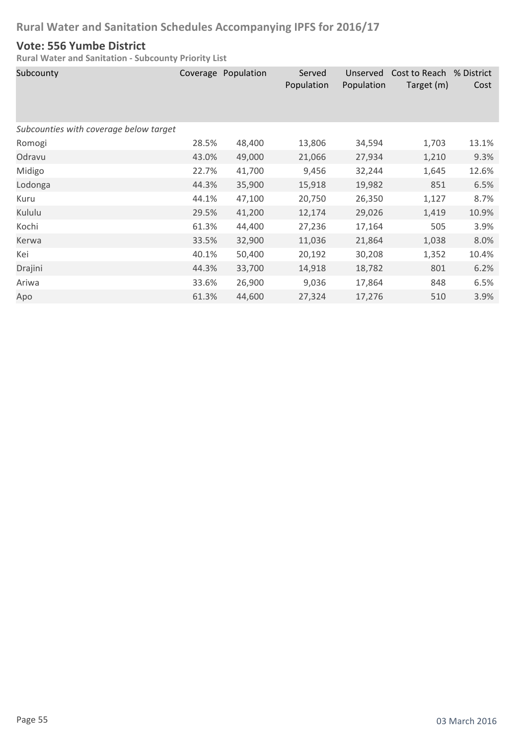# Rural Water and Sanitation Schedules Accompanying IPFS for 2016/17

## Vote: 556 Yumbe District

### Rural Water and Sanitation - Subcounty Priority List

| Subcounty | Coverage | Population | Served Population | Unserved Population | Cost to Reach Target (m) | % District Cost |
|---|---|---|---|---|---|---|
| *Subcounties with coverage below target* | | | | | | |
| Romogi | 28.5% | 48,400 | 13,806 | 34,594 | 1,703 | 13.1% |
| Odravu | 43.0% | 49,000 | 21,066 | 27,934 | 1,210 | 9.3% |
| Midigo | 22.7% | 41,700 | 9,456 | 32,244 | 1,645 | 12.6% |
| Lodonga | 44.3% | 35,900 | 15,918 | 19,982 | 851 | 6.5% |
| Kuru | 44.1% | 47,100 | 20,750 | 26,350 | 1,127 | 8.7% |
| Kululu | 29.5% | 41,200 | 12,174 | 29,026 | 1,419 | 10.9% |
| Kochi | 61.3% | 44,400 | 27,236 | 17,164 | 505 | 3.9% |
| Kerwa | 33.5% | 32,900 | 11,036 | 21,864 | 1,038 | 8.0% |
| Kei | 40.1% | 50,400 | 20,192 | 30,208 | 1,352 | 10.4% |
| Drajini | 44.3% | 33,700 | 14,918 | 18,782 | 801 | 6.2% |
| Ariwa | 33.6% | 26,900 | 9,036 | 17,864 | 848 | 6.5% |
| Apo | 61.3% | 44,600 | 27,324 | 17,276 | 510 | 3.9% |

03 March 2016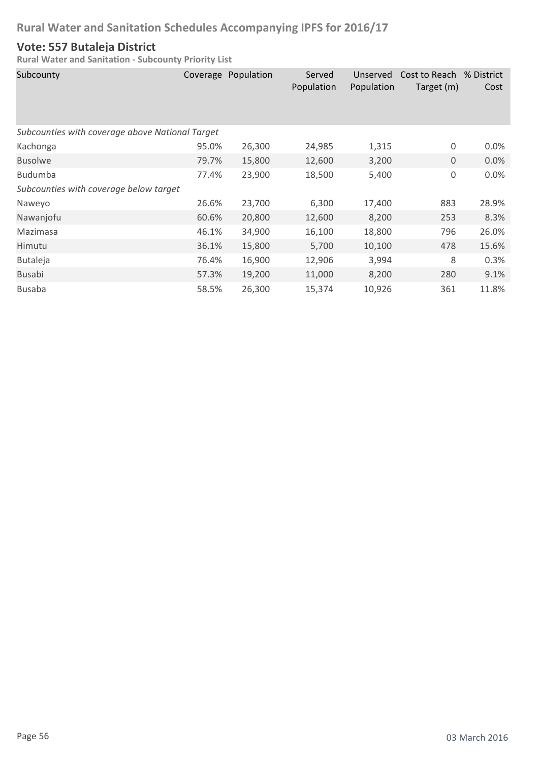# Rural Water and Sanitation Schedules Accompanying IPFS for 2016/17

## Vote: 557 Butaleja District

### Rural Water and Sanitation - Subcounty Priority List

| Subcounty | Coverage | Population | Served Population | Unserved Population | Cost to Reach Target (m) | % District Cost |
|---|---|---|---|---|---|---|
| *Subcounties with coverage above National Target* | | | | | | |
| Kachonga | 95.0% | 26,300 | 24,985 | 1,315 | 0 | 0.0% |
| Busolwe | 79.7% | 15,800 | 12,600 | 3,200 | 0 | 0.0% |
| Budumba | 77.4% | 23,900 | 18,500 | 5,400 | 0 | 0.0% |
| *Subcounties with coverage below target* | | | | | | |
| Naweyo | 26.6% | 23,700 | 6,300 | 17,400 | 883 | 28.9% |
| Nawanjofu | 60.6% | 20,800 | 12,600 | 8,200 | 253 | 8.3% |
| Mazimasa | 46.1% | 34,900 | 16,100 | 18,800 | 796 | 26.0% |
| Himutu | 36.1% | 15,800 | 5,700 | 10,100 | 478 | 15.6% |
| Butaleja | 76.4% | 16,900 | 12,906 | 3,994 | 8 | 0.3% |
| Busabi | 57.3% | 19,200 | 11,000 | 8,200 | 280 | 9.1% |
| Busaba | 58.5% | 26,300 | 15,374 | 10,926 | 361 | 11.8% |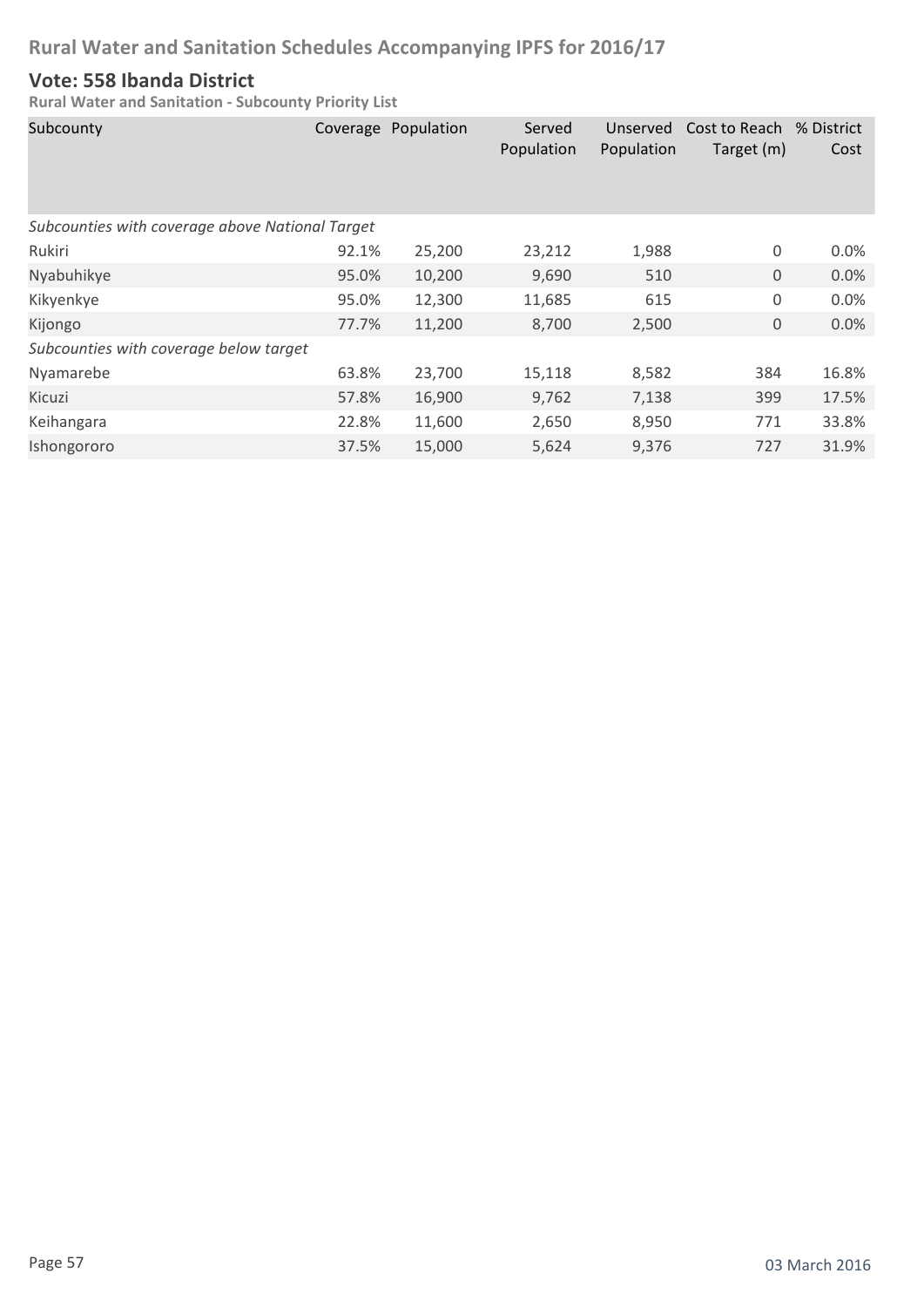# Rural Water and Sanitation Schedules Accompanying IPFS for 2016/17

## Vote: 558 Ibanda District

### Rural Water and Sanitation - Subcounty Priority List

| Subcounty | Coverage | Population | Served Population | Unserved Population | Cost to Reach Target (m) | % District Cost |
|---|---|---|---|---|---|---|
| *Subcounties with coverage above National Target* | | | | | | |
| Rukiri | 92.1% | 25,200 | 23,212 | 1,988 | 0 | 0.0% |
| Nyabuhikye | 95.0% | 10,200 | 9,690 | 510 | 0 | 0.0% |
| Kikyenkye | 95.0% | 12,300 | 11,685 | 615 | 0 | 0.0% |
| Kijongo | 77.7% | 11,200 | 8,700 | 2,500 | 0 | 0.0% |
| *Subcounties with coverage below target* | | | | | | |
| Nyamarebe | 63.8% | 23,700 | 15,118 | 8,582 | 384 | 16.8% |
| Kicuzi | 57.8% | 16,900 | 9,762 | 7,138 | 399 | 17.5% |
| Keihangara | 22.8% | 11,600 | 2,650 | 8,950 | 771 | 33.8% |
| Ishongororo | 37.5% | 15,000 | 5,624 | 9,376 | 727 | 31.9% |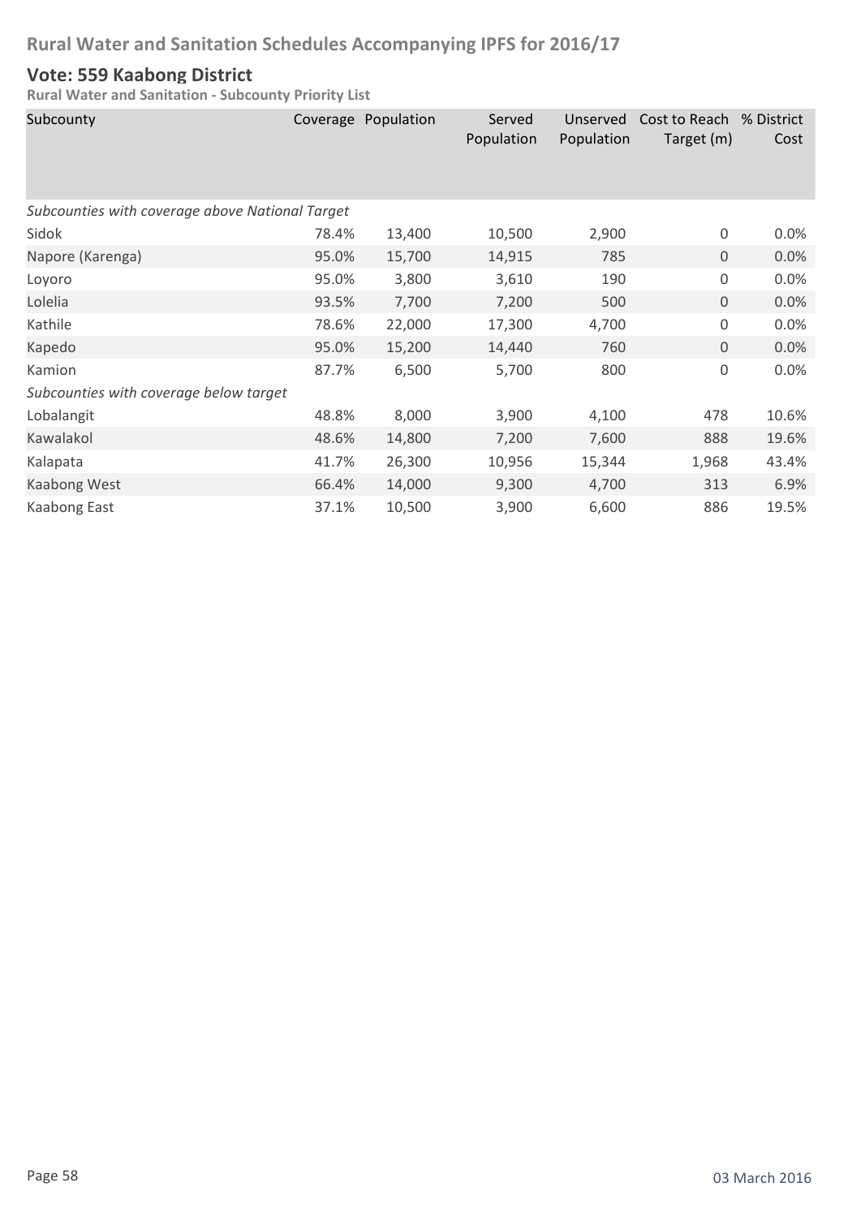# Rural Water and Sanitation Schedules Accompanying IPFS for 2016/17

## Vote: 559 Kaabong District

**Rural Water and Sanitation - Subcounty Priority List**

| Subcounty | Coverage | Population | Served Population | Unserved Population | Cost to Reach Target (m) | % District Cost |
|---|---|---|---|---|---|---|
| *Subcounties with coverage above National Target* | | | | | | |
| Sidok | 78.4% | 13,400 | 10,500 | 2,900 | 0 | 0.0% |
| Napore (Karenga) | 95.0% | 15,700 | 14,915 | 785 | 0 | 0.0% |
| Loyoro | 95.0% | 3,800 | 3,610 | 190 | 0 | 0.0% |
| Lolelia | 93.5% | 7,700 | 7,200 | 500 | 0 | 0.0% |
| Kathile | 78.6% | 22,000 | 17,300 | 4,700 | 0 | 0.0% |
| Kapedo | 95.0% | 15,200 | 14,440 | 760 | 0 | 0.0% |
| Kamion | 87.7% | 6,500 | 5,700 | 800 | 0 | 0.0% |
| *Subcounties with coverage below target* | | | | | | |
| Lobalangit | 48.8% | 8,000 | 3,900 | 4,100 | 478 | 10.6% |
| Kawalakol | 48.6% | 14,800 | 7,200 | 7,600 | 888 | 19.6% |
| Kalapata | 41.7% | 26,300 | 10,956 | 15,344 | 1,968 | 43.4% |
| Kaabong West | 66.4% | 14,000 | 9,300 | 4,700 | 313 | 6.9% |
| Kaabong East | 37.1% | 10,500 | 3,900 | 6,600 | 886 | 19.5% |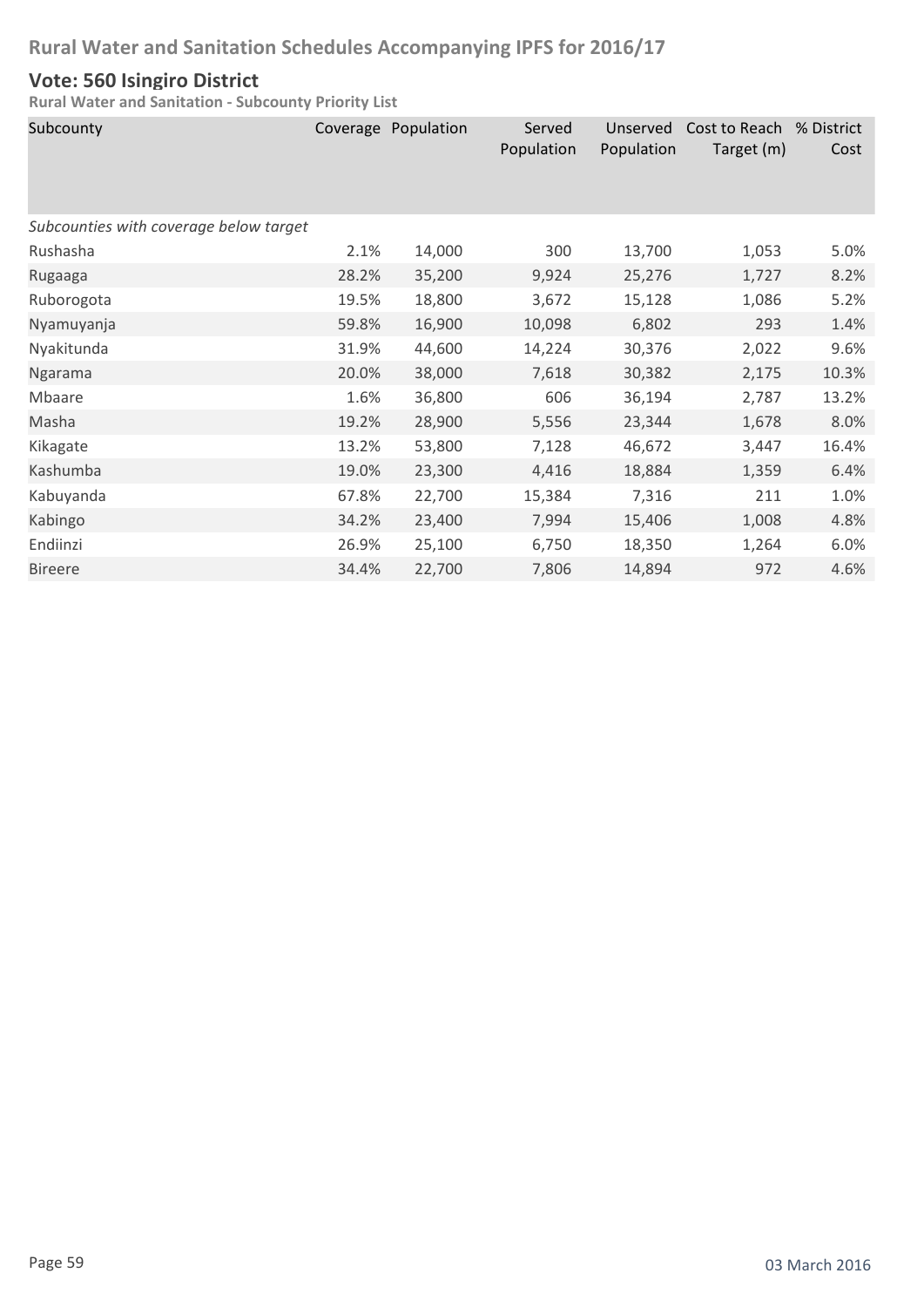# Rural Water and Sanitation Schedules Accompanying IPFS for 2016/17

## Vote: 560 Isingiro District

**Rural Water and Sanitation - Subcounty Priority List**

| Subcounty | Coverage | Population | Served Population | Unserved Population | Cost to Reach Target (m) | % District Cost |
|---|---|---|---|---|---|---|
| *Subcounties with coverage below target* | | | | | | |
| Rushasha | 2.1% | 14,000 | 300 | 13,700 | 1,053 | 5.0% |
| Rugaaga | 28.2% | 35,200 | 9,924 | 25,276 | 1,727 | 8.2% |
| Ruborogota | 19.5% | 18,800 | 3,672 | 15,128 | 1,086 | 5.2% |
| Nyamuyanja | 59.8% | 16,900 | 10,098 | 6,802 | 293 | 1.4% |
| Nyakitunda | 31.9% | 44,600 | 14,224 | 30,376 | 2,022 | 9.6% |
| Ngarama | 20.0% | 38,000 | 7,618 | 30,382 | 2,175 | 10.3% |
| Mbaare | 1.6% | 36,800 | 606 | 36,194 | 2,787 | 13.2% |
| Masha | 19.2% | 28,900 | 5,556 | 23,344 | 1,678 | 8.0% |
| Kikagate | 13.2% | 53,800 | 7,128 | 46,672 | 3,447 | 16.4% |
| Kashumba | 19.0% | 23,300 | 4,416 | 18,884 | 1,359 | 6.4% |
| Kabuyanda | 67.8% | 22,700 | 15,384 | 7,316 | 211 | 1.0% |
| Kabingo | 34.2% | 23,400 | 7,994 | 15,406 | 1,008 | 4.8% |
| Endiinzi | 26.9% | 25,100 | 6,750 | 18,350 | 1,264 | 6.0% |
| Bireere | 34.4% | 22,700 | 7,806 | 14,894 | 972 | 4.6% |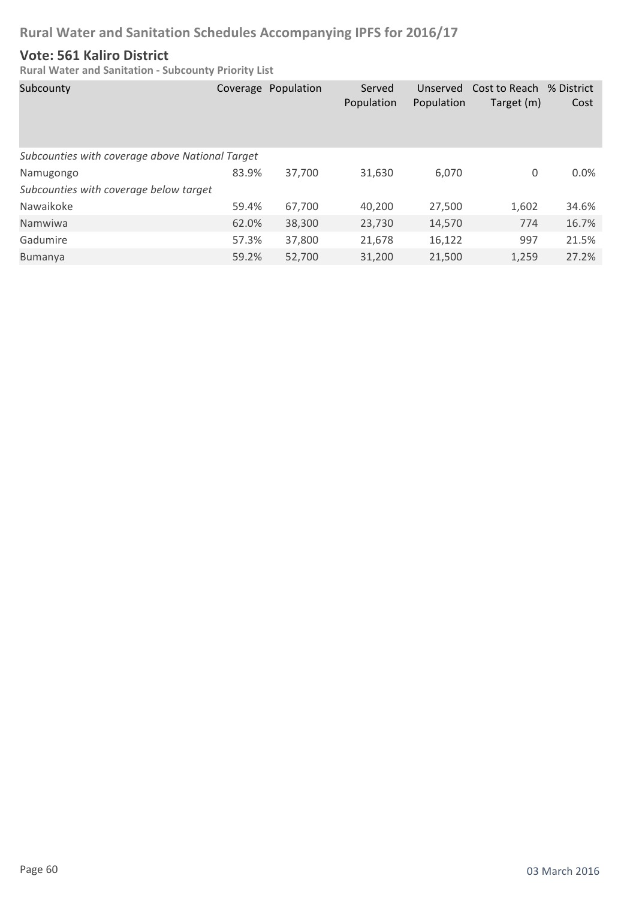# Rural Water and Sanitation Schedules Accompanying IPFS for 2016/17

## Vote: 561 Kaliro District

**Rural Water and Sanitation - Subcounty Priority List**

| Subcounty | Coverage | Population | Served Population | Unserved Population | Cost to Reach Target (m) | % District Cost |
|---|---|---|---|---|---|---|
| *Subcounties with coverage above National Target* | | | | | | |
| Namugongo | 83.9% | 37,700 | 31,630 | 6,070 | 0 | 0.0% |
| *Subcounties with coverage below target* | | | | | | |
| Nawaikoke | 59.4% | 67,700 | 40,200 | 27,500 | 1,602 | 34.6% |
| Namwiwa | 62.0% | 38,300 | 23,730 | 14,570 | 774 | 16.7% |
| Gadumire | 57.3% | 37,800 | 21,678 | 16,122 | 997 | 21.5% |
| Bumanya | 59.2% | 52,700 | 31,200 | 21,500 | 1,259 | 27.2% |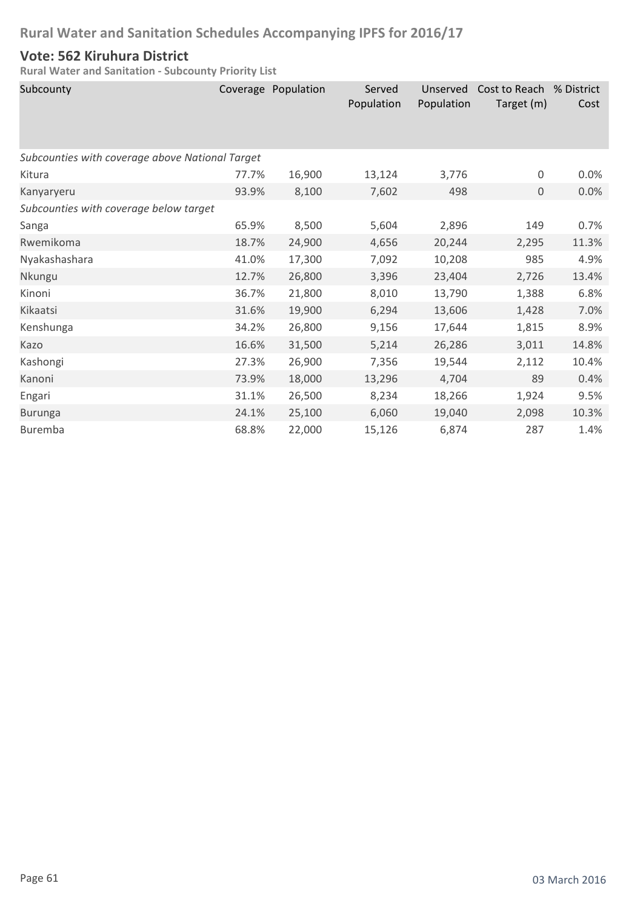# Rural Water and Sanitation Schedules Accompanying IPFS for 2016/17

## Vote: 562 Kiruhura District

**Rural Water and Sanitation - Subcounty Priority List**

| Subcounty | Coverage | Population | Served Population | Unserved Population | Cost to Reach Target (m) | % District Cost |
|---|---|---|---|---|---|---|
| *Subcounties with coverage above National Target* | | | | | | |
| Kitura | 77.7% | 16,900 | 13,124 | 3,776 | 0 | 0.0% |
| Kanyaryeru | 93.9% | 8,100 | 7,602 | 498 | 0 | 0.0% |
| *Subcounties with coverage below target* | | | | | | |
| Sanga | 65.9% | 8,500 | 5,604 | 2,896 | 149 | 0.7% |
| Rwemikoma | 18.7% | 24,900 | 4,656 | 20,244 | 2,295 | 11.3% |
| Nyakashashara | 41.0% | 17,300 | 7,092 | 10,208 | 985 | 4.9% |
| Nkungu | 12.7% | 26,800 | 3,396 | 23,404 | 2,726 | 13.4% |
| Kinoni | 36.7% | 21,800 | 8,010 | 13,790 | 1,388 | 6.8% |
| Kikaatsi | 31.6% | 19,900 | 6,294 | 13,606 | 1,428 | 7.0% |
| Kenshunga | 34.2% | 26,800 | 9,156 | 17,644 | 1,815 | 8.9% |
| Kazo | 16.6% | 31,500 | 5,214 | 26,286 | 3,011 | 14.8% |
| Kashongi | 27.3% | 26,900 | 7,356 | 19,544 | 2,112 | 10.4% |
| Kanoni | 73.9% | 18,000 | 13,296 | 4,704 | 89 | 0.4% |
| Engari | 31.1% | 26,500 | 8,234 | 18,266 | 1,924 | 9.5% |
| Burunga | 24.1% | 25,100 | 6,060 | 19,040 | 2,098 | 10.3% |
| Buremba | 68.8% | 22,000 | 15,126 | 6,874 | 287 | 1.4% |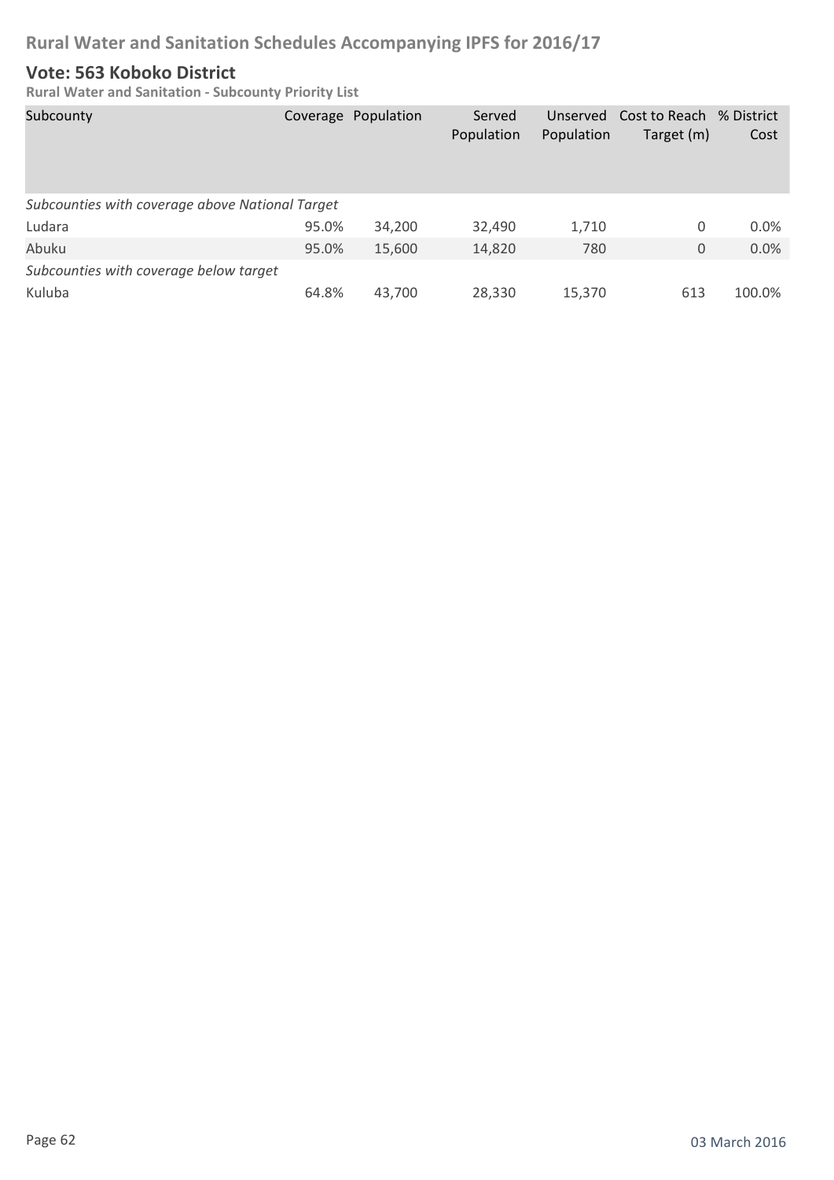# Rural Water and Sanitation Schedules Accompanying IPFS for 2016/17

## Vote: 563 Koboko District

### Rural Water and Sanitation - Subcounty Priority List

| Subcounty | Coverage | Population | Served Population | Unserved Population | Cost to Reach Target (m) | % District Cost |
|---|---|---|---|---|---|---|
| *Subcounties with coverage above National Target* | | | | | | |
| Ludara | 95.0% | 34,200 | 32,490 | 1,710 | 0 | 0.0% |
| Abuku | 95.0% | 15,600 | 14,820 | 780 | 0 | 0.0% |
| *Subcounties with coverage below target* | | | | | | |
| Kuluba | 64.8% | 43,700 | 28,330 | 15,370 | 613 | 100.0% |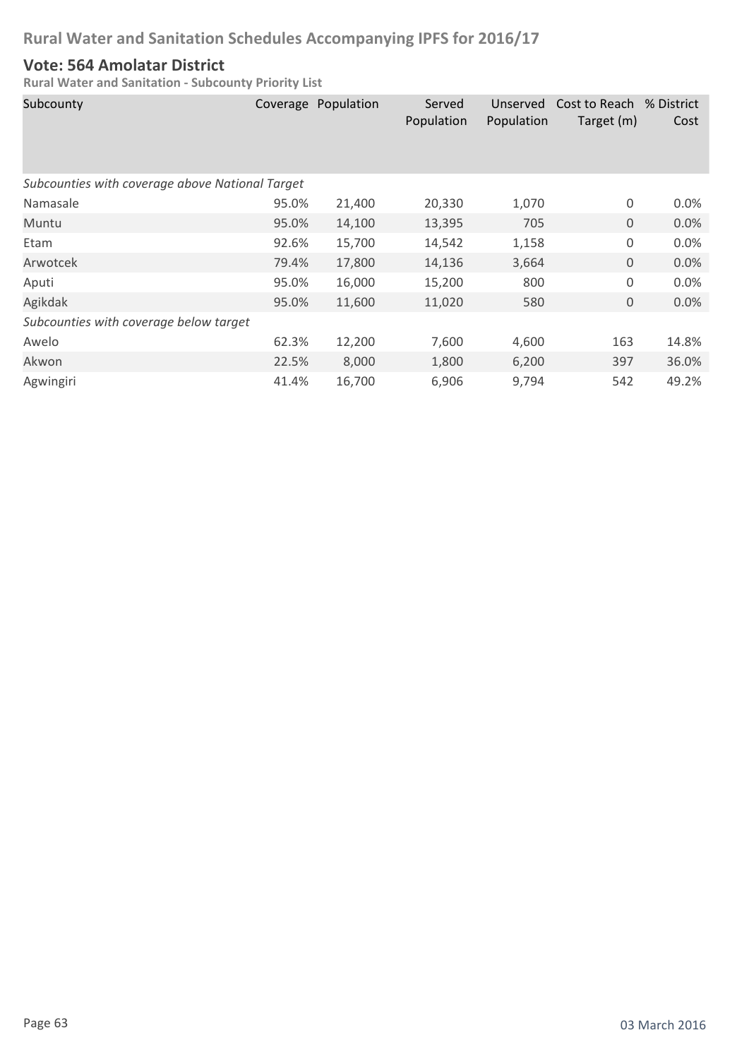# Rural Water and Sanitation Schedules Accompanying IPFS for 2016/17

## Vote: 564 Amolatar District

### Rural Water and Sanitation - Subcounty Priority List

| Subcounty | Coverage | Population | Served Population | Unserved Population | Cost to Reach Target (m) | % District Cost |
|---|---|---|---|---|---|---|
| *Subcounties with coverage above National Target* | | | | | | |
| Namasale | 95.0% | 21,400 | 20,330 | 1,070 | 0 | 0.0% |
| Muntu | 95.0% | 14,100 | 13,395 | 705 | 0 | 0.0% |
| Etam | 92.6% | 15,700 | 14,542 | 1,158 | 0 | 0.0% |
| Arwotcek | 79.4% | 17,800 | 14,136 | 3,664 | 0 | 0.0% |
| Aputi | 95.0% | 16,000 | 15,200 | 800 | 0 | 0.0% |
| Agikdak | 95.0% | 11,600 | 11,020 | 580 | 0 | 0.0% |
| *Subcounties with coverage below target* | | | | | | |
| Awelo | 62.3% | 12,200 | 7,600 | 4,600 | 163 | 14.8% |
| Akwon | 22.5% | 8,000 | 1,800 | 6,200 | 397 | 36.0% |
| Agwingiri | 41.4% | 16,700 | 6,906 | 9,794 | 542 | 49.2% |

03 March 2016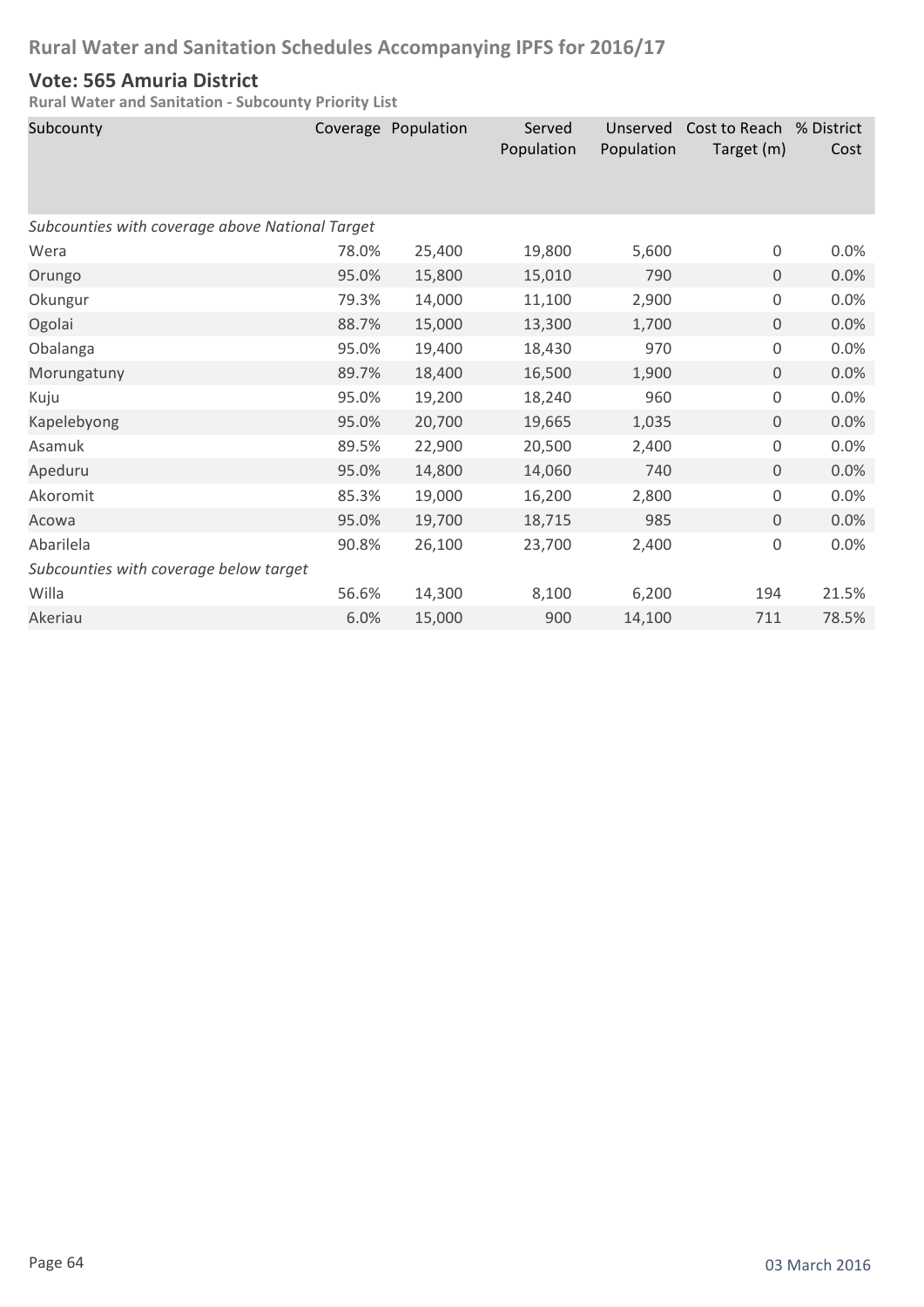# Rural Water and Sanitation Schedules Accompanying IPFS for 2016/17

## Vote: 565 Amuria District

**Rural Water and Sanitation - Subcounty Priority List**

| Subcounty | Coverage | Population | Served Population | Unserved Population | Cost to Reach Target (m) | % District Cost |
|---|---|---|---|---|---|---|
| *Subcounties with coverage above National Target* | | | | | | |
| Wera | 78.0% | 25,400 | 19,800 | 5,600 | 0 | 0.0% |
| Orungo | 95.0% | 15,800 | 15,010 | 790 | 0 | 0.0% |
| Okungur | 79.3% | 14,000 | 11,100 | 2,900 | 0 | 0.0% |
| Ogolai | 88.7% | 15,000 | 13,300 | 1,700 | 0 | 0.0% |
| Obalanga | 95.0% | 19,400 | 18,430 | 970 | 0 | 0.0% |
| Morungatuny | 89.7% | 18,400 | 16,500 | 1,900 | 0 | 0.0% |
| Kuju | 95.0% | 19,200 | 18,240 | 960 | 0 | 0.0% |
| Kapelebyong | 95.0% | 20,700 | 19,665 | 1,035 | 0 | 0.0% |
| Asamuk | 89.5% | 22,900 | 20,500 | 2,400 | 0 | 0.0% |
| Apeduru | 95.0% | 14,800 | 14,060 | 740 | 0 | 0.0% |
| Akoromit | 85.3% | 19,000 | 16,200 | 2,800 | 0 | 0.0% |
| Acowa | 95.0% | 19,700 | 18,715 | 985 | 0 | 0.0% |
| Abarilela | 90.8% | 26,100 | 23,700 | 2,400 | 0 | 0.0% |
| *Subcounties with coverage below target* | | | | | | |
| Willa | 56.6% | 14,300 | 8,100 | 6,200 | 194 | 21.5% |
| Akeriau | 6.0% | 15,000 | 900 | 14,100 | 711 | 78.5% |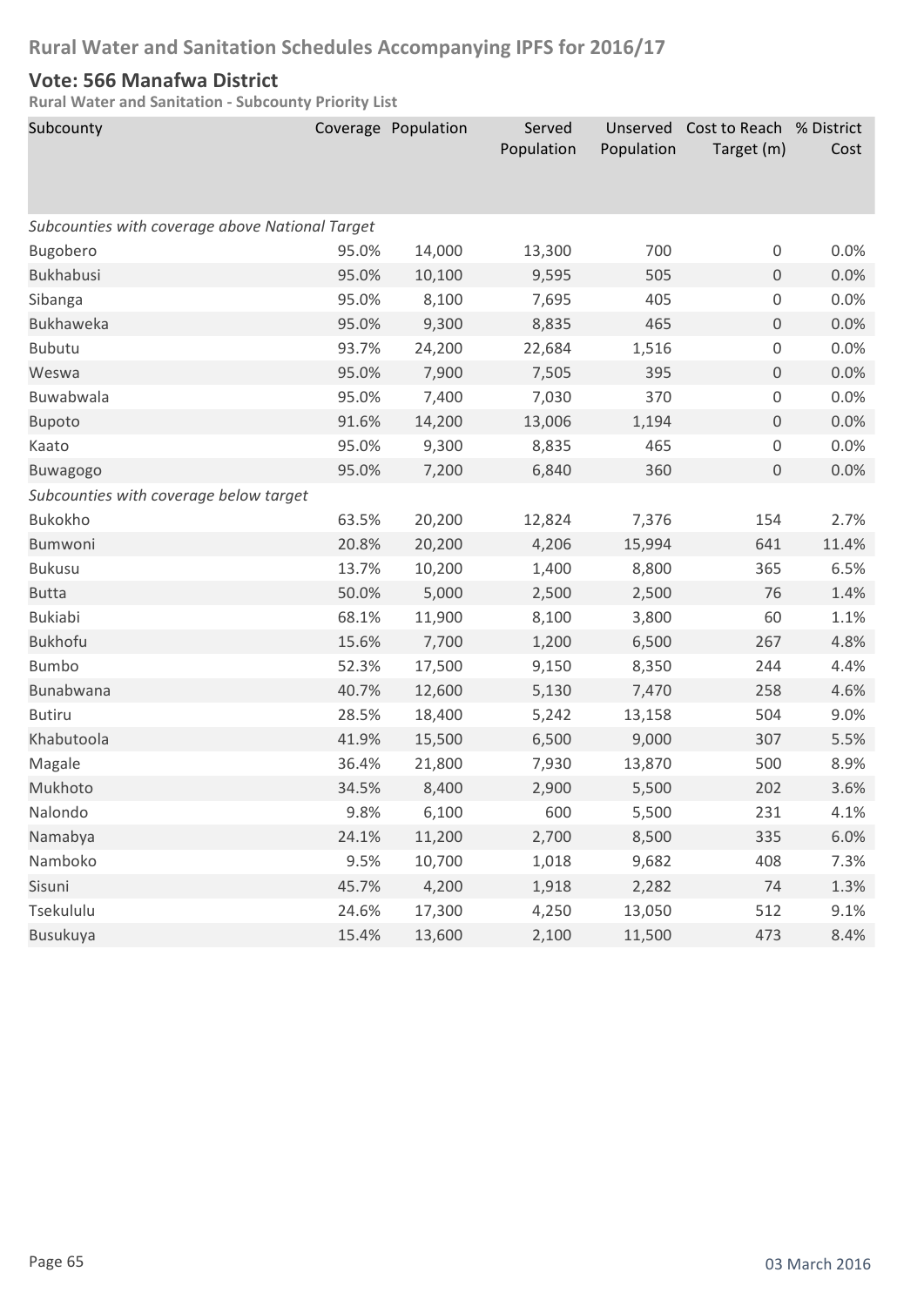## Rural Water and Sanitation Schedules Accompanying IPFS for 2016/17

### Vote: 566 Manafwa District

**Rural Water and Sanitation - Subcounty Priority List**

| Subcounty | Coverage | Population | Served Population | Unserved Population | Cost to Reach Target (m) | % District Cost |
|---|---|---|---|---|---|---|
| *Subcounties with coverage above National Target* | | | | | | |
| Bugobero | 95.0% | 14,000 | 13,300 | 700 | 0 | 0.0% |
| Bukhabusi | 95.0% | 10,100 | 9,595 | 505 | 0 | 0.0% |
| Sibanga | 95.0% | 8,100 | 7,695 | 405 | 0 | 0.0% |
| Bukhaweka | 95.0% | 9,300 | 8,835 | 465 | 0 | 0.0% |
| Bubutu | 93.7% | 24,200 | 22,684 | 1,516 | 0 | 0.0% |
| Weswa | 95.0% | 7,900 | 7,505 | 395 | 0 | 0.0% |
| Buwabwala | 95.0% | 7,400 | 7,030 | 370 | 0 | 0.0% |
| Bupoto | 91.6% | 14,200 | 13,006 | 1,194 | 0 | 0.0% |
| Kaato | 95.0% | 9,300 | 8,835 | 465 | 0 | 0.0% |
| Buwagogo | 95.0% | 7,200 | 6,840 | 360 | 0 | 0.0% |
| *Subcounties with coverage below target* | | | | | | |
| Bukokho | 63.5% | 20,200 | 12,824 | 7,376 | 154 | 2.7% |
| Bumwoni | 20.8% | 20,200 | 4,206 | 15,994 | 641 | 11.4% |
| Bukusu | 13.7% | 10,200 | 1,400 | 8,800 | 365 | 6.5% |
| Butta | 50.0% | 5,000 | 2,500 | 2,500 | 76 | 1.4% |
| Bukiabi | 68.1% | 11,900 | 8,100 | 3,800 | 60 | 1.1% |
| Bukhofu | 15.6% | 7,700 | 1,200 | 6,500 | 267 | 4.8% |
| Bumbo | 52.3% | 17,500 | 9,150 | 8,350 | 244 | 4.4% |
| Bunabwana | 40.7% | 12,600 | 5,130 | 7,470 | 258 | 4.6% |
| Butiru | 28.5% | 18,400 | 5,242 | 13,158 | 504 | 9.0% |
| Khabutoola | 41.9% | 15,500 | 6,500 | 9,000 | 307 | 5.5% |
| Magale | 36.4% | 21,800 | 7,930 | 13,870 | 500 | 8.9% |
| Mukhoto | 34.5% | 8,400 | 2,900 | 5,500 | 202 | 3.6% |
| Nalondo | 9.8% | 6,100 | 600 | 5,500 | 231 | 4.1% |
| Namabya | 24.1% | 11,200 | 2,700 | 8,500 | 335 | 6.0% |
| Namboko | 9.5% | 10,700 | 1,018 | 9,682 | 408 | 7.3% |
| Sisuni | 45.7% | 4,200 | 1,918 | 2,282 | 74 | 1.3% |
| Tsekululu | 24.6% | 17,300 | 4,250 | 13,050 | 512 | 9.1% |
| Busukuya | 15.4% | 13,600 | 2,100 | 11,500 | 473 | 8.4% |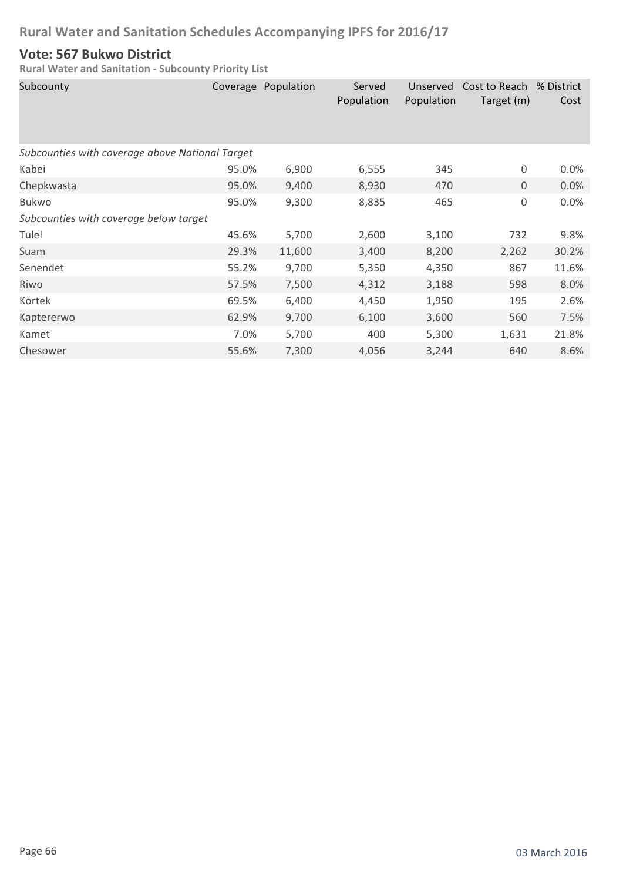# Rural Water and Sanitation Schedules Accompanying IPFS for 2016/17

## Vote: 567 Bukwo District

**Rural Water and Sanitation - Subcounty Priority List**

| Subcounty | Coverage | Population | Served Population | Unserved Population | Cost to Reach Target (m) | % District Cost |
|---|---|---|---|---|---|---|
| *Subcounties with coverage above National Target* | | | | | | |
| Kabei | 95.0% | 6,900 | 6,555 | 345 | 0 | 0.0% |
| Chepkwasta | 95.0% | 9,400 | 8,930 | 470 | 0 | 0.0% |
| Bukwo | 95.0% | 9,300 | 8,835 | 465 | 0 | 0.0% |
| *Subcounties with coverage below target* | | | | | | |
| Tulel | 45.6% | 5,700 | 2,600 | 3,100 | 732 | 9.8% |
| Suam | 29.3% | 11,600 | 3,400 | 8,200 | 2,262 | 30.2% |
| Senendet | 55.2% | 9,700 | 5,350 | 4,350 | 867 | 11.6% |
| Riwo | 57.5% | 7,500 | 4,312 | 3,188 | 598 | 8.0% |
| Kortek | 69.5% | 6,400 | 4,450 | 1,950 | 195 | 2.6% |
| Kaptererwo | 62.9% | 9,700 | 6,100 | 3,600 | 560 | 7.5% |
| Kamet | 7.0% | 5,700 | 400 | 5,300 | 1,631 | 21.8% |
| Chesower | 55.6% | 7,300 | 4,056 | 3,244 | 640 | 8.6% |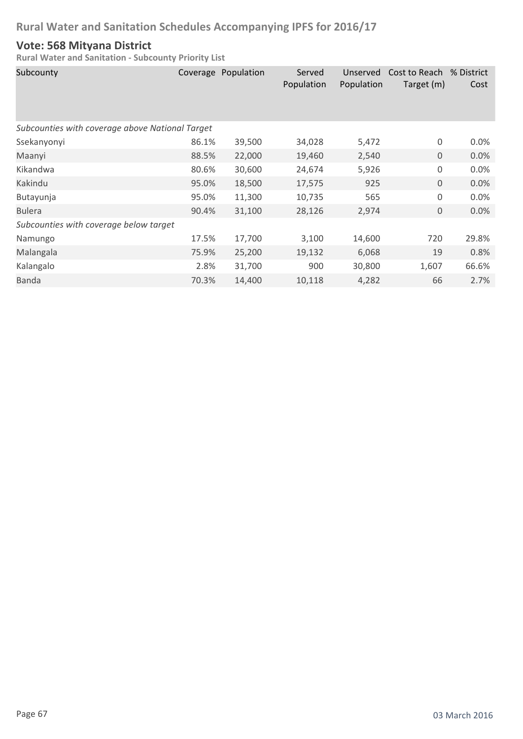## Vote: 568 Mityana District

**Rural Water and Sanitation - Subcounty Priority List**

| Subcounty | Coverage | Population | Served Population | Unserved Population | Cost to Reach Target (m) | % District Cost |
|---|---|---|---|---|---|---|
| *Subcounties with coverage above National Target* | | | | | | |
| Ssekanyonyi | 86.1% | 39,500 | 34,028 | 5,472 | 0 | 0.0% |
| Maanyi | 88.5% | 22,000 | 19,460 | 2,540 | 0 | 0.0% |
| Kikandwa | 80.6% | 30,600 | 24,674 | 5,926 | 0 | 0.0% |
| Kakindu | 95.0% | 18,500 | 17,575 | 925 | 0 | 0.0% |
| Butayunja | 95.0% | 11,300 | 10,735 | 565 | 0 | 0.0% |
| Bulera | 90.4% | 31,100 | 28,126 | 2,974 | 0 | 0.0% |
| *Subcounties with coverage below target* | | | | | | |
| Namungo | 17.5% | 17,700 | 3,100 | 14,600 | 720 | 29.8% |
| Malangala | 75.9% | 25,200 | 19,132 | 6,068 | 19 | 0.8% |
| Kalangalo | 2.8% | 31,700 | 900 | 30,800 | 1,607 | 66.6% |
| Banda | 70.3% | 14,400 | 10,118 | 4,282 | 66 | 2.7% |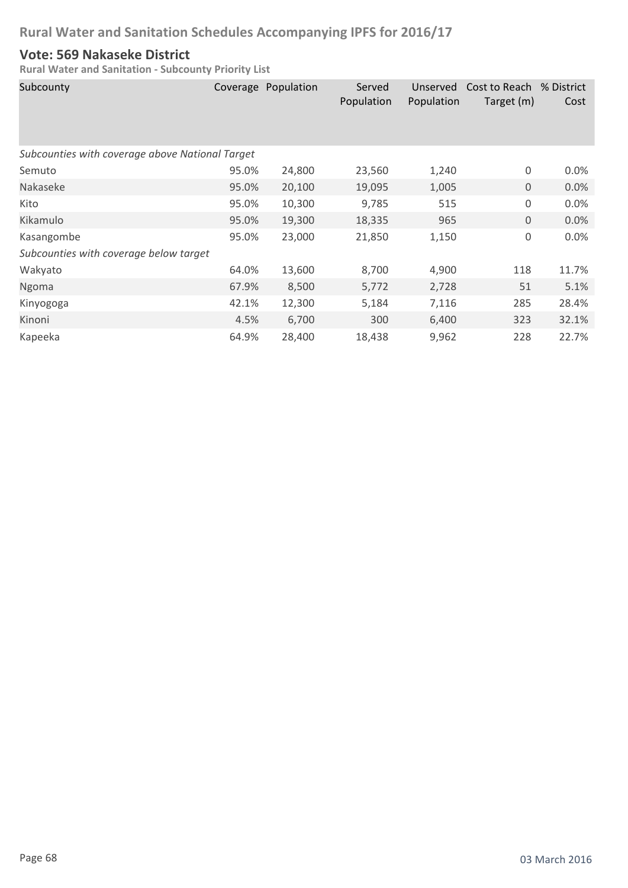# Rural Water and Sanitation Schedules Accompanying IPFS for 2016/17

## Vote: 569 Nakaseke District

**Rural Water and Sanitation - Subcounty Priority List**

| Subcounty | Coverage | Population | Served Population | Unserved Population | Cost to Reach Target (m) | % District Cost |
|---|---|---|---|---|---|---|
| *Subcounties with coverage above National Target* | | | | | | |
| Semuto | 95.0% | 24,800 | 23,560 | 1,240 | 0 | 0.0% |
| Nakaseke | 95.0% | 20,100 | 19,095 | 1,005 | 0 | 0.0% |
| Kito | 95.0% | 10,300 | 9,785 | 515 | 0 | 0.0% |
| Kikamulo | 95.0% | 19,300 | 18,335 | 965 | 0 | 0.0% |
| Kasangombe | 95.0% | 23,000 | 21,850 | 1,150 | 0 | 0.0% |
| *Subcounties with coverage below target* | | | | | | |
| Wakyato | 64.0% | 13,600 | 8,700 | 4,900 | 118 | 11.7% |
| Ngoma | 67.9% | 8,500 | 5,772 | 2,728 | 51 | 5.1% |
| Kinyogoga | 42.1% | 12,300 | 5,184 | 7,116 | 285 | 28.4% |
| Kinoni | 4.5% | 6,700 | 300 | 6,400 | 323 | 32.1% |
| Kapeeka | 64.9% | 28,400 | 18,438 | 9,962 | 228 | 22.7% |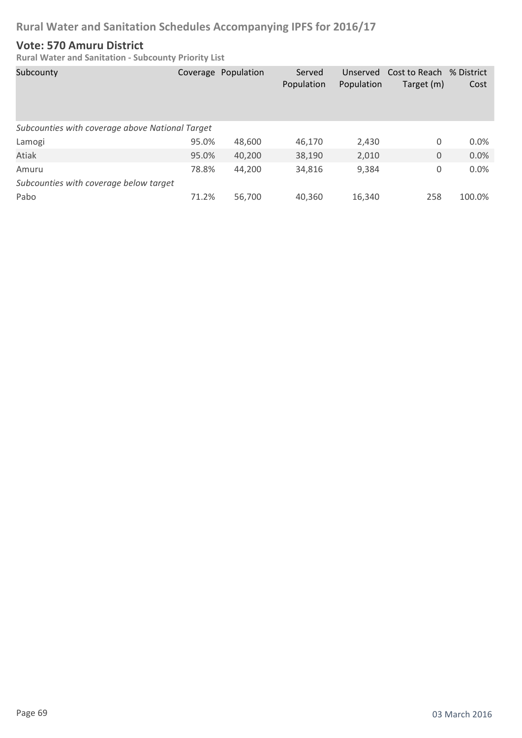# Rural Water and Sanitation Schedules Accompanying IPFS for 2016/17

## Vote: 570 Amuru District

**Rural Water and Sanitation - Subcounty Priority List**

| Subcounty | Coverage | Population | Served Population | Unserved Population | Cost to Reach Target (m) | % District Cost |
|---|---|---|---|---|---|---|
| *Subcounties with coverage above National Target* | | | | | | |
| Lamogi | 95.0% | 48,600 | 46,170 | 2,430 | 0 | 0.0% |
| Atiak | 95.0% | 40,200 | 38,190 | 2,010 | 0 | 0.0% |
| Amuru | 78.8% | 44,200 | 34,816 | 9,384 | 0 | 0.0% |
| *Subcounties with coverage below target* | | | | | | |
| Pabo | 71.2% | 56,700 | 40,360 | 16,340 | 258 | 100.0% |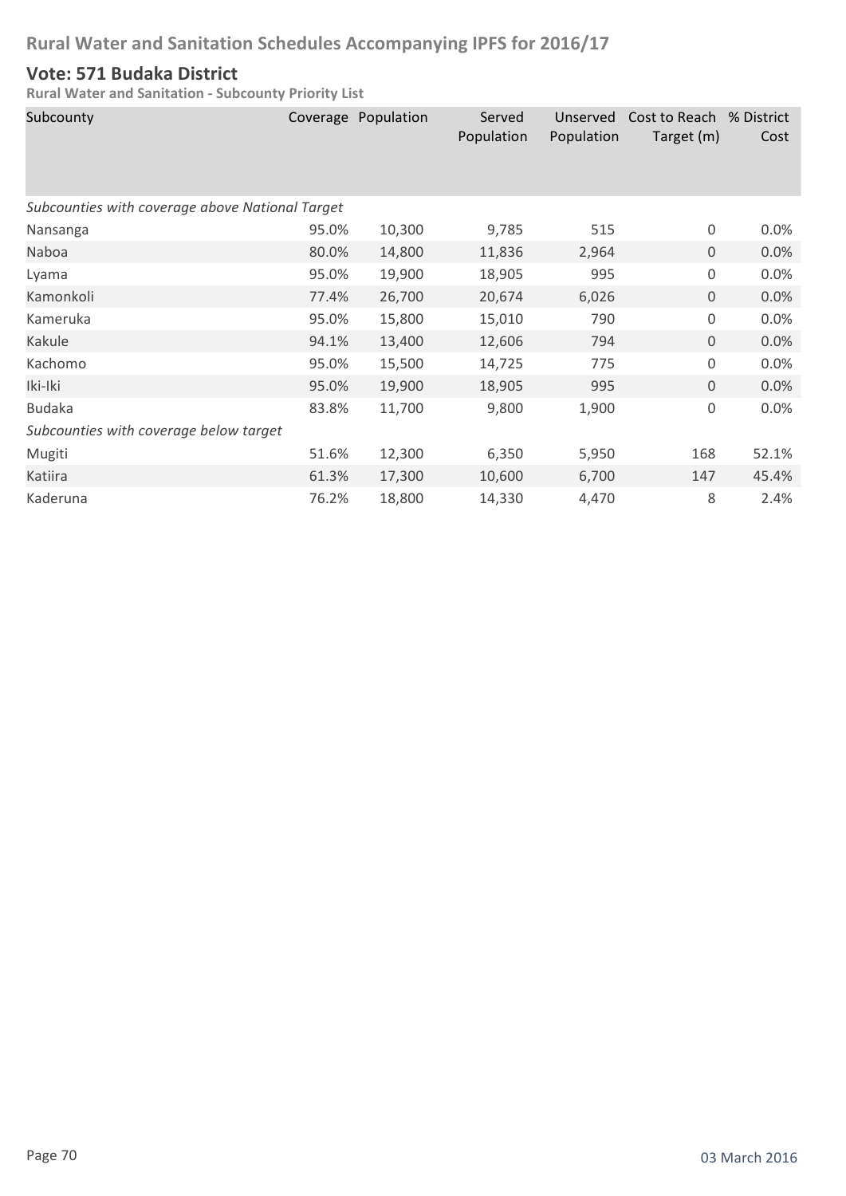# Rural Water and Sanitation Schedules Accompanying IPFS for 2016/17

## Vote: 571 Budaka District

### Rural Water and Sanitation - Subcounty Priority List

| Subcounty | Coverage | Population | Served Population | Unserved Population | Cost to Reach Target (m) | % District Cost |
|---|---|---|---|---|---|---|
| *Subcounties with coverage above National Target* | | | | | | |
| Nansanga | 95.0% | 10,300 | 9,785 | 515 | 0 | 0.0% |
| Naboa | 80.0% | 14,800 | 11,836 | 2,964 | 0 | 0.0% |
| Lyama | 95.0% | 19,900 | 18,905 | 995 | 0 | 0.0% |
| Kamonkoli | 77.4% | 26,700 | 20,674 | 6,026 | 0 | 0.0% |
| Kameruka | 95.0% | 15,800 | 15,010 | 790 | 0 | 0.0% |
| Kakule | 94.1% | 13,400 | 12,606 | 794 | 0 | 0.0% |
| Kachomo | 95.0% | 15,500 | 14,725 | 775 | 0 | 0.0% |
| Iki-Iki | 95.0% | 19,900 | 18,905 | 995 | 0 | 0.0% |
| Budaka | 83.8% | 11,700 | 9,800 | 1,900 | 0 | 0.0% |
| *Subcounties with coverage below target* | | | | | | |
| Mugiti | 51.6% | 12,300 | 6,350 | 5,950 | 168 | 52.1% |
| Katiira | 61.3% | 17,300 | 10,600 | 6,700 | 147 | 45.4% |
| Kaderuna | 76.2% | 18,800 | 14,330 | 4,470 | 8 | 2.4% |

03 March 2016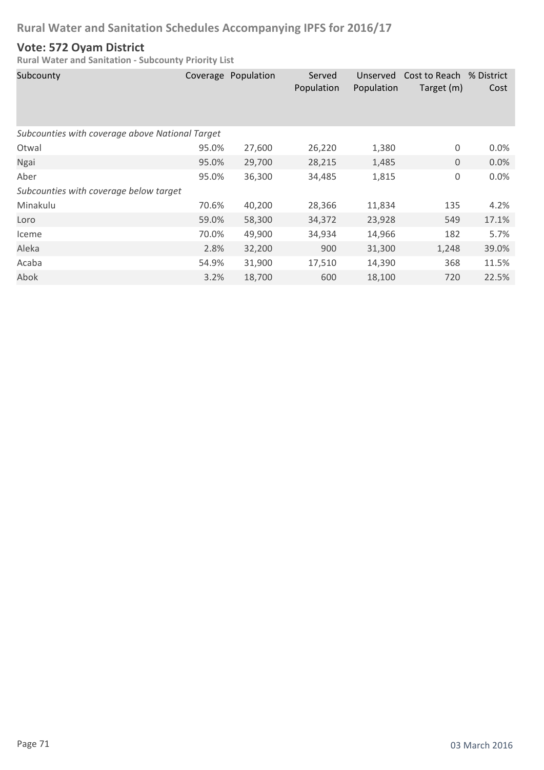# Rural Water and Sanitation Schedules Accompanying IPFS for 2016/17

## Vote: 572 Oyam District

**Rural Water and Sanitation - Subcounty Priority List**

| Subcounty | Coverage | Population | Served Population | Unserved Population | Cost to Reach Target (m) | % District Cost |
|---|---|---|---|---|---|---|
| *Subcounties with coverage above National Target* | | | | | | |
| Otwal | 95.0% | 27,600 | 26,220 | 1,380 | 0 | 0.0% |
| Ngai | 95.0% | 29,700 | 28,215 | 1,485 | 0 | 0.0% |
| Aber | 95.0% | 36,300 | 34,485 | 1,815 | 0 | 0.0% |
| *Subcounties with coverage below target* | | | | | | |
| Minakulu | 70.6% | 40,200 | 28,366 | 11,834 | 135 | 4.2% |
| Loro | 59.0% | 58,300 | 34,372 | 23,928 | 549 | 17.1% |
| Iceme | 70.0% | 49,900 | 34,934 | 14,966 | 182 | 5.7% |
| Aleka | 2.8% | 32,200 | 900 | 31,300 | 1,248 | 39.0% |
| Acaba | 54.9% | 31,900 | 17,510 | 14,390 | 368 | 11.5% |
| Abok | 3.2% | 18,700 | 600 | 18,100 | 720 | 22.5% |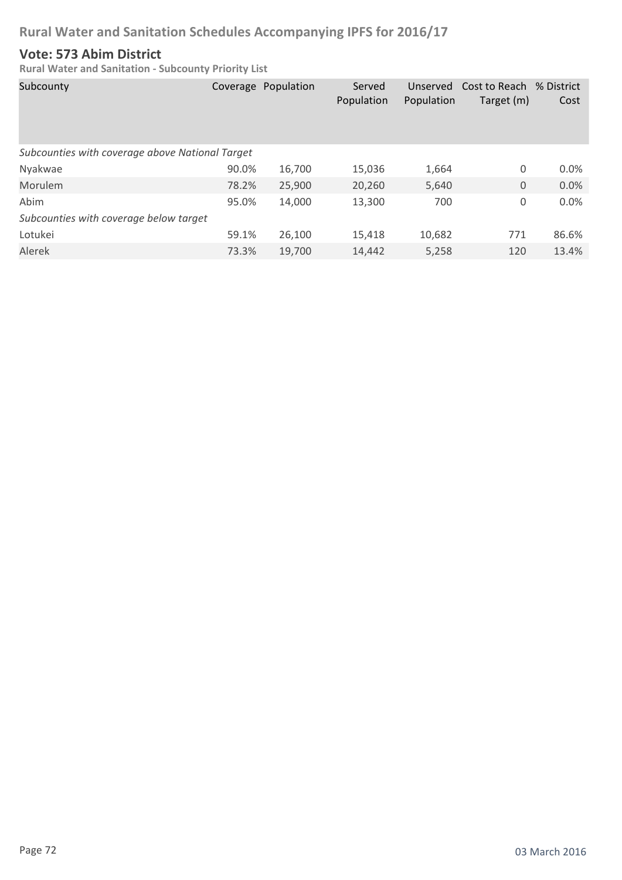# Rural Water and Sanitation Schedules Accompanying IPFS for 2016/17

## Vote: 573 Abim District

**Rural Water and Sanitation - Subcounty Priority List**

| Subcounty | Coverage | Population | Served Population | Unserved Population | Cost to Reach Target (m) | % District Cost |
|---|---|---|---|---|---|---|
| *Subcounties with coverage above National Target* | | | | | | |
| Nyakwae | 90.0% | 16,700 | 15,036 | 1,664 | 0 | 0.0% |
| Morulem | 78.2% | 25,900 | 20,260 | 5,640 | 0 | 0.0% |
| Abim | 95.0% | 14,000 | 13,300 | 700 | 0 | 0.0% |
| *Subcounties with coverage below target* | | | | | | |
| Lotukei | 59.1% | 26,100 | 15,418 | 10,682 | 771 | 86.6% |
| Alerek | 73.3% | 19,700 | 14,442 | 5,258 | 120 | 13.4% |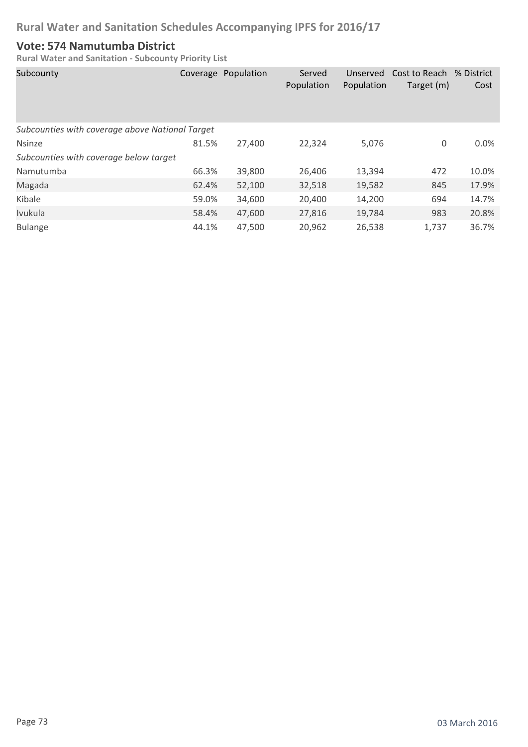# Rural Water and Sanitation Schedules Accompanying IPFS for 2016/17

## Vote: 574 Namutumba District

**Rural Water and Sanitation - Subcounty Priority List**

| Subcounty | Coverage | Population | Served Population | Unserved Population | Cost to Reach Target (m) | % District Cost |
|---|---|---|---|---|---|---|
| *Subcounties with coverage above National Target* | | | | | | |
| Nsinze | 81.5% | 27,400 | 22,324 | 5,076 | 0 | 0.0% |
| *Subcounties with coverage below target* | | | | | | |
| Namutumba | 66.3% | 39,800 | 26,406 | 13,394 | 472 | 10.0% |
| Magada | 62.4% | 52,100 | 32,518 | 19,582 | 845 | 17.9% |
| Kibale | 59.0% | 34,600 | 20,400 | 14,200 | 694 | 14.7% |
| Ivukula | 58.4% | 47,600 | 27,816 | 19,784 | 983 | 20.8% |
| Bulange | 44.1% | 47,500 | 20,962 | 26,538 | 1,737 | 36.7% |

03 March 2016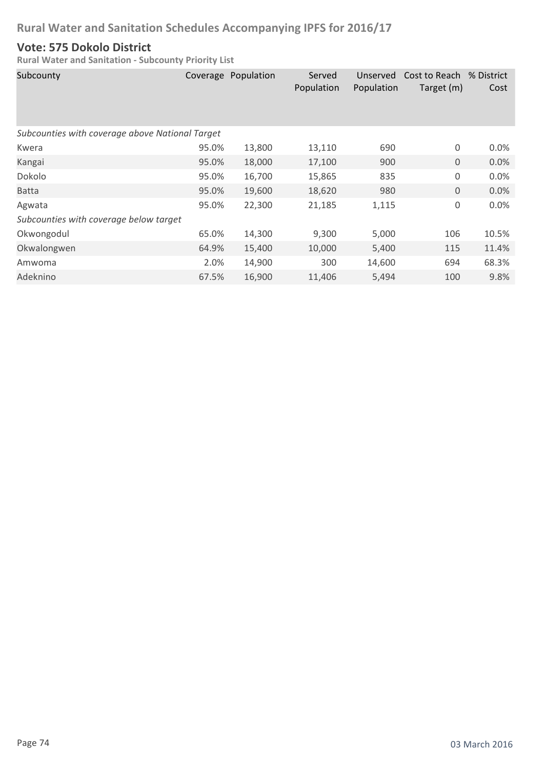# Rural Water and Sanitation Schedules Accompanying IPFS for 2016/17

## Vote: 575 Dokolo District

**Rural Water and Sanitation - Subcounty Priority List**

| Subcounty | Coverage | Population | Served Population | Unserved Population | Cost to Reach Target (m) | % District Cost |
|---|---|---|---|---|---|---|
| *Subcounties with coverage above National Target* | | | | | | |
| Kwera | 95.0% | 13,800 | 13,110 | 690 | 0 | 0.0% |
| Kangai | 95.0% | 18,000 | 17,100 | 900 | 0 | 0.0% |
| Dokolo | 95.0% | 16,700 | 15,865 | 835 | 0 | 0.0% |
| Batta | 95.0% | 19,600 | 18,620 | 980 | 0 | 0.0% |
| Agwata | 95.0% | 22,300 | 21,185 | 1,115 | 0 | 0.0% |
| *Subcounties with coverage below target* | | | | | | |
| Okwongodul | 65.0% | 14,300 | 9,300 | 5,000 | 106 | 10.5% |
| Okwalongwen | 64.9% | 15,400 | 10,000 | 5,400 | 115 | 11.4% |
| Amwoma | 2.0% | 14,900 | 300 | 14,600 | 694 | 68.3% |
| Adeknino | 67.5% | 16,900 | 11,406 | 5,494 | 100 | 9.8% |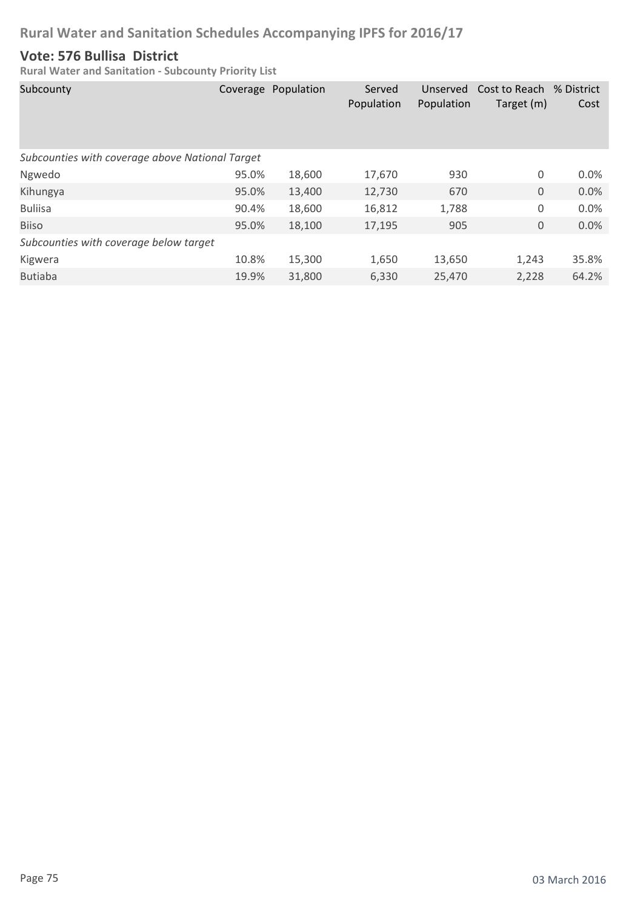# Rural Water and Sanitation Schedules Accompanying IPFS for 2016/17

## Vote: 576 Bullisa District

**Rural Water and Sanitation - Subcounty Priority List**

| Subcounty | Coverage | Population | Served Population | Unserved Population | Cost to Reach Target (m) | % District Cost |
|---|---|---|---|---|---|---|
| *Subcounties with coverage above National Target* | | | | | | |
| Ngwedo | 95.0% | 18,600 | 17,670 | 930 | 0 | 0.0% |
| Kihungya | 95.0% | 13,400 | 12,730 | 670 | 0 | 0.0% |
| Buliisa | 90.4% | 18,600 | 16,812 | 1,788 | 0 | 0.0% |
| Biiso | 95.0% | 18,100 | 17,195 | 905 | 0 | 0.0% |
| *Subcounties with coverage below target* | | | | | | |
| Kigwera | 10.8% | 15,300 | 1,650 | 13,650 | 1,243 | 35.8% |
| Butiaba | 19.9% | 31,800 | 6,330 | 25,470 | 2,228 | 64.2% |

03 March 2016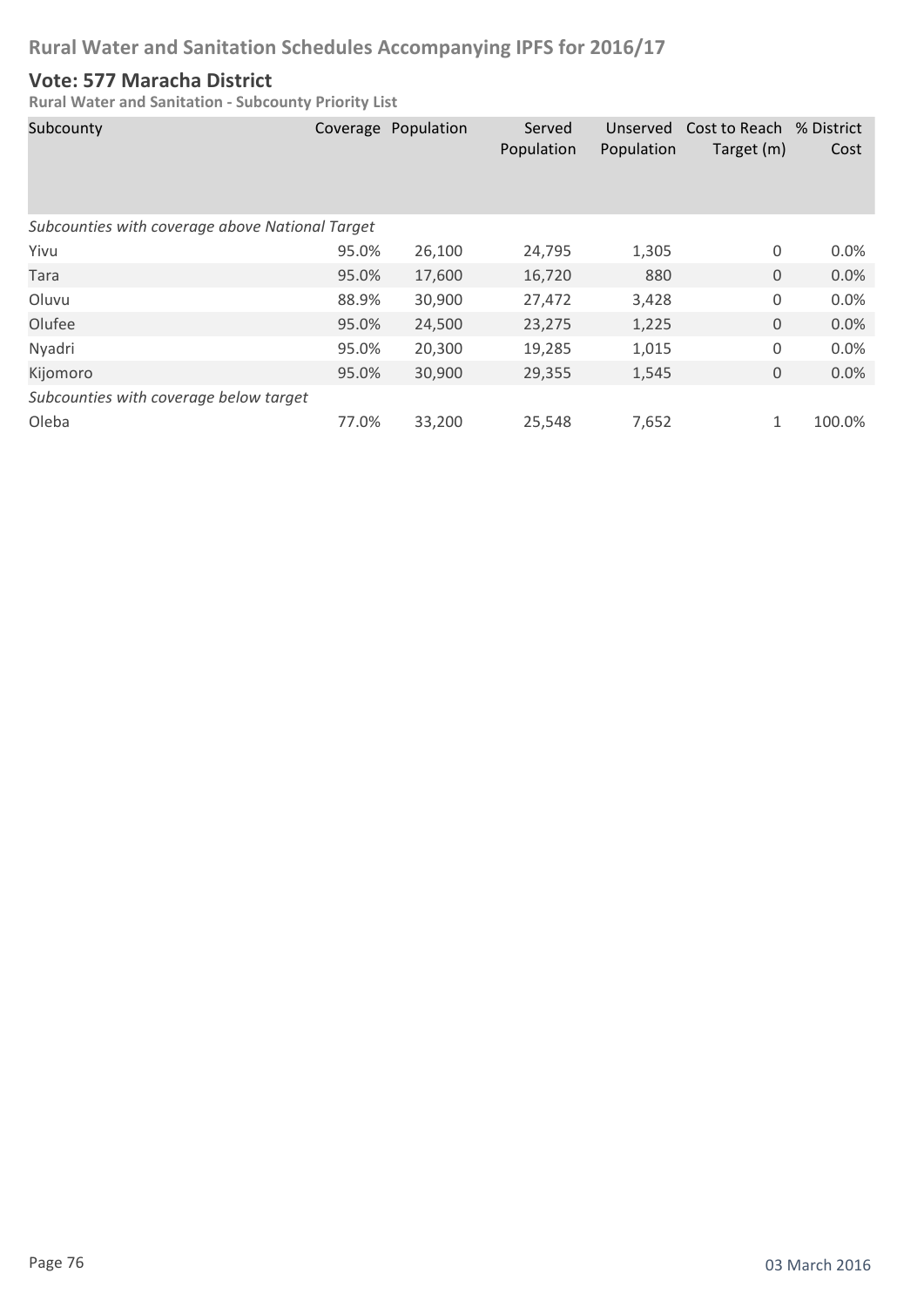## Rural Water and Sanitation Schedules Accompanying IPFS for 2016/17

### Vote: 577 Maracha District

**Rural Water and Sanitation - Subcounty Priority List**

| Subcounty | Coverage | Population | Served Population | Unserved Population | Cost to Reach Target (m) | % District Cost |
|---|---|---|---|---|---|---|
| *Subcounties with coverage above National Target* | | | | | | |
| Yivu | 95.0% | 26,100 | 24,795 | 1,305 | 0 | 0.0% |
| Tara | 95.0% | 17,600 | 16,720 | 880 | 0 | 0.0% |
| Oluvu | 88.9% | 30,900 | 27,472 | 3,428 | 0 | 0.0% |
| Olufee | 95.0% | 24,500 | 23,275 | 1,225 | 0 | 0.0% |
| Nyadri | 95.0% | 20,300 | 19,285 | 1,015 | 0 | 0.0% |
| Kijomoro | 95.0% | 30,900 | 29,355 | 1,545 | 0 | 0.0% |
| *Subcounties with coverage below target* | | | | | | |
| Oleba | 77.0% | 33,200 | 25,548 | 7,652 | 1 | 100.0% |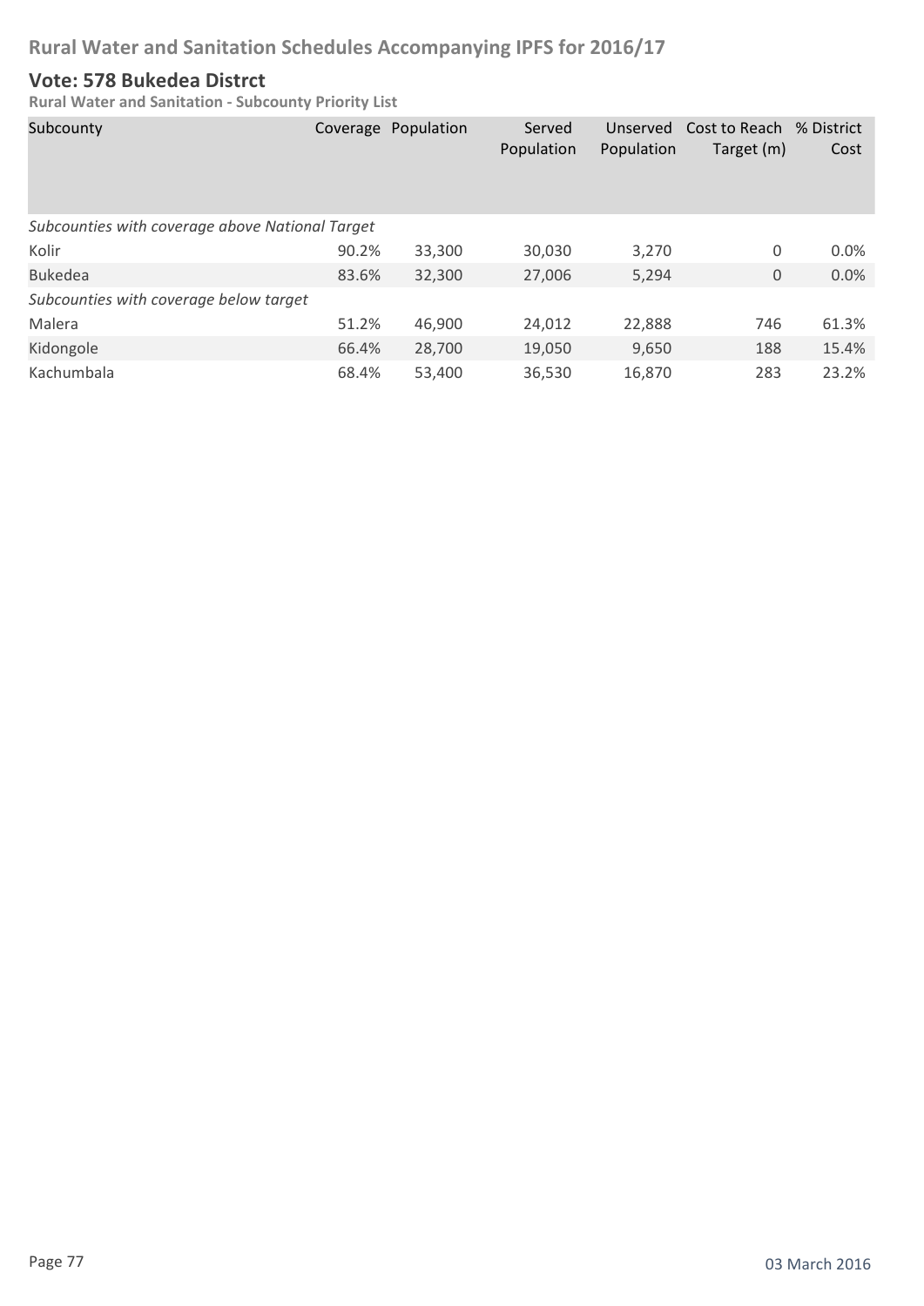## Vote: 578 Bukedea Distrct

**Rural Water and Sanitation - Subcounty Priority List**

| Subcounty | Coverage | Population | Served Population | Unserved Population | Cost to Reach Target (m) | % District Cost |
|---|---|---|---|---|---|---|
| *Subcounties with coverage above National Target* | | | | | | |
| Kolir | 90.2% | 33,300 | 30,030 | 3,270 | 0 | 0.0% |
| Bukedea | 83.6% | 32,300 | 27,006 | 5,294 | 0 | 0.0% |
| *Subcounties with coverage below target* | | | | | | |
| Malera | 51.2% | 46,900 | 24,012 | 22,888 | 746 | 61.3% |
| Kidongole | 66.4% | 28,700 | 19,050 | 9,650 | 188 | 15.4% |
| Kachumbala | 68.4% | 53,400 | 36,530 | 16,870 | 283 | 23.2% |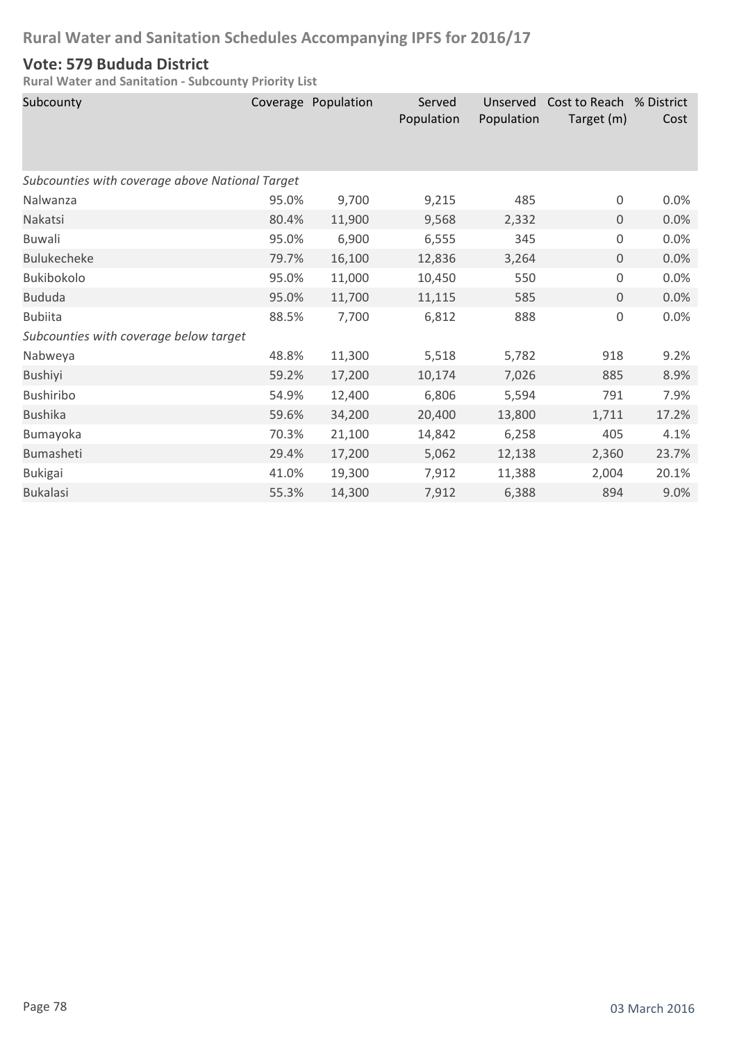## Rural Water and Sanitation Schedules Accompanying IPFS for 2016/17

### Vote: 579 Bududa District

**Rural Water and Sanitation - Subcounty Priority List**

| Subcounty | Coverage | Population | Served Population | Unserved Population | Cost to Reach Target (m) | % District Cost |
|---|---|---|---|---|---|---|
| *Subcounties with coverage above National Target* | | | | | | |
| Nalwanza | 95.0% | 9,700 | 9,215 | 485 | 0 | 0.0% |
| Nakatsi | 80.4% | 11,900 | 9,568 | 2,332 | 0 | 0.0% |
| Buwali | 95.0% | 6,900 | 6,555 | 345 | 0 | 0.0% |
| Bulukecheke | 79.7% | 16,100 | 12,836 | 3,264 | 0 | 0.0% |
| Bukibokolo | 95.0% | 11,000 | 10,450 | 550 | 0 | 0.0% |
| Bududa | 95.0% | 11,700 | 11,115 | 585 | 0 | 0.0% |
| Bubiita | 88.5% | 7,700 | 6,812 | 888 | 0 | 0.0% |
| *Subcounties with coverage below target* | | | | | | |
| Nabweya | 48.8% | 11,300 | 5,518 | 5,782 | 918 | 9.2% |
| Bushiyi | 59.2% | 17,200 | 10,174 | 7,026 | 885 | 8.9% |
| Bushiribo | 54.9% | 12,400 | 6,806 | 5,594 | 791 | 7.9% |
| Bushika | 59.6% | 34,200 | 20,400 | 13,800 | 1,711 | 17.2% |
| Bumayoka | 70.3% | 21,100 | 14,842 | 6,258 | 405 | 4.1% |
| Bumasheti | 29.4% | 17,200 | 5,062 | 12,138 | 2,360 | 23.7% |
| Bukigai | 41.0% | 19,300 | 7,912 | 11,388 | 2,004 | 20.1% |
| Bukalasi | 55.3% | 14,300 | 7,912 | 6,388 | 894 | 9.0% |

03 March 2016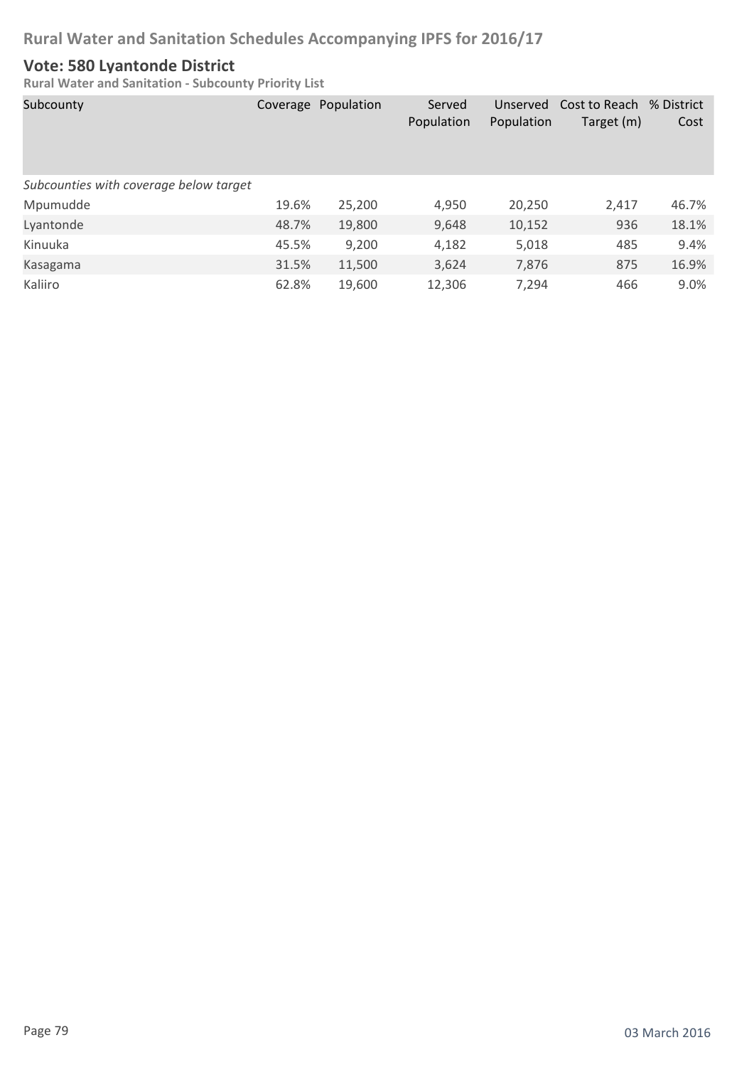## Rural Water and Sanitation Schedules Accompanying IPFS for 2016/17

### Vote: 580 Lyantonde District

**Rural Water and Sanitation - Subcounty Priority List**

| Subcounty | Coverage | Population | Served Population | Unserved Population | Cost to Reach Target (m) | % District Cost |
|---|---|---|---|---|---|---|
| *Subcounties with coverage below target* | | | | | | |
| Mpumudde | 19.6% | 25,200 | 4,950 | 20,250 | 2,417 | 46.7% |
| Lyantonde | 48.7% | 19,800 | 9,648 | 10,152 | 936 | 18.1% |
| Kinuuka | 45.5% | 9,200 | 4,182 | 5,018 | 485 | 9.4% |
| Kasagama | 31.5% | 11,500 | 3,624 | 7,876 | 875 | 16.9% |
| Kaliiro | 62.8% | 19,600 | 12,306 | 7,294 | 466 | 9.0% |

03 March 2016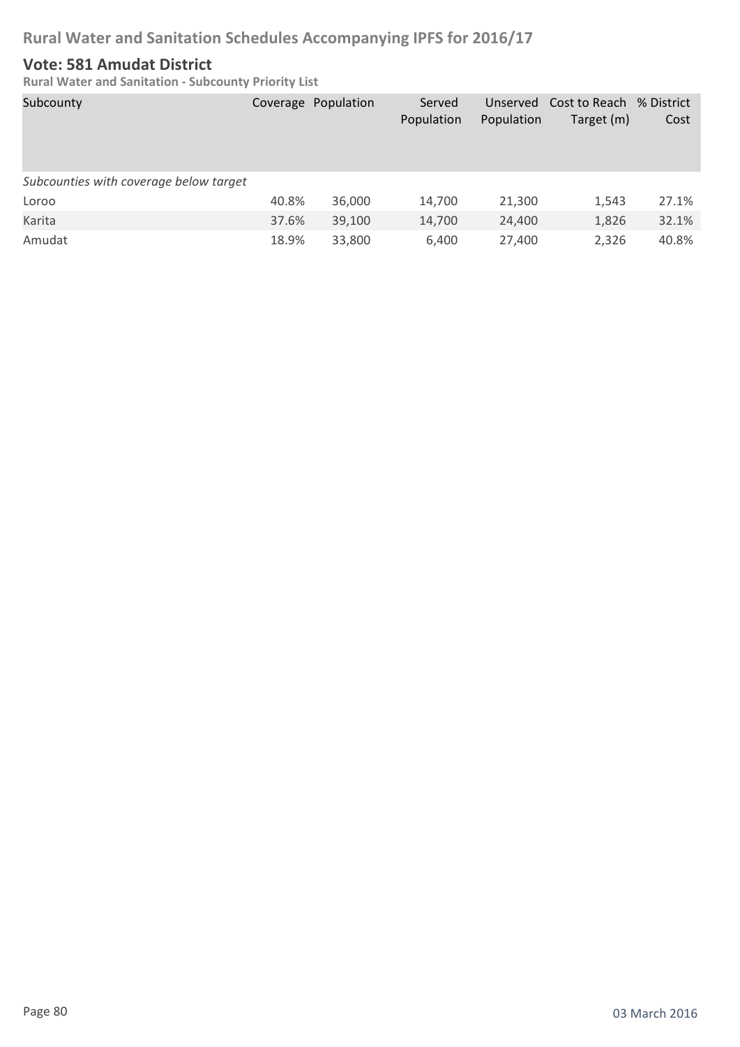# Rural Water and Sanitation Schedules Accompanying IPFS for 2016/17

## Vote: 581 Amudat District

### Rural Water and Sanitation - Subcounty Priority List

| Subcounty | Coverage | Population | Served Population | Unserved Population | Cost to Reach Target (m) | % District Cost |
|---|---|---|---|---|---|---|
| *Subcounties with coverage below target* | | | | | | |
| Loroo | 40.8% | 36,000 | 14,700 | 21,300 | 1,543 | 27.1% |
| Karita | 37.6% | 39,100 | 14,700 | 24,400 | 1,826 | 32.1% |
| Amudat | 18.9% | 33,800 | 6,400 | 27,400 | 2,326 | 40.8% |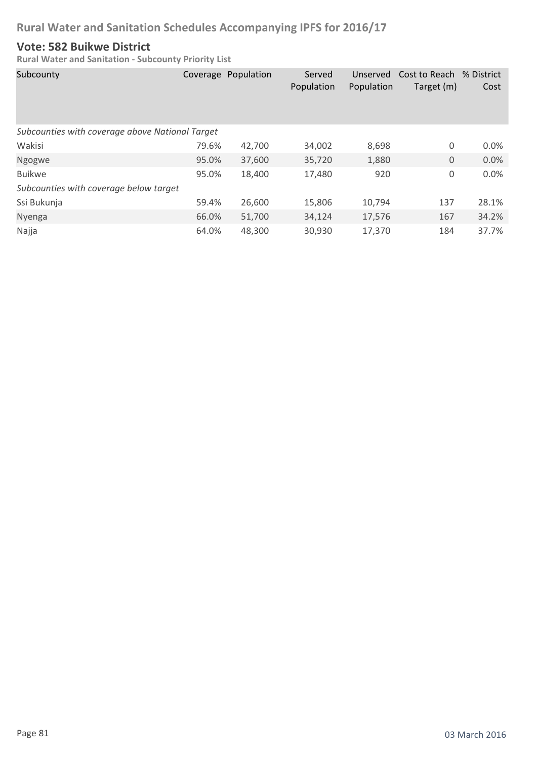# Rural Water and Sanitation Schedules Accompanying IPFS for 2016/17

## Vote: 582 Buikwe District

### Rural Water and Sanitation - Subcounty Priority List

| Subcounty | Coverage | Population | Served Population | Unserved Population | Cost to Reach Target (m) | % District Cost |
|---|---|---|---|---|---|---|
| *Subcounties with coverage above National Target* | | | | | | |
| Wakisi | 79.6% | 42,700 | 34,002 | 8,698 | 0 | 0.0% |
| Ngogwe | 95.0% | 37,600 | 35,720 | 1,880 | 0 | 0.0% |
| Buikwe | 95.0% | 18,400 | 17,480 | 920 | 0 | 0.0% |
| *Subcounties with coverage below target* | | | | | | |
| Ssi Bukunja | 59.4% | 26,600 | 15,806 | 10,794 | 137 | 28.1% |
| Nyenga | 66.0% | 51,700 | 34,124 | 17,576 | 167 | 34.2% |
| Najja | 64.0% | 48,300 | 30,930 | 17,370 | 184 | 37.7% |

03 March 2016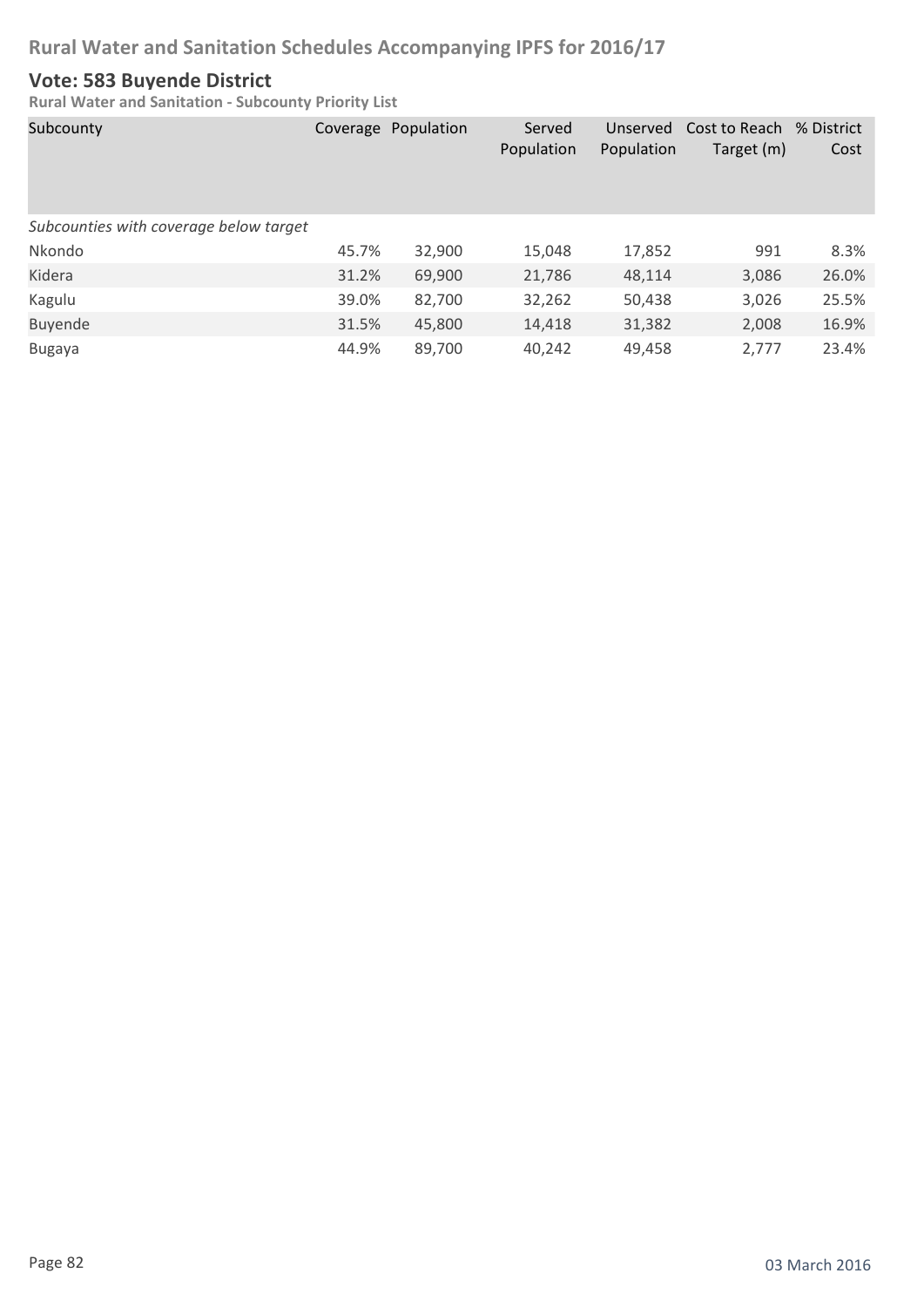## Vote: 583 Buyende District

**Rural Water and Sanitation - Subcounty Priority List**

| Subcounty | Coverage | Population | Served Population | Unserved Population | Cost to Reach Target (m) | % District Cost |
|---|---|---|---|---|---|---|
| *Subcounties with coverage below target* | | | | | | |
| Nkondo | 45.7% | 32,900 | 15,048 | 17,852 | 991 | 8.3% |
| Kidera | 31.2% | 69,900 | 21,786 | 48,114 | 3,086 | 26.0% |
| Kagulu | 39.0% | 82,700 | 32,262 | 50,438 | 3,026 | 25.5% |
| Buyende | 31.5% | 45,800 | 14,418 | 31,382 | 2,008 | 16.9% |
| Bugaya | 44.9% | 89,700 | 40,242 | 49,458 | 2,777 | 23.4% |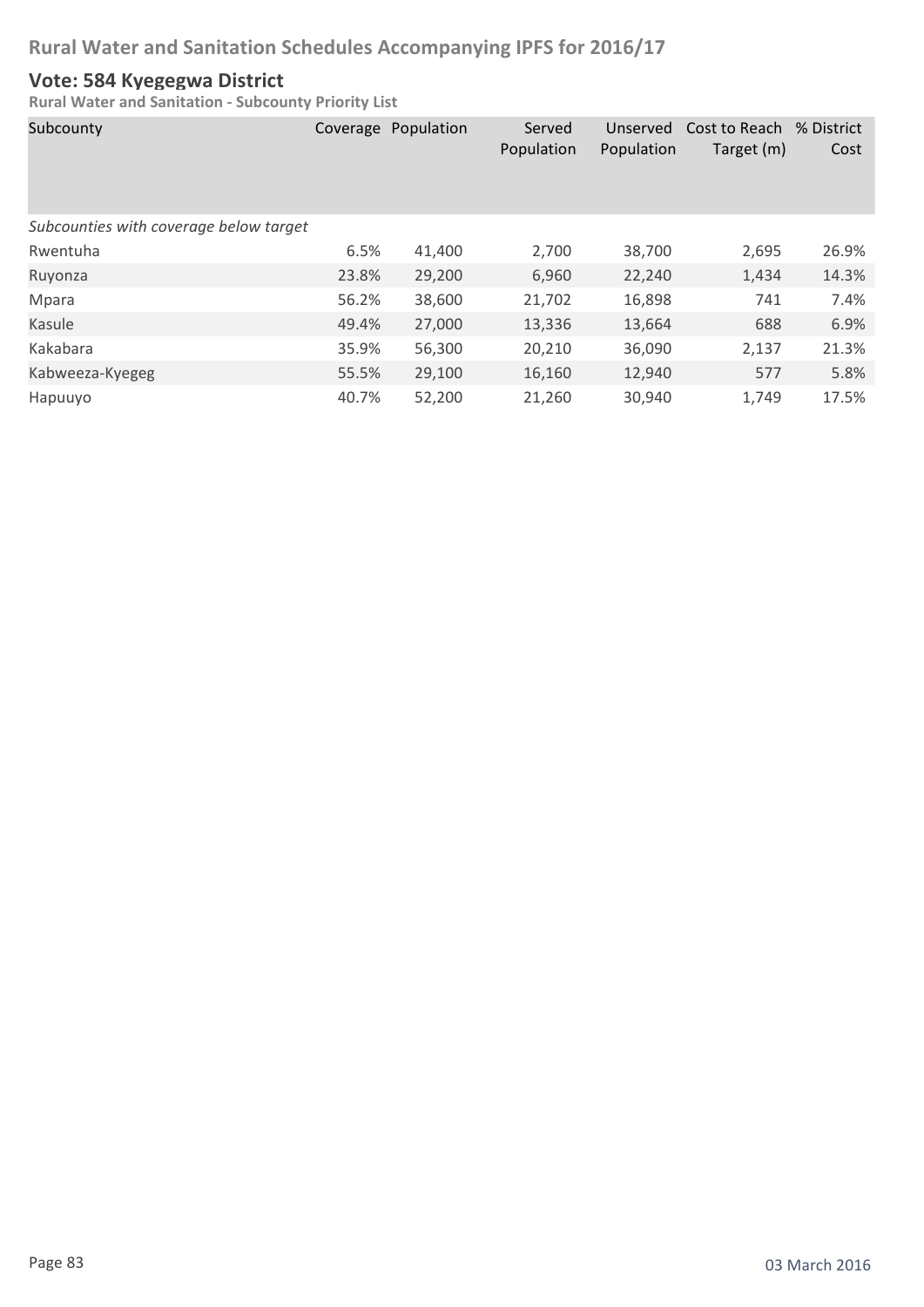# Rural Water and Sanitation Schedules Accompanying IPFS for 2016/17

## Vote: 584 Kyegegwa District

**Rural Water and Sanitation - Subcounty Priority List**

| Subcounty | Coverage | Population | Served Population | Unserved Population | Cost to Reach Target (m) | % District Cost |
|---|---|---|---|---|---|---|
| *Subcounties with coverage below target* | | | | | | |
| Rwentuha | 6.5% | 41,400 | 2,700 | 38,700 | 2,695 | 26.9% |
| Ruyonza | 23.8% | 29,200 | 6,960 | 22,240 | 1,434 | 14.3% |
| Mpara | 56.2% | 38,600 | 21,702 | 16,898 | 741 | 7.4% |
| Kasule | 49.4% | 27,000 | 13,336 | 13,664 | 688 | 6.9% |
| Kakabara | 35.9% | 56,300 | 20,210 | 36,090 | 2,137 | 21.3% |
| Kabweeza-Kyegeg | 55.5% | 29,100 | 16,160 | 12,940 | 577 | 5.8% |
| Hapuuyo | 40.7% | 52,200 | 21,260 | 30,940 | 1,749 | 17.5% |

03 March 2016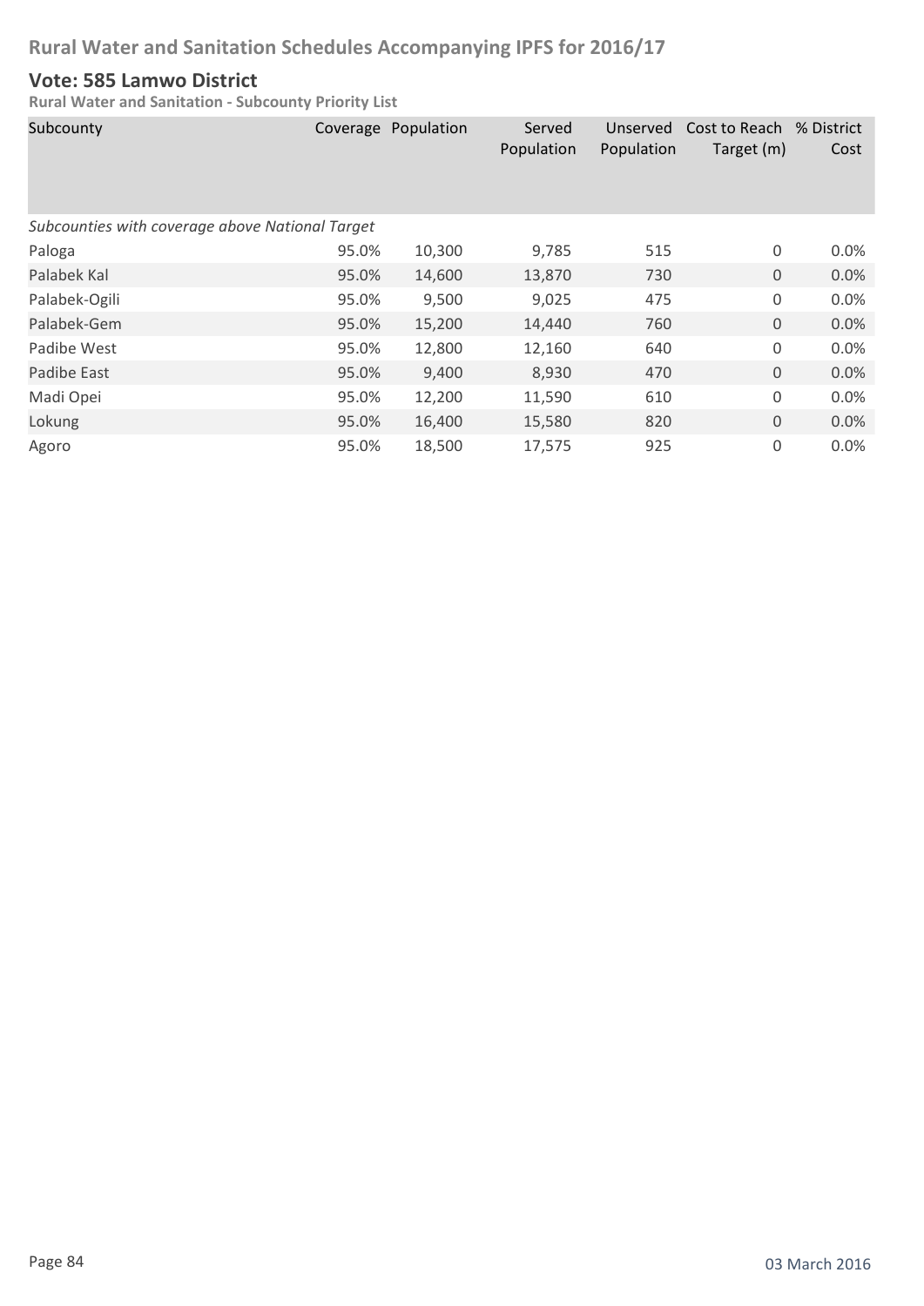# Rural Water and Sanitation Schedules Accompanying IPFS for 2016/17

## Vote: 585 Lamwo District

**Rural Water and Sanitation - Subcounty Priority List**

| Subcounty | Coverage | Population | Served Population | Unserved Population | Cost to Reach Target (m) | % District Cost |
|---|---|---|---|---|---|---|
| *Subcounties with coverage above National Target* | | | | | | |
| Paloga | 95.0% | 10,300 | 9,785 | 515 | 0 | 0.0% |
| Palabek Kal | 95.0% | 14,600 | 13,870 | 730 | 0 | 0.0% |
| Palabek-Ogili | 95.0% | 9,500 | 9,025 | 475 | 0 | 0.0% |
| Palabek-Gem | 95.0% | 15,200 | 14,440 | 760 | 0 | 0.0% |
| Padibe West | 95.0% | 12,800 | 12,160 | 640 | 0 | 0.0% |
| Padibe East | 95.0% | 9,400 | 8,930 | 470 | 0 | 0.0% |
| Madi Opei | 95.0% | 12,200 | 11,590 | 610 | 0 | 0.0% |
| Lokung | 95.0% | 16,400 | 15,580 | 820 | 0 | 0.0% |
| Agoro | 95.0% | 18,500 | 17,575 | 925 | 0 | 0.0% |

03 March 2016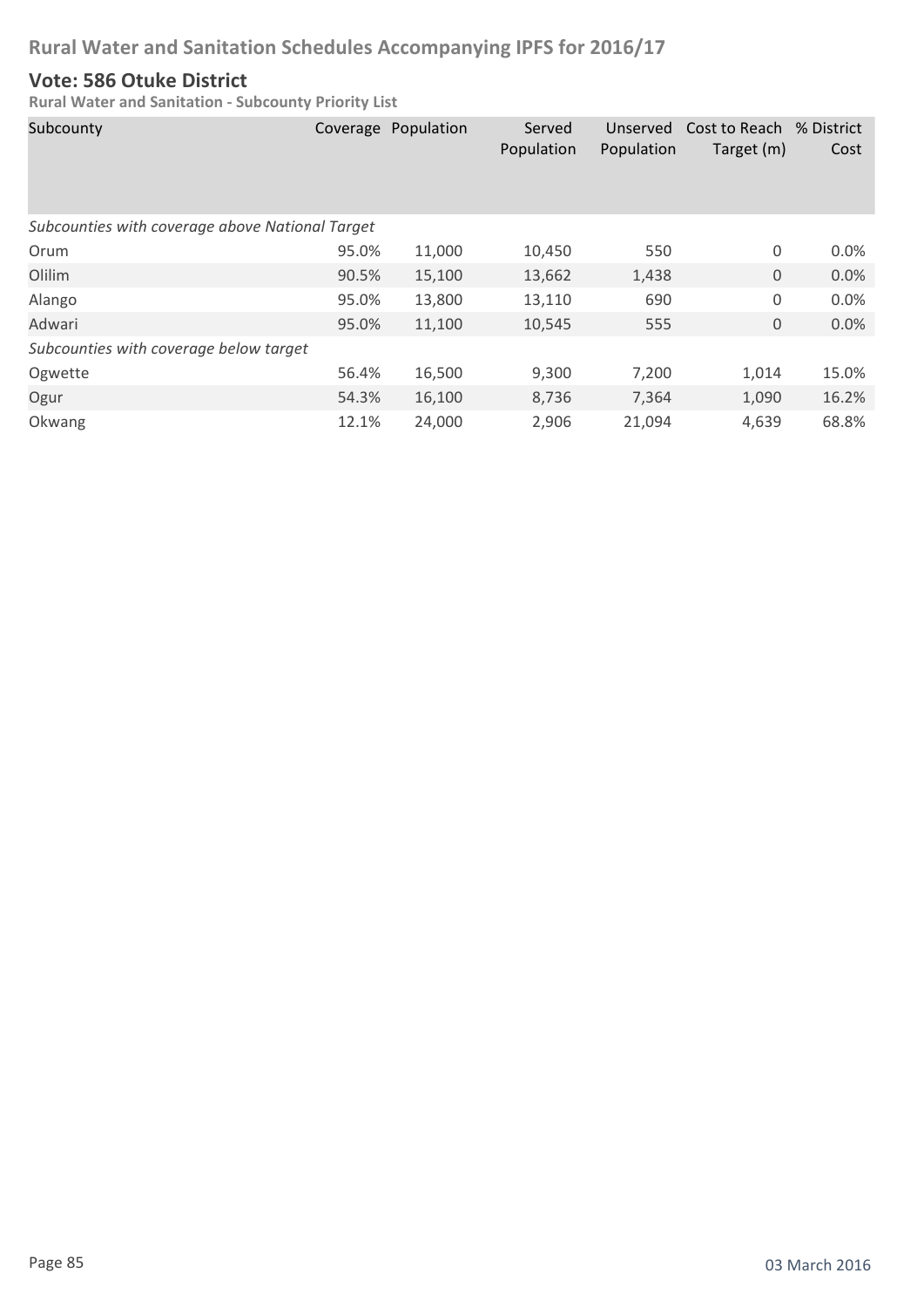# Rural Water and Sanitation Schedules Accompanying IPFS for 2016/17

## Vote: 586 Otuke District

**Rural Water and Sanitation - Subcounty Priority List**

| Subcounty | Coverage | Population | Served Population | Unserved Population | Cost to Reach Target (m) | % District Cost |
|---|---|---|---|---|---|---|
| *Subcounties with coverage above National Target* | | | | | | |
| Orum | 95.0% | 11,000 | 10,450 | 550 | 0 | 0.0% |
| Olilim | 90.5% | 15,100 | 13,662 | 1,438 | 0 | 0.0% |
| Alango | 95.0% | 13,800 | 13,110 | 690 | 0 | 0.0% |
| Adwari | 95.0% | 11,100 | 10,545 | 555 | 0 | 0.0% |
| *Subcounties with coverage below target* | | | | | | |
| Ogwette | 56.4% | 16,500 | 9,300 | 7,200 | 1,014 | 15.0% |
| Ogur | 54.3% | 16,100 | 8,736 | 7,364 | 1,090 | 16.2% |
| Okwang | 12.1% | 24,000 | 2,906 | 21,094 | 4,639 | 68.8% |

03 March 2016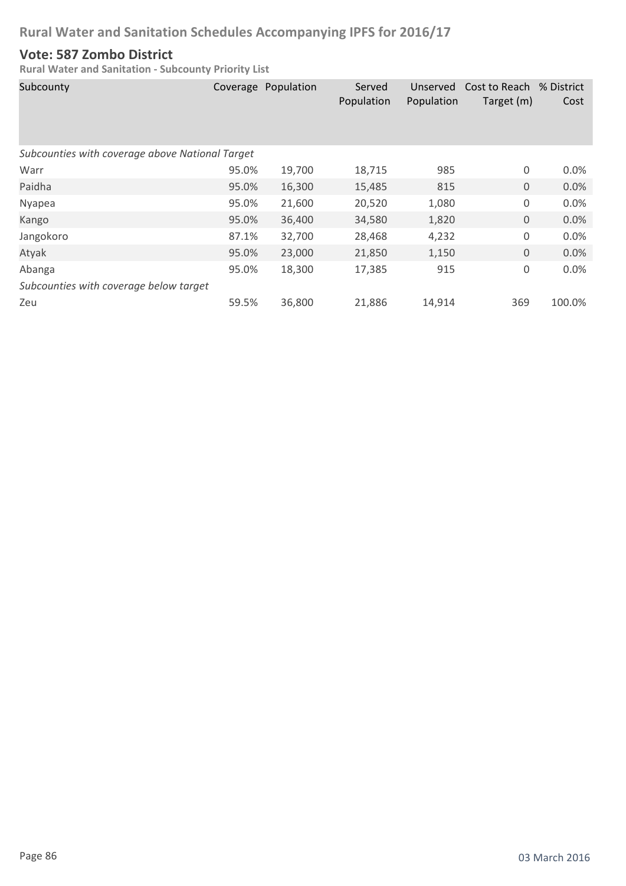## Rural Water and Sanitation Schedules Accompanying IPFS for 2016/17

### Vote: 587 Zombo District

**Rural Water and Sanitation - Subcounty Priority List**

| Subcounty | Coverage | Population | Served Population | Unserved Population | Cost to Reach Target (m) | % District Cost |
|---|---|---|---|---|---|---|
| *Subcounties with coverage above National Target* | | | | | | |
| Warr | 95.0% | 19,700 | 18,715 | 985 | 0 | 0.0% |
| Paidha | 95.0% | 16,300 | 15,485 | 815 | 0 | 0.0% |
| Nyapea | 95.0% | 21,600 | 20,520 | 1,080 | 0 | 0.0% |
| Kango | 95.0% | 36,400 | 34,580 | 1,820 | 0 | 0.0% |
| Jangokoro | 87.1% | 32,700 | 28,468 | 4,232 | 0 | 0.0% |
| Atyak | 95.0% | 23,000 | 21,850 | 1,150 | 0 | 0.0% |
| Abanga | 95.0% | 18,300 | 17,385 | 915 | 0 | 0.0% |
| *Subcounties with coverage below target* | | | | | | |
| Zeu | 59.5% | 36,800 | 21,886 | 14,914 | 369 | 100.0% |

03 March 2016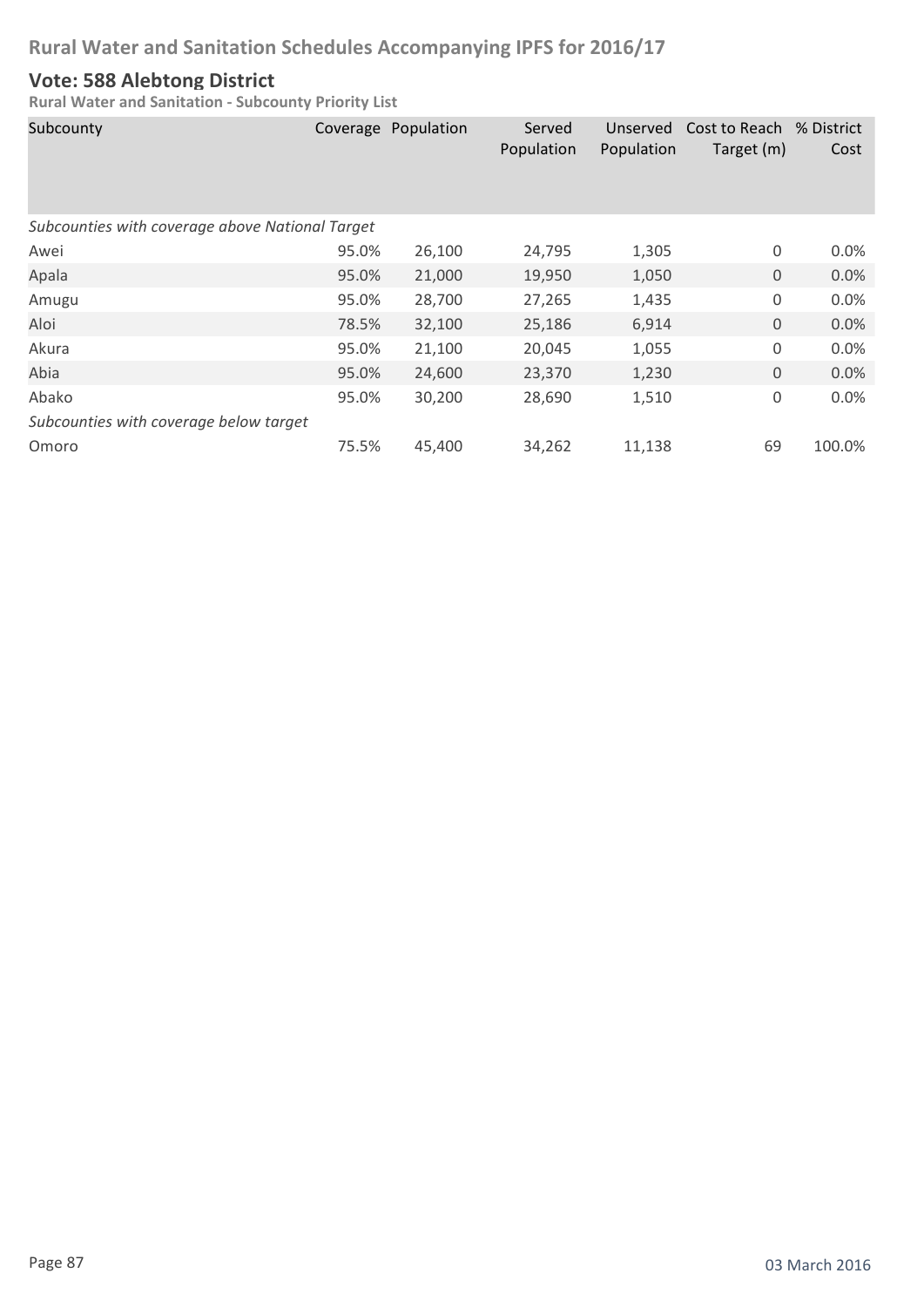## Rural Water and Sanitation Schedules Accompanying IPFS for 2016/17

### Vote: 588 Alebtong District

**Rural Water and Sanitation - Subcounty Priority List**

| Subcounty | Coverage | Population | Served Population | Unserved Population | Cost to Reach Target (m) | % District Cost |
|---|---|---|---|---|---|---|
| *Subcounties with coverage above National Target* | | | | | | |
| Awei | 95.0% | 26,100 | 24,795 | 1,305 | 0 | 0.0% |
| Apala | 95.0% | 21,000 | 19,950 | 1,050 | 0 | 0.0% |
| Amugu | 95.0% | 28,700 | 27,265 | 1,435 | 0 | 0.0% |
| Aloi | 78.5% | 32,100 | 25,186 | 6,914 | 0 | 0.0% |
| Akura | 95.0% | 21,100 | 20,045 | 1,055 | 0 | 0.0% |
| Abia | 95.0% | 24,600 | 23,370 | 1,230 | 0 | 0.0% |
| Abako | 95.0% | 30,200 | 28,690 | 1,510 | 0 | 0.0% |
| *Subcounties with coverage below target* | | | | | | |
| Omoro | 75.5% | 45,400 | 34,262 | 11,138 | 69 | 100.0% |

03 March 2016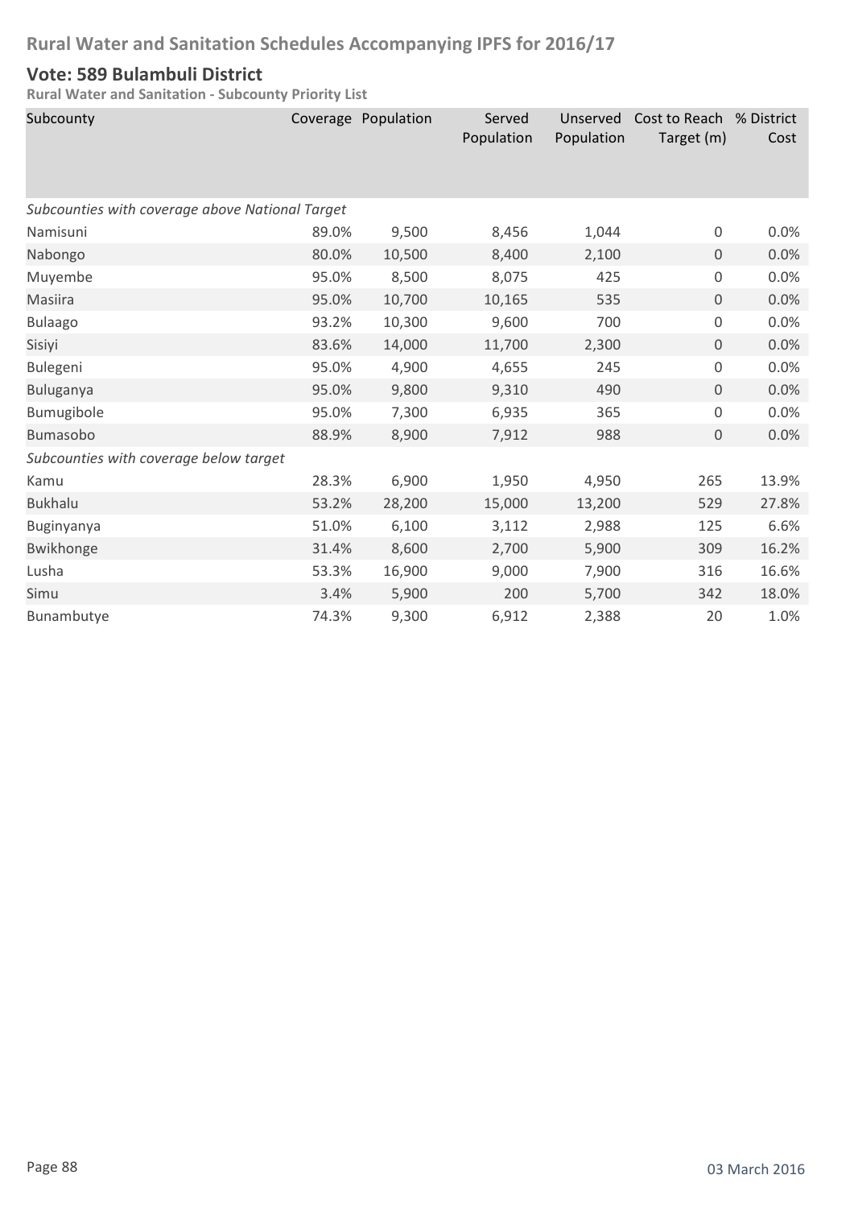# Rural Water and Sanitation Schedules Accompanying IPFS for 2016/17

## Vote: 589 Bulambuli District

**Rural Water and Sanitation - Subcounty Priority List**

| Subcounty | Coverage | Population | Served Population | Unserved Population | Cost to Reach Target (m) | % District Cost |
|---|---|---|---|---|---|---|
| *Subcounties with coverage above National Target* | | | | | | |
| Namisuni | 89.0% | 9,500 | 8,456 | 1,044 | 0 | 0.0% |
| Nabongo | 80.0% | 10,500 | 8,400 | 2,100 | 0 | 0.0% |
| Muyembe | 95.0% | 8,500 | 8,075 | 425 | 0 | 0.0% |
| Masiira | 95.0% | 10,700 | 10,165 | 535 | 0 | 0.0% |
| Bulaago | 93.2% | 10,300 | 9,600 | 700 | 0 | 0.0% |
| Sisiyi | 83.6% | 14,000 | 11,700 | 2,300 | 0 | 0.0% |
| Bulegeni | 95.0% | 4,900 | 4,655 | 245 | 0 | 0.0% |
| Buluganya | 95.0% | 9,800 | 9,310 | 490 | 0 | 0.0% |
| Bumugibole | 95.0% | 7,300 | 6,935 | 365 | 0 | 0.0% |
| Bumasobo | 88.9% | 8,900 | 7,912 | 988 | 0 | 0.0% |
| *Subcounties with coverage below target* | | | | | | |
| Kamu | 28.3% | 6,900 | 1,950 | 4,950 | 265 | 13.9% |
| Bukhalu | 53.2% | 28,200 | 15,000 | 13,200 | 529 | 27.8% |
| Buginyanya | 51.0% | 6,100 | 3,112 | 2,988 | 125 | 6.6% |
| Bwikhonge | 31.4% | 8,600 | 2,700 | 5,900 | 309 | 16.2% |
| Lusha | 53.3% | 16,900 | 9,000 | 7,900 | 316 | 16.6% |
| Simu | 3.4% | 5,900 | 200 | 5,700 | 342 | 18.0% |
| Bunambutye | 74.3% | 9,300 | 6,912 | 2,388 | 20 | 1.0% |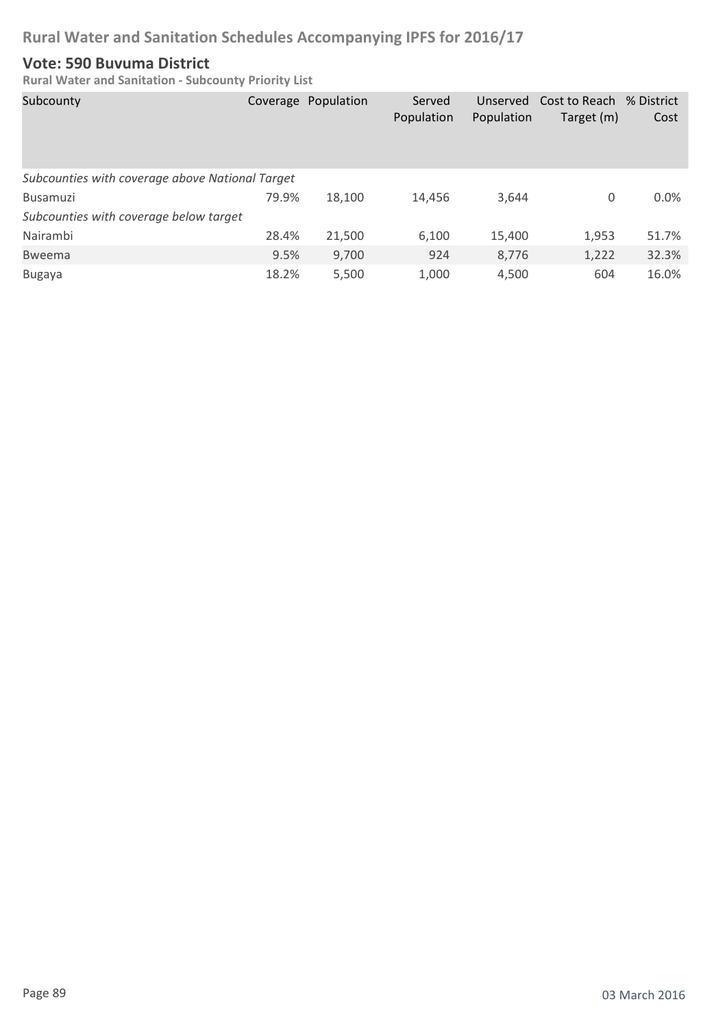# Rural Water and Sanitation Schedules Accompanying IPFS for 2016/17

## Vote: 590 Buvuma District

### Rural Water and Sanitation - Subcounty Priority List

| Subcounty | Coverage | Population | Served Population | Unserved Population | Cost to Reach Target (m) | % District Cost |
|---|---|---|---|---|---|---|
| *Subcounties with coverage above National Target* | | | | | | |
| Busamuzi | 79.9% | 18,100 | 14,456 | 3,644 | 0 | 0.0% |
| *Subcounties with coverage below target* | | | | | | |
| Nairambi | 28.4% | 21,500 | 6,100 | 15,400 | 1,953 | 51.7% |
| Bweema | 9.5% | 9,700 | 924 | 8,776 | 1,222 | 32.3% |
| Bugaya | 18.2% | 5,500 | 1,000 | 4,500 | 604 | 16.0% |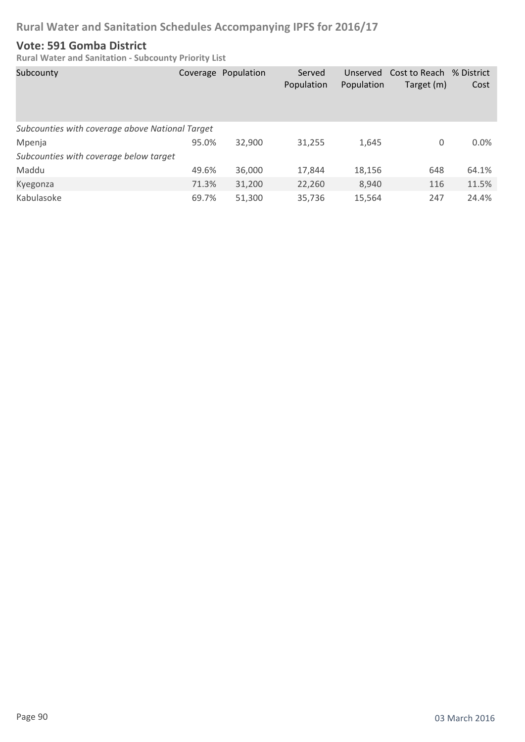# Rural Water and Sanitation Schedules Accompanying IPFS for 2016/17

## Vote: 591 Gomba District

**Rural Water and Sanitation - Subcounty Priority List**

| Subcounty | Coverage | Population | Served Population | Unserved Population | Cost to Reach Target (m) | % District Cost |
|---|---|---|---|---|---|---|
| *Subcounties with coverage above National Target* | | | | | | |
| Mpenja | 95.0% | 32,900 | 31,255 | 1,645 | 0 | 0.0% |
| *Subcounties with coverage below target* | | | | | | |
| Maddu | 49.6% | 36,000 | 17,844 | 18,156 | 648 | 64.1% |
| Kyegonza | 71.3% | 31,200 | 22,260 | 8,940 | 116 | 11.5% |
| Kabulasoke | 69.7% | 51,300 | 35,736 | 15,564 | 247 | 24.4% |

03 March 2016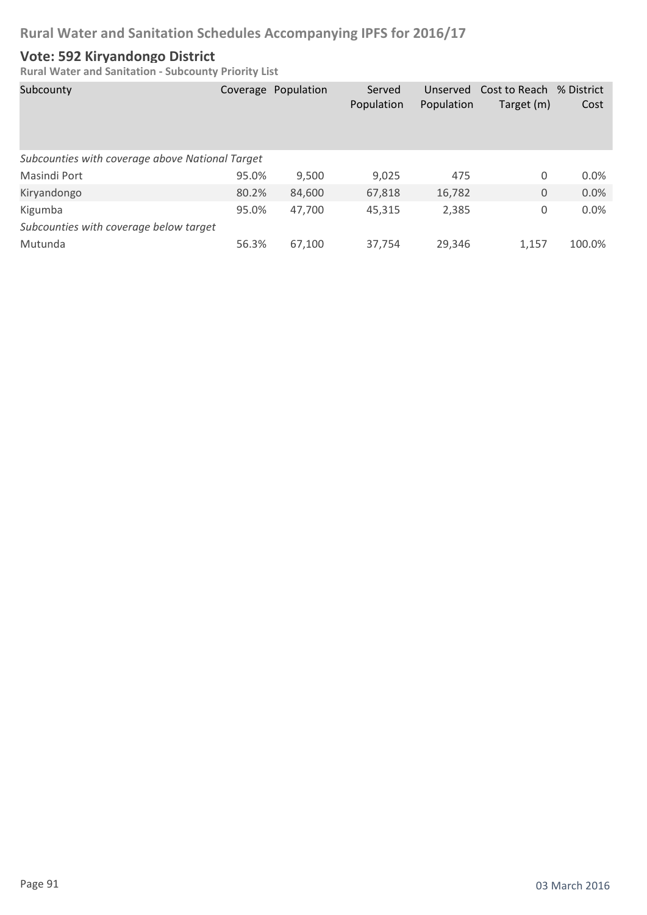# Rural Water and Sanitation Schedules Accompanying IPFS for 2016/17

## Vote: 592 Kiryandongo District

**Rural Water and Sanitation - Subcounty Priority List**

| Subcounty | Coverage | Population | Served Population | Unserved Population | Cost to Reach Target (m) | % District Cost |
|---|---|---|---|---|---|---|
| *Subcounties with coverage above National Target* | | | | | | |
| Masindi Port | 95.0% | 9,500 | 9,025 | 475 | 0 | 0.0% |
| Kiryandongo | 80.2% | 84,600 | 67,818 | 16,782 | 0 | 0.0% |
| Kigumba | 95.0% | 47,700 | 45,315 | 2,385 | 0 | 0.0% |
| *Subcounties with coverage below target* | | | | | | |
| Mutunda | 56.3% | 67,100 | 37,754 | 29,346 | 1,157 | 100.0% |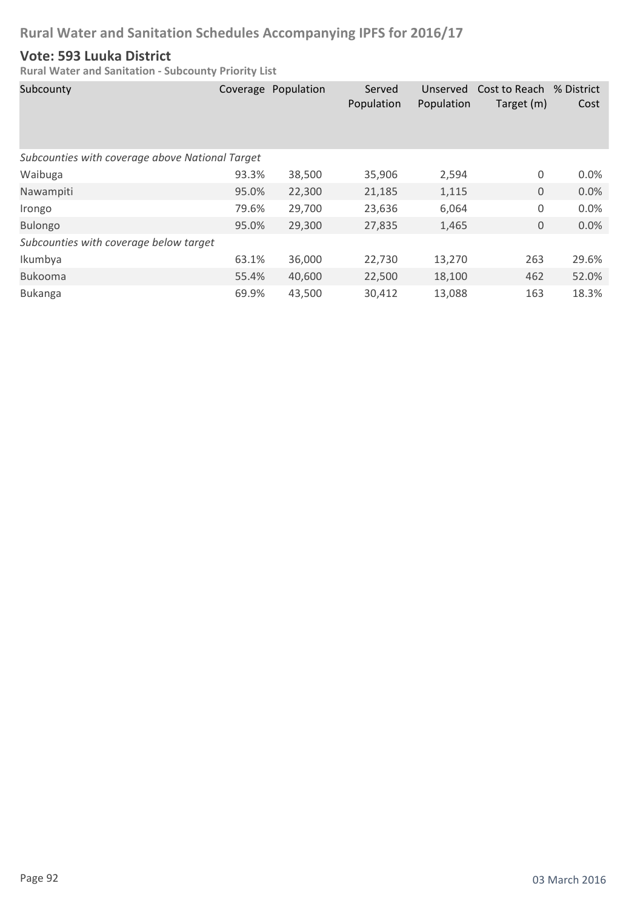# Rural Water and Sanitation Schedules Accompanying IPFS for 2016/17

## Vote: 593 Luuka District

**Rural Water and Sanitation - Subcounty Priority List**

| Subcounty | Coverage | Population | Served Population | Unserved Population | Cost to Reach Target (m) | % District Cost |
|---|---|---|---|---|---|---|
| *Subcounties with coverage above National Target* | | | | | | |
| Waibuga | 93.3% | 38,500 | 35,906 | 2,594 | 0 | 0.0% |
| Nawampiti | 95.0% | 22,300 | 21,185 | 1,115 | 0 | 0.0% |
| Irongo | 79.6% | 29,700 | 23,636 | 6,064 | 0 | 0.0% |
| Bulongo | 95.0% | 29,300 | 27,835 | 1,465 | 0 | 0.0% |
| *Subcounties with coverage below target* | | | | | | |
| Ikumbya | 63.1% | 36,000 | 22,730 | 13,270 | 263 | 29.6% |
| Bukooma | 55.4% | 40,600 | 22,500 | 18,100 | 462 | 52.0% |
| Bukanga | 69.9% | 43,500 | 30,412 | 13,088 | 163 | 18.3% |

03 March 2016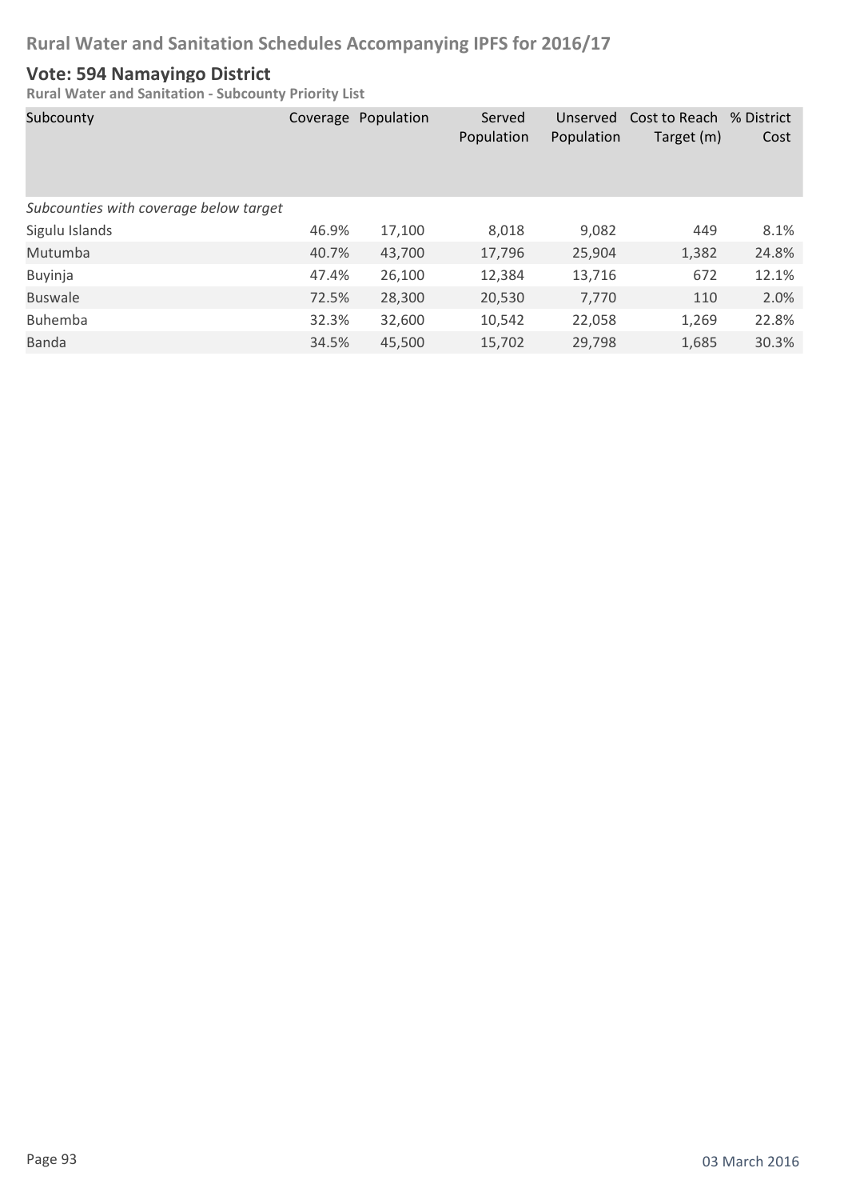## Vote: 594 Namayingo District

**Rural Water and Sanitation - Subcounty Priority List**

| Subcounty | Coverage | Population | Served Population | Unserved Population | Cost to Reach Target (m) | % District Cost |
|---|---|---|---|---|---|---|
| *Subcounties with coverage below target* | | | | | | |
| Sigulu Islands | 46.9% | 17,100 | 8,018 | 9,082 | 449 | 8.1% |
| Mutumba | 40.7% | 43,700 | 17,796 | 25,904 | 1,382 | 24.8% |
| Buyinja | 47.4% | 26,100 | 12,384 | 13,716 | 672 | 12.1% |
| Buswale | 72.5% | 28,300 | 20,530 | 7,770 | 110 | 2.0% |
| Buhemba | 32.3% | 32,600 | 10,542 | 22,058 | 1,269 | 22.8% |
| Banda | 34.5% | 45,500 | 15,702 | 29,798 | 1,685 | 30.3% |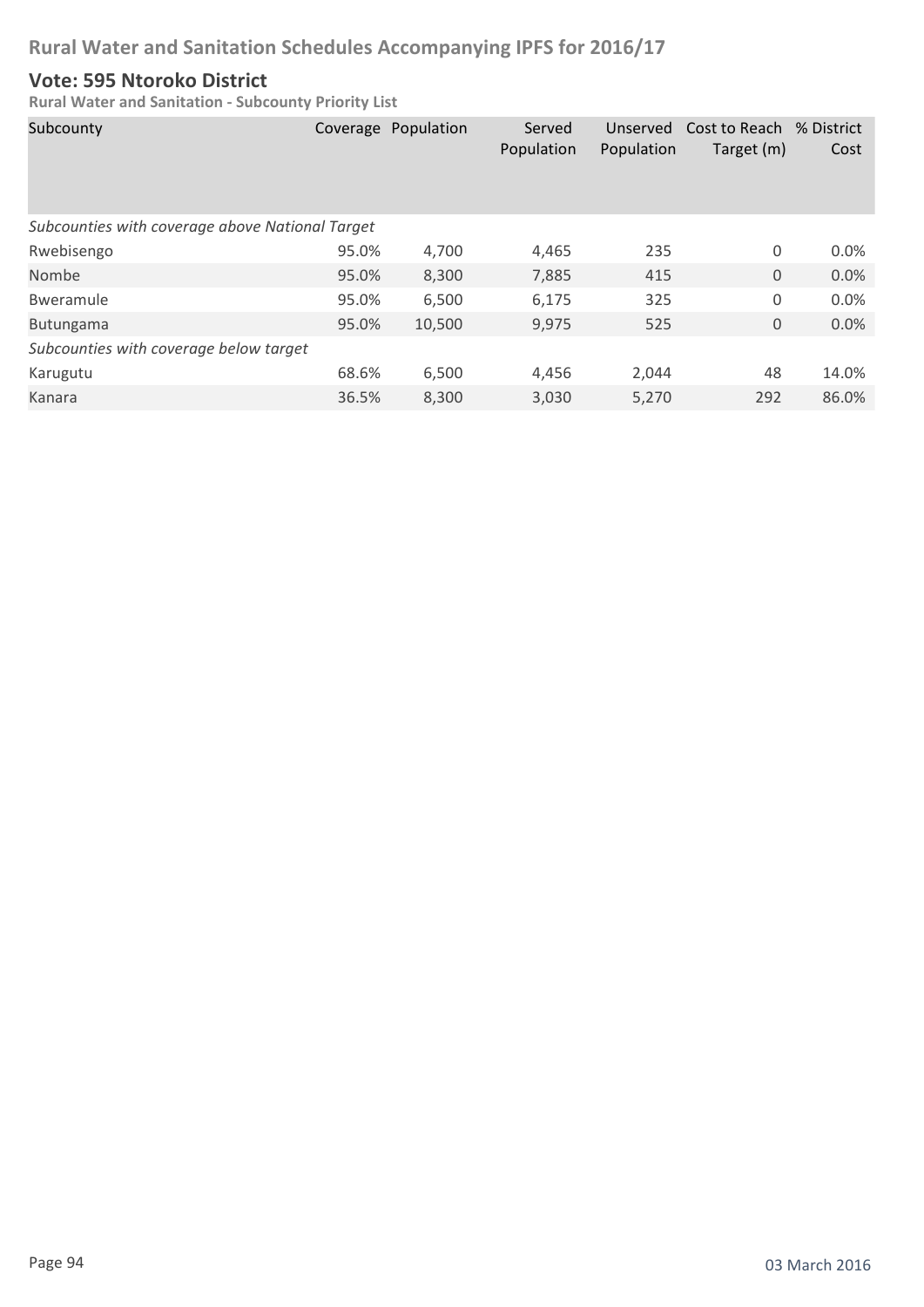# Rural Water and Sanitation Schedules Accompanying IPFS for 2016/17

## Vote: 595 Ntoroko District

### Rural Water and Sanitation - Subcounty Priority List

| Subcounty | Coverage | Population | Served Population | Unserved Population | Cost to Reach Target (m) | % District Cost |
|---|---|---|---|---|---|---|
| *Subcounties with coverage above National Target* | | | | | | |
| Rwebisengo | 95.0% | 4,700 | 4,465 | 235 | 0 | 0.0% |
| Nombe | 95.0% | 8,300 | 7,885 | 415 | 0 | 0.0% |
| Bweramule | 95.0% | 6,500 | 6,175 | 325 | 0 | 0.0% |
| Butungama | 95.0% | 10,500 | 9,975 | 525 | 0 | 0.0% |
| *Subcounties with coverage below target* | | | | | | |
| Karugutu | 68.6% | 6,500 | 4,456 | 2,044 | 48 | 14.0% |
| Kanara | 36.5% | 8,300 | 3,030 | 5,270 | 292 | 86.0% |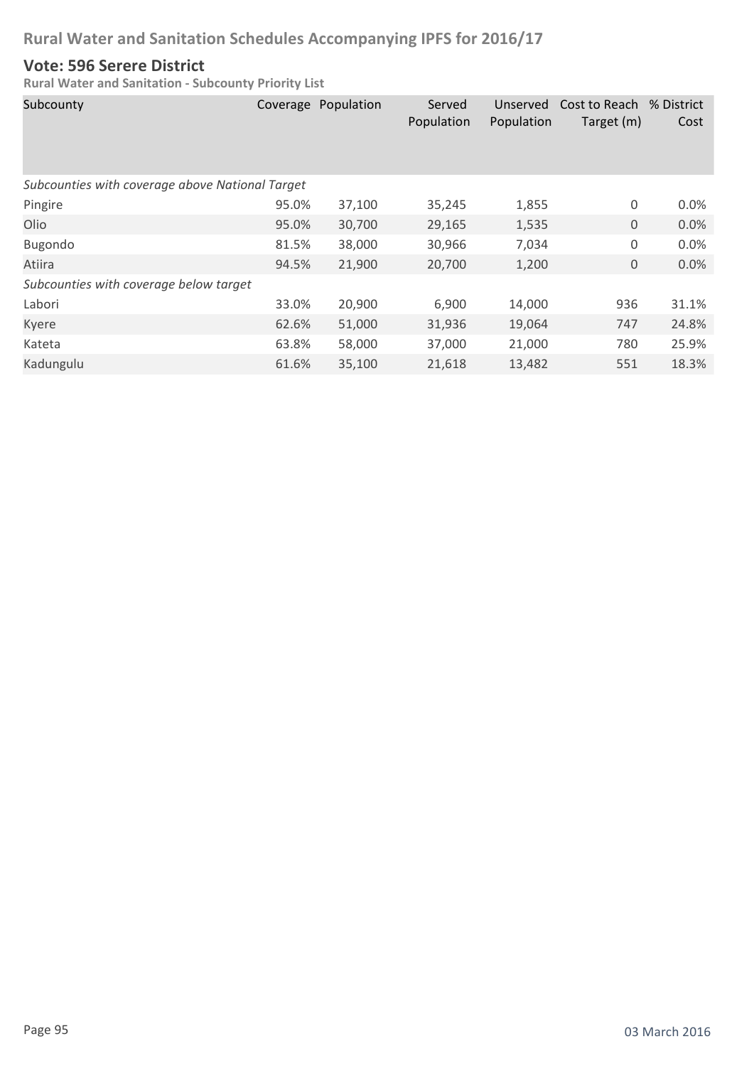# Rural Water and Sanitation Schedules Accompanying IPFS for 2016/17

## Vote: 596 Serere District

**Rural Water and Sanitation - Subcounty Priority List**

| Subcounty | Coverage | Population | Served Population | Unserved Population | Cost to Reach Target (m) | % District Cost |
|---|---|---|---|---|---|---|
| *Subcounties with coverage above National Target* | | | | | | |
| Pingire | 95.0% | 37,100 | 35,245 | 1,855 | 0 | 0.0% |
| Olio | 95.0% | 30,700 | 29,165 | 1,535 | 0 | 0.0% |
| Bugondo | 81.5% | 38,000 | 30,966 | 7,034 | 0 | 0.0% |
| Atiira | 94.5% | 21,900 | 20,700 | 1,200 | 0 | 0.0% |
| *Subcounties with coverage below target* | | | | | | |
| Labori | 33.0% | 20,900 | 6,900 | 14,000 | 936 | 31.1% |
| Kyere | 62.6% | 51,000 | 31,936 | 19,064 | 747 | 24.8% |
| Kateta | 63.8% | 58,000 | 37,000 | 21,000 | 780 | 25.9% |
| Kadungulu | 61.6% | 35,100 | 21,618 | 13,482 | 551 | 18.3% |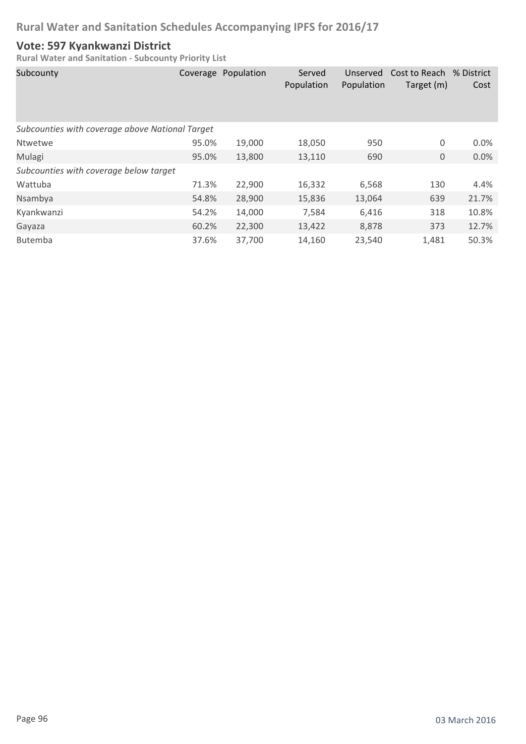# Rural Water and Sanitation Schedules Accompanying IPFS for 2016/17

## Vote: 597 Kyankwanzi District

**Rural Water and Sanitation - Subcounty Priority List**

| Subcounty | Coverage | Population | Served Population | Unserved Population | Cost to Reach Target (m) | % District Cost |
|---|---|---|---|---|---|---|
| *Subcounties with coverage above National Target* | | | | | | |
| Ntwetwe | 95.0% | 19,000 | 18,050 | 950 | 0 | 0.0% |
| Mulagi | 95.0% | 13,800 | 13,110 | 690 | 0 | 0.0% |
| *Subcounties with coverage below target* | | | | | | |
| Wattuba | 71.3% | 22,900 | 16,332 | 6,568 | 130 | 4.4% |
| Nsambya | 54.8% | 28,900 | 15,836 | 13,064 | 639 | 21.7% |
| Kyankwanzi | 54.2% | 14,000 | 7,584 | 6,416 | 318 | 10.8% |
| Gayaza | 60.2% | 22,300 | 13,422 | 8,878 | 373 | 12.7% |
| Butemba | 37.6% | 37,700 | 14,160 | 23,540 | 1,481 | 50.3% |

03 March 2016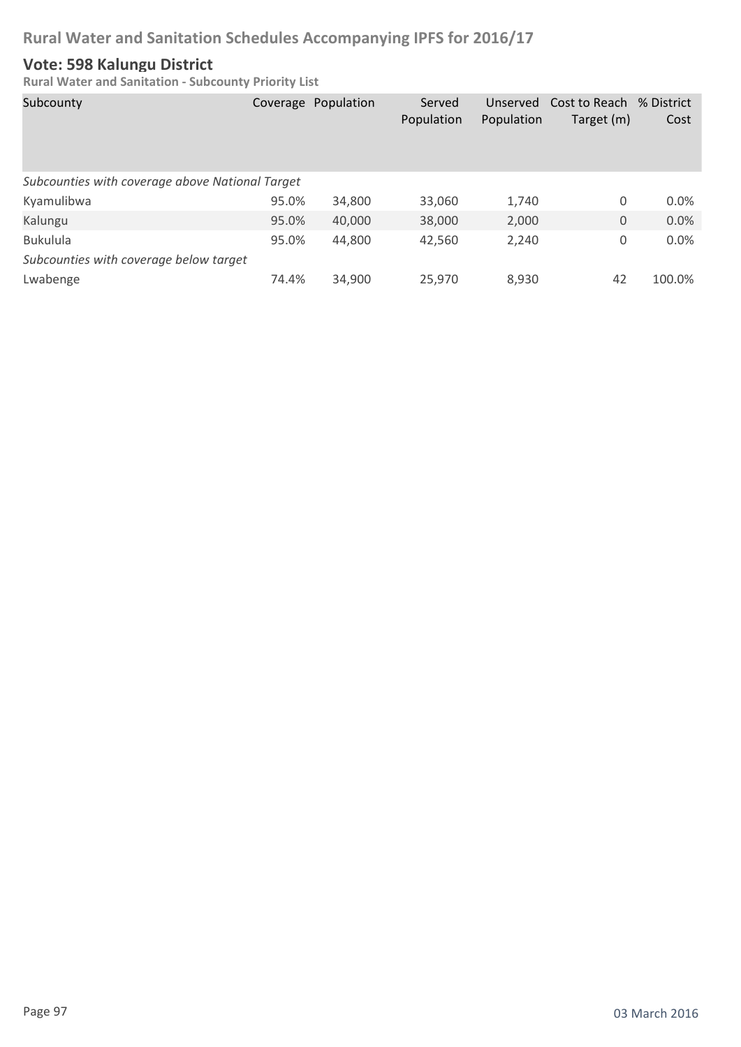# Rural Water and Sanitation Schedules Accompanying IPFS for 2016/17

## Vote: 598 Kalungu District

**Rural Water and Sanitation - Subcounty Priority List**

| Subcounty | Coverage | Population | Served Population | Unserved Population | Cost to Reach Target (m) | % District Cost |
|---|---|---|---|---|---|---|
| *Subcounties with coverage above National Target* | | | | | | |
| Kyamulibwa | 95.0% | 34,800 | 33,060 | 1,740 | 0 | 0.0% |
| Kalungu | 95.0% | 40,000 | 38,000 | 2,000 | 0 | 0.0% |
| Bukulula | 95.0% | 44,800 | 42,560 | 2,240 | 0 | 0.0% |
| *Subcounties with coverage below target* | | | | | | |
| Lwabenge | 74.4% | 34,900 | 25,970 | 8,930 | 42 | 100.0% |

03 March 2016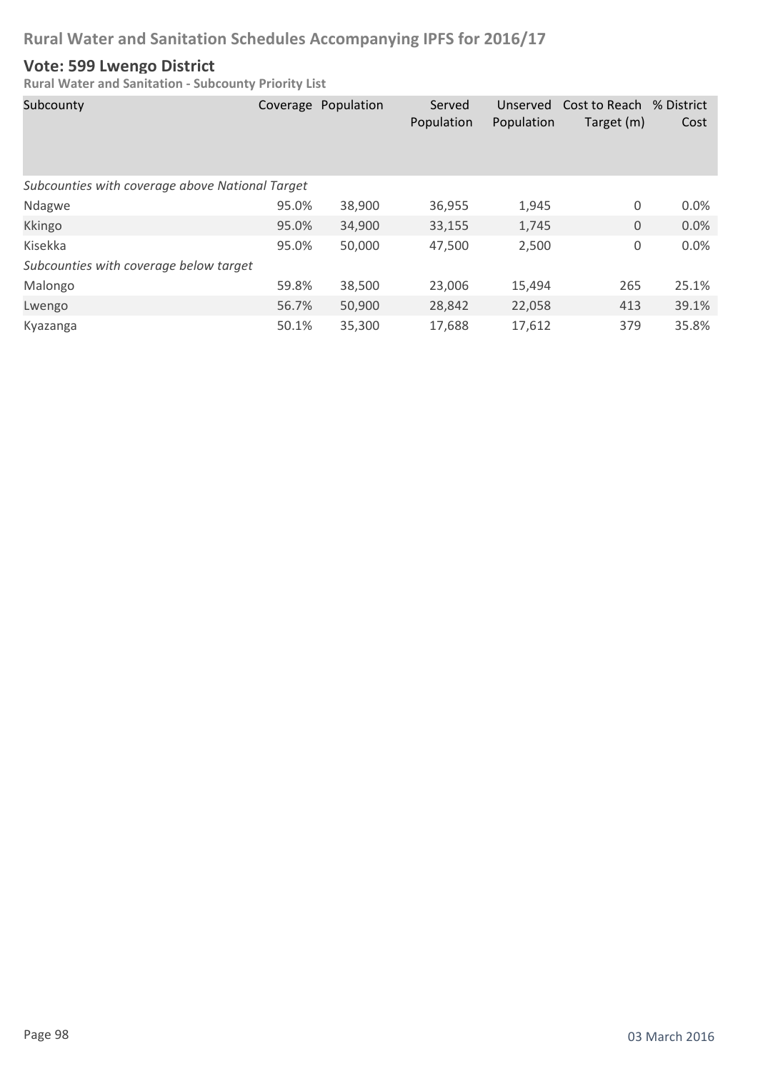# Rural Water and Sanitation Schedules Accompanying IPFS for 2016/17

## Vote: 599 Lwengo District

**Rural Water and Sanitation - Subcounty Priority List**

| Subcounty | Coverage | Population | Served Population | Unserved Population | Cost to Reach Target (m) | % District Cost |
|---|---|---|---|---|---|---|
| *Subcounties with coverage above National Target* | | | | | | |
| Ndagwe | 95.0% | 38,900 | 36,955 | 1,945 | 0 | 0.0% |
| Kkingo | 95.0% | 34,900 | 33,155 | 1,745 | 0 | 0.0% |
| Kisekka | 95.0% | 50,000 | 47,500 | 2,500 | 0 | 0.0% |
| *Subcounties with coverage below target* | | | | | | |
| Malongo | 59.8% | 38,500 | 23,006 | 15,494 | 265 | 25.1% |
| Lwengo | 56.7% | 50,900 | 28,842 | 22,058 | 413 | 39.1% |
| Kyazanga | 50.1% | 35,300 | 17,688 | 17,612 | 379 | 35.8% |

03 March 2016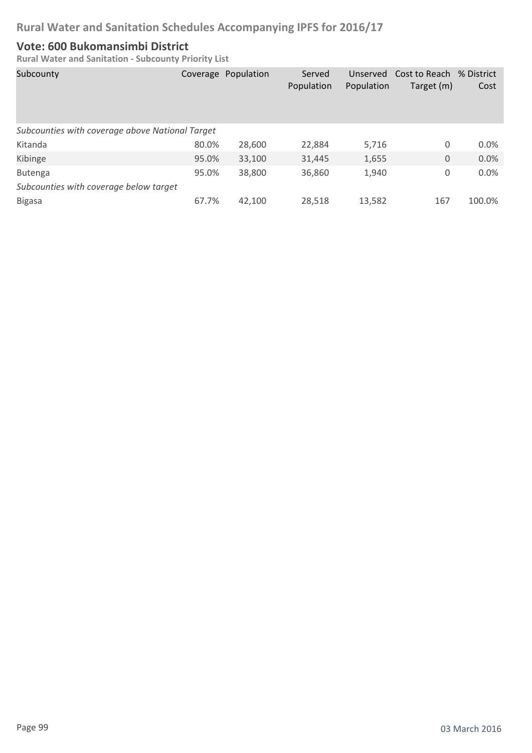## Vote: 600 Bukomansimbi District

**Rural Water and Sanitation - Subcounty Priority List**

| Subcounty | Coverage | Population | Served Population | Unserved Population | Cost to Reach Target (m) | % District Cost |
|---|---|---|---|---|---|---|
| *Subcounties with coverage above National Target* | | | | | | |
| Kitanda | 80.0% | 28,600 | 22,884 | 5,716 | 0 | 0.0% |
| Kibinge | 95.0% | 33,100 | 31,445 | 1,655 | 0 | 0.0% |
| Butenga | 95.0% | 38,800 | 36,860 | 1,940 | 0 | 0.0% |
| *Subcounties with coverage below target* | | | | | | |
| Bigasa | 67.7% | 42,100 | 28,518 | 13,582 | 167 | 100.0% |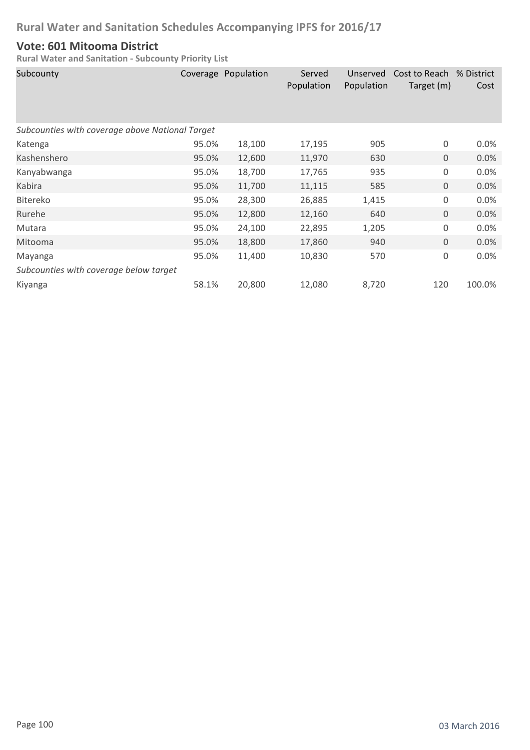# Rural Water and Sanitation Schedules Accompanying IPFS for 2016/17

## Vote: 601 Mitooma District

### Rural Water and Sanitation - Subcounty Priority List

| Subcounty | Coverage | Population | Served Population | Unserved Population | Cost to Reach Target (m) | % District Cost |
|---|---|---|---|---|---|---|
| *Subcounties with coverage above National Target* | | | | | | |
| Katenga | 95.0% | 18,100 | 17,195 | 905 | 0 | 0.0% |
| Kashenshero | 95.0% | 12,600 | 11,970 | 630 | 0 | 0.0% |
| Kanyabwanga | 95.0% | 18,700 | 17,765 | 935 | 0 | 0.0% |
| Kabira | 95.0% | 11,700 | 11,115 | 585 | 0 | 0.0% |
| Bitereko | 95.0% | 28,300 | 26,885 | 1,415 | 0 | 0.0% |
| Rurehe | 95.0% | 12,800 | 12,160 | 640 | 0 | 0.0% |
| Mutara | 95.0% | 24,100 | 22,895 | 1,205 | 0 | 0.0% |
| Mitooma | 95.0% | 18,800 | 17,860 | 940 | 0 | 0.0% |
| Mayanga | 95.0% | 11,400 | 10,830 | 570 | 0 | 0.0% |
| *Subcounties with coverage below target* | | | | | | |
| Kiyanga | 58.1% | 20,800 | 12,080 | 8,720 | 120 | 100.0% |

03 March 2016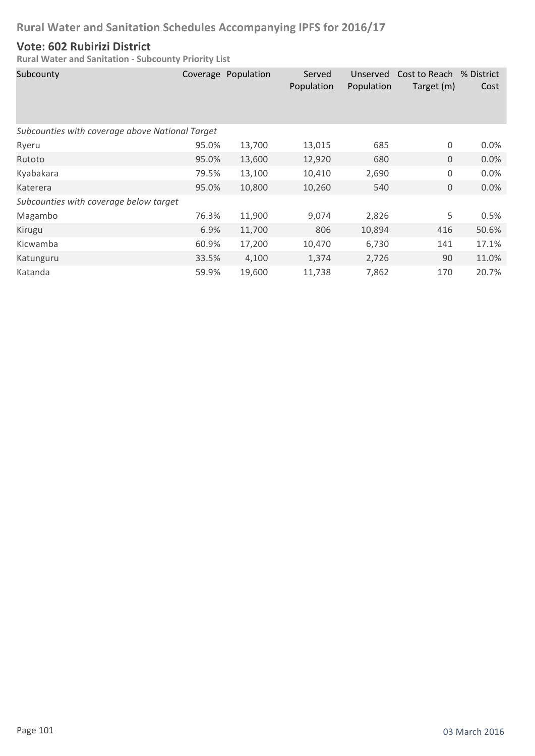# Rural Water and Sanitation Schedules Accompanying IPFS for 2016/17

## Vote: 602 Rubirizi District

**Rural Water and Sanitation - Subcounty Priority List**

| Subcounty | Coverage | Population | Served Population | Unserved Population | Cost to Reach Target (m) | % District Cost |
|---|---|---|---|---|---|---|
| *Subcounties with coverage above National Target* | | | | | | |
| Ryeru | 95.0% | 13,700 | 13,015 | 685 | 0 | 0.0% |
| Rutoto | 95.0% | 13,600 | 12,920 | 680 | 0 | 0.0% |
| Kyabakara | 79.5% | 13,100 | 10,410 | 2,690 | 0 | 0.0% |
| Katerera | 95.0% | 10,800 | 10,260 | 540 | 0 | 0.0% |
| *Subcounties with coverage below target* | | | | | | |
| Magambo | 76.3% | 11,900 | 9,074 | 2,826 | 5 | 0.5% |
| Kirugu | 6.9% | 11,700 | 806 | 10,894 | 416 | 50.6% |
| Kicwamba | 60.9% | 17,200 | 10,470 | 6,730 | 141 | 17.1% |
| Katunguru | 33.5% | 4,100 | 1,374 | 2,726 | 90 | 11.0% |
| Katanda | 59.9% | 19,600 | 11,738 | 7,862 | 170 | 20.7% |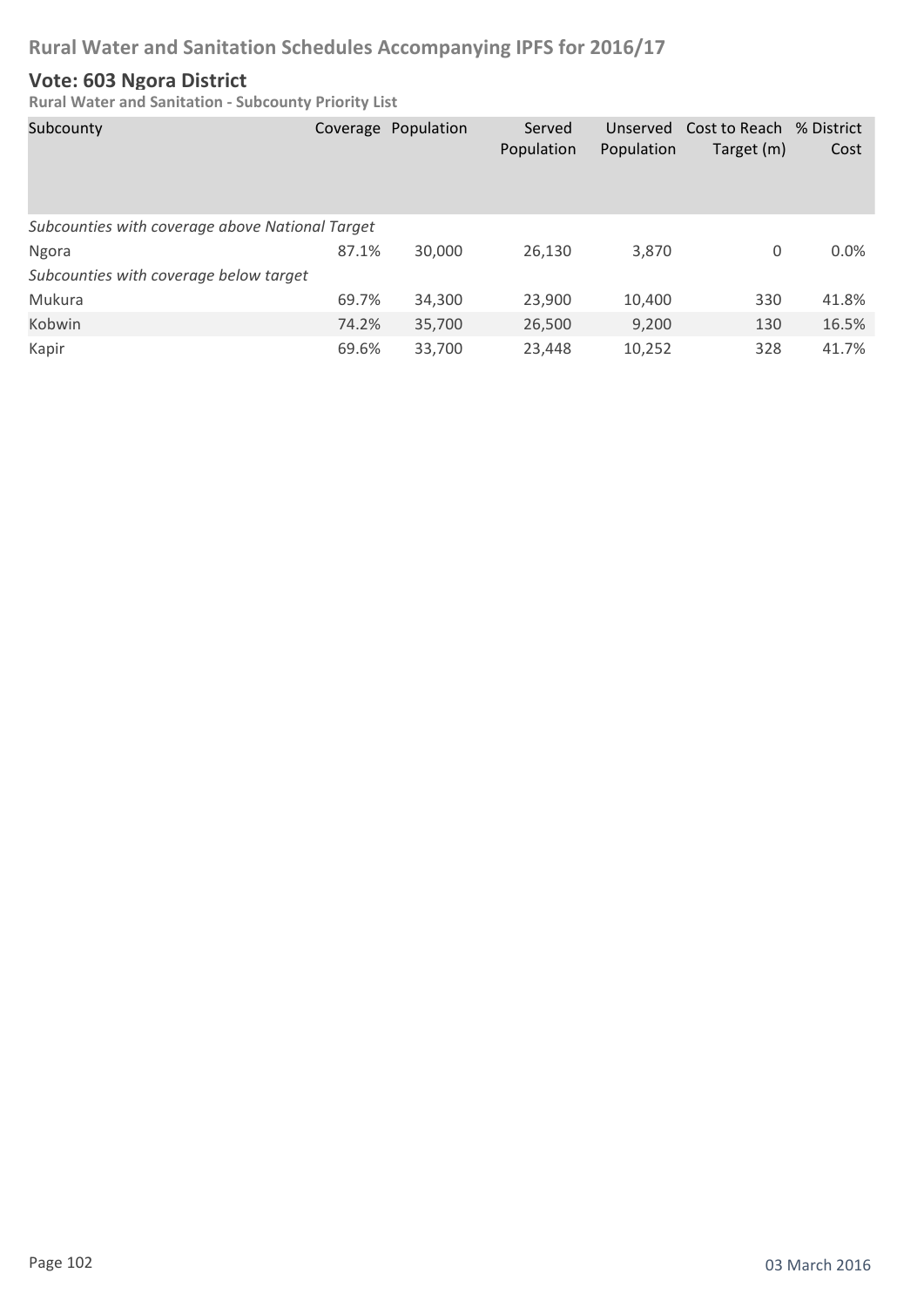# Rural Water and Sanitation Schedules Accompanying IPFS for 2016/17

## Vote: 603 Ngora District

**Rural Water and Sanitation - Subcounty Priority List**

| Subcounty | Coverage | Population | Served Population | Unserved Population | Cost to Reach Target (m) | % District Cost |
|---|---|---|---|---|---|---|
| *Subcounties with coverage above National Target* | | | | | | |
| Ngora | 87.1% | 30,000 | 26,130 | 3,870 | 0 | 0.0% |
| *Subcounties with coverage below target* | | | | | | |
| Mukura | 69.7% | 34,300 | 23,900 | 10,400 | 330 | 41.8% |
| Kobwin | 74.2% | 35,700 | 26,500 | 9,200 | 130 | 16.5% |
| Kapir | 69.6% | 33,700 | 23,448 | 10,252 | 328 | 41.7% |

03 March 2016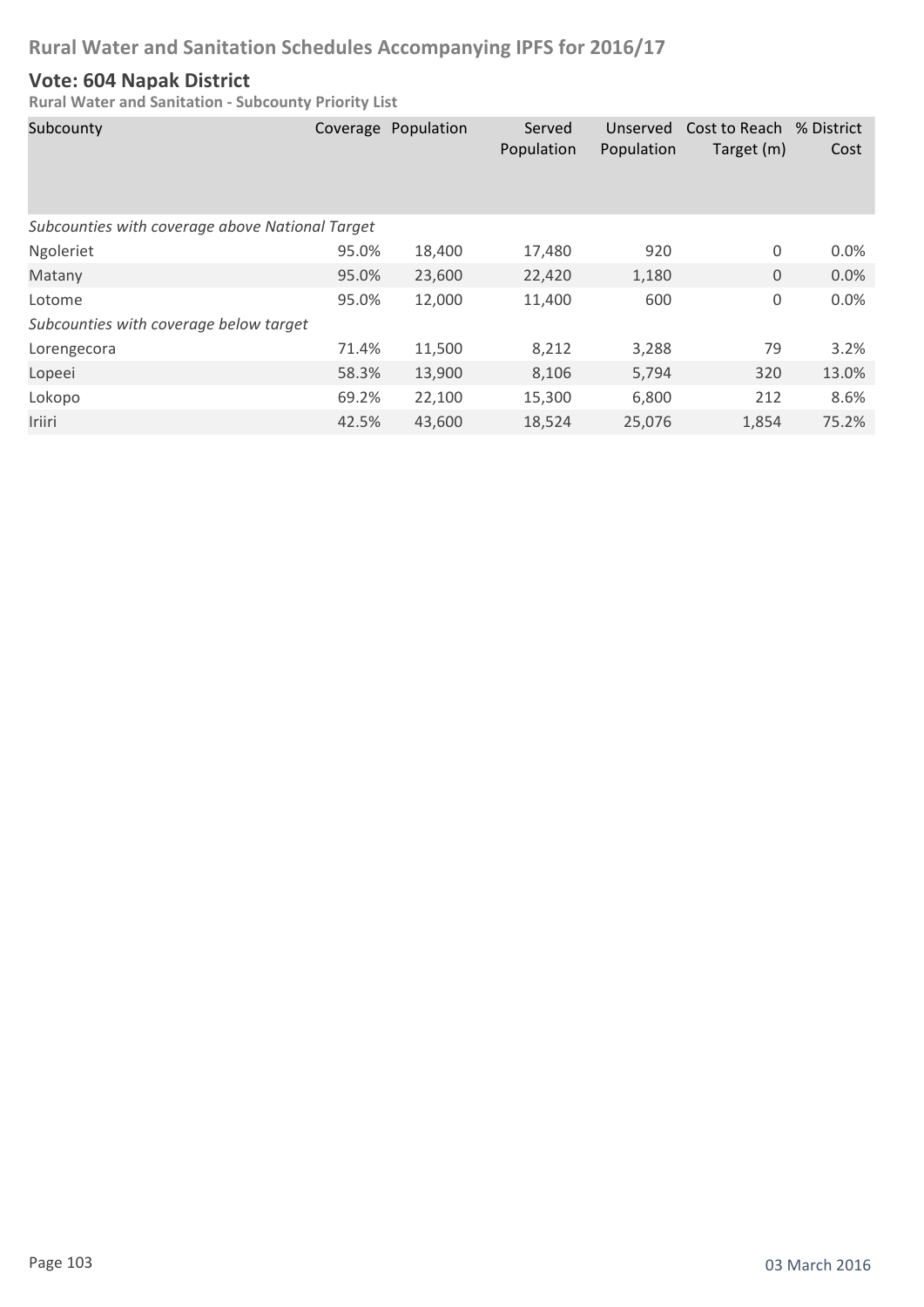## Rural Water and Sanitation Schedules Accompanying IPFS for 2016/17

### Vote: 604 Napak District

**Rural Water and Sanitation - Subcounty Priority List**

| Subcounty | Coverage | Population | Served Population | Unserved Population | Cost to Reach Target (m) | % District Cost |
|---|---|---|---|---|---|---|
| *Subcounties with coverage above National Target* | | | | | | |
| Ngoleriet | 95.0% | 18,400 | 17,480 | 920 | 0 | 0.0% |
| Matany | 95.0% | 23,600 | 22,420 | 1,180 | 0 | 0.0% |
| Lotome | 95.0% | 12,000 | 11,400 | 600 | 0 | 0.0% |
| *Subcounties with coverage below target* | | | | | | |
| Lorengecora | 71.4% | 11,500 | 8,212 | 3,288 | 79 | 3.2% |
| Lopeei | 58.3% | 13,900 | 8,106 | 5,794 | 320 | 13.0% |
| Lokopo | 69.2% | 22,100 | 15,300 | 6,800 | 212 | 8.6% |
| Iriiri | 42.5% | 43,600 | 18,524 | 25,076 | 1,854 | 75.2% |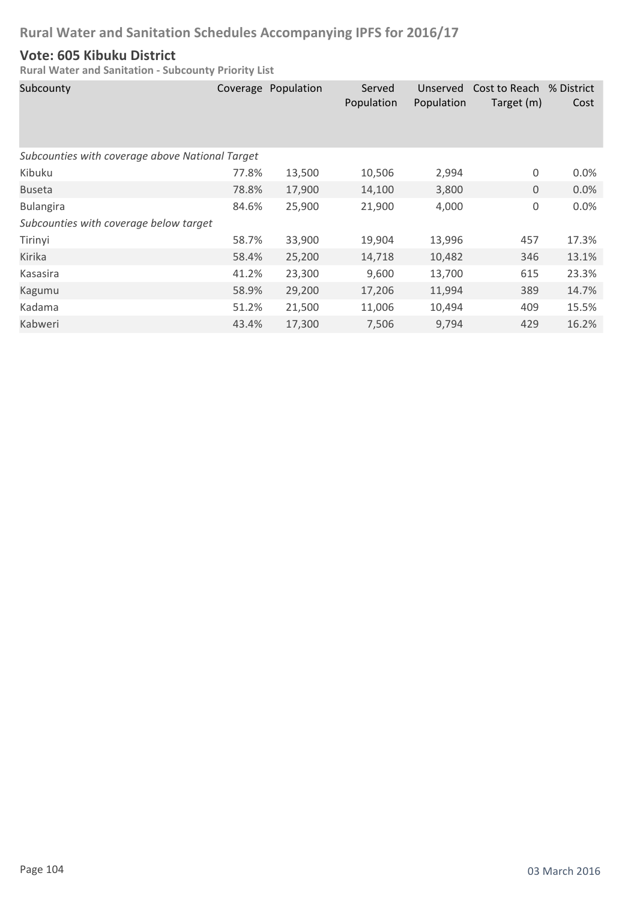## Rural Water and Sanitation Schedules Accompanying IPFS for 2016/17

### Vote: 605 Kibuku District

**Rural Water and Sanitation - Subcounty Priority List**

| Subcounty | Coverage | Population | Served Population | Unserved Population | Cost to Reach Target (m) | % District Cost |
|---|---|---|---|---|---|---|
| *Subcounties with coverage above National Target* | | | | | | |
| Kibuku | 77.8% | 13,500 | 10,506 | 2,994 | 0 | 0.0% |
| Buseta | 78.8% | 17,900 | 14,100 | 3,800 | 0 | 0.0% |
| Bulangira | 84.6% | 25,900 | 21,900 | 4,000 | 0 | 0.0% |
| *Subcounties with coverage below target* | | | | | | |
| Tirinyi | 58.7% | 33,900 | 19,904 | 13,996 | 457 | 17.3% |
| Kirika | 58.4% | 25,200 | 14,718 | 10,482 | 346 | 13.1% |
| Kasasira | 41.2% | 23,300 | 9,600 | 13,700 | 615 | 23.3% |
| Kagumu | 58.9% | 29,200 | 17,206 | 11,994 | 389 | 14.7% |
| Kadama | 51.2% | 21,500 | 11,006 | 10,494 | 409 | 15.5% |
| Kabweri | 43.4% | 17,300 | 7,506 | 9,794 | 429 | 16.2% |

03 March 2016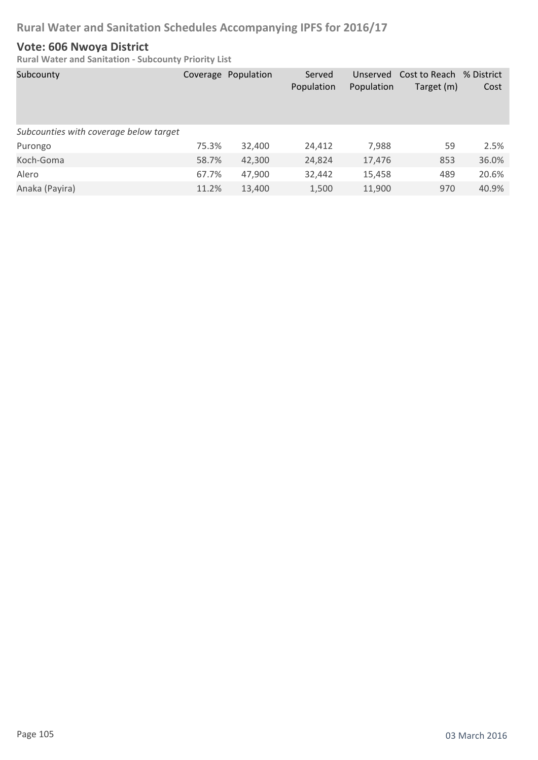# Rural Water and Sanitation Schedules Accompanying IPFS for 2016/17

## Vote: 606 Nwoya District

### Rural Water and Sanitation - Subcounty Priority List

| Subcounty | Coverage | Population | Served Population | Unserved Population | Cost to Reach Target (m) | % District Cost |
|---|---|---|---|---|---|---|
| *Subcounties with coverage below target* | | | | | | |
| Purongo | 75.3% | 32,400 | 24,412 | 7,988 | 59 | 2.5% |
| Koch-Goma | 58.7% | 42,300 | 24,824 | 17,476 | 853 | 36.0% |
| Alero | 67.7% | 47,900 | 32,442 | 15,458 | 489 | 20.6% |
| Anaka (Payira) | 11.2% | 13,400 | 1,500 | 11,900 | 970 | 40.9% |

03 March 2016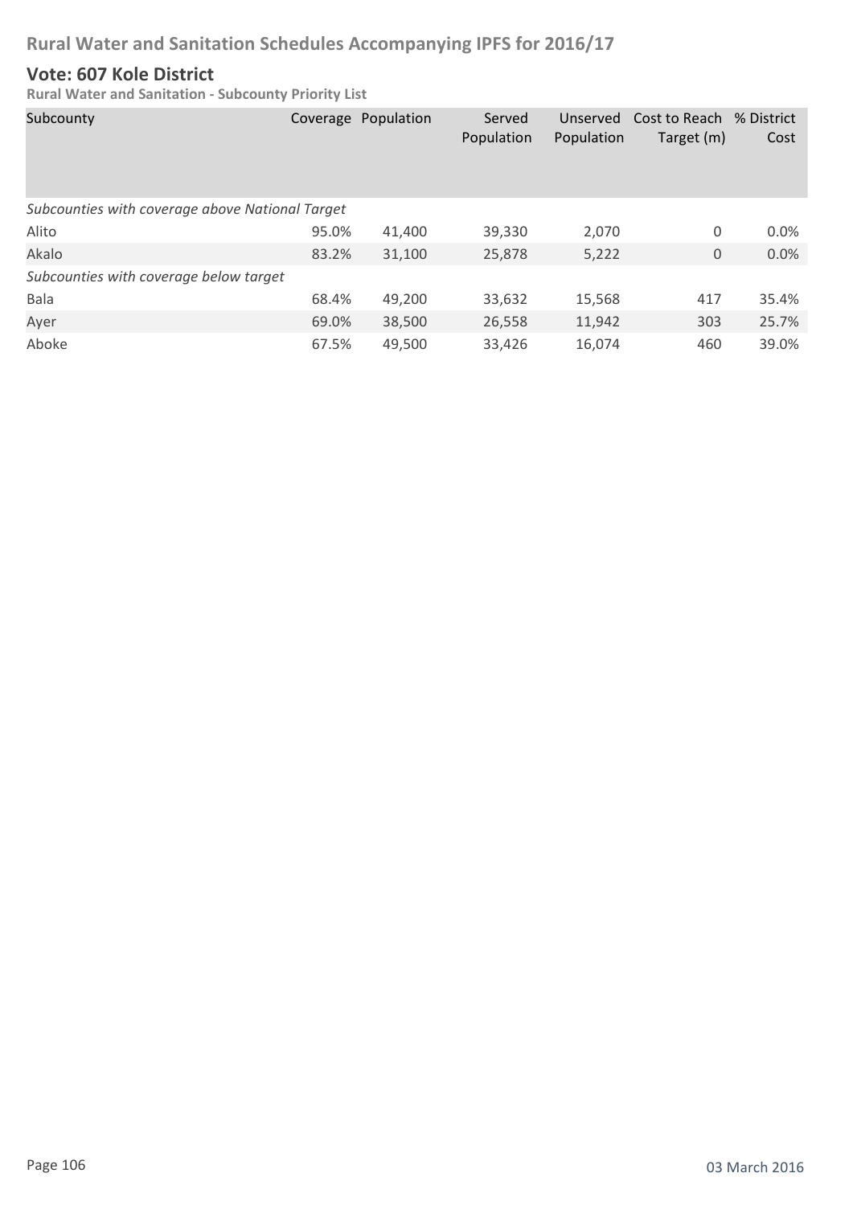# Rural Water and Sanitation Schedules Accompanying IPFS for 2016/17

## Vote: 607 Kole District

**Rural Water and Sanitation - Subcounty Priority List**

| Subcounty | Coverage | Population | Served Population | Unserved Population | Cost to Reach Target (m) | % District Cost |
|---|---|---|---|---|---|---|
| *Subcounties with coverage above National Target* | | | | | | |
| Alito | 95.0% | 41,400 | 39,330 | 2,070 | 0 | 0.0% |
| Akalo | 83.2% | 31,100 | 25,878 | 5,222 | 0 | 0.0% |
| *Subcounties with coverage below target* | | | | | | |
| Bala | 68.4% | 49,200 | 33,632 | 15,568 | 417 | 35.4% |
| Ayer | 69.0% | 38,500 | 26,558 | 11,942 | 303 | 25.7% |
| Aboke | 67.5% | 49,500 | 33,426 | 16,074 | 460 | 39.0% |

03 March 2016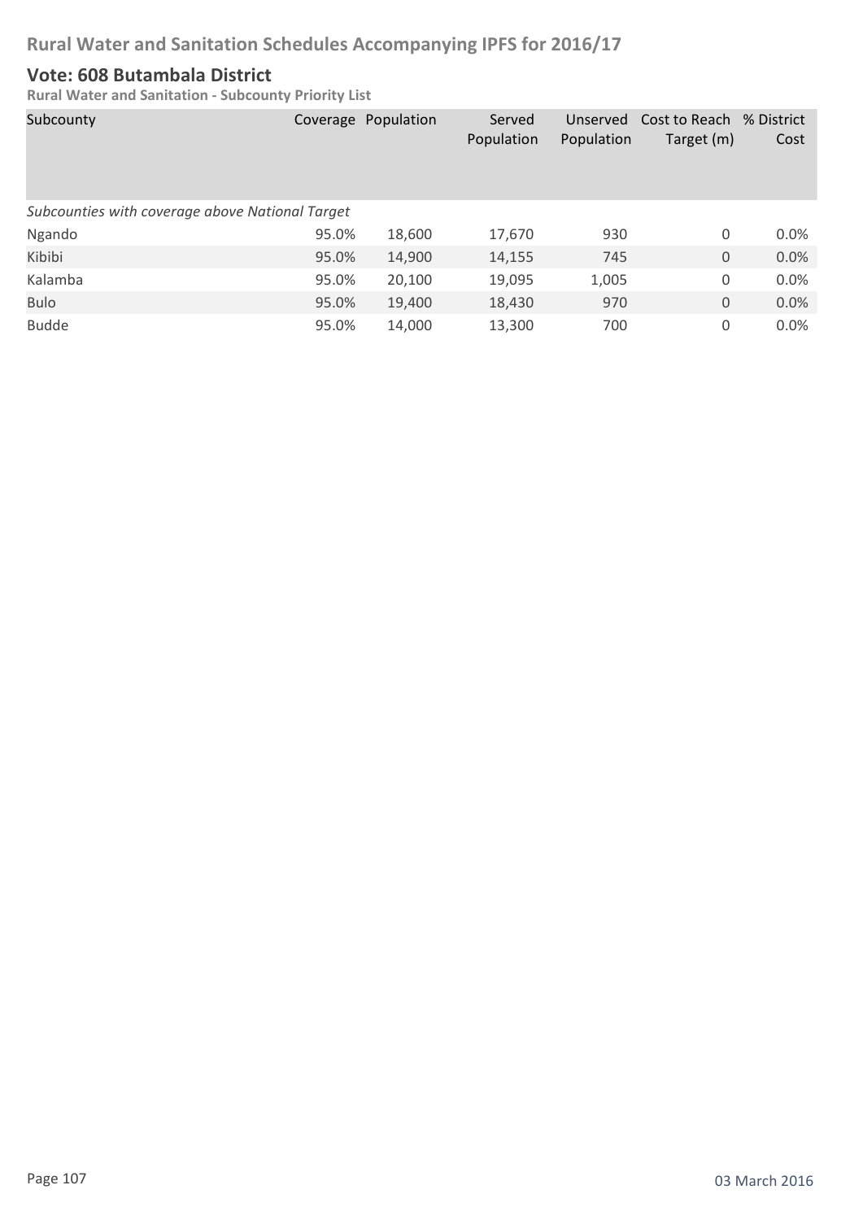## Vote: 608 Butambala District

**Rural Water and Sanitation - Subcounty Priority List**

| Subcounty | Coverage | Population | Served Population | Unserved Population | Cost to Reach Target (m) | % District Cost |
|---|---|---|---|---|---|---|
| *Subcounties with coverage above National Target* | | | | | | |
| Ngando | 95.0% | 18,600 | 17,670 | 930 | 0 | 0.0% |
| Kibibi | 95.0% | 14,900 | 14,155 | 745 | 0 | 0.0% |
| Kalamba | 95.0% | 20,100 | 19,095 | 1,005 | 0 | 0.0% |
| Bulo | 95.0% | 19,400 | 18,430 | 970 | 0 | 0.0% |
| Budde | 95.0% | 14,000 | 13,300 | 700 | 0 | 0.0% |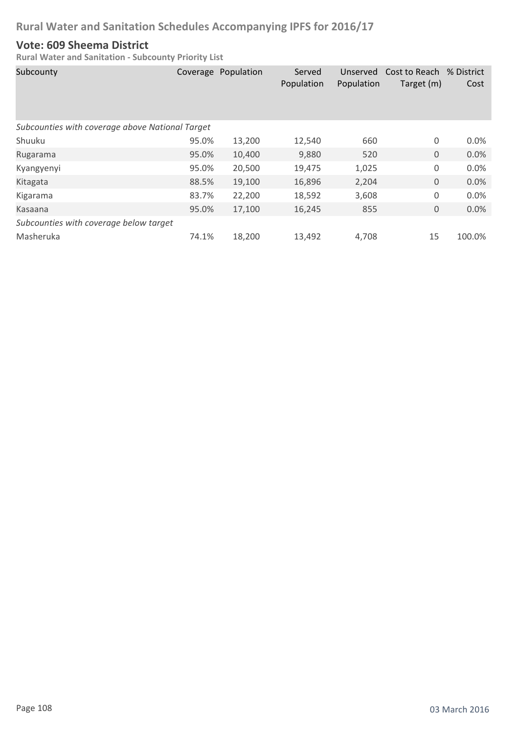# Rural Water and Sanitation Schedules Accompanying IPFS for 2016/17

## Vote: 609 Sheema District

**Rural Water and Sanitation - Subcounty Priority List**

| Subcounty | Coverage | Population | Served Population | Unserved Population | Cost to Reach Target (m) | % District Cost |
|---|---|---|---|---|---|---|
| *Subcounties with coverage above National Target* | | | | | | |
| Shuuku | 95.0% | 13,200 | 12,540 | 660 | 0 | 0.0% |
| Rugarama | 95.0% | 10,400 | 9,880 | 520 | 0 | 0.0% |
| Kyangyenyi | 95.0% | 20,500 | 19,475 | 1,025 | 0 | 0.0% |
| Kitagata | 88.5% | 19,100 | 16,896 | 2,204 | 0 | 0.0% |
| Kigarama | 83.7% | 22,200 | 18,592 | 3,608 | 0 | 0.0% |
| Kasaana | 95.0% | 17,100 | 16,245 | 855 | 0 | 0.0% |
| *Subcounties with coverage below target* | | | | | | |
| Masheruka | 74.1% | 18,200 | 13,492 | 4,708 | 15 | 100.0% |

03 March 2016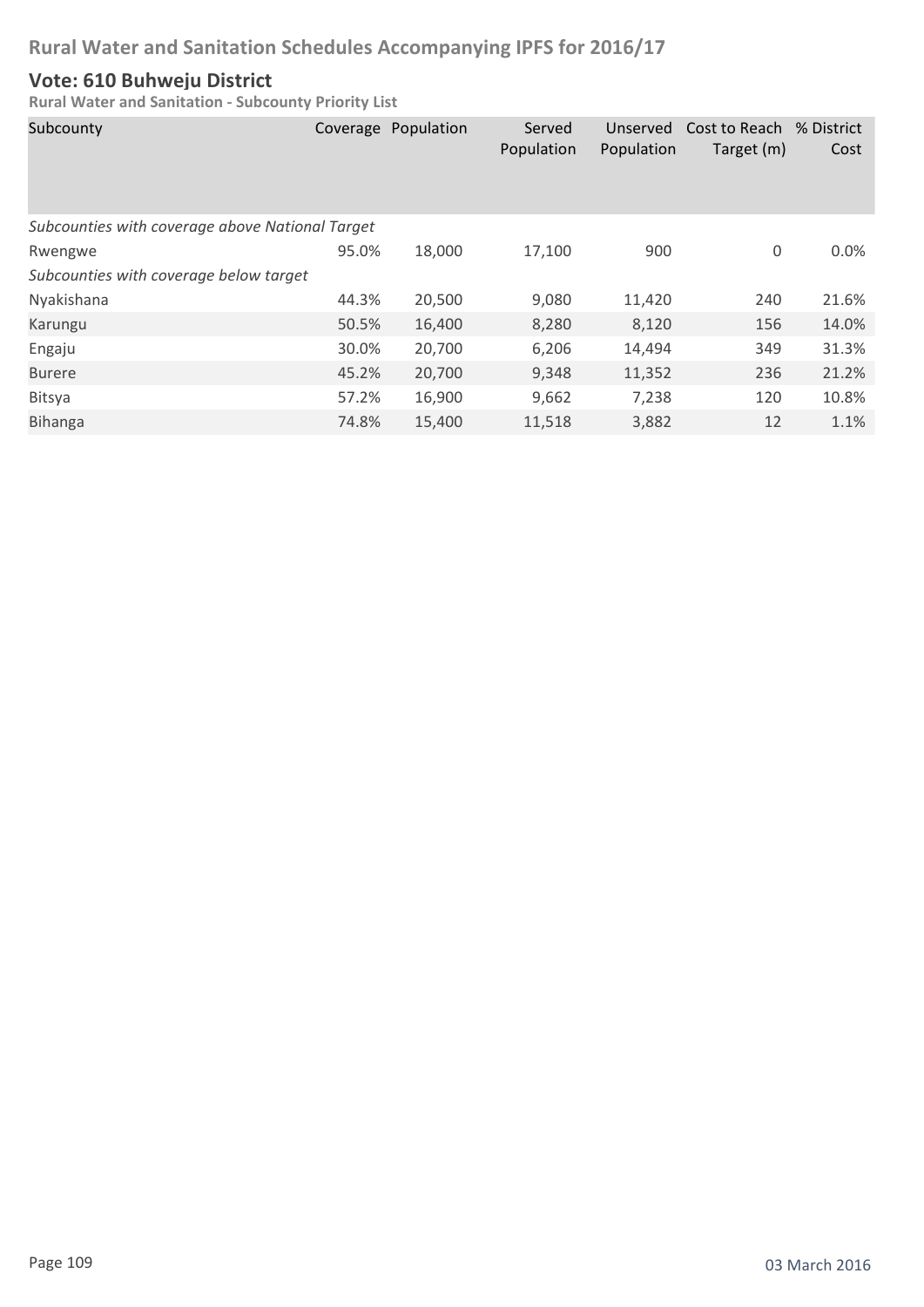# Rural Water and Sanitation Schedules Accompanying IPFS for 2016/17

## Vote: 610 Buhweju District

**Rural Water and Sanitation - Subcounty Priority List**

| Subcounty | Coverage | Population | Served Population | Unserved Population | Cost to Reach Target (m) | % District Cost |
|---|---|---|---|---|---|---|
| *Subcounties with coverage above National Target* | | | | | | |
| Rwengwe | 95.0% | 18,000 | 17,100 | 900 | 0 | 0.0% |
| *Subcounties with coverage below target* | | | | | | |
| Nyakishana | 44.3% | 20,500 | 9,080 | 11,420 | 240 | 21.6% |
| Karungu | 50.5% | 16,400 | 8,280 | 8,120 | 156 | 14.0% |
| Engaju | 30.0% | 20,700 | 6,206 | 14,494 | 349 | 31.3% |
| Burere | 45.2% | 20,700 | 9,348 | 11,352 | 236 | 21.2% |
| Bitsya | 57.2% | 16,900 | 9,662 | 7,238 | 120 | 10.8% |
| Bihanga | 74.8% | 15,400 | 11,518 | 3,882 | 12 | 1.1% |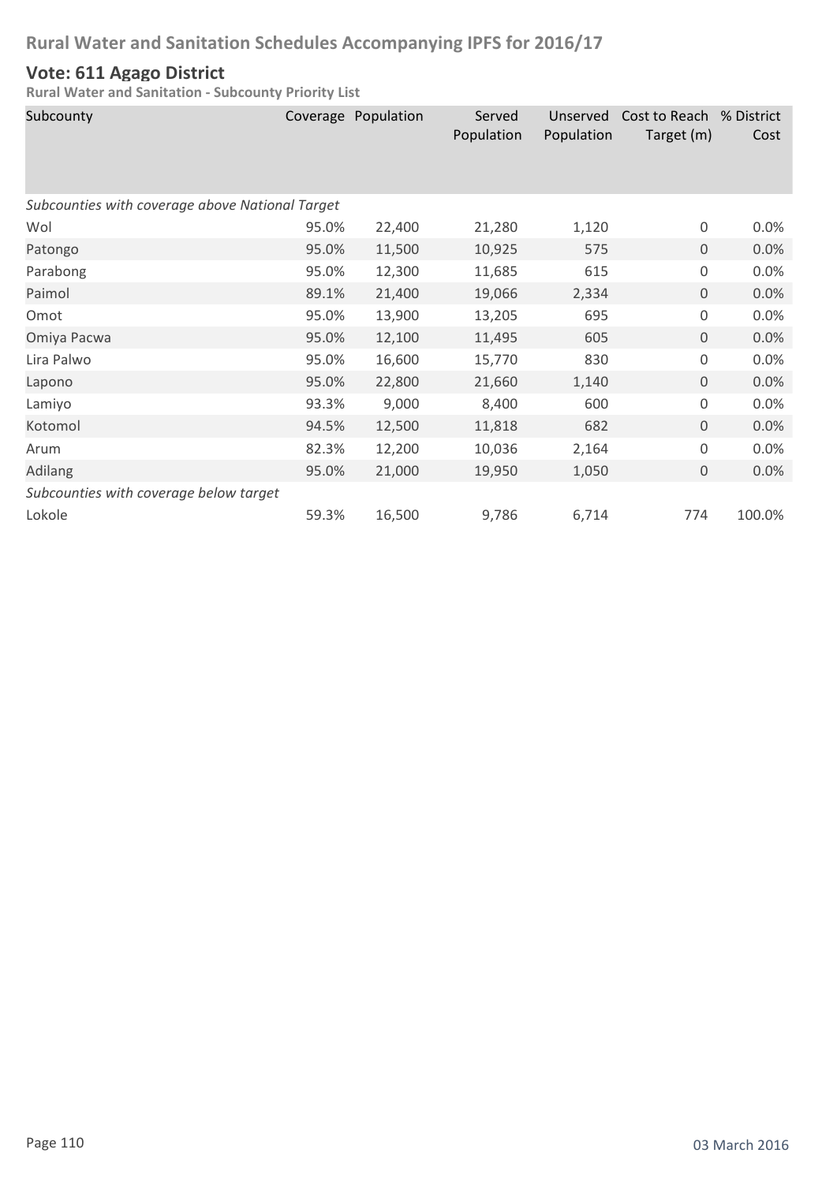## Rural Water and Sanitation Schedules Accompanying IPFS for 2016/17

### Vote: 611 Agago District

**Rural Water and Sanitation - Subcounty Priority List**

| Subcounty | Coverage | Population | Served Population | Unserved Population | Cost to Reach Target (m) | % District Cost |
|---|---|---|---|---|---|---|
| *Subcounties with coverage above National Target* | | | | | | |
| Wol | 95.0% | 22,400 | 21,280 | 1,120 | 0 | 0.0% |
| Patongo | 95.0% | 11,500 | 10,925 | 575 | 0 | 0.0% |
| Parabong | 95.0% | 12,300 | 11,685 | 615 | 0 | 0.0% |
| Paimol | 89.1% | 21,400 | 19,066 | 2,334 | 0 | 0.0% |
| Omot | 95.0% | 13,900 | 13,205 | 695 | 0 | 0.0% |
| Omiya Pacwa | 95.0% | 12,100 | 11,495 | 605 | 0 | 0.0% |
| Lira Palwo | 95.0% | 16,600 | 15,770 | 830 | 0 | 0.0% |
| Lapono | 95.0% | 22,800 | 21,660 | 1,140 | 0 | 0.0% |
| Lamiyo | 93.3% | 9,000 | 8,400 | 600 | 0 | 0.0% |
| Kotomol | 94.5% | 12,500 | 11,818 | 682 | 0 | 0.0% |
| Arum | 82.3% | 12,200 | 10,036 | 2,164 | 0 | 0.0% |
| Adilang | 95.0% | 21,000 | 19,950 | 1,050 | 0 | 0.0% |
| *Subcounties with coverage below target* | | | | | | |
| Lokole | 59.3% | 16,500 | 9,786 | 6,714 | 774 | 100.0% |

03 March 2016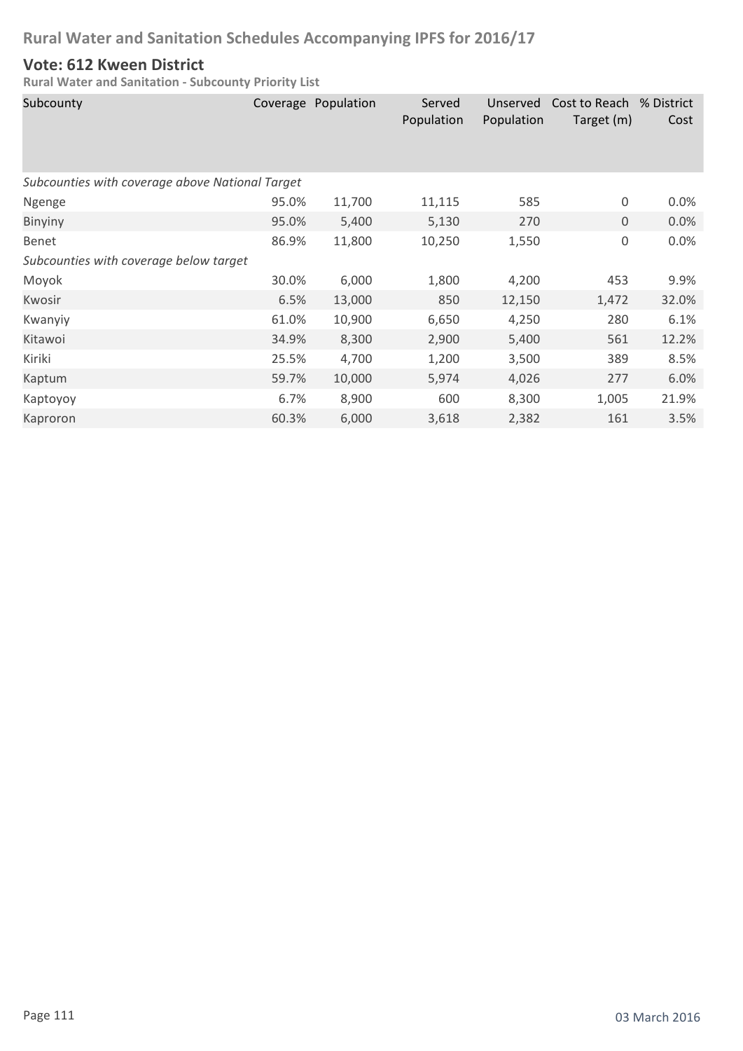# Rural Water and Sanitation Schedules Accompanying IPFS for 2016/17

## Vote: 612 Kween District

**Rural Water and Sanitation - Subcounty Priority List**

| Subcounty | Coverage | Population | Served Population | Unserved Population | Cost to Reach Target (m) | % District Cost |
|---|---|---|---|---|---|---|
| *Subcounties with coverage above National Target* | | | | | | |
| Ngenge | 95.0% | 11,700 | 11,115 | 585 | 0 | 0.0% |
| Binyiny | 95.0% | 5,400 | 5,130 | 270 | 0 | 0.0% |
| Benet | 86.9% | 11,800 | 10,250 | 1,550 | 0 | 0.0% |
| *Subcounties with coverage below target* | | | | | | |
| Moyok | 30.0% | 6,000 | 1,800 | 4,200 | 453 | 9.9% |
| Kwosir | 6.5% | 13,000 | 850 | 12,150 | 1,472 | 32.0% |
| Kwanyiy | 61.0% | 10,900 | 6,650 | 4,250 | 280 | 6.1% |
| Kitawoi | 34.9% | 8,300 | 2,900 | 5,400 | 561 | 12.2% |
| Kiriki | 25.5% | 4,700 | 1,200 | 3,500 | 389 | 8.5% |
| Kaptum | 59.7% | 10,000 | 5,974 | 4,026 | 277 | 6.0% |
| Kaptoyoy | 6.7% | 8,900 | 600 | 8,300 | 1,005 | 21.9% |
| Kaproron | 60.3% | 6,000 | 3,618 | 2,382 | 161 | 3.5% |

03 March 2016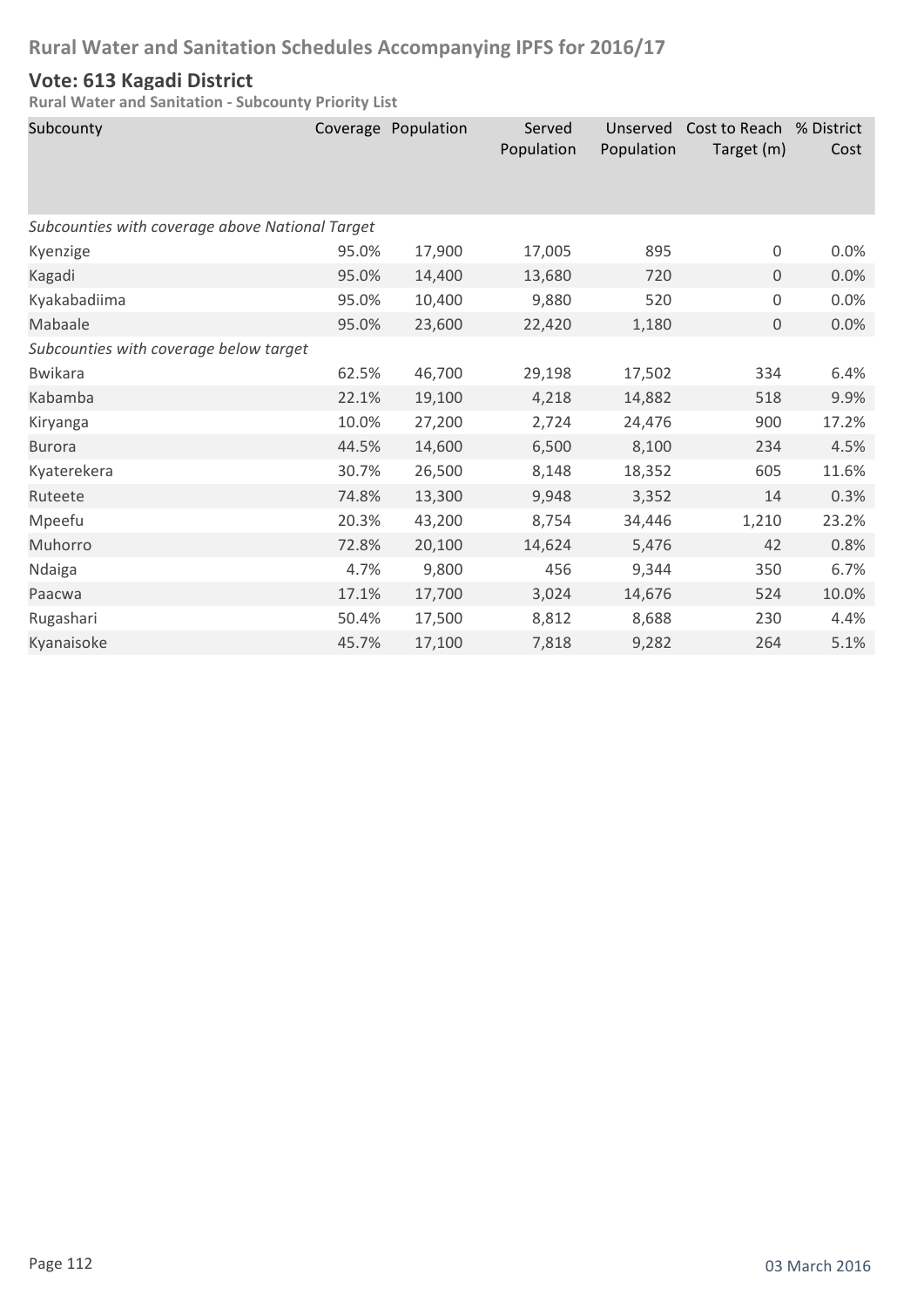## Rural Water and Sanitation Schedules Accompanying IPFS for 2016/17

### Vote: 613 Kagadi District

**Rural Water and Sanitation - Subcounty Priority List**

| Subcounty | Coverage | Population | Served Population | Unserved Population | Cost to Reach Target (m) | % District Cost |
|---|---|---|---|---|---|---|
| *Subcounties with coverage above National Target* | | | | | | |
| Kyenzige | 95.0% | 17,900 | 17,005 | 895 | 0 | 0.0% |
| Kagadi | 95.0% | 14,400 | 13,680 | 720 | 0 | 0.0% |
| Kyakabadiima | 95.0% | 10,400 | 9,880 | 520 | 0 | 0.0% |
| Mabaale | 95.0% | 23,600 | 22,420 | 1,180 | 0 | 0.0% |
| *Subcounties with coverage below target* | | | | | | |
| Bwikara | 62.5% | 46,700 | 29,198 | 17,502 | 334 | 6.4% |
| Kabamba | 22.1% | 19,100 | 4,218 | 14,882 | 518 | 9.9% |
| Kiryanga | 10.0% | 27,200 | 2,724 | 24,476 | 900 | 17.2% |
| Burora | 44.5% | 14,600 | 6,500 | 8,100 | 234 | 4.5% |
| Kyaterekera | 30.7% | 26,500 | 8,148 | 18,352 | 605 | 11.6% |
| Ruteete | 74.8% | 13,300 | 9,948 | 3,352 | 14 | 0.3% |
| Mpeefu | 20.3% | 43,200 | 8,754 | 34,446 | 1,210 | 23.2% |
| Muhorro | 72.8% | 20,100 | 14,624 | 5,476 | 42 | 0.8% |
| Ndaiga | 4.7% | 9,800 | 456 | 9,344 | 350 | 6.7% |
| Paacwa | 17.1% | 17,700 | 3,024 | 14,676 | 524 | 10.0% |
| Rugashari | 50.4% | 17,500 | 8,812 | 8,688 | 230 | 4.4% |
| Kyanaisoke | 45.7% | 17,100 | 7,818 | 9,282 | 264 | 5.1% |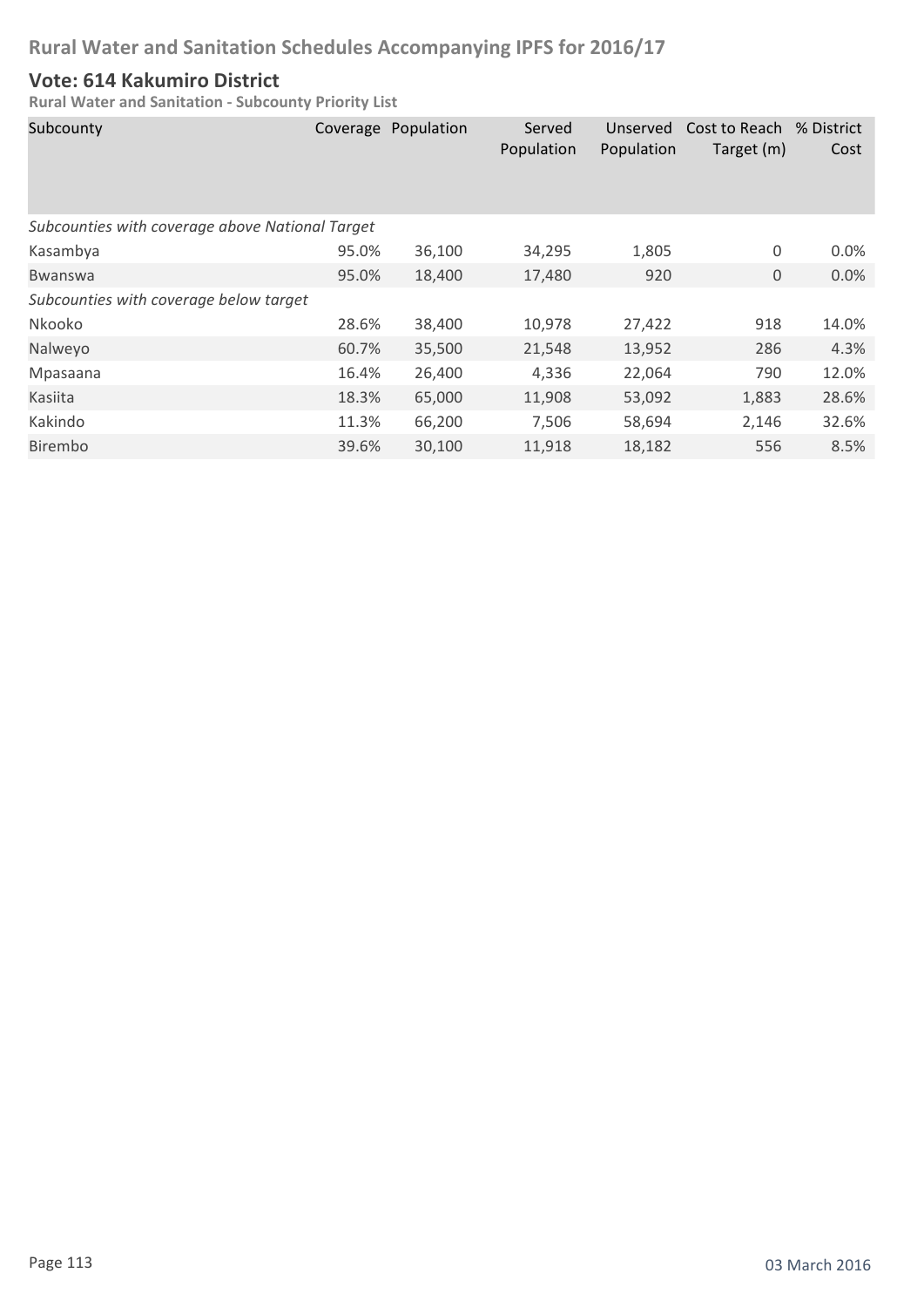# Rural Water and Sanitation Schedules Accompanying IPFS for 2016/17

## Vote: 614 Kakumiro District

### Rural Water and Sanitation - Subcounty Priority List

| Subcounty | Coverage | Population | Served Population | Unserved Population | Cost to Reach Target (m) | % District Cost |
|---|---|---|---|---|---|---|
| *Subcounties with coverage above National Target* | | | | | | |
| Kasambya | 95.0% | 36,100 | 34,295 | 1,805 | 0 | 0.0% |
| Bwanswa | 95.0% | 18,400 | 17,480 | 920 | 0 | 0.0% |
| *Subcounties with coverage below target* | | | | | | |
| Nkooko | 28.6% | 38,400 | 10,978 | 27,422 | 918 | 14.0% |
| Nalweyo | 60.7% | 35,500 | 21,548 | 13,952 | 286 | 4.3% |
| Mpasaana | 16.4% | 26,400 | 4,336 | 22,064 | 790 | 12.0% |
| Kasiita | 18.3% | 65,000 | 11,908 | 53,092 | 1,883 | 28.6% |
| Kakindo | 11.3% | 66,200 | 7,506 | 58,694 | 2,146 | 32.6% |
| Birembo | 39.6% | 30,100 | 11,918 | 18,182 | 556 | 8.5% |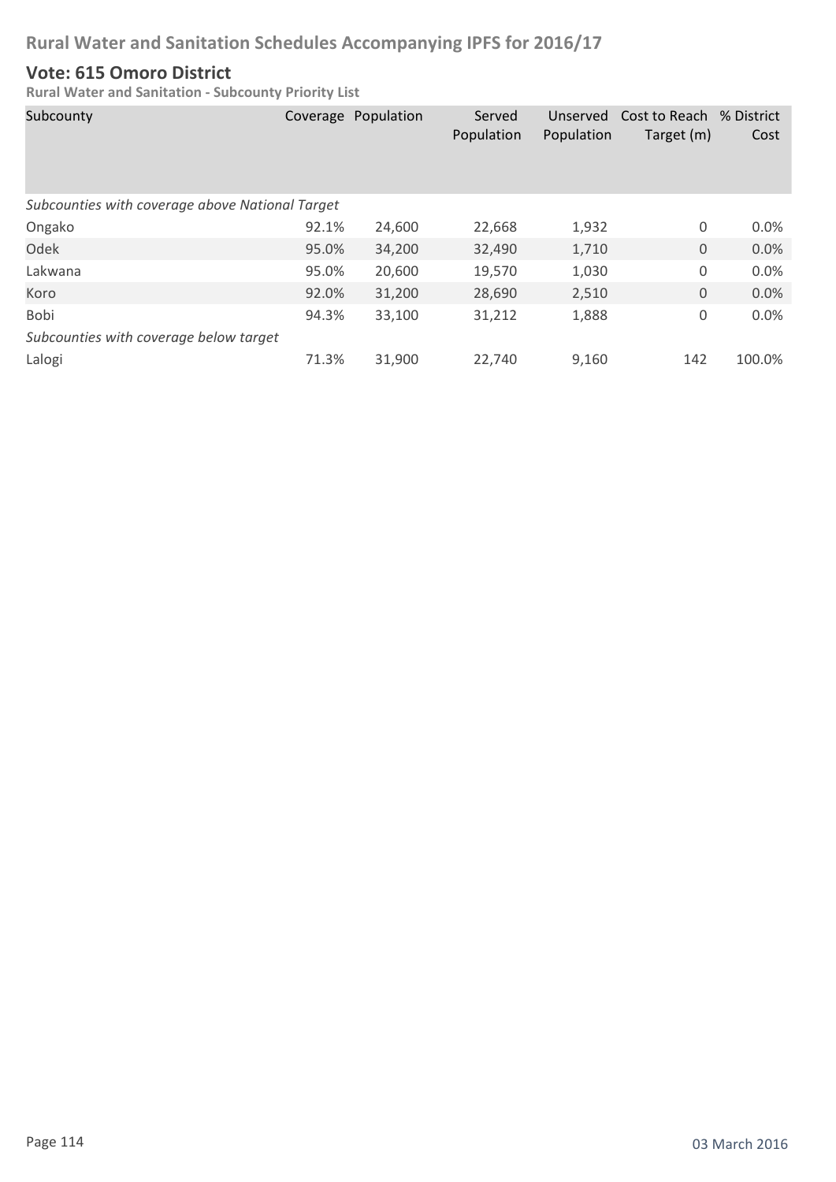# Rural Water and Sanitation Schedules Accompanying IPFS for 2016/17

## Vote: 615 Omoro District

**Rural Water and Sanitation - Subcounty Priority List**

| Subcounty | Coverage | Population | Served Population | Unserved Population | Cost to Reach Target (m) | % District Cost |
|---|---|---|---|---|---|---|
| *Subcounties with coverage above National Target* | | | | | | |
| Ongako | 92.1% | 24,600 | 22,668 | 1,932 | 0 | 0.0% |
| Odek | 95.0% | 34,200 | 32,490 | 1,710 | 0 | 0.0% |
| Lakwana | 95.0% | 20,600 | 19,570 | 1,030 | 0 | 0.0% |
| Koro | 92.0% | 31,200 | 28,690 | 2,510 | 0 | 0.0% |
| Bobi | 94.3% | 33,100 | 31,212 | 1,888 | 0 | 0.0% |
| *Subcounties with coverage below target* | | | | | | |
| Lalogi | 71.3% | 31,900 | 22,740 | 9,160 | 142 | 100.0% |

03 March 2016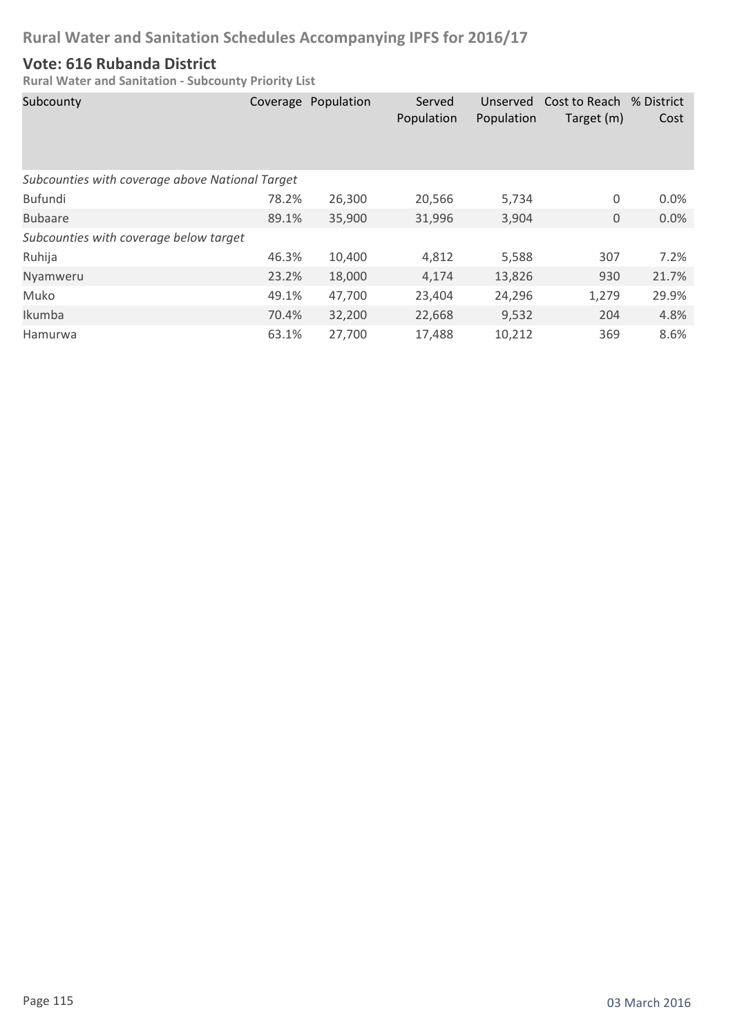# Rural Water and Sanitation Schedules Accompanying IPFS for 2016/17

## Vote: 616 Rubanda District

**Rural Water and Sanitation - Subcounty Priority List**

| Subcounty | Coverage | Population | Served Population | Unserved Population | Cost to Reach Target (m) | % District Cost |
|---|---|---|---|---|---|---|
| *Subcounties with coverage above National Target* | | | | | | |
| Bufundi | 78.2% | 26,300 | 20,566 | 5,734 | 0 | 0.0% |
| Bubaare | 89.1% | 35,900 | 31,996 | 3,904 | 0 | 0.0% |
| *Subcounties with coverage below target* | | | | | | |
| Ruhija | 46.3% | 10,400 | 4,812 | 5,588 | 307 | 7.2% |
| Nyamweru | 23.2% | 18,000 | 4,174 | 13,826 | 930 | 21.7% |
| Muko | 49.1% | 47,700 | 23,404 | 24,296 | 1,279 | 29.9% |
| Ikumba | 70.4% | 32,200 | 22,668 | 9,532 | 204 | 4.8% |
| Hamurwa | 63.1% | 27,700 | 17,488 | 10,212 | 369 | 8.6% |

03 March 2016